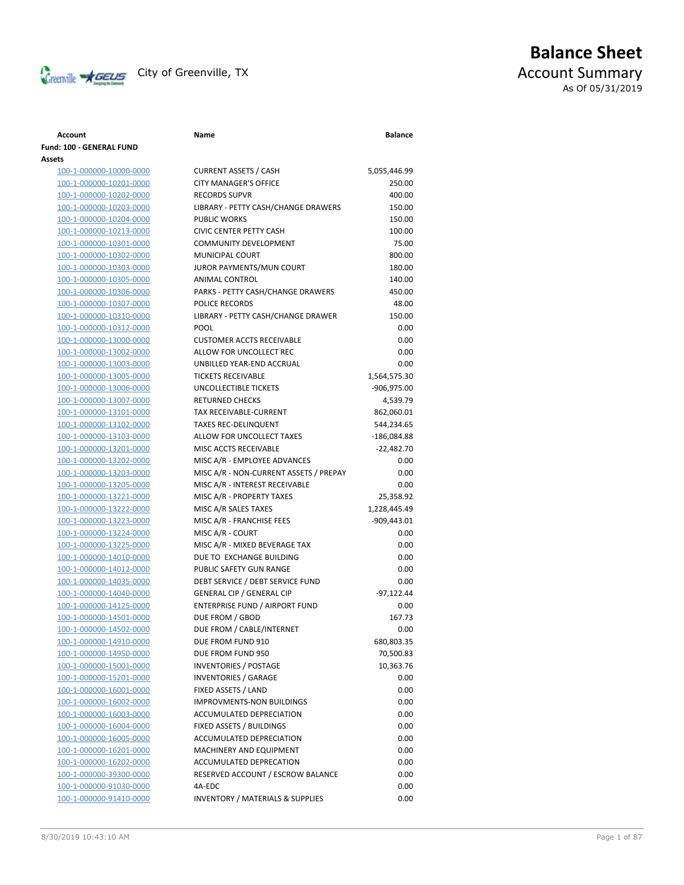City of Greenville, TX

# Balance Sheet

## Account Summary

As Of 05/31/2019

| Account | Name | Balance |
|---|---|---|
| **Fund: 100 - GENERAL FUND** | | |
| **Assets** | | |
| 100-1-000000-10000-0000 | CURRENT ASSETS / CASH | 5,055,446.99 |
| 100-1-000000-10201-0000 | CITY MANAGER'S OFFICE | 250.00 |
| 100-1-000000-10202-0000 | RECORDS SUPVR | 400.00 |
| 100-1-000000-10203-0000 | LIBRARY - PETTY CASH/CHANGE DRAWERS | 150.00 |
| 100-1-000000-10204-0000 | PUBLIC WORKS | 150.00 |
| 100-1-000000-10213-0000 | CIVIC CENTER PETTY CASH | 100.00 |
| 100-1-000000-10301-0000 | COMMUNITY DEVELOPMENT | 75.00 |
| 100-1-000000-10302-0000 | MUNICIPAL COURT | 800.00 |
| 100-1-000000-10303-0000 | JUROR PAYMENTS/MUN COURT | 180.00 |
| 100-1-000000-10305-0000 | ANIMAL CONTROL | 140.00 |
| 100-1-000000-10306-0000 | PARKS - PETTY CASH/CHANGE DRAWERS | 450.00 |
| 100-1-000000-10307-0000 | POLICE RECORDS | 48.00 |
| 100-1-000000-10310-0000 | LIBRARY - PETTY CASH/CHANGE DRAWER | 150.00 |
| 100-1-000000-10312-0000 | POOL | 0.00 |
| 100-1-000000-13000-0000 | CUSTOMER ACCTS RECEIVABLE | 0.00 |
| 100-1-000000-13002-0000 | ALLOW FOR UNCOLLECT REC | 0.00 |
| 100-1-000000-13003-0000 | UNBILLED YEAR-END ACCRUAL | 0.00 |
| 100-1-000000-13005-0000 | TICKETS RECEIVABLE | 1,564,575.30 |
| 100-1-000000-13006-0000 | UNCOLLECTIBLE TICKETS | -906,975.00 |
| 100-1-000000-13007-0000 | RETURNED CHECKS | 4,539.79 |
| 100-1-000000-13101-0000 | TAX RECEIVABLE-CURRENT | 862,060.01 |
| 100-1-000000-13102-0000 | TAXES REC-DELINQUENT | 544,234.65 |
| 100-1-000000-13103-0000 | ALLOW FOR UNCOLLECT TAXES | -186,084.88 |
| 100-1-000000-13201-0000 | MISC ACCTS RECEIVABLE | -22,482.70 |
| 100-1-000000-13202-0000 | MISC A/R - EMPLOYEE ADVANCES | 0.00 |
| 100-1-000000-13203-0000 | MISC A/R - NON-CURRENT ASSETS / PREPAY | 0.00 |
| 100-1-000000-13205-0000 | MISC A/R - INTEREST RECEIVABLE | 0.00 |
| 100-1-000000-13221-0000 | MISC A/R - PROPERTY TAXES | 25,358.92 |
| 100-1-000000-13222-0000 | MISC A/R SALES TAXES | 1,228,445.49 |
| 100-1-000000-13223-0000 | MISC A/R - FRANCHISE FEES | -909,443.01 |
| 100-1-000000-13224-0000 | MISC A/R - COURT | 0.00 |
| 100-1-000000-13225-0000 | MISC A/R - MIXED BEVERAGE TAX | 0.00 |
| 100-1-000000-14010-0000 | DUE TO EXCHANGE BUILDING | 0.00 |
| 100-1-000000-14012-0000 | PUBLIC SAFETY GUN RANGE | 0.00 |
| 100-1-000000-14035-0000 | DEBT SERVICE / DEBT SERVICE FUND | 0.00 |
| 100-1-000000-14040-0000 | GENERAL CIP / GENERAL CIP | -97,122.44 |
| 100-1-000000-14125-0000 | ENTERPRISE FUND / AIRPORT FUND | 0.00 |
| 100-1-000000-14501-0000 | DUE FROM / GBOD | 167.73 |
| 100-1-000000-14502-0000 | DUE FROM / CABLE/INTERNET | 0.00 |
| 100-1-000000-14910-0000 | DUE FROM FUND 910 | 680,803.35 |
| 100-1-000000-14950-0000 | DUE FROM FUND 950 | 70,500.83 |
| 100-1-000000-15001-0000 | INVENTORIES / POSTAGE | 10,363.76 |
| 100-1-000000-15201-0000 | INVENTORIES / GARAGE | 0.00 |
| 100-1-000000-16001-0000 | FIXED ASSETS / LAND | 0.00 |
| 100-1-000000-16002-0000 | IMPROVMENTS-NON BUILDINGS | 0.00 |
| 100-1-000000-16003-0000 | ACCUMULATED DEPRECIATION | 0.00 |
| 100-1-000000-16004-0000 | FIXED ASSETS / BUILDINGS | 0.00 |
| 100-1-000000-16005-0000 | ACCUMULATED DEPRECIATION | 0.00 |
| 100-1-000000-16201-0000 | MACHINERY AND EQUIPMENT | 0.00 |
| 100-1-000000-16202-0000 | ACCUMULATED DEPRECATION | 0.00 |
| 100-1-000000-39300-0000 | RESERVED ACCOUNT / ESCROW BALANCE | 0.00 |
| 100-1-000000-91030-0000 | 4A-EDC | 0.00 |
| 100-1-000000-91410-0000 | INVENTORY / MATERIALS & SUPPLIES | 0.00 |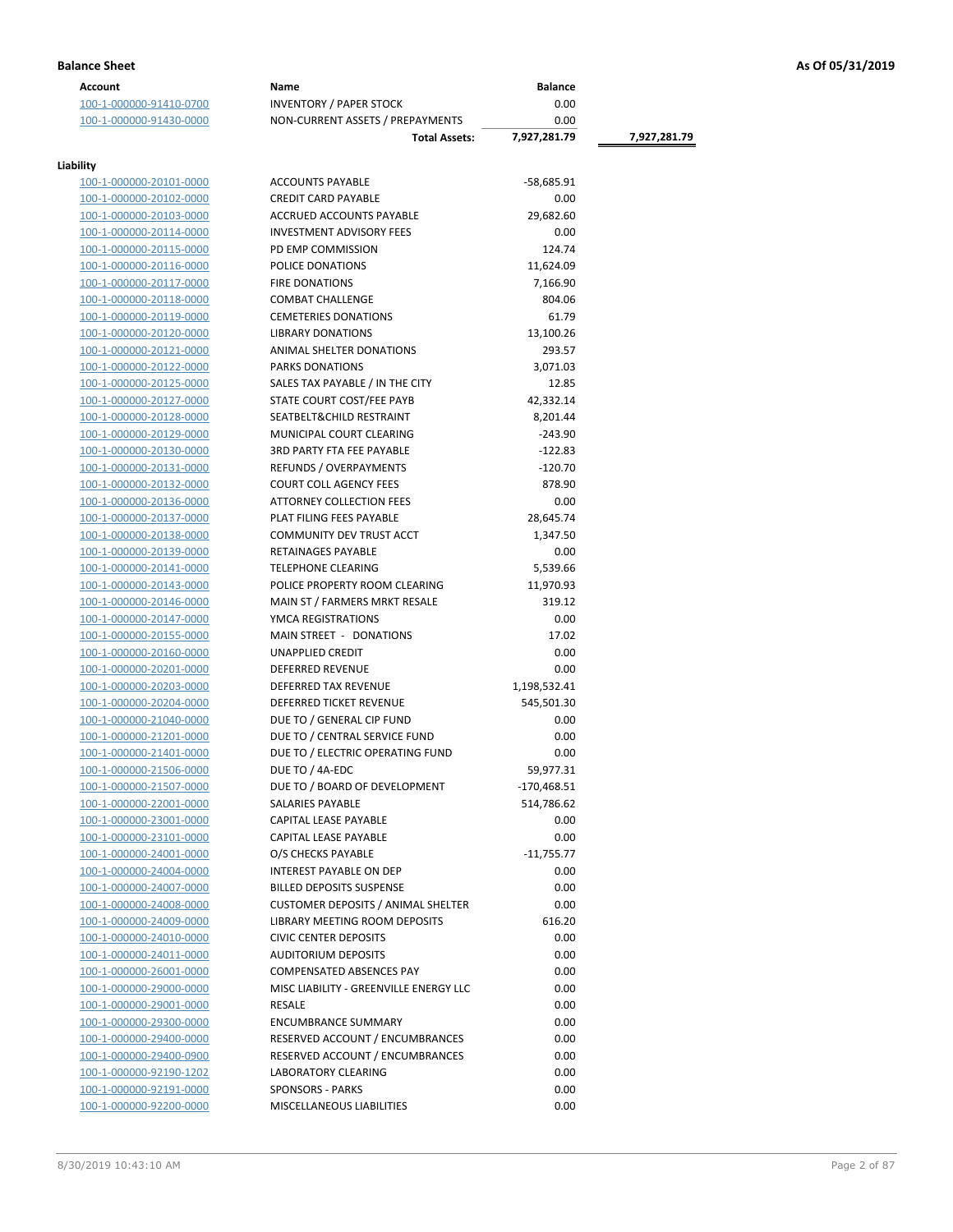**Balance Sheet** **As Of 05/31/2019**

| Account | Name | Balance | |
|---|---|---|---|
| 100-1-000000-91410-0700 | INVENTORY / PAPER STOCK | 0.00 | |
| 100-1-000000-91430-0000 | NON-CURRENT ASSETS / PREPAYMENTS | 0.00 | |
| | **Total Assets:** | **7,927,281.79** | **7,927,281.79** |

**Liability**

| Account | Name | Balance |
|---|---|---|
| 100-1-000000-20101-0000 | ACCOUNTS PAYABLE | -58,685.91 |
| 100-1-000000-20102-0000 | CREDIT CARD PAYABLE | 0.00 |
| 100-1-000000-20103-0000 | ACCRUED ACCOUNTS PAYABLE | 29,682.60 |
| 100-1-000000-20114-0000 | INVESTMENT ADVISORY FEES | 0.00 |
| 100-1-000000-20115-0000 | PD EMP COMMISSION | 124.74 |
| 100-1-000000-20116-0000 | POLICE DONATIONS | 11,624.09 |
| 100-1-000000-20117-0000 | FIRE DONATIONS | 7,166.90 |
| 100-1-000000-20118-0000 | COMBAT CHALLENGE | 804.06 |
| 100-1-000000-20119-0000 | CEMETERIES DONATIONS | 61.79 |
| 100-1-000000-20120-0000 | LIBRARY DONATIONS | 13,100.26 |
| 100-1-000000-20121-0000 | ANIMAL SHELTER DONATIONS | 293.57 |
| 100-1-000000-20122-0000 | PARKS DONATIONS | 3,071.03 |
| 100-1-000000-20125-0000 | SALES TAX PAYABLE / IN THE CITY | 12.85 |
| 100-1-000000-20127-0000 | STATE COURT COST/FEE PAYB | 42,332.14 |
| 100-1-000000-20128-0000 | SEATBELT&CHILD RESTRAINT | 8,201.44 |
| 100-1-000000-20129-0000 | MUNICIPAL COURT CLEARING | -243.90 |
| 100-1-000000-20130-0000 | 3RD PARTY FTA FEE PAYABLE | -122.83 |
| 100-1-000000-20131-0000 | REFUNDS / OVERPAYMENTS | -120.70 |
| 100-1-000000-20132-0000 | COURT COLL AGENCY FEES | 878.90 |
| 100-1-000000-20136-0000 | ATTORNEY COLLECTION FEES | 0.00 |
| 100-1-000000-20137-0000 | PLAT FILING FEES PAYABLE | 28,645.74 |
| 100-1-000000-20138-0000 | COMMUNITY DEV TRUST ACCT | 1,347.50 |
| 100-1-000000-20139-0000 | RETAINAGES PAYABLE | 0.00 |
| 100-1-000000-20141-0000 | TELEPHONE CLEARING | 5,539.66 |
| 100-1-000000-20143-0000 | POLICE PROPERTY ROOM CLEARING | 11,970.93 |
| 100-1-000000-20146-0000 | MAIN ST / FARMERS MRKT RESALE | 319.12 |
| 100-1-000000-20147-0000 | YMCA REGISTRATIONS | 0.00 |
| 100-1-000000-20155-0000 | MAIN STREET - DONATIONS | 17.02 |
| 100-1-000000-20160-0000 | UNAPPLIED CREDIT | 0.00 |
| 100-1-000000-20201-0000 | DEFERRED REVENUE | 0.00 |
| 100-1-000000-20203-0000 | DEFERRED TAX REVENUE | 1,198,532.41 |
| 100-1-000000-20204-0000 | DEFERRED TICKET REVENUE | 545,501.30 |
| 100-1-000000-21040-0000 | DUE TO / GENERAL CIP FUND | 0.00 |
| 100-1-000000-21201-0000 | DUE TO / CENTRAL SERVICE FUND | 0.00 |
| 100-1-000000-21401-0000 | DUE TO / ELECTRIC OPERATING FUND | 0.00 |
| 100-1-000000-21506-0000 | DUE TO / 4A-EDC | 59,977.31 |
| 100-1-000000-21507-0000 | DUE TO / BOARD OF DEVELOPMENT | -170,468.51 |
| 100-1-000000-22001-0000 | SALARIES PAYABLE | 514,786.62 |
| 100-1-000000-23001-0000 | CAPITAL LEASE PAYABLE | 0.00 |
| 100-1-000000-23101-0000 | CAPITAL LEASE PAYABLE | 0.00 |
| 100-1-000000-24001-0000 | O/S CHECKS PAYABLE | -11,755.77 |
| 100-1-000000-24004-0000 | INTEREST PAYABLE ON DEP | 0.00 |
| 100-1-000000-24007-0000 | BILLED DEPOSITS SUSPENSE | 0.00 |
| 100-1-000000-24008-0000 | CUSTOMER DEPOSITS / ANIMAL SHELTER | 0.00 |
| 100-1-000000-24009-0000 | LIBRARY MEETING ROOM DEPOSITS | 616.20 |
| 100-1-000000-24010-0000 | CIVIC CENTER DEPOSITS | 0.00 |
| 100-1-000000-24011-0000 | AUDITORIUM DEPOSITS | 0.00 |
| 100-1-000000-26001-0000 | COMPENSATED ABSENCES PAY | 0.00 |
| 100-1-000000-29000-0000 | MISC LIABILITY - GREENVILLE ENERGY LLC | 0.00 |
| 100-1-000000-29001-0000 | RESALE | 0.00 |
| 100-1-000000-29300-0000 | ENCUMBRANCE SUMMARY | 0.00 |
| 100-1-000000-29400-0000 | RESERVED ACCOUNT / ENCUMBRANCES | 0.00 |
| 100-1-000000-29400-0900 | RESERVED ACCOUNT / ENCUMBRANCES | 0.00 |
| 100-1-000000-92190-1202 | LABORATORY CLEARING | 0.00 |
| 100-1-000000-92191-0000 | SPONSORS - PARKS | 0.00 |
| 100-1-000000-92200-0000 | MISCELLANEOUS LIABILITIES | 0.00 |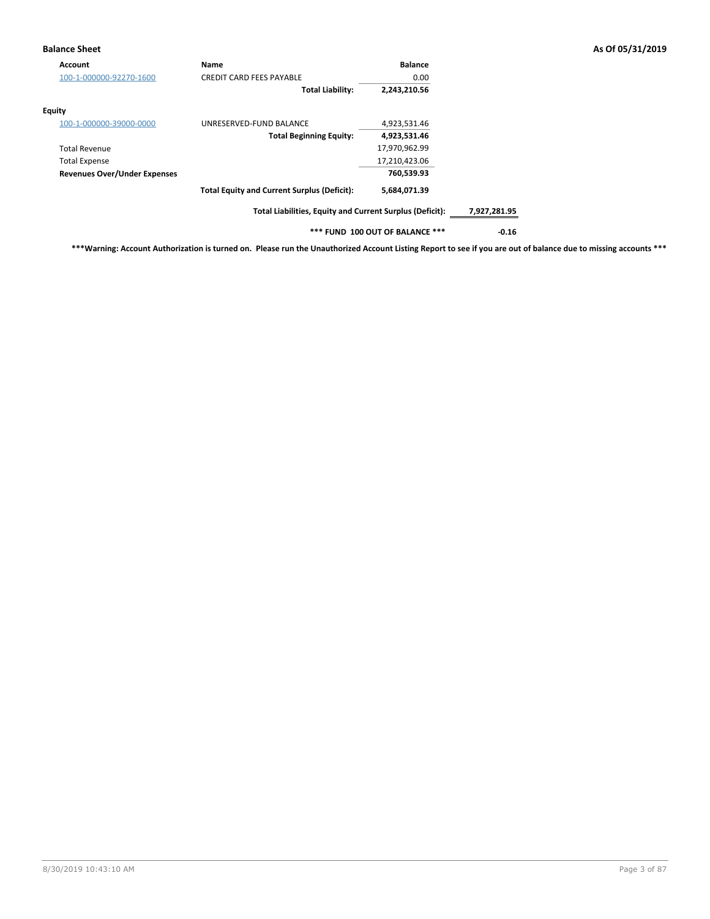**Balance Sheet** **As Of 05/31/2019**

| Account | Name | Balance | |
|---|---|---|---|
| 100-1-000000-92270-1600 | CREDIT CARD FEES PAYABLE | 0.00 | |
| | **Total Liability:** | **2,243,210.56** | |
| **Equity** | | | |
| 100-1-000000-39000-0000 | UNRESERVED-FUND BALANCE | 4,923,531.46 | |
| | **Total Beginning Equity:** | **4,923,531.46** | |
| Total Revenue | | 17,970,962.99 | |
| Total Expense | | 17,210,423.06 | |
| **Revenues Over/Under Expenses** | | **760,539.93** | |
| | **Total Equity and Current Surplus (Deficit):** | **5,684,071.39** | |
| | **Total Liabilities, Equity and Current Surplus (Deficit):** | | **7,927,281.95** |
| | **\*\*\* FUND 100 OUT OF BALANCE \*\*\*** | | **-0.16** |

**\*\*\*Warning: Account Authorization is turned on. Please run the Unauthorized Account Listing Report to see if you are out of balance due to missing accounts \*\*\***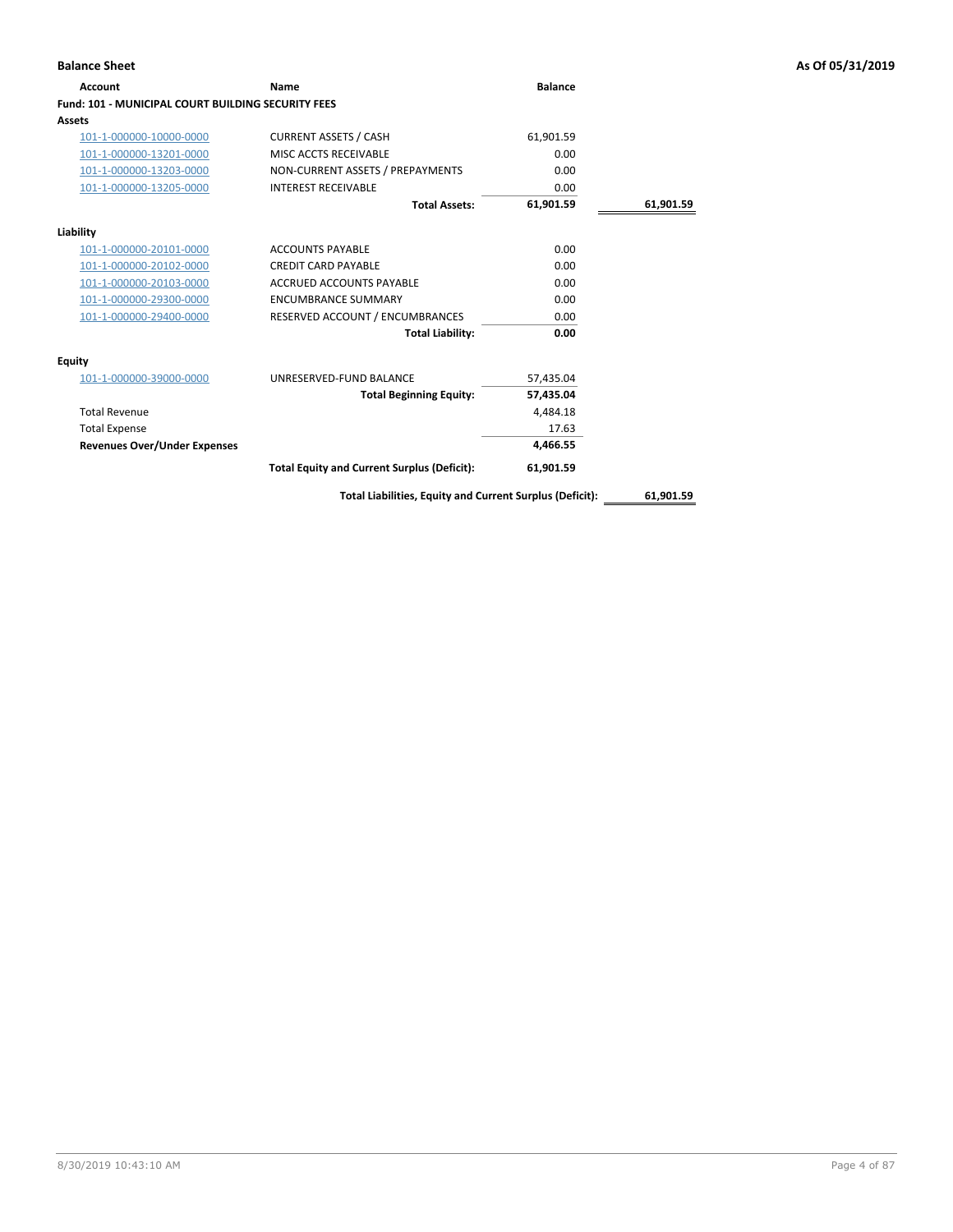**Balance Sheet** **As Of 05/31/2019**

| Account | Name | Balance | |
|---|---|---|---|
| **Fund: 101 - MUNICIPAL COURT BUILDING SECURITY FEES** | | | |
| **Assets** | | | |
| 101-1-000000-10000-0000 | CURRENT ASSETS / CASH | 61,901.59 | |
| 101-1-000000-13201-0000 | MISC ACCTS RECEIVABLE | 0.00 | |
| 101-1-000000-13203-0000 | NON-CURRENT ASSETS / PREPAYMENTS | 0.00 | |
| 101-1-000000-13205-0000 | INTEREST RECEIVABLE | 0.00 | |
| | **Total Assets:** | **61,901.59** | **61,901.59** |
| **Liability** | | | |
| 101-1-000000-20101-0000 | ACCOUNTS PAYABLE | 0.00 | |
| 101-1-000000-20102-0000 | CREDIT CARD PAYABLE | 0.00 | |
| 101-1-000000-20103-0000 | ACCRUED ACCOUNTS PAYABLE | 0.00 | |
| 101-1-000000-29300-0000 | ENCUMBRANCE SUMMARY | 0.00 | |
| 101-1-000000-29400-0000 | RESERVED ACCOUNT / ENCUMBRANCES | 0.00 | |
| | **Total Liability:** | **0.00** | |
| **Equity** | | | |
| 101-1-000000-39000-0000 | UNRESERVED-FUND BALANCE | 57,435.04 | |
| | **Total Beginning Equity:** | **57,435.04** | |
| Total Revenue | | 4,484.18 | |
| Total Expense | | 17.63 | |
| **Revenues Over/Under Expenses** | | **4,466.55** | |
| | **Total Equity and Current Surplus (Deficit):** | **61,901.59** | |
| | **Total Liabilities, Equity and Current Surplus (Deficit):** | | **61,901.59** |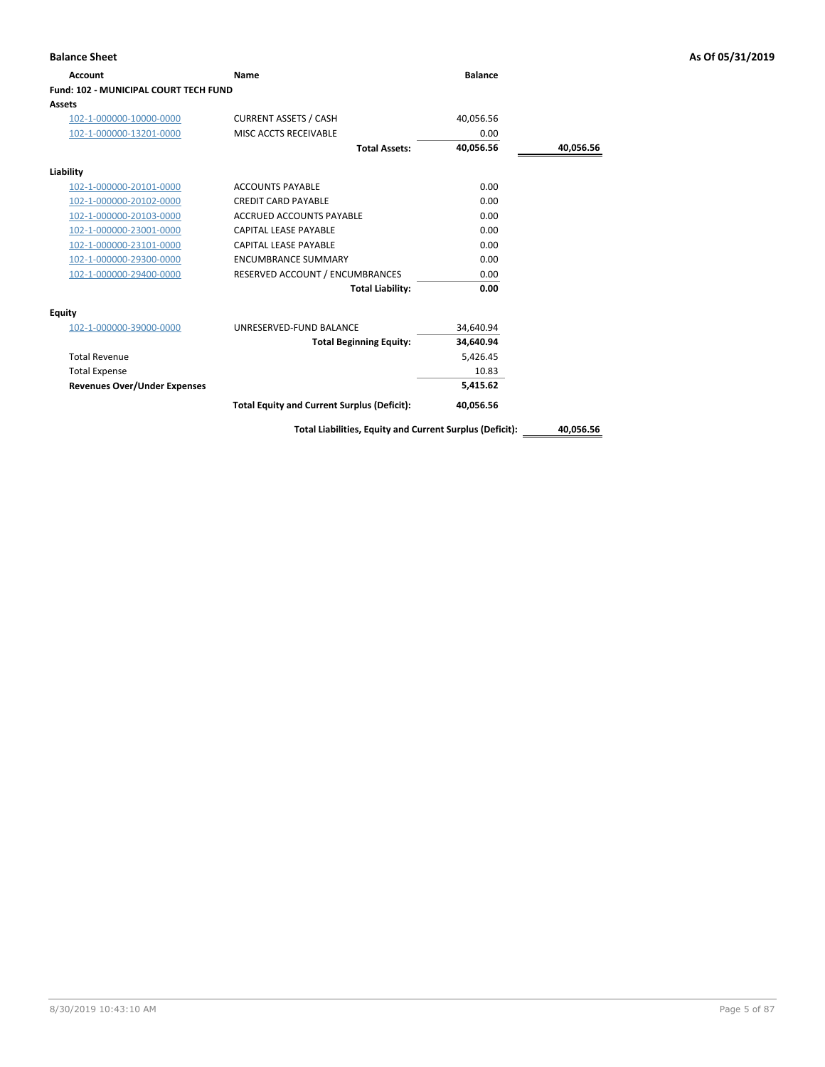## Balance Sheet

**As Of 05/31/2019**

| Account | Name | Balance | |
|---|---|---|---|
| **Fund: 102 - MUNICIPAL COURT TECH FUND** | | | |
| **Assets** | | | |
| 102-1-000000-10000-0000 | CURRENT ASSETS / CASH | 40,056.56 | |
| 102-1-000000-13201-0000 | MISC ACCTS RECEIVABLE | 0.00 | |
| | **Total Assets:** | **40,056.56** | **40,056.56** |
| **Liability** | | | |
| 102-1-000000-20101-0000 | ACCOUNTS PAYABLE | 0.00 | |
| 102-1-000000-20102-0000 | CREDIT CARD PAYABLE | 0.00 | |
| 102-1-000000-20103-0000 | ACCRUED ACCOUNTS PAYABLE | 0.00 | |
| 102-1-000000-23001-0000 | CAPITAL LEASE PAYABLE | 0.00 | |
| 102-1-000000-23101-0000 | CAPITAL LEASE PAYABLE | 0.00 | |
| 102-1-000000-29300-0000 | ENCUMBRANCE SUMMARY | 0.00 | |
| 102-1-000000-29400-0000 | RESERVED ACCOUNT / ENCUMBRANCES | 0.00 | |
| | **Total Liability:** | **0.00** | |
| **Equity** | | | |
| 102-1-000000-39000-0000 | UNRESERVED-FUND BALANCE | 34,640.94 | |
| | **Total Beginning Equity:** | **34,640.94** | |
| Total Revenue | | 5,426.45 | |
| Total Expense | | 10.83 | |
| **Revenues Over/Under Expenses** | | **5,415.62** | |
| | **Total Equity and Current Surplus (Deficit):** | **40,056.56** | |
| | **Total Liabilities, Equity and Current Surplus (Deficit):** | | **40,056.56** |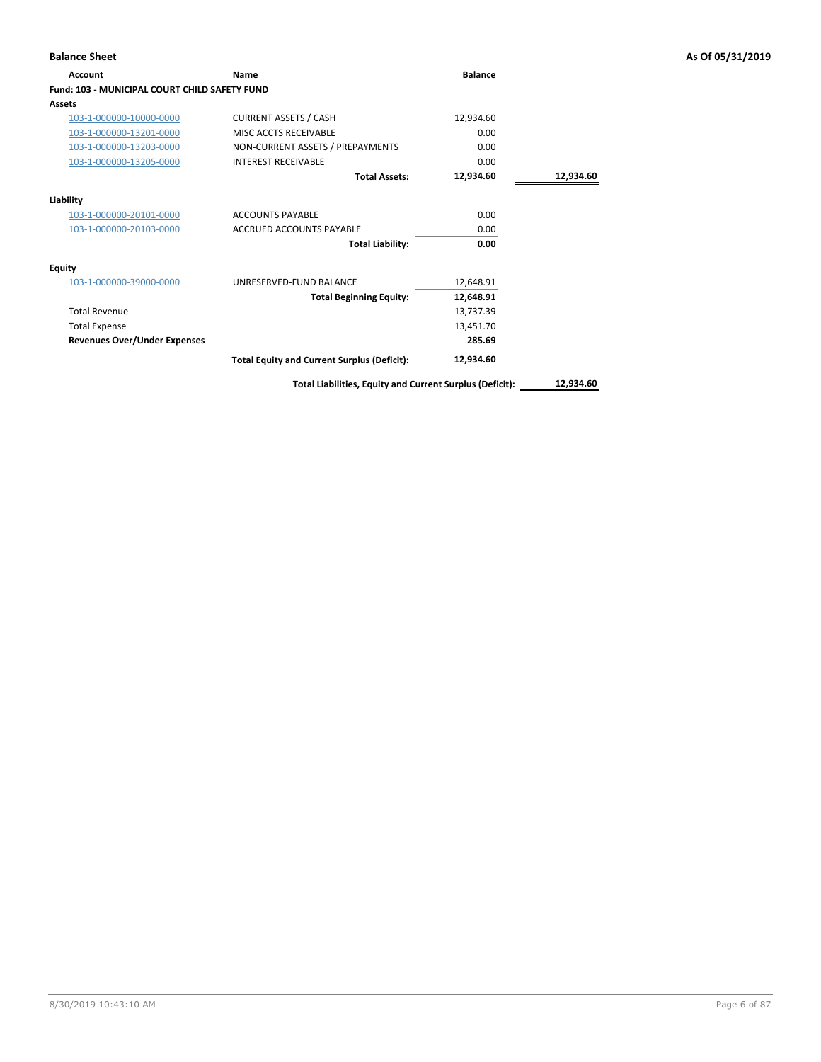**Balance Sheet** **As Of 05/31/2019**

| Account | Name | Balance | |
|---|---|---|---|
| **Fund: 103 - MUNICIPAL COURT CHILD SAFETY FUND** | | | |
| **Assets** | | | |
| 103-1-000000-10000-0000 | CURRENT ASSETS / CASH | 12,934.60 | |
| 103-1-000000-13201-0000 | MISC ACCTS RECEIVABLE | 0.00 | |
| 103-1-000000-13203-0000 | NON-CURRENT ASSETS / PREPAYMENTS | 0.00 | |
| 103-1-000000-13205-0000 | INTEREST RECEIVABLE | 0.00 | |
| | **Total Assets:** | **12,934.60** | **12,934.60** |
| **Liability** | | | |
| 103-1-000000-20101-0000 | ACCOUNTS PAYABLE | 0.00 | |
| 103-1-000000-20103-0000 | ACCRUED ACCOUNTS PAYABLE | 0.00 | |
| | **Total Liability:** | **0.00** | |
| **Equity** | | | |
| 103-1-000000-39000-0000 | UNRESERVED-FUND BALANCE | 12,648.91 | |
| | **Total Beginning Equity:** | **12,648.91** | |
| Total Revenue | | 13,737.39 | |
| Total Expense | | 13,451.70 | |
| **Revenues Over/Under Expenses** | | **285.69** | |
| | **Total Equity and Current Surplus (Deficit):** | **12,934.60** | |
| | **Total Liabilities, Equity and Current Surplus (Deficit):** | | **12,934.60** |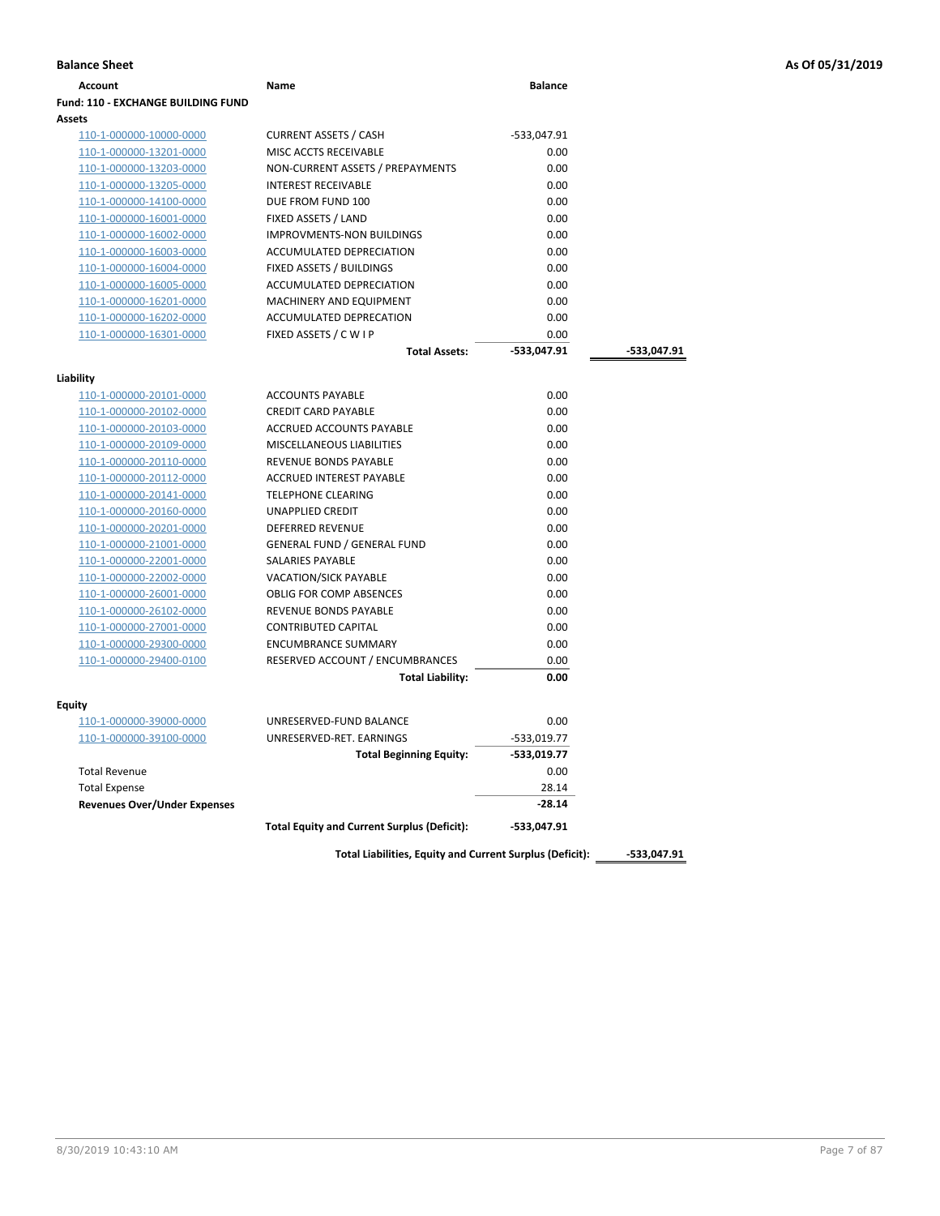**Balance Sheet** **As Of 05/31/2019**

| Account | Name | Balance | |
|---|---|---|---|
| **Fund: 110 - EXCHANGE BUILDING FUND** | | | |
| **Assets** | | | |
| 110-1-000000-10000-0000 | CURRENT ASSETS / CASH | -533,047.91 | |
| 110-1-000000-13201-0000 | MISC ACCTS RECEIVABLE | 0.00 | |
| 110-1-000000-13203-0000 | NON-CURRENT ASSETS / PREPAYMENTS | 0.00 | |
| 110-1-000000-13205-0000 | INTEREST RECEIVABLE | 0.00 | |
| 110-1-000000-14100-0000 | DUE FROM FUND 100 | 0.00 | |
| 110-1-000000-16001-0000 | FIXED ASSETS / LAND | 0.00 | |
| 110-1-000000-16002-0000 | IMPROVMENTS-NON BUILDINGS | 0.00 | |
| 110-1-000000-16003-0000 | ACCUMULATED DEPRECIATION | 0.00 | |
| 110-1-000000-16004-0000 | FIXED ASSETS / BUILDINGS | 0.00 | |
| 110-1-000000-16005-0000 | ACCUMULATED DEPRECIATION | 0.00 | |
| 110-1-000000-16201-0000 | MACHINERY AND EQUIPMENT | 0.00 | |
| 110-1-000000-16202-0000 | ACCUMULATED DEPRECATION | 0.00 | |
| 110-1-000000-16301-0000 | FIXED ASSETS / C W I P | 0.00 | |
| | **Total Assets:** | **-533,047.91** | **-533,047.91** |
| **Liability** | | | |
| 110-1-000000-20101-0000 | ACCOUNTS PAYABLE | 0.00 | |
| 110-1-000000-20102-0000 | CREDIT CARD PAYABLE | 0.00 | |
| 110-1-000000-20103-0000 | ACCRUED ACCOUNTS PAYABLE | 0.00 | |
| 110-1-000000-20109-0000 | MISCELLANEOUS LIABILITIES | 0.00 | |
| 110-1-000000-20110-0000 | REVENUE BONDS PAYABLE | 0.00 | |
| 110-1-000000-20112-0000 | ACCRUED INTEREST PAYABLE | 0.00 | |
| 110-1-000000-20141-0000 | TELEPHONE CLEARING | 0.00 | |
| 110-1-000000-20160-0000 | UNAPPLIED CREDIT | 0.00 | |
| 110-1-000000-20201-0000 | DEFERRED REVENUE | 0.00 | |
| 110-1-000000-21001-0000 | GENERAL FUND / GENERAL FUND | 0.00 | |
| 110-1-000000-22001-0000 | SALARIES PAYABLE | 0.00 | |
| 110-1-000000-22002-0000 | VACATION/SICK PAYABLE | 0.00 | |
| 110-1-000000-26001-0000 | OBLIG FOR COMP ABSENCES | 0.00 | |
| 110-1-000000-26102-0000 | REVENUE BONDS PAYABLE | 0.00 | |
| 110-1-000000-27001-0000 | CONTRIBUTED CAPITAL | 0.00 | |
| 110-1-000000-29300-0000 | ENCUMBRANCE SUMMARY | 0.00 | |
| 110-1-000000-29400-0100 | RESERVED ACCOUNT / ENCUMBRANCES | 0.00 | |
| | **Total Liability:** | **0.00** | |
| **Equity** | | | |
| 110-1-000000-39000-0000 | UNRESERVED-FUND BALANCE | 0.00 | |
| 110-1-000000-39100-0000 | UNRESERVED-RET. EARNINGS | -533,019.77 | |
| | **Total Beginning Equity:** | **-533,019.77** | |
| Total Revenue | | 0.00 | |
| Total Expense | | 28.14 | |
| **Revenues Over/Under Expenses** | | **-28.14** | |
| | **Total Equity and Current Surplus (Deficit):** | **-533,047.91** | |
| | **Total Liabilities, Equity and Current Surplus (Deficit):** | | **-533,047.91** |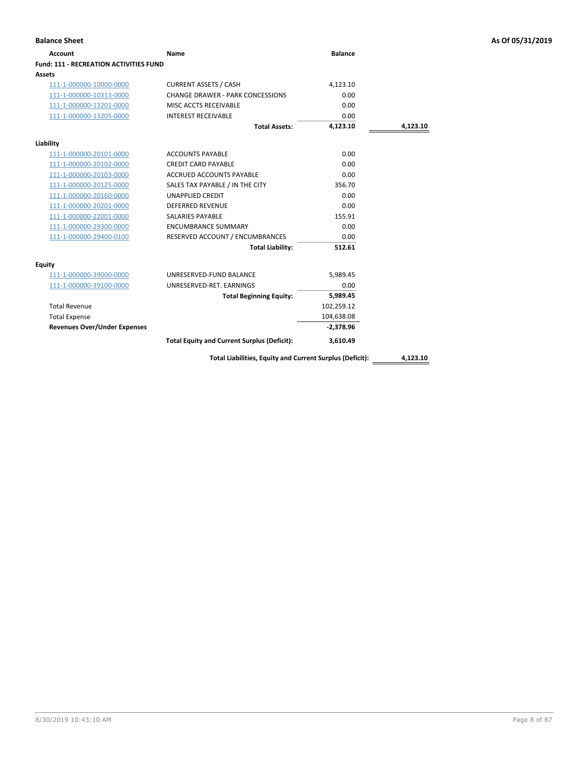**Balance Sheet** **As Of 05/31/2019**

| Account | Name | Balance | |
|---|---|---|---|
| **Fund: 111 - RECREATION ACTIVITIES FUND** | | | |
| **Assets** | | | |
| 111-1-000000-10000-0000 | CURRENT ASSETS / CASH | 4,123.10 | |
| 111-1-000000-10313-0000 | CHANGE DRAWER - PARK CONCESSIONS | 0.00 | |
| 111-1-000000-13201-0000 | MISC ACCTS RECEIVABLE | 0.00 | |
| 111-1-000000-13205-0000 | INTEREST RECEIVABLE | 0.00 | |
| | **Total Assets:** | **4,123.10** | **4,123.10** |
| **Liability** | | | |
| 111-1-000000-20101-0000 | ACCOUNTS PAYABLE | 0.00 | |
| 111-1-000000-20102-0000 | CREDIT CARD PAYABLE | 0.00 | |
| 111-1-000000-20103-0000 | ACCRUED ACCOUNTS PAYABLE | 0.00 | |
| 111-1-000000-20125-0000 | SALES TAX PAYABLE / IN THE CITY | 356.70 | |
| 111-1-000000-20160-0000 | UNAPPLIED CREDIT | 0.00 | |
| 111-1-000000-20201-0000 | DEFERRED REVENUE | 0.00 | |
| 111-1-000000-22001-0000 | SALARIES PAYABLE | 155.91 | |
| 111-1-000000-29300-0000 | ENCUMBRANCE SUMMARY | 0.00 | |
| 111-1-000000-29400-0100 | RESERVED ACCOUNT / ENCUMBRANCES | 0.00 | |
| | **Total Liability:** | **512.61** | |
| **Equity** | | | |
| 111-1-000000-39000-0000 | UNRESERVED-FUND BALANCE | 5,989.45 | |
| 111-1-000000-39100-0000 | UNRESERVED-RET. EARNINGS | 0.00 | |
| | **Total Beginning Equity:** | **5,989.45** | |
| Total Revenue | | 102,259.12 | |
| Total Expense | | 104,638.08 | |
| **Revenues Over/Under Expenses** | | **-2,378.96** | |
| | **Total Equity and Current Surplus (Deficit):** | **3,610.49** | |
| | **Total Liabilities, Equity and Current Surplus (Deficit):** | | **4,123.10** |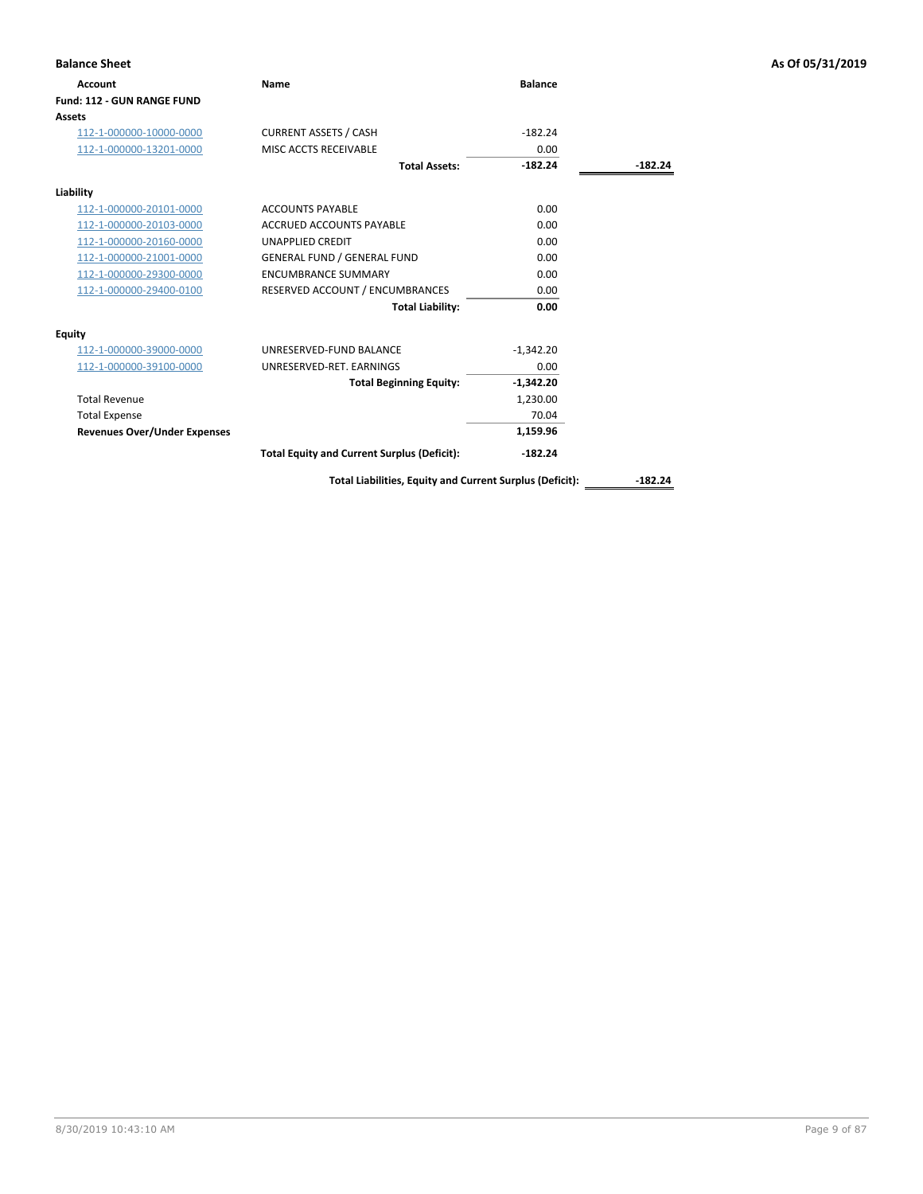**Balance Sheet** **As Of 05/31/2019**

| Account | Name | Balance | |
|---|---|---|---|
| **Fund: 112 - GUN RANGE FUND** | | | |
| **Assets** | | | |
| 112-1-000000-10000-0000 | CURRENT ASSETS / CASH | -182.24 | |
| 112-1-000000-13201-0000 | MISC ACCTS RECEIVABLE | 0.00 | |
| | **Total Assets:** | **-182.24** | **-182.24** |
| **Liability** | | | |
| 112-1-000000-20101-0000 | ACCOUNTS PAYABLE | 0.00 | |
| 112-1-000000-20103-0000 | ACCRUED ACCOUNTS PAYABLE | 0.00 | |
| 112-1-000000-20160-0000 | UNAPPLIED CREDIT | 0.00 | |
| 112-1-000000-21001-0000 | GENERAL FUND / GENERAL FUND | 0.00 | |
| 112-1-000000-29300-0000 | ENCUMBRANCE SUMMARY | 0.00 | |
| 112-1-000000-29400-0100 | RESERVED ACCOUNT / ENCUMBRANCES | 0.00 | |
| | **Total Liability:** | **0.00** | |
| **Equity** | | | |
| 112-1-000000-39000-0000 | UNRESERVED-FUND BALANCE | -1,342.20 | |
| 112-1-000000-39100-0000 | UNRESERVED-RET. EARNINGS | 0.00 | |
| | **Total Beginning Equity:** | **-1,342.20** | |
| Total Revenue | | 1,230.00 | |
| Total Expense | | 70.04 | |
| **Revenues Over/Under Expenses** | | **1,159.96** | |
| | **Total Equity and Current Surplus (Deficit):** | **-182.24** | |
| | **Total Liabilities, Equity and Current Surplus (Deficit):** | | **-182.24** |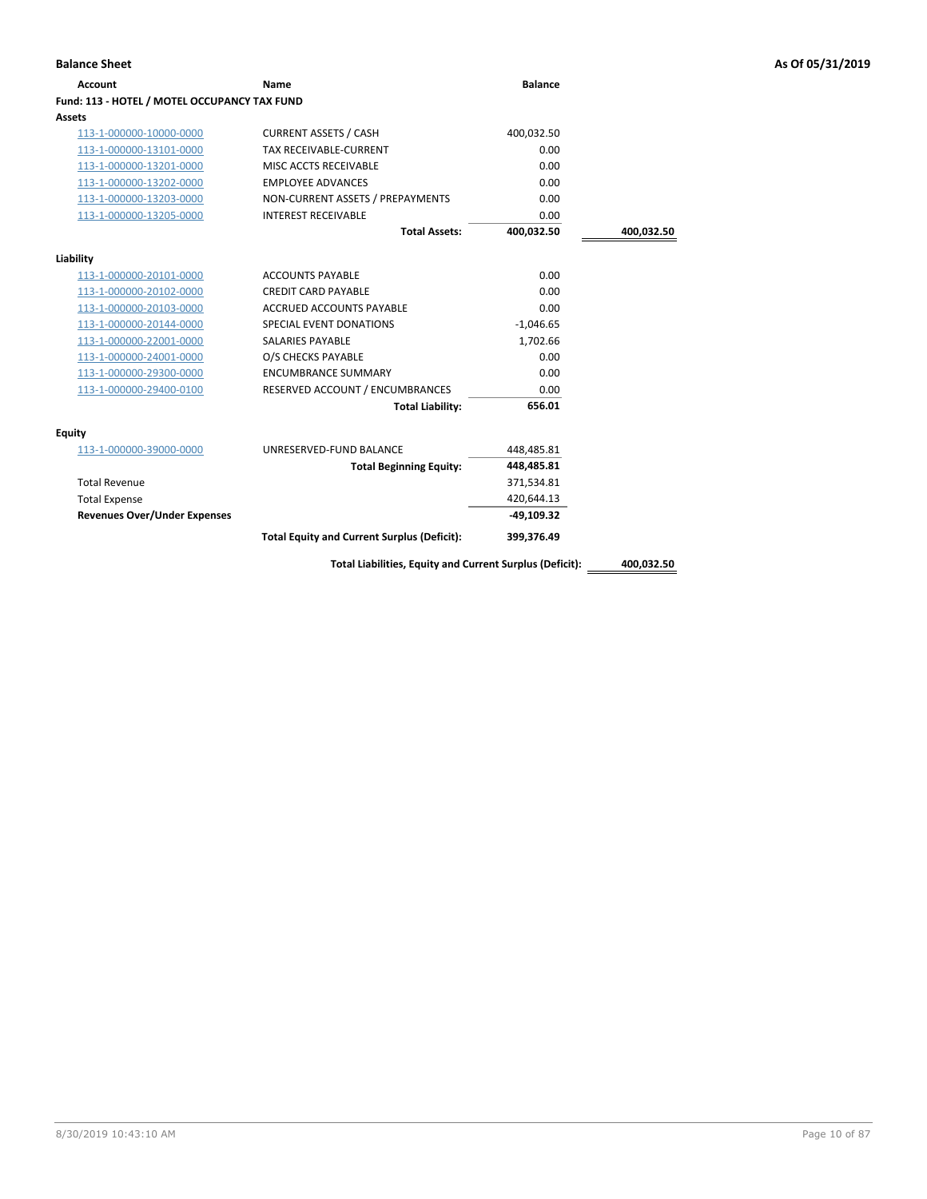## Balance Sheet

**As Of 05/31/2019**

| Account | Name | Balance | |
|---|---|---|---|
| **Fund: 113 - HOTEL / MOTEL OCCUPANCY TAX FUND** | | | |
| **Assets** | | | |
| 113-1-000000-10000-0000 | CURRENT ASSETS / CASH | 400,032.50 | |
| 113-1-000000-13101-0000 | TAX RECEIVABLE-CURRENT | 0.00 | |
| 113-1-000000-13201-0000 | MISC ACCTS RECEIVABLE | 0.00 | |
| 113-1-000000-13202-0000 | EMPLOYEE ADVANCES | 0.00 | |
| 113-1-000000-13203-0000 | NON-CURRENT ASSETS / PREPAYMENTS | 0.00 | |
| 113-1-000000-13205-0000 | INTEREST RECEIVABLE | 0.00 | |
| | **Total Assets:** | **400,032.50** | **400,032.50** |
| **Liability** | | | |
| 113-1-000000-20101-0000 | ACCOUNTS PAYABLE | 0.00 | |
| 113-1-000000-20102-0000 | CREDIT CARD PAYABLE | 0.00 | |
| 113-1-000000-20103-0000 | ACCRUED ACCOUNTS PAYABLE | 0.00 | |
| 113-1-000000-20144-0000 | SPECIAL EVENT DONATIONS | -1,046.65 | |
| 113-1-000000-22001-0000 | SALARIES PAYABLE | 1,702.66 | |
| 113-1-000000-24001-0000 | O/S CHECKS PAYABLE | 0.00 | |
| 113-1-000000-29300-0000 | ENCUMBRANCE SUMMARY | 0.00 | |
| 113-1-000000-29400-0100 | RESERVED ACCOUNT / ENCUMBRANCES | 0.00 | |
| | **Total Liability:** | **656.01** | |
| **Equity** | | | |
| 113-1-000000-39000-0000 | UNRESERVED-FUND BALANCE | 448,485.81 | |
| | **Total Beginning Equity:** | **448,485.81** | |
| Total Revenue | | 371,534.81 | |
| Total Expense | | 420,644.13 | |
| **Revenues Over/Under Expenses** | | **-49,109.32** | |
| | **Total Equity and Current Surplus (Deficit):** | **399,376.49** | |
| | **Total Liabilities, Equity and Current Surplus (Deficit):** | | **400,032.50** |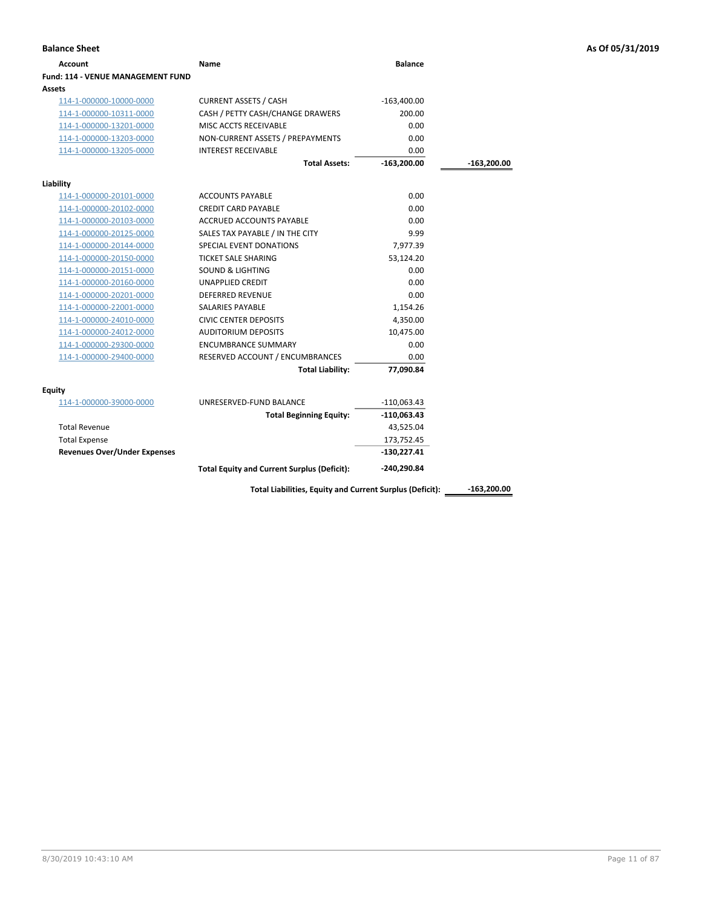**Balance Sheet** — As Of 05/31/2019

| Account | Name | Balance | |
|---|---|---|---|
| **Fund: 114 - VENUE MANAGEMENT FUND** | | | |
| **Assets** | | | |
| 114-1-000000-10000-0000 | CURRENT ASSETS / CASH | -163,400.00 | |
| 114-1-000000-10311-0000 | CASH / PETTY CASH/CHANGE DRAWERS | 200.00 | |
| 114-1-000000-13201-0000 | MISC ACCTS RECEIVABLE | 0.00 | |
| 114-1-000000-13203-0000 | NON-CURRENT ASSETS / PREPAYMENTS | 0.00 | |
| 114-1-000000-13205-0000 | INTEREST RECEIVABLE | 0.00 | |
| | **Total Assets:** | **-163,200.00** | **-163,200.00** |
| **Liability** | | | |
| 114-1-000000-20101-0000 | ACCOUNTS PAYABLE | 0.00 | |
| 114-1-000000-20102-0000 | CREDIT CARD PAYABLE | 0.00 | |
| 114-1-000000-20103-0000 | ACCRUED ACCOUNTS PAYABLE | 0.00 | |
| 114-1-000000-20125-0000 | SALES TAX PAYABLE / IN THE CITY | 9.99 | |
| 114-1-000000-20144-0000 | SPECIAL EVENT DONATIONS | 7,977.39 | |
| 114-1-000000-20150-0000 | TICKET SALE SHARING | 53,124.20 | |
| 114-1-000000-20151-0000 | SOUND & LIGHTING | 0.00 | |
| 114-1-000000-20160-0000 | UNAPPLIED CREDIT | 0.00 | |
| 114-1-000000-20201-0000 | DEFERRED REVENUE | 0.00 | |
| 114-1-000000-22001-0000 | SALARIES PAYABLE | 1,154.26 | |
| 114-1-000000-24010-0000 | CIVIC CENTER DEPOSITS | 4,350.00 | |
| 114-1-000000-24012-0000 | AUDITORIUM DEPOSITS | 10,475.00 | |
| 114-1-000000-29300-0000 | ENCUMBRANCE SUMMARY | 0.00 | |
| 114-1-000000-29400-0000 | RESERVED ACCOUNT / ENCUMBRANCES | 0.00 | |
| | **Total Liability:** | **77,090.84** | |
| **Equity** | | | |
| 114-1-000000-39000-0000 | UNRESERVED-FUND BALANCE | -110,063.43 | |
| | **Total Beginning Equity:** | **-110,063.43** | |
| Total Revenue | | 43,525.04 | |
| Total Expense | | 173,752.45 | |
| **Revenues Over/Under Expenses** | | **-130,227.41** | |
| | **Total Equity and Current Surplus (Deficit):** | **-240,290.84** | |
| | **Total Liabilities, Equity and Current Surplus (Deficit):** | | **-163,200.00** |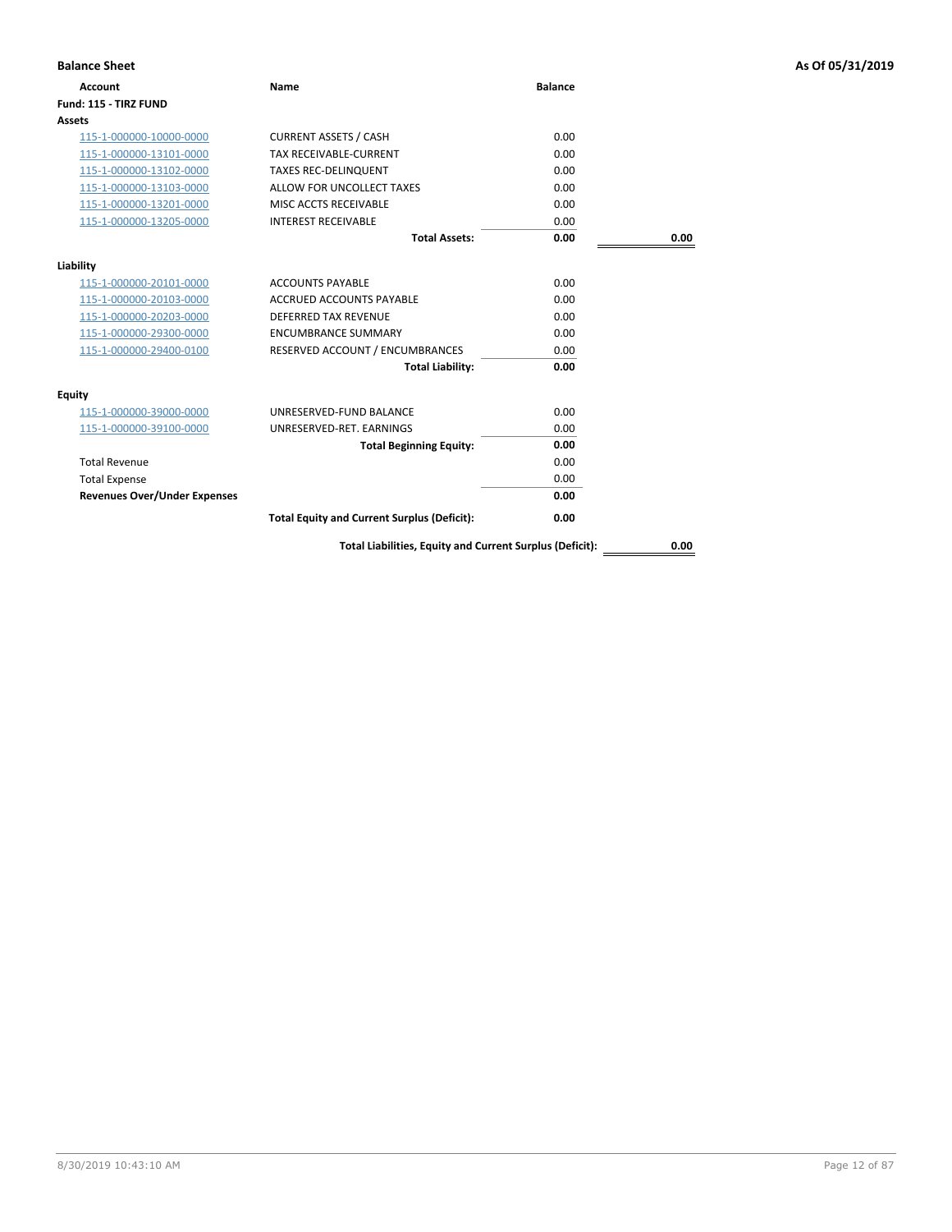**Balance Sheet** — As Of 05/31/2019

| Account | Name | Balance | |
|---|---|---|---|
| **Fund: 115 - TIRZ FUND** | | | |
| **Assets** | | | |
| 115-1-000000-10000-0000 | CURRENT ASSETS / CASH | 0.00 | |
| 115-1-000000-13101-0000 | TAX RECEIVABLE-CURRENT | 0.00 | |
| 115-1-000000-13102-0000 | TAXES REC-DELINQUENT | 0.00 | |
| 115-1-000000-13103-0000 | ALLOW FOR UNCOLLECT TAXES | 0.00 | |
| 115-1-000000-13201-0000 | MISC ACCTS RECEIVABLE | 0.00 | |
| 115-1-000000-13205-0000 | INTEREST RECEIVABLE | 0.00 | |
| | **Total Assets:** | **0.00** | **0.00** |
| **Liability** | | | |
| 115-1-000000-20101-0000 | ACCOUNTS PAYABLE | 0.00 | |
| 115-1-000000-20103-0000 | ACCRUED ACCOUNTS PAYABLE | 0.00 | |
| 115-1-000000-20203-0000 | DEFERRED TAX REVENUE | 0.00 | |
| 115-1-000000-29300-0000 | ENCUMBRANCE SUMMARY | 0.00 | |
| 115-1-000000-29400-0100 | RESERVED ACCOUNT / ENCUMBRANCES | 0.00 | |
| | **Total Liability:** | **0.00** | |
| **Equity** | | | |
| 115-1-000000-39000-0000 | UNRESERVED-FUND BALANCE | 0.00 | |
| 115-1-000000-39100-0000 | UNRESERVED-RET. EARNINGS | 0.00 | |
| | **Total Beginning Equity:** | **0.00** | |
| Total Revenue | | 0.00 | |
| Total Expense | | 0.00 | |
| **Revenues Over/Under Expenses** | | **0.00** | |
| | **Total Equity and Current Surplus (Deficit):** | **0.00** | |
| | **Total Liabilities, Equity and Current Surplus (Deficit):** | | **0.00** |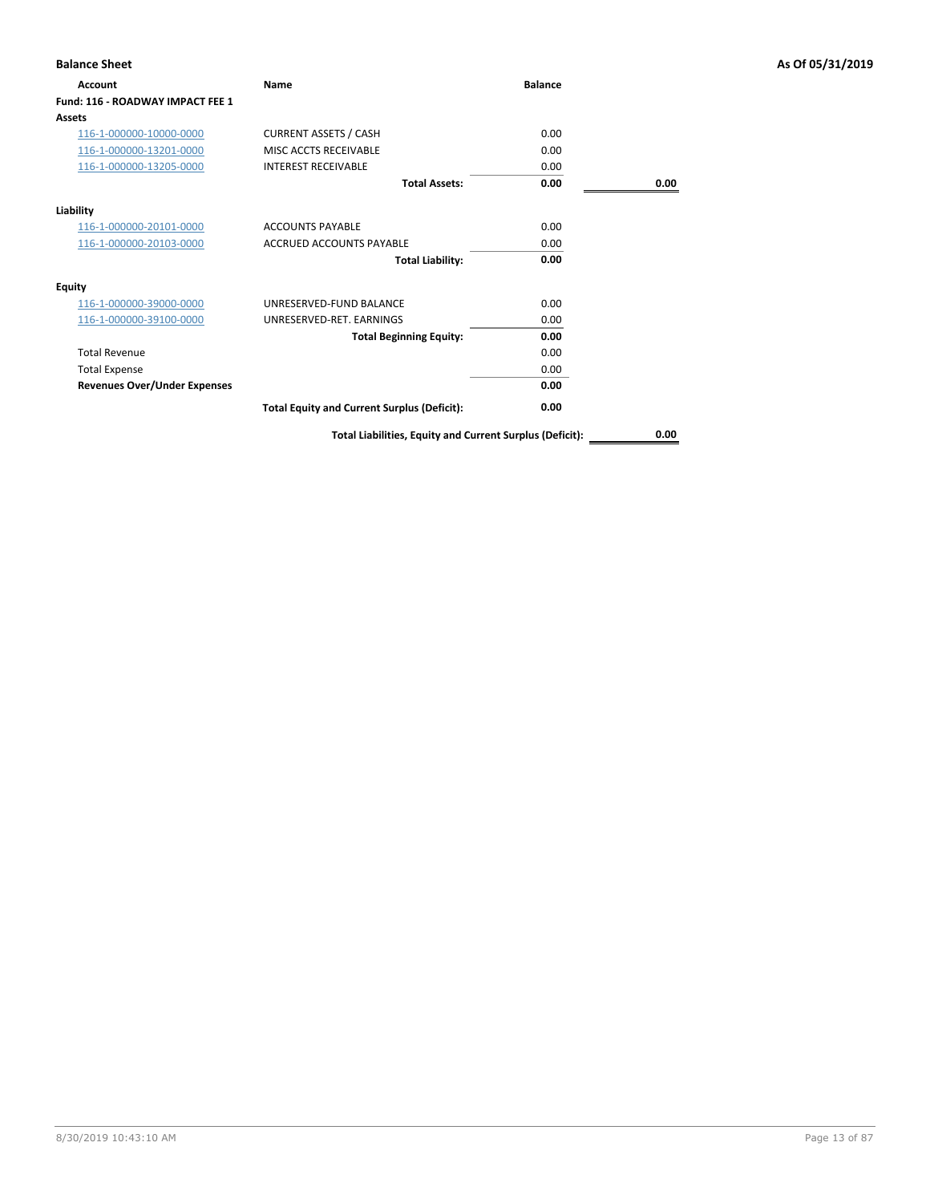**Balance Sheet** **As Of 05/31/2019**

| Account | Name | Balance | |
|---|---|---|---|
| **Fund: 116 - ROADWAY IMPACT FEE 1** | | | |
| **Assets** | | | |
| 116-1-000000-10000-0000 | CURRENT ASSETS / CASH | 0.00 | |
| 116-1-000000-13201-0000 | MISC ACCTS RECEIVABLE | 0.00 | |
| 116-1-000000-13205-0000 | INTEREST RECEIVABLE | 0.00 | |
| | **Total Assets:** | **0.00** | **0.00** |
| **Liability** | | | |
| 116-1-000000-20101-0000 | ACCOUNTS PAYABLE | 0.00 | |
| 116-1-000000-20103-0000 | ACCRUED ACCOUNTS PAYABLE | 0.00 | |
| | **Total Liability:** | **0.00** | |
| **Equity** | | | |
| 116-1-000000-39000-0000 | UNRESERVED-FUND BALANCE | 0.00 | |
| 116-1-000000-39100-0000 | UNRESERVED-RET. EARNINGS | 0.00 | |
| | **Total Beginning Equity:** | **0.00** | |
| Total Revenue | | 0.00 | |
| Total Expense | | 0.00 | |
| **Revenues Over/Under Expenses** | | **0.00** | |
| | **Total Equity and Current Surplus (Deficit):** | **0.00** | |
| | **Total Liabilities, Equity and Current Surplus (Deficit):** | | **0.00** |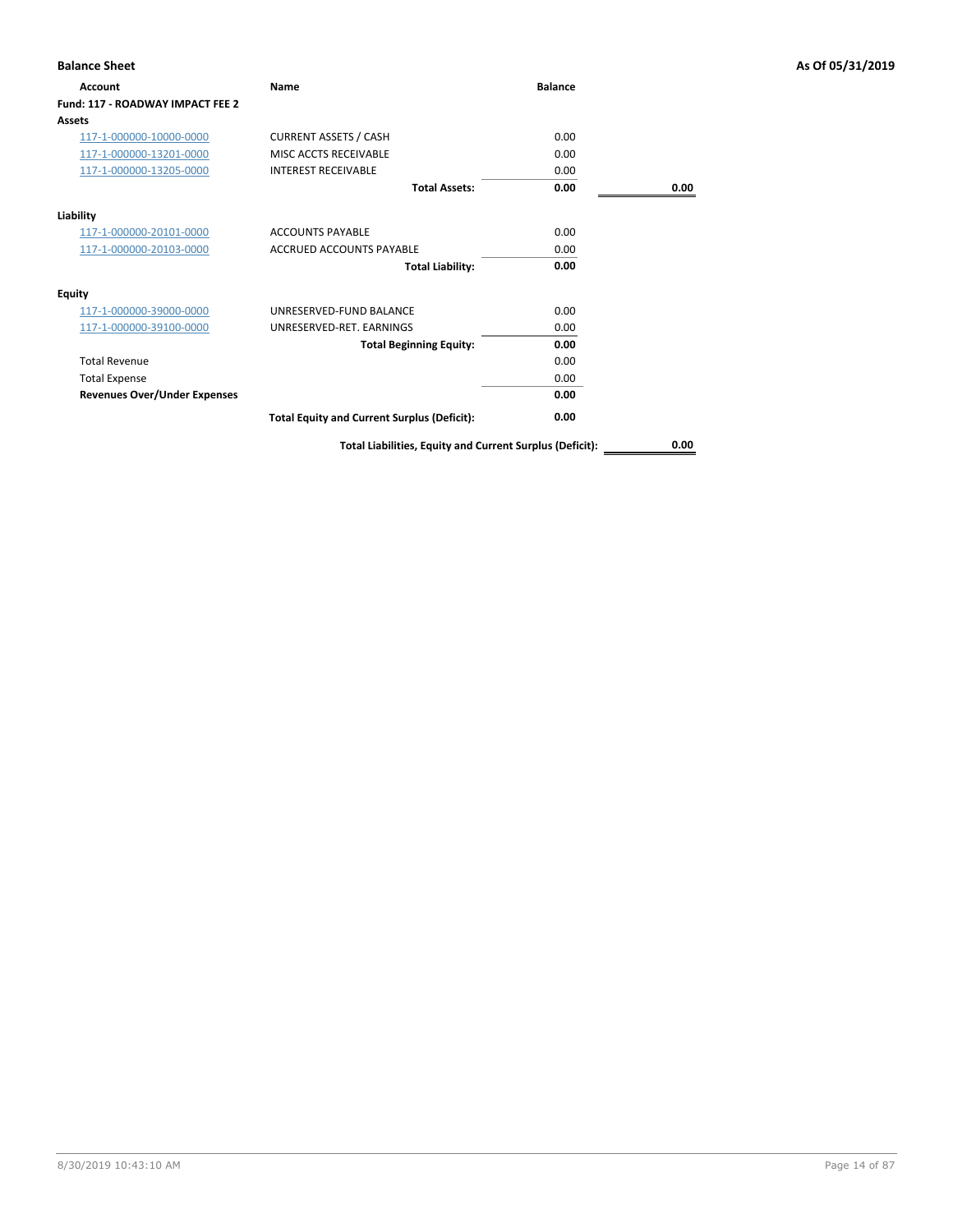**Balance Sheet** — As Of 05/31/2019

| Account | Name | Balance | |
|---|---|---|---|
| **Fund: 117 - ROADWAY IMPACT FEE 2** | | | |
| **Assets** | | | |
| 117-1-000000-10000-0000 | CURRENT ASSETS / CASH | 0.00 | |
| 117-1-000000-13201-0000 | MISC ACCTS RECEIVABLE | 0.00 | |
| 117-1-000000-13205-0000 | INTEREST RECEIVABLE | 0.00 | |
| | **Total Assets:** | **0.00** | **0.00** |
| **Liability** | | | |
| 117-1-000000-20101-0000 | ACCOUNTS PAYABLE | 0.00 | |
| 117-1-000000-20103-0000 | ACCRUED ACCOUNTS PAYABLE | 0.00 | |
| | **Total Liability:** | **0.00** | |
| **Equity** | | | |
| 117-1-000000-39000-0000 | UNRESERVED-FUND BALANCE | 0.00 | |
| 117-1-000000-39100-0000 | UNRESERVED-RET. EARNINGS | 0.00 | |
| | **Total Beginning Equity:** | **0.00** | |
| Total Revenue | | 0.00 | |
| Total Expense | | 0.00 | |
| **Revenues Over/Under Expenses** | | **0.00** | |
| | **Total Equity and Current Surplus (Deficit):** | **0.00** | |
| | **Total Liabilities, Equity and Current Surplus (Deficit):** | | **0.00** |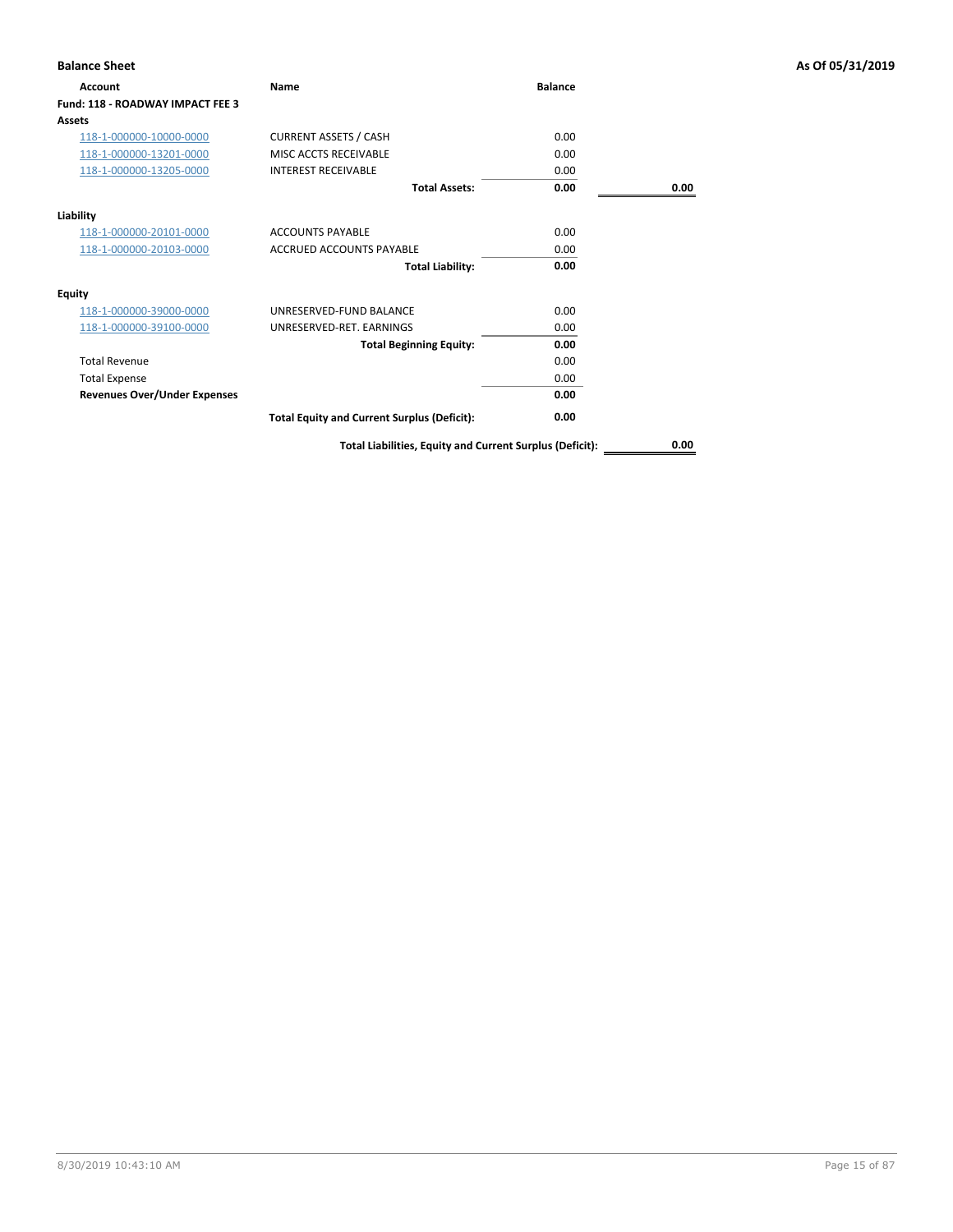**Balance Sheet** — As Of 05/31/2019

| Account | Name | Balance | |
|---|---|---|---|
| **Fund: 118 - ROADWAY IMPACT FEE 3** | | | |
| **Assets** | | | |
| 118-1-000000-10000-0000 | CURRENT ASSETS / CASH | 0.00 | |
| 118-1-000000-13201-0000 | MISC ACCTS RECEIVABLE | 0.00 | |
| 118-1-000000-13205-0000 | INTEREST RECEIVABLE | 0.00 | |
| | **Total Assets:** | **0.00** | **0.00** |
| **Liability** | | | |
| 118-1-000000-20101-0000 | ACCOUNTS PAYABLE | 0.00 | |
| 118-1-000000-20103-0000 | ACCRUED ACCOUNTS PAYABLE | 0.00 | |
| | **Total Liability:** | **0.00** | |
| **Equity** | | | |
| 118-1-000000-39000-0000 | UNRESERVED-FUND BALANCE | 0.00 | |
| 118-1-000000-39100-0000 | UNRESERVED-RET. EARNINGS | 0.00 | |
| | **Total Beginning Equity:** | **0.00** | |
| Total Revenue | | 0.00 | |
| Total Expense | | 0.00 | |
| **Revenues Over/Under Expenses** | | **0.00** | |
| | **Total Equity and Current Surplus (Deficit):** | **0.00** | |
| | **Total Liabilities, Equity and Current Surplus (Deficit):** | | **0.00** |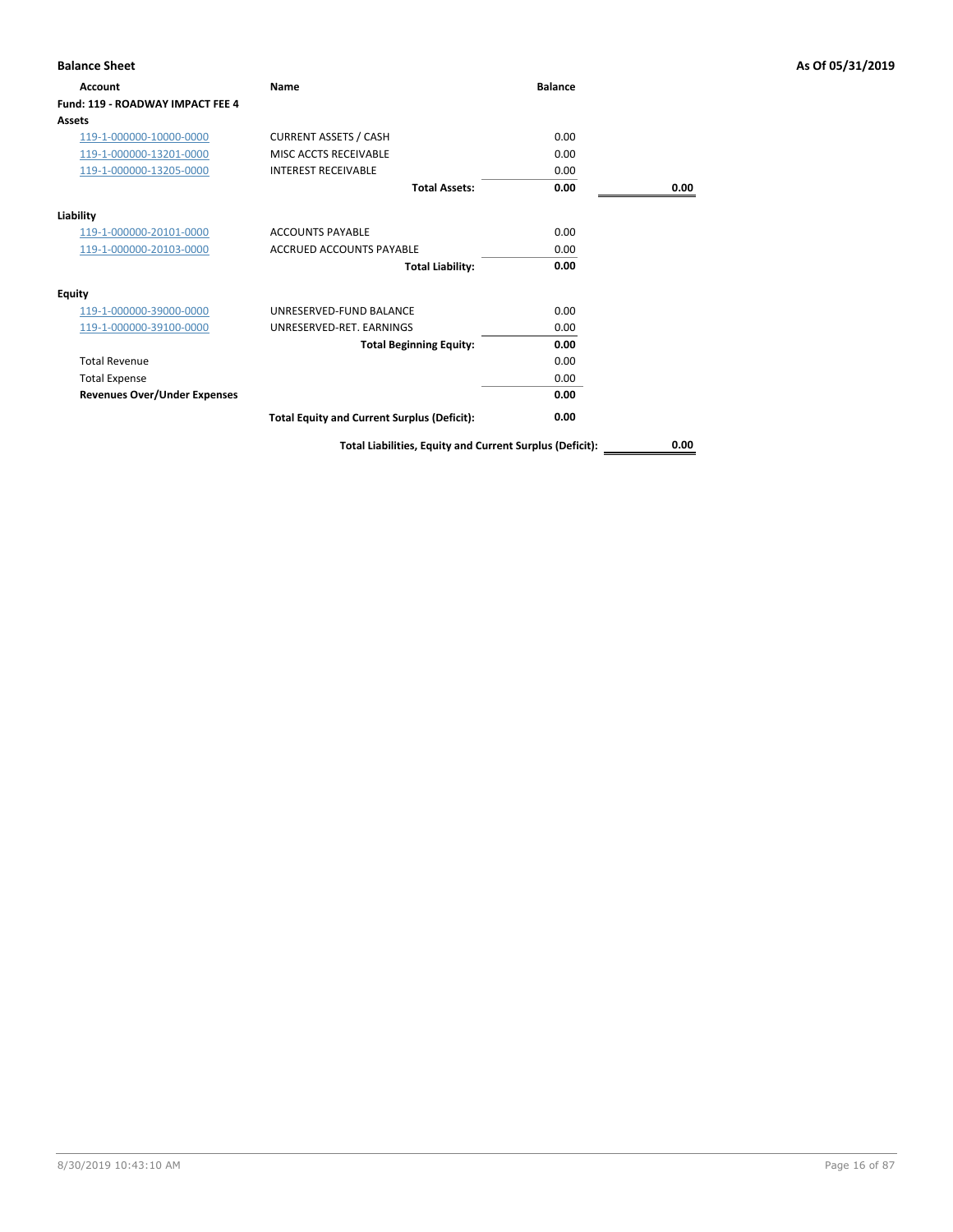## Balance Sheet

**As Of 05/31/2019**

| Account | Name | Balance | |
|---|---|---|---|
| **Fund: 119 - ROADWAY IMPACT FEE 4** | | | |
| **Assets** | | | |
| 119-1-000000-10000-0000 | CURRENT ASSETS / CASH | 0.00 | |
| 119-1-000000-13201-0000 | MISC ACCTS RECEIVABLE | 0.00 | |
| 119-1-000000-13205-0000 | INTEREST RECEIVABLE | 0.00 | |
| | **Total Assets:** | **0.00** | **0.00** |
| **Liability** | | | |
| 119-1-000000-20101-0000 | ACCOUNTS PAYABLE | 0.00 | |
| 119-1-000000-20103-0000 | ACCRUED ACCOUNTS PAYABLE | 0.00 | |
| | **Total Liability:** | **0.00** | |
| **Equity** | | | |
| 119-1-000000-39000-0000 | UNRESERVED-FUND BALANCE | 0.00 | |
| 119-1-000000-39100-0000 | UNRESERVED-RET. EARNINGS | 0.00 | |
| | **Total Beginning Equity:** | **0.00** | |
| Total Revenue | | 0.00 | |
| Total Expense | | 0.00 | |
| **Revenues Over/Under Expenses** | | **0.00** | |
| | **Total Equity and Current Surplus (Deficit):** | **0.00** | |
| | **Total Liabilities, Equity and Current Surplus (Deficit):** | | **0.00** |

8/30/2019 10:43:10 AM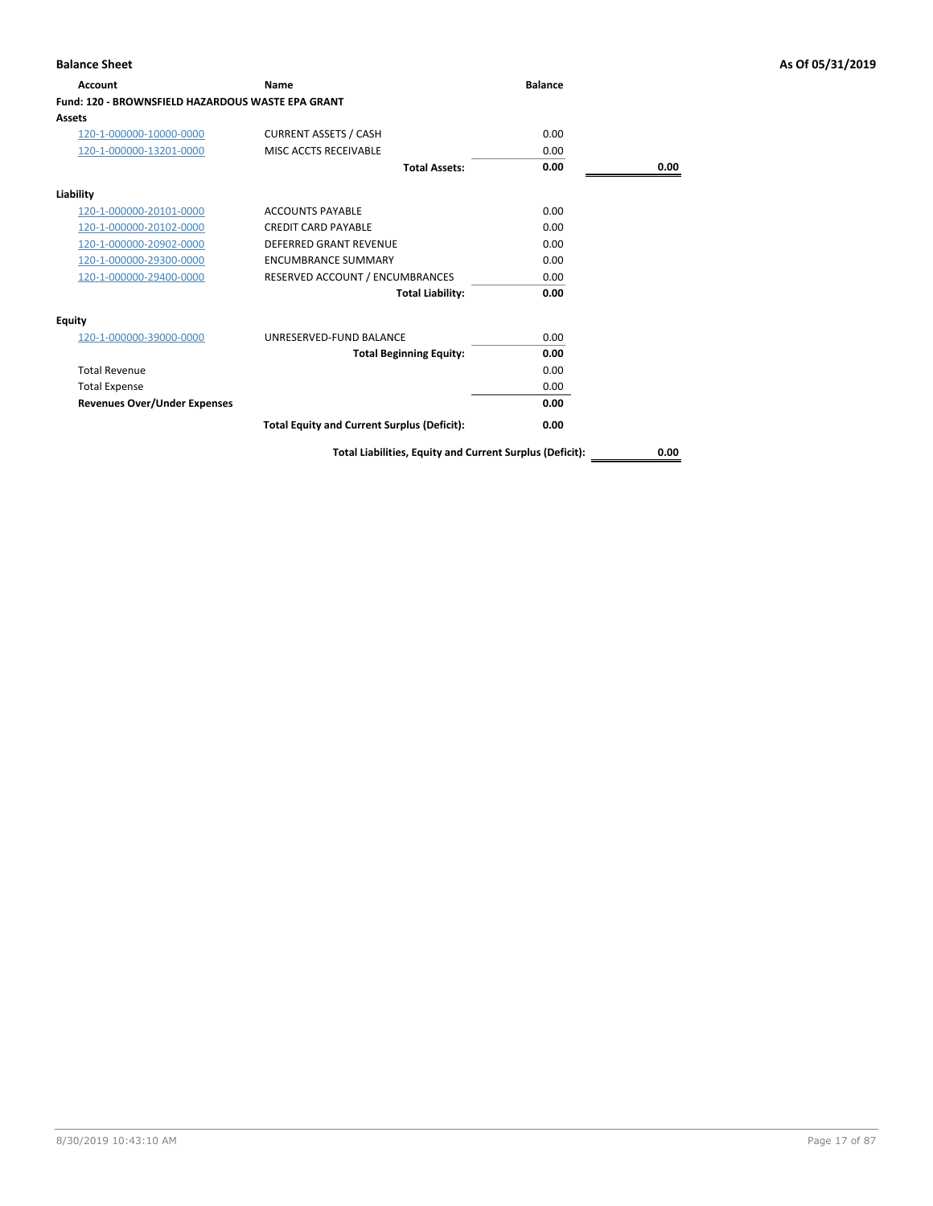## Balance Sheet

**As Of 05/31/2019**

| Account | Name | Balance | |
|---|---|---|---|
| **Fund: 120 - BROWNSFIELD HAZARDOUS WASTE EPA GRANT** | | | |
| **Assets** | | | |
| 120-1-000000-10000-0000 | CURRENT ASSETS / CASH | 0.00 | |
| 120-1-000000-13201-0000 | MISC ACCTS RECEIVABLE | 0.00 | |
| | **Total Assets:** | **0.00** | **0.00** |
| **Liability** | | | |
| 120-1-000000-20101-0000 | ACCOUNTS PAYABLE | 0.00 | |
| 120-1-000000-20102-0000 | CREDIT CARD PAYABLE | 0.00 | |
| 120-1-000000-20902-0000 | DEFERRED GRANT REVENUE | 0.00 | |
| 120-1-000000-29300-0000 | ENCUMBRANCE SUMMARY | 0.00 | |
| 120-1-000000-29400-0000 | RESERVED ACCOUNT / ENCUMBRANCES | 0.00 | |
| | **Total Liability:** | **0.00** | |
| **Equity** | | | |
| 120-1-000000-39000-0000 | UNRESERVED-FUND BALANCE | 0.00 | |
| | **Total Beginning Equity:** | **0.00** | |
| Total Revenue | | 0.00 | |
| Total Expense | | 0.00 | |
| **Revenues Over/Under Expenses** | | **0.00** | |
| | **Total Equity and Current Surplus (Deficit):** | **0.00** | |
| | **Total Liabilities, Equity and Current Surplus (Deficit):** | | **0.00** |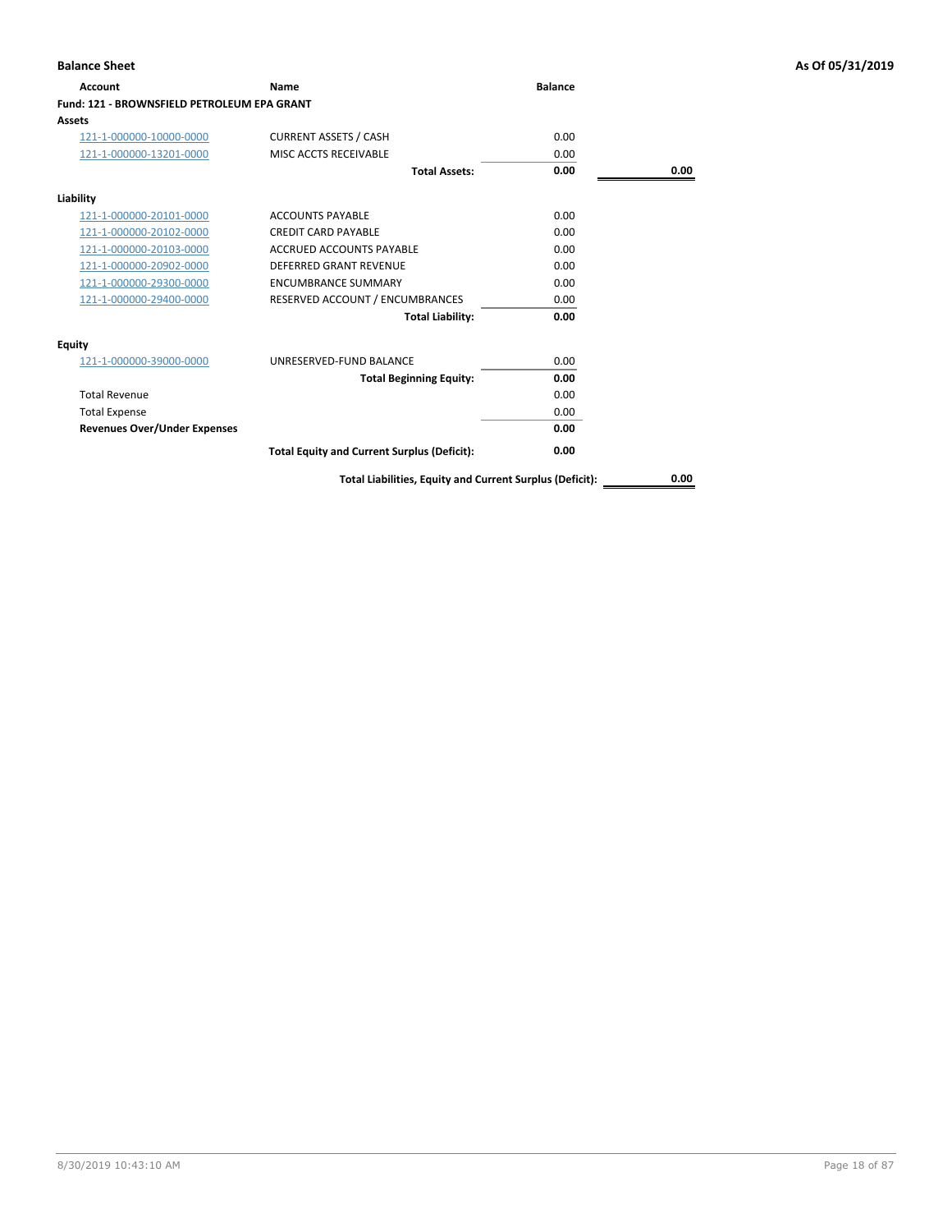## Balance Sheet

As Of 05/31/2019

| Account | Name | Balance | |
| --- | --- | --- | --- |
| **Fund: 121 - BROWNSFIELD PETROLEUM EPA GRANT** | | | |
| **Assets** | | | |
| 121-1-000000-10000-0000 | CURRENT ASSETS / CASH | 0.00 | |
| 121-1-000000-13201-0000 | MISC ACCTS RECEIVABLE | 0.00 | |
| | **Total Assets:** | **0.00** | **0.00** |
| **Liability** | | | |
| 121-1-000000-20101-0000 | ACCOUNTS PAYABLE | 0.00 | |
| 121-1-000000-20102-0000 | CREDIT CARD PAYABLE | 0.00 | |
| 121-1-000000-20103-0000 | ACCRUED ACCOUNTS PAYABLE | 0.00 | |
| 121-1-000000-20902-0000 | DEFERRED GRANT REVENUE | 0.00 | |
| 121-1-000000-29300-0000 | ENCUMBRANCE SUMMARY | 0.00 | |
| 121-1-000000-29400-0000 | RESERVED ACCOUNT / ENCUMBRANCES | 0.00 | |
| | **Total Liability:** | **0.00** | |
| **Equity** | | | |
| 121-1-000000-39000-0000 | UNRESERVED-FUND BALANCE | 0.00 | |
| | **Total Beginning Equity:** | **0.00** | |
| Total Revenue | | 0.00 | |
| Total Expense | | 0.00 | |
| **Revenues Over/Under Expenses** | | **0.00** | |
| | **Total Equity and Current Surplus (Deficit):** | **0.00** | |
| | **Total Liabilities, Equity and Current Surplus (Deficit):** | | **0.00** |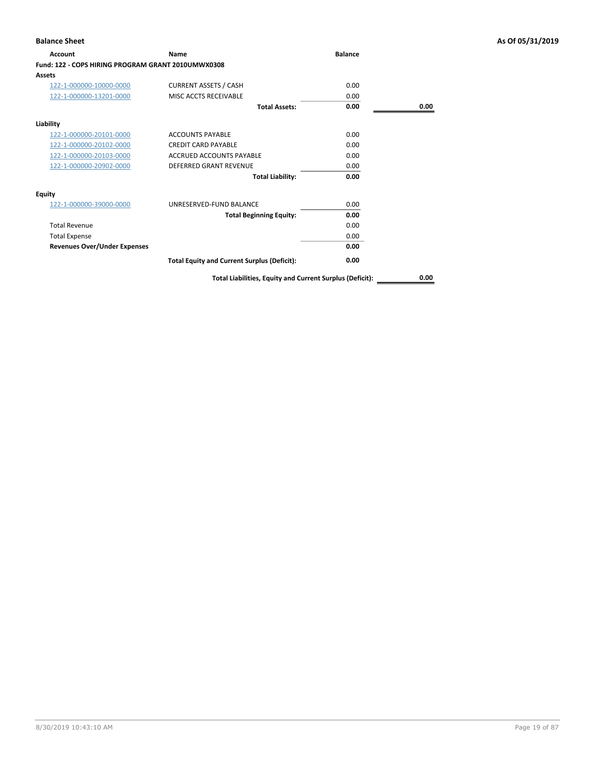## Balance Sheet

**As Of 05/31/2019**

| Account | Name | Balance | |
|---|---|---|---|
| **Fund: 122 - COPS HIRING PROGRAM GRANT 2010UMWX0308** | | | |
| **Assets** | | | |
| 122-1-000000-10000-0000 | CURRENT ASSETS / CASH | 0.00 | |
| 122-1-000000-13201-0000 | MISC ACCTS RECEIVABLE | 0.00 | |
| | **Total Assets:** | **0.00** | **0.00** |
| **Liability** | | | |
| 122-1-000000-20101-0000 | ACCOUNTS PAYABLE | 0.00 | |
| 122-1-000000-20102-0000 | CREDIT CARD PAYABLE | 0.00 | |
| 122-1-000000-20103-0000 | ACCRUED ACCOUNTS PAYABLE | 0.00 | |
| 122-1-000000-20902-0000 | DEFERRED GRANT REVENUE | 0.00 | |
| | **Total Liability:** | **0.00** | |
| **Equity** | | | |
| 122-1-000000-39000-0000 | UNRESERVED-FUND BALANCE | 0.00 | |
| | **Total Beginning Equity:** | **0.00** | |
| Total Revenue | | 0.00 | |
| Total Expense | | 0.00 | |
| **Revenues Over/Under Expenses** | | **0.00** | |
| | **Total Equity and Current Surplus (Deficit):** | **0.00** | |
| | **Total Liabilities, Equity and Current Surplus (Deficit):** | | **0.00** |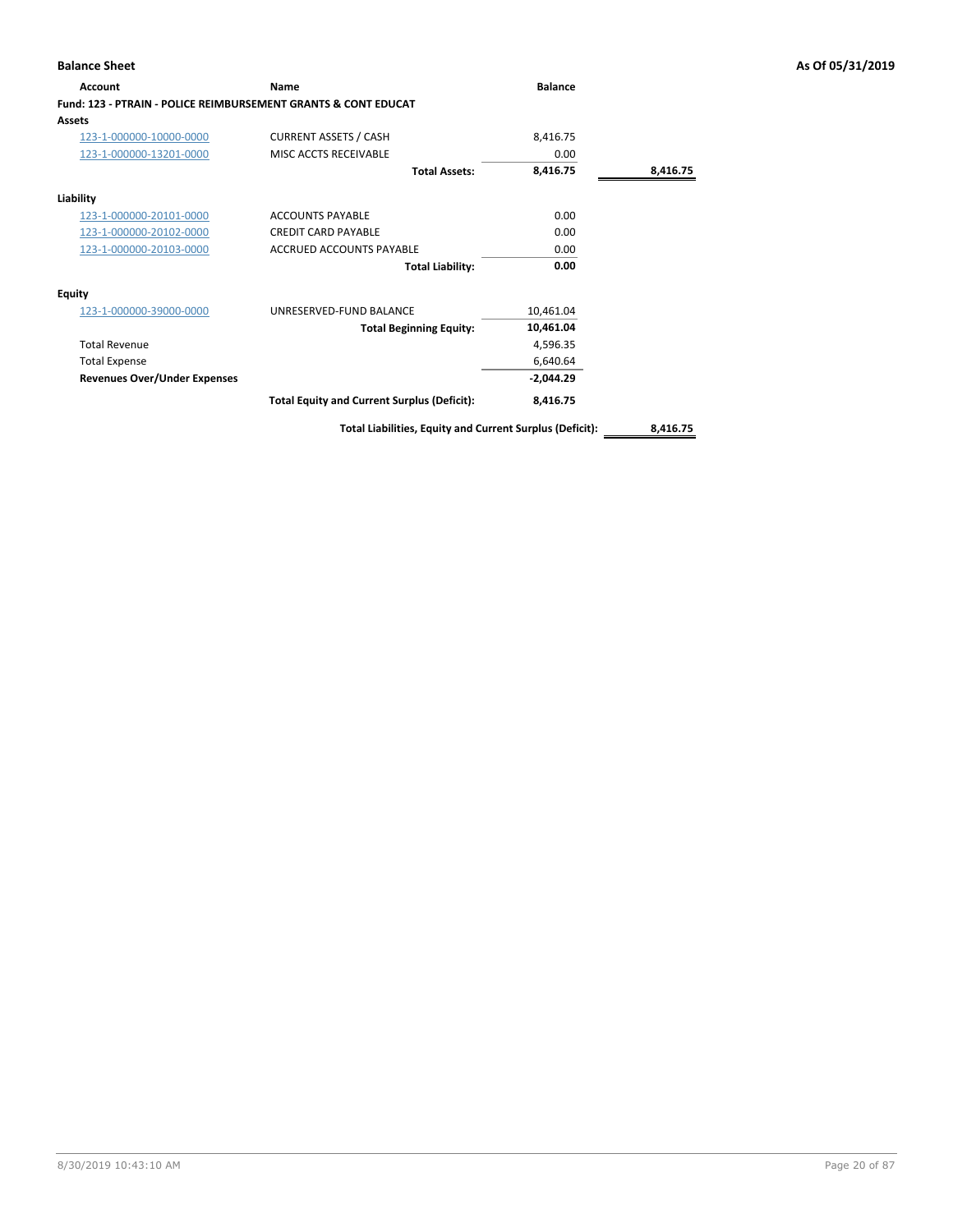**Balance Sheet** **As Of 05/31/2019**

| Account | Name | Balance | |
|---|---|---|---|
| **Fund: 123 - PTRAIN - POLICE REIMBURSEMENT GRANTS & CONT EDUCAT** | | | |
| **Assets** | | | |
| 123-1-000000-10000-0000 | CURRENT ASSETS / CASH | 8,416.75 | |
| 123-1-000000-13201-0000 | MISC ACCTS RECEIVABLE | 0.00 | |
| | **Total Assets:** | **8,416.75** | **8,416.75** |
| **Liability** | | | |
| 123-1-000000-20101-0000 | ACCOUNTS PAYABLE | 0.00 | |
| 123-1-000000-20102-0000 | CREDIT CARD PAYABLE | 0.00 | |
| 123-1-000000-20103-0000 | ACCRUED ACCOUNTS PAYABLE | 0.00 | |
| | **Total Liability:** | **0.00** | |
| **Equity** | | | |
| 123-1-000000-39000-0000 | UNRESERVED-FUND BALANCE | 10,461.04 | |
| | **Total Beginning Equity:** | **10,461.04** | |
| Total Revenue | | 4,596.35 | |
| Total Expense | | 6,640.64 | |
| **Revenues Over/Under Expenses** | | **-2,044.29** | |
| | **Total Equity and Current Surplus (Deficit):** | **8,416.75** | |
| | **Total Liabilities, Equity and Current Surplus (Deficit):** | | **8,416.75** |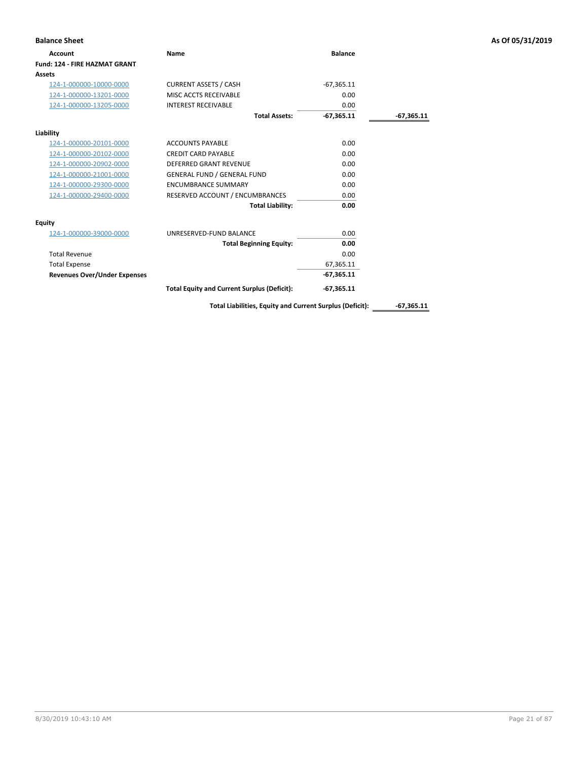**Balance Sheet** **As Of 05/31/2019**

| Account | Name | Balance | |
|---|---|---|---|
| **Fund: 124 - FIRE HAZMAT GRANT** | | | |
| **Assets** | | | |
| 124-1-000000-10000-0000 | CURRENT ASSETS / CASH | -67,365.11 | |
| 124-1-000000-13201-0000 | MISC ACCTS RECEIVABLE | 0.00 | |
| 124-1-000000-13205-0000 | INTEREST RECEIVABLE | 0.00 | |
| | **Total Assets:** | **-67,365.11** | **-67,365.11** |
| **Liability** | | | |
| 124-1-000000-20101-0000 | ACCOUNTS PAYABLE | 0.00 | |
| 124-1-000000-20102-0000 | CREDIT CARD PAYABLE | 0.00 | |
| 124-1-000000-20902-0000 | DEFERRED GRANT REVENUE | 0.00 | |
| 124-1-000000-21001-0000 | GENERAL FUND / GENERAL FUND | 0.00 | |
| 124-1-000000-29300-0000 | ENCUMBRANCE SUMMARY | 0.00 | |
| 124-1-000000-29400-0000 | RESERVED ACCOUNT / ENCUMBRANCES | 0.00 | |
| | **Total Liability:** | **0.00** | |
| **Equity** | | | |
| 124-1-000000-39000-0000 | UNRESERVED-FUND BALANCE | 0.00 | |
| | **Total Beginning Equity:** | **0.00** | |
| Total Revenue | | 0.00 | |
| Total Expense | | 67,365.11 | |
| **Revenues Over/Under Expenses** | | **-67,365.11** | |
| | **Total Equity and Current Surplus (Deficit):** | **-67,365.11** | |
| | **Total Liabilities, Equity and Current Surplus (Deficit):** | | **-67,365.11** |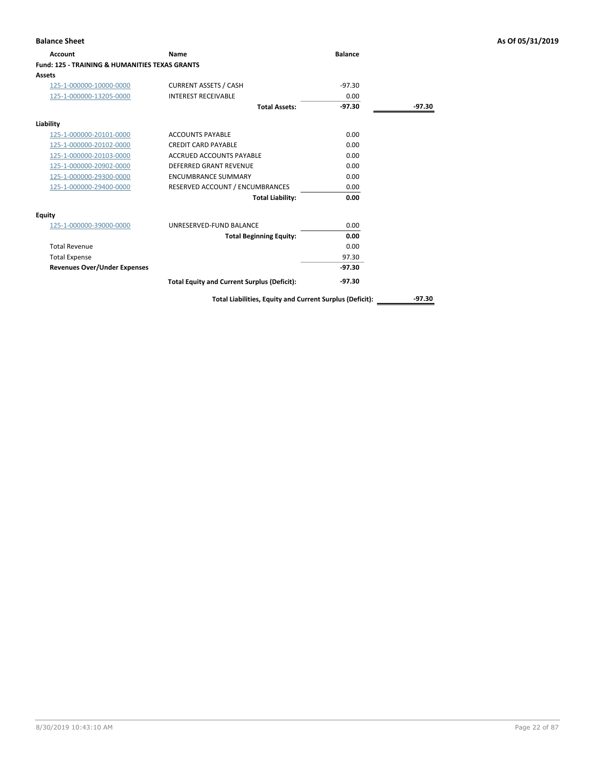**Balance Sheet** — **As Of 05/31/2019**

| Account | Name | Balance | |
|---|---|---|---|
| **Fund: 125 - TRAINING & HUMANITIES TEXAS GRANTS** | | | |
| **Assets** | | | |
| 125-1-000000-10000-0000 | CURRENT ASSETS / CASH | -97.30 | |
| 125-1-000000-13205-0000 | INTEREST RECEIVABLE | 0.00 | |
| | **Total Assets:** | **-97.30** | **-97.30** |
| **Liability** | | | |
| 125-1-000000-20101-0000 | ACCOUNTS PAYABLE | 0.00 | |
| 125-1-000000-20102-0000 | CREDIT CARD PAYABLE | 0.00 | |
| 125-1-000000-20103-0000 | ACCRUED ACCOUNTS PAYABLE | 0.00 | |
| 125-1-000000-20902-0000 | DEFERRED GRANT REVENUE | 0.00 | |
| 125-1-000000-29300-0000 | ENCUMBRANCE SUMMARY | 0.00 | |
| 125-1-000000-29400-0000 | RESERVED ACCOUNT / ENCUMBRANCES | 0.00 | |
| | **Total Liability:** | **0.00** | |
| **Equity** | | | |
| 125-1-000000-39000-0000 | UNRESERVED-FUND BALANCE | 0.00 | |
| | **Total Beginning Equity:** | **0.00** | |
| Total Revenue | | 0.00 | |
| Total Expense | | 97.30 | |
| **Revenues Over/Under Expenses** | | **-97.30** | |
| | **Total Equity and Current Surplus (Deficit):** | **-97.30** | |
| | **Total Liabilities, Equity and Current Surplus (Deficit):** | | **-97.30** |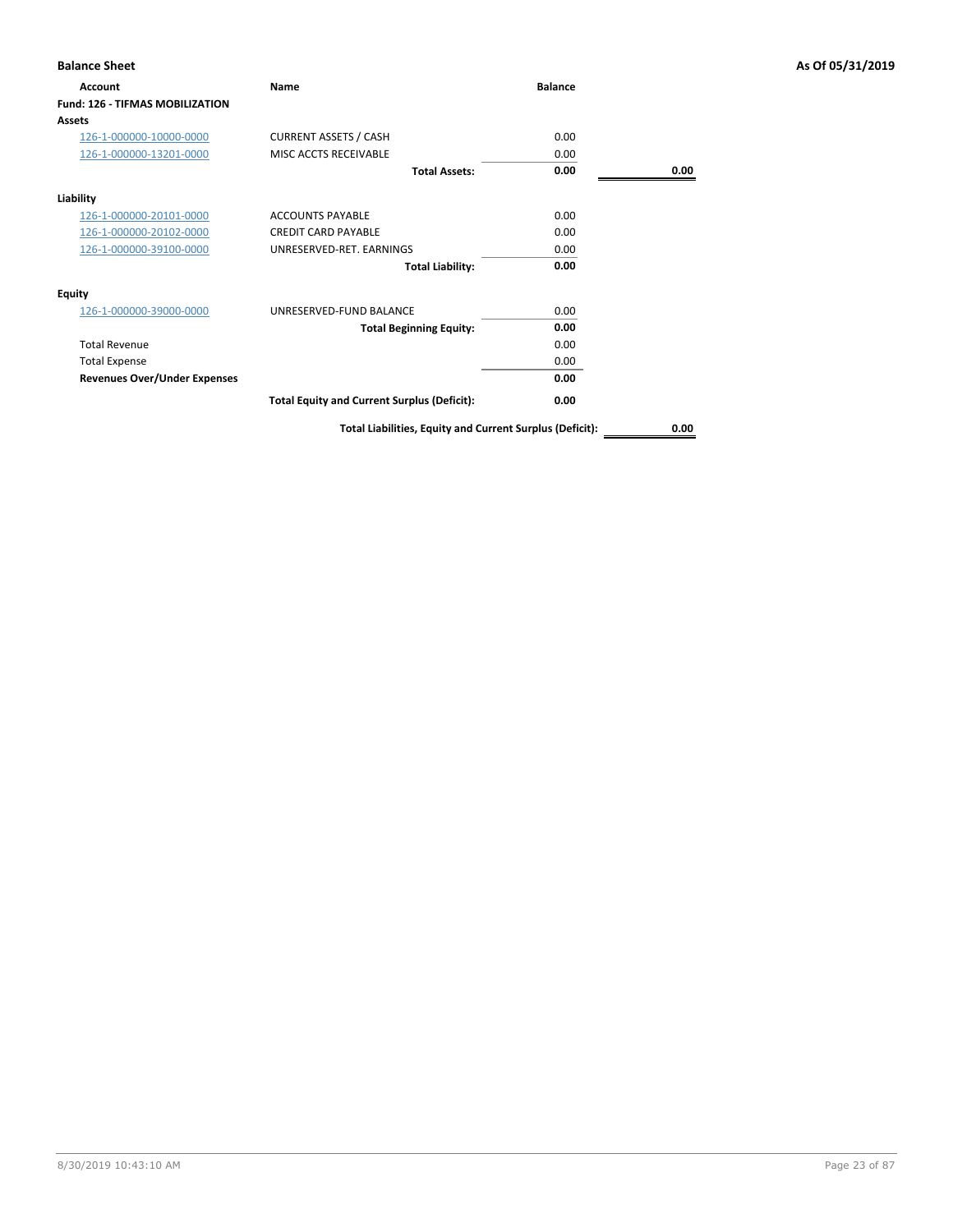**Balance Sheet** — As Of 05/31/2019

| Account | Name | Balance | |
|---|---|---|---|
| **Fund: 126 - TIFMAS MOBILIZATION** | | | |
| **Assets** | | | |
| 126-1-000000-10000-0000 | CURRENT ASSETS / CASH | 0.00 | |
| 126-1-000000-13201-0000 | MISC ACCTS RECEIVABLE | 0.00 | |
| | **Total Assets:** | **0.00** | **0.00** |
| **Liability** | | | |
| 126-1-000000-20101-0000 | ACCOUNTS PAYABLE | 0.00 | |
| 126-1-000000-20102-0000 | CREDIT CARD PAYABLE | 0.00 | |
| 126-1-000000-39100-0000 | UNRESERVED-RET. EARNINGS | 0.00 | |
| | **Total Liability:** | **0.00** | |
| **Equity** | | | |
| 126-1-000000-39000-0000 | UNRESERVED-FUND BALANCE | 0.00 | |
| | **Total Beginning Equity:** | **0.00** | |
| Total Revenue | | 0.00 | |
| Total Expense | | 0.00 | |
| **Revenues Over/Under Expenses** | | **0.00** | |
| | **Total Equity and Current Surplus (Deficit):** | **0.00** | |
| | **Total Liabilities, Equity and Current Surplus (Deficit):** | | **0.00** |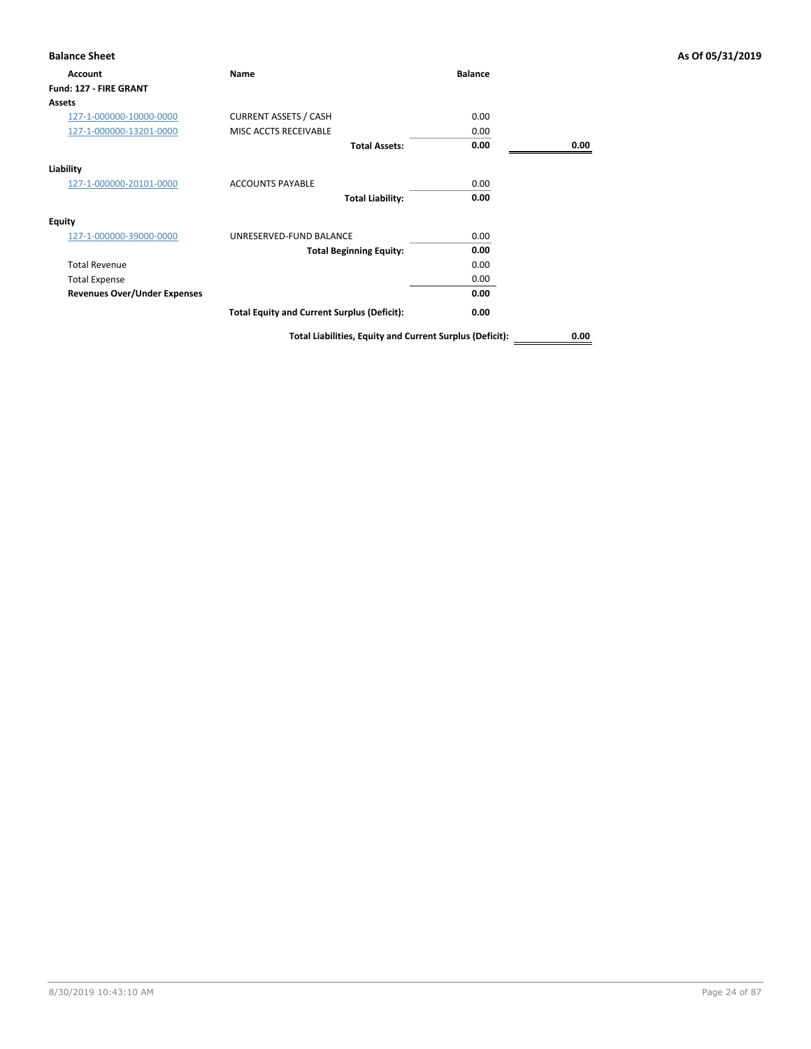**Balance Sheet** — As Of 05/31/2019

| Account | Name | Balance | |
|---|---|---|---|
| **Fund: 127 - FIRE GRANT** | | | |
| **Assets** | | | |
| 127-1-000000-10000-0000 | CURRENT ASSETS / CASH | 0.00 | |
| 127-1-000000-13201-0000 | MISC ACCTS RECEIVABLE | 0.00 | |
| | **Total Assets:** | **0.00** | **0.00** |
| **Liability** | | | |
| 127-1-000000-20101-0000 | ACCOUNTS PAYABLE | 0.00 | |
| | **Total Liability:** | **0.00** | |
| **Equity** | | | |
| 127-1-000000-39000-0000 | UNRESERVED-FUND BALANCE | 0.00 | |
| | **Total Beginning Equity:** | **0.00** | |
| Total Revenue | | 0.00 | |
| Total Expense | | 0.00 | |
| **Revenues Over/Under Expenses** | | **0.00** | |
| | **Total Equity and Current Surplus (Deficit):** | **0.00** | |
| | **Total Liabilities, Equity and Current Surplus (Deficit):** | | **0.00** |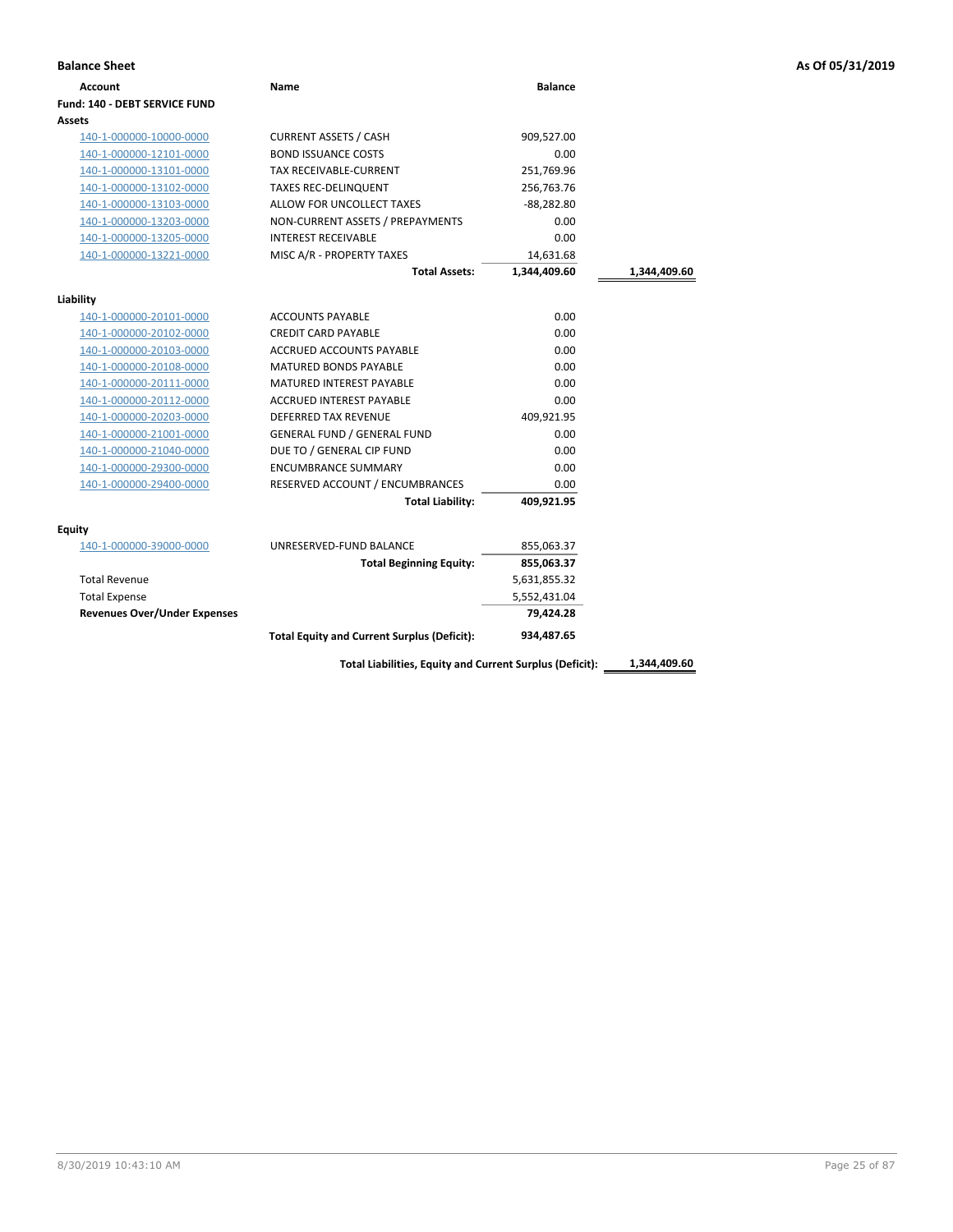**Balance Sheet** **As Of 05/31/2019**

| Account | Name | Balance | |
|---|---|---|---|
| **Fund: 140 - DEBT SERVICE FUND** | | | |
| **Assets** | | | |
| 140-1-000000-10000-0000 | CURRENT ASSETS / CASH | 909,527.00 | |
| 140-1-000000-12101-0000 | BOND ISSUANCE COSTS | 0.00 | |
| 140-1-000000-13101-0000 | TAX RECEIVABLE-CURRENT | 251,769.96 | |
| 140-1-000000-13102-0000 | TAXES REC-DELINQUENT | 256,763.76 | |
| 140-1-000000-13103-0000 | ALLOW FOR UNCOLLECT TAXES | -88,282.80 | |
| 140-1-000000-13203-0000 | NON-CURRENT ASSETS / PREPAYMENTS | 0.00 | |
| 140-1-000000-13205-0000 | INTEREST RECEIVABLE | 0.00 | |
| 140-1-000000-13221-0000 | MISC A/R - PROPERTY TAXES | 14,631.68 | |
| | **Total Assets:** | **1,344,409.60** | **1,344,409.60** |
| **Liability** | | | |
| 140-1-000000-20101-0000 | ACCOUNTS PAYABLE | 0.00 | |
| 140-1-000000-20102-0000 | CREDIT CARD PAYABLE | 0.00 | |
| 140-1-000000-20103-0000 | ACCRUED ACCOUNTS PAYABLE | 0.00 | |
| 140-1-000000-20108-0000 | MATURED BONDS PAYABLE | 0.00 | |
| 140-1-000000-20111-0000 | MATURED INTEREST PAYABLE | 0.00 | |
| 140-1-000000-20112-0000 | ACCRUED INTEREST PAYABLE | 0.00 | |
| 140-1-000000-20203-0000 | DEFERRED TAX REVENUE | 409,921.95 | |
| 140-1-000000-21001-0000 | GENERAL FUND / GENERAL FUND | 0.00 | |
| 140-1-000000-21040-0000 | DUE TO / GENERAL CIP FUND | 0.00 | |
| 140-1-000000-29300-0000 | ENCUMBRANCE SUMMARY | 0.00 | |
| 140-1-000000-29400-0000 | RESERVED ACCOUNT / ENCUMBRANCES | 0.00 | |
| | **Total Liability:** | **409,921.95** | |
| **Equity** | | | |
| 140-1-000000-39000-0000 | UNRESERVED-FUND BALANCE | 855,063.37 | |
| | **Total Beginning Equity:** | **855,063.37** | |
| Total Revenue | | 5,631,855.32 | |
| Total Expense | | 5,552,431.04 | |
| **Revenues Over/Under Expenses** | | **79,424.28** | |
| | **Total Equity and Current Surplus (Deficit):** | **934,487.65** | |
| | **Total Liabilities, Equity and Current Surplus (Deficit):** | | **1,344,409.60** |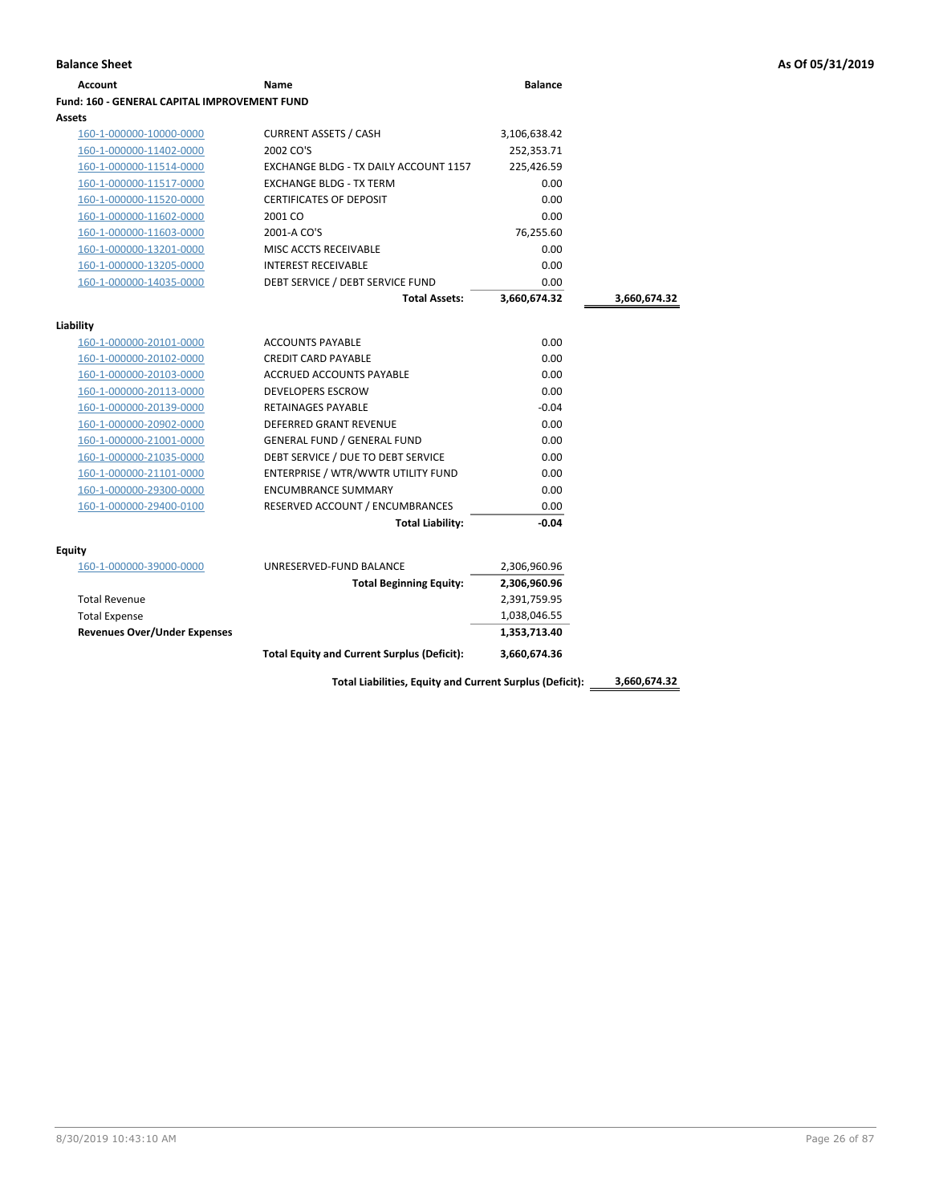**Balance Sheet** **As Of 05/31/2019**

| Account | Name | Balance | |
|---|---|---|---|
| **Fund: 160 - GENERAL CAPITAL IMPROVEMENT FUND** | | | |
| **Assets** | | | |
| 160-1-000000-10000-0000 | CURRENT ASSETS / CASH | 3,106,638.42 | |
| 160-1-000000-11402-0000 | 2002 CO'S | 252,353.71 | |
| 160-1-000000-11514-0000 | EXCHANGE BLDG - TX DAILY ACCOUNT 1157 | 225,426.59 | |
| 160-1-000000-11517-0000 | EXCHANGE BLDG - TX TERM | 0.00 | |
| 160-1-000000-11520-0000 | CERTIFICATES OF DEPOSIT | 0.00 | |
| 160-1-000000-11602-0000 | 2001 CO | 0.00 | |
| 160-1-000000-11603-0000 | 2001-A CO'S | 76,255.60 | |
| 160-1-000000-13201-0000 | MISC ACCTS RECEIVABLE | 0.00 | |
| 160-1-000000-13205-0000 | INTEREST RECEIVABLE | 0.00 | |
| 160-1-000000-14035-0000 | DEBT SERVICE / DEBT SERVICE FUND | 0.00 | |
| | **Total Assets:** | **3,660,674.32** | **3,660,674.32** |
| **Liability** | | | |
| 160-1-000000-20101-0000 | ACCOUNTS PAYABLE | 0.00 | |
| 160-1-000000-20102-0000 | CREDIT CARD PAYABLE | 0.00 | |
| 160-1-000000-20103-0000 | ACCRUED ACCOUNTS PAYABLE | 0.00 | |
| 160-1-000000-20113-0000 | DEVELOPERS ESCROW | 0.00 | |
| 160-1-000000-20139-0000 | RETAINAGES PAYABLE | -0.04 | |
| 160-1-000000-20902-0000 | DEFERRED GRANT REVENUE | 0.00 | |
| 160-1-000000-21001-0000 | GENERAL FUND / GENERAL FUND | 0.00 | |
| 160-1-000000-21035-0000 | DEBT SERVICE / DUE TO DEBT SERVICE | 0.00 | |
| 160-1-000000-21101-0000 | ENTERPRISE / WTR/WWTR UTILITY FUND | 0.00 | |
| 160-1-000000-29300-0000 | ENCUMBRANCE SUMMARY | 0.00 | |
| 160-1-000000-29400-0100 | RESERVED ACCOUNT / ENCUMBRANCES | 0.00 | |
| | **Total Liability:** | **-0.04** | |
| **Equity** | | | |
| 160-1-000000-39000-0000 | UNRESERVED-FUND BALANCE | 2,306,960.96 | |
| | **Total Beginning Equity:** | **2,306,960.96** | |
| Total Revenue | | 2,391,759.95 | |
| Total Expense | | 1,038,046.55 | |
| **Revenues Over/Under Expenses** | | **1,353,713.40** | |
| | **Total Equity and Current Surplus (Deficit):** | **3,660,674.36** | |
| | **Total Liabilities, Equity and Current Surplus (Deficit):** | | **3,660,674.32** |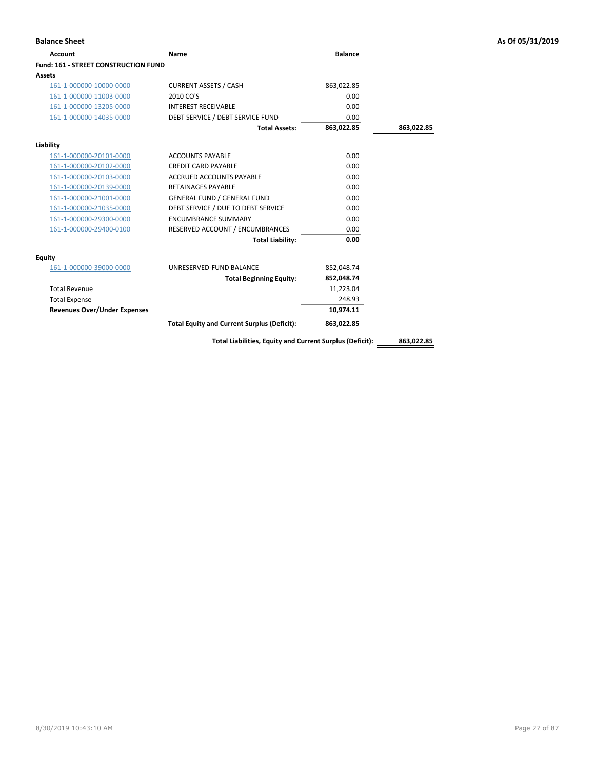## Balance Sheet

**As Of 05/31/2019**

| Account | Name | Balance | |
|---|---|---|---|
| **Fund: 161 - STREET CONSTRUCTION FUND** | | | |
| **Assets** | | | |
| 161-1-000000-10000-0000 | CURRENT ASSETS / CASH | 863,022.85 | |
| 161-1-000000-11003-0000 | 2010 CO'S | 0.00 | |
| 161-1-000000-13205-0000 | INTEREST RECEIVABLE | 0.00 | |
| 161-1-000000-14035-0000 | DEBT SERVICE / DEBT SERVICE FUND | 0.00 | |
| | **Total Assets:** | **863,022.85** | **863,022.85** |
| **Liability** | | | |
| 161-1-000000-20101-0000 | ACCOUNTS PAYABLE | 0.00 | |
| 161-1-000000-20102-0000 | CREDIT CARD PAYABLE | 0.00 | |
| 161-1-000000-20103-0000 | ACCRUED ACCOUNTS PAYABLE | 0.00 | |
| 161-1-000000-20139-0000 | RETAINAGES PAYABLE | 0.00 | |
| 161-1-000000-21001-0000 | GENERAL FUND / GENERAL FUND | 0.00 | |
| 161-1-000000-21035-0000 | DEBT SERVICE / DUE TO DEBT SERVICE | 0.00 | |
| 161-1-000000-29300-0000 | ENCUMBRANCE SUMMARY | 0.00 | |
| 161-1-000000-29400-0100 | RESERVED ACCOUNT / ENCUMBRANCES | 0.00 | |
| | **Total Liability:** | **0.00** | |
| **Equity** | | | |
| 161-1-000000-39000-0000 | UNRESERVED-FUND BALANCE | 852,048.74 | |
| | **Total Beginning Equity:** | **852,048.74** | |
| Total Revenue | | 11,223.04 | |
| Total Expense | | 248.93 | |
| **Revenues Over/Under Expenses** | | **10,974.11** | |
| | **Total Equity and Current Surplus (Deficit):** | **863,022.85** | |
| | **Total Liabilities, Equity and Current Surplus (Deficit):** | | **863,022.85** |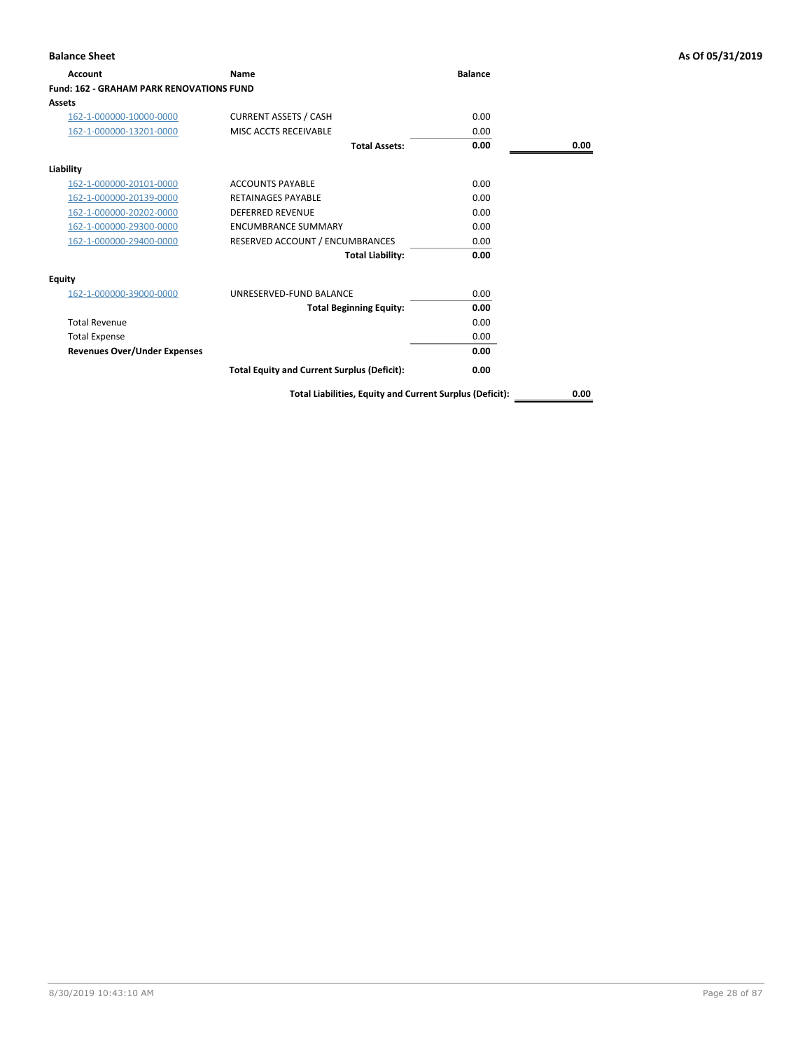## Balance Sheet

**As Of 05/31/2019**

| Account | Name | Balance | |
|---|---|---|---|
| **Fund: 162 - GRAHAM PARK RENOVATIONS FUND** | | | |
| **Assets** | | | |
| 162-1-000000-10000-0000 | CURRENT ASSETS / CASH | 0.00 | |
| 162-1-000000-13201-0000 | MISC ACCTS RECEIVABLE | 0.00 | |
| | **Total Assets:** | **0.00** | **0.00** |
| **Liability** | | | |
| 162-1-000000-20101-0000 | ACCOUNTS PAYABLE | 0.00 | |
| 162-1-000000-20139-0000 | RETAINAGES PAYABLE | 0.00 | |
| 162-1-000000-20202-0000 | DEFERRED REVENUE | 0.00 | |
| 162-1-000000-29300-0000 | ENCUMBRANCE SUMMARY | 0.00 | |
| 162-1-000000-29400-0000 | RESERVED ACCOUNT / ENCUMBRANCES | 0.00 | |
| | **Total Liability:** | **0.00** | |
| **Equity** | | | |
| 162-1-000000-39000-0000 | UNRESERVED-FUND BALANCE | 0.00 | |
| | **Total Beginning Equity:** | **0.00** | |
| Total Revenue | | 0.00 | |
| Total Expense | | 0.00 | |
| **Revenues Over/Under Expenses** | | **0.00** | |
| | **Total Equity and Current Surplus (Deficit):** | **0.00** | |
| | **Total Liabilities, Equity and Current Surplus (Deficit):** | | **0.00** |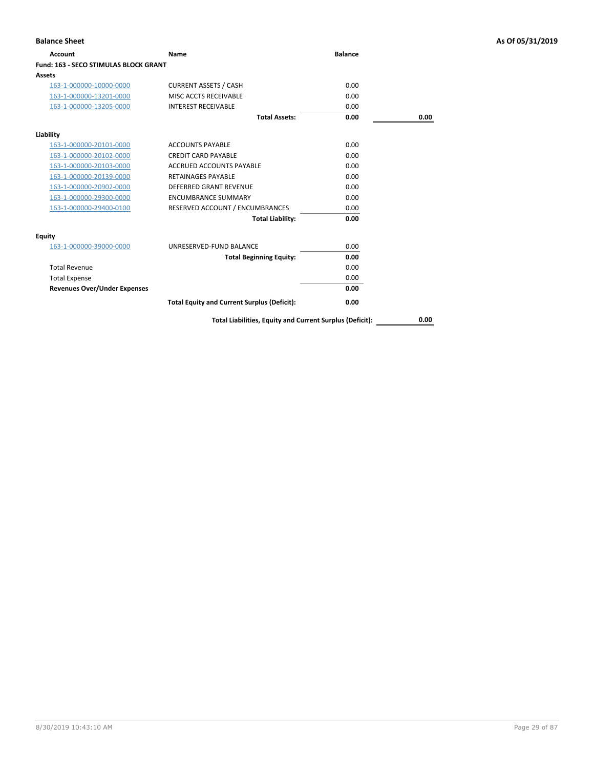**Balance Sheet** **As Of 05/31/2019**

| Account | Name | Balance | |
|---|---|---|---|
| **Fund: 163 - SECO STIMULAS BLOCK GRANT** | | | |
| **Assets** | | | |
| 163-1-000000-10000-0000 | CURRENT ASSETS / CASH | 0.00 | |
| 163-1-000000-13201-0000 | MISC ACCTS RECEIVABLE | 0.00 | |
| 163-1-000000-13205-0000 | INTEREST RECEIVABLE | 0.00 | |
| | **Total Assets:** | **0.00** | **0.00** |
| **Liability** | | | |
| 163-1-000000-20101-0000 | ACCOUNTS PAYABLE | 0.00 | |
| 163-1-000000-20102-0000 | CREDIT CARD PAYABLE | 0.00 | |
| 163-1-000000-20103-0000 | ACCRUED ACCOUNTS PAYABLE | 0.00 | |
| 163-1-000000-20139-0000 | RETAINAGES PAYABLE | 0.00 | |
| 163-1-000000-20902-0000 | DEFERRED GRANT REVENUE | 0.00 | |
| 163-1-000000-29300-0000 | ENCUMBRANCE SUMMARY | 0.00 | |
| 163-1-000000-29400-0100 | RESERVED ACCOUNT / ENCUMBRANCES | 0.00 | |
| | **Total Liability:** | **0.00** | |
| **Equity** | | | |
| 163-1-000000-39000-0000 | UNRESERVED-FUND BALANCE | 0.00 | |
| | **Total Beginning Equity:** | **0.00** | |
| Total Revenue | | 0.00 | |
| Total Expense | | 0.00 | |
| **Revenues Over/Under Expenses** | | **0.00** | |
| | **Total Equity and Current Surplus (Deficit):** | **0.00** | |
| | **Total Liabilities, Equity and Current Surplus (Deficit):** | | **0.00** |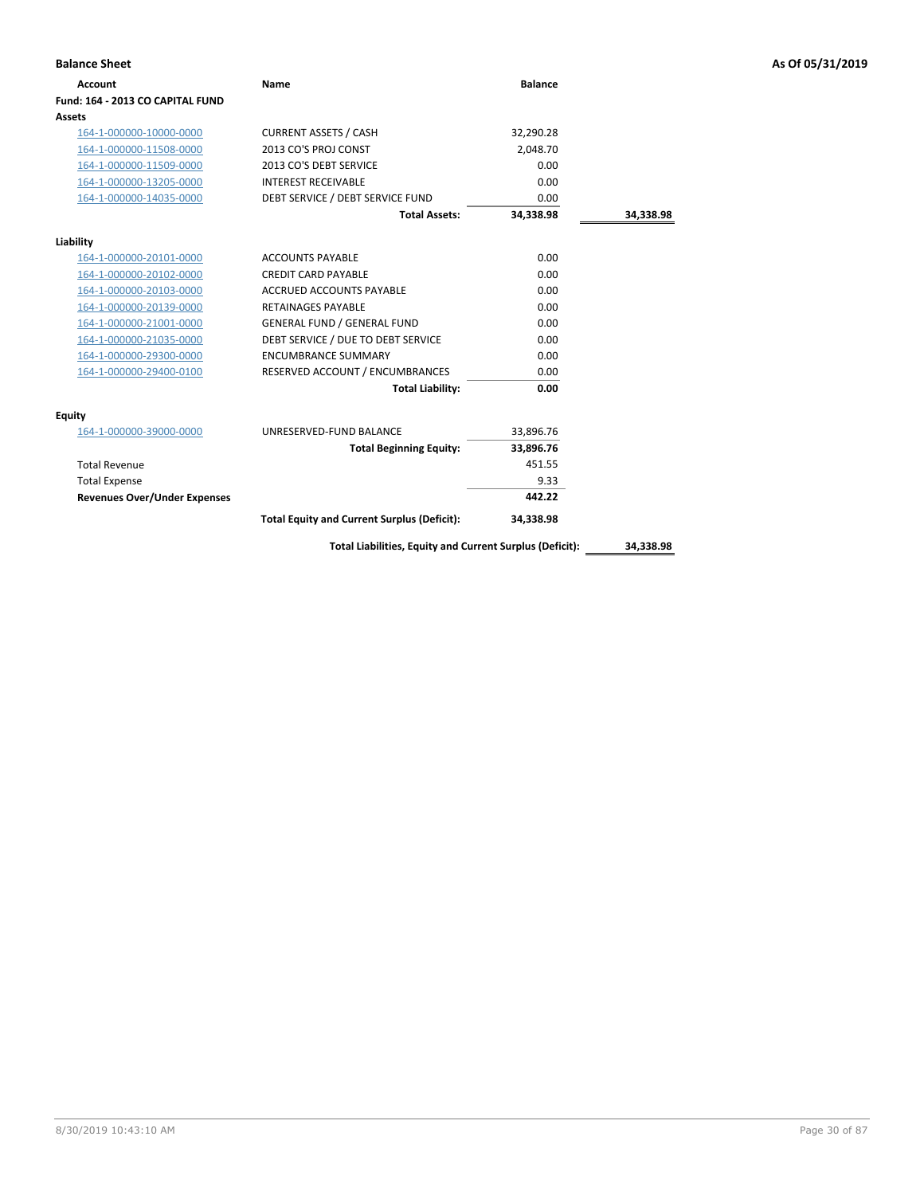**Balance Sheet** — As Of 05/31/2019

| Account | Name | Balance | |
|---|---|---|---|
| **Fund: 164 - 2013 CO CAPITAL FUND** | | | |
| **Assets** | | | |
| 164-1-000000-10000-0000 | CURRENT ASSETS / CASH | 32,290.28 | |
| 164-1-000000-11508-0000 | 2013 CO'S PROJ CONST | 2,048.70 | |
| 164-1-000000-11509-0000 | 2013 CO'S DEBT SERVICE | 0.00 | |
| 164-1-000000-13205-0000 | INTEREST RECEIVABLE | 0.00 | |
| 164-1-000000-14035-0000 | DEBT SERVICE / DEBT SERVICE FUND | 0.00 | |
| | **Total Assets:** | **34,338.98** | **34,338.98** |
| **Liability** | | | |
| 164-1-000000-20101-0000 | ACCOUNTS PAYABLE | 0.00 | |
| 164-1-000000-20102-0000 | CREDIT CARD PAYABLE | 0.00 | |
| 164-1-000000-20103-0000 | ACCRUED ACCOUNTS PAYABLE | 0.00 | |
| 164-1-000000-20139-0000 | RETAINAGES PAYABLE | 0.00 | |
| 164-1-000000-21001-0000 | GENERAL FUND / GENERAL FUND | 0.00 | |
| 164-1-000000-21035-0000 | DEBT SERVICE / DUE TO DEBT SERVICE | 0.00 | |
| 164-1-000000-29300-0000 | ENCUMBRANCE SUMMARY | 0.00 | |
| 164-1-000000-29400-0100 | RESERVED ACCOUNT / ENCUMBRANCES | 0.00 | |
| | **Total Liability:** | **0.00** | |
| **Equity** | | | |
| 164-1-000000-39000-0000 | UNRESERVED-FUND BALANCE | 33,896.76 | |
| | **Total Beginning Equity:** | **33,896.76** | |
| Total Revenue | | 451.55 | |
| Total Expense | | 9.33 | |
| **Revenues Over/Under Expenses** | | **442.22** | |
| | **Total Equity and Current Surplus (Deficit):** | **34,338.98** | |
| | **Total Liabilities, Equity and Current Surplus (Deficit):** | | **34,338.98** |

8/30/2019 10:43:10 AM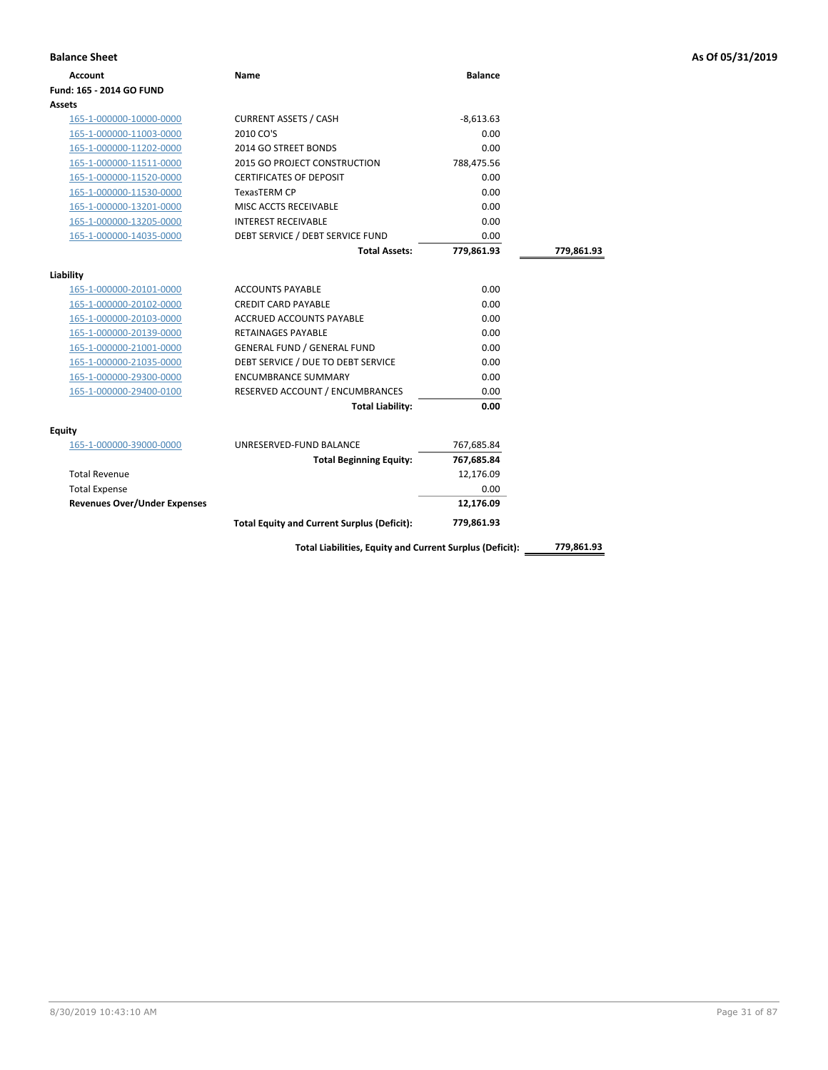## Balance Sheet

**As Of 05/31/2019**

| Account | Name | Balance | |
|---|---|---|---|
| **Fund: 165 - 2014 GO FUND** | | | |
| **Assets** | | | |
| 165-1-000000-10000-0000 | CURRENT ASSETS / CASH | -8,613.63 | |
| 165-1-000000-11003-0000 | 2010 CO'S | 0.00 | |
| 165-1-000000-11202-0000 | 2014 GO STREET BONDS | 0.00 | |
| 165-1-000000-11511-0000 | 2015 GO PROJECT CONSTRUCTION | 788,475.56 | |
| 165-1-000000-11520-0000 | CERTIFICATES OF DEPOSIT | 0.00 | |
| 165-1-000000-11530-0000 | TexasTERM CP | 0.00 | |
| 165-1-000000-13201-0000 | MISC ACCTS RECEIVABLE | 0.00 | |
| 165-1-000000-13205-0000 | INTEREST RECEIVABLE | 0.00 | |
| 165-1-000000-14035-0000 | DEBT SERVICE / DEBT SERVICE FUND | 0.00 | |
| | **Total Assets:** | **779,861.93** | **779,861.93** |
| **Liability** | | | |
| 165-1-000000-20101-0000 | ACCOUNTS PAYABLE | 0.00 | |
| 165-1-000000-20102-0000 | CREDIT CARD PAYABLE | 0.00 | |
| 165-1-000000-20103-0000 | ACCRUED ACCOUNTS PAYABLE | 0.00 | |
| 165-1-000000-20139-0000 | RETAINAGES PAYABLE | 0.00 | |
| 165-1-000000-21001-0000 | GENERAL FUND / GENERAL FUND | 0.00 | |
| 165-1-000000-21035-0000 | DEBT SERVICE / DUE TO DEBT SERVICE | 0.00 | |
| 165-1-000000-29300-0000 | ENCUMBRANCE SUMMARY | 0.00 | |
| 165-1-000000-29400-0100 | RESERVED ACCOUNT / ENCUMBRANCES | 0.00 | |
| | **Total Liability:** | **0.00** | |
| **Equity** | | | |
| 165-1-000000-39000-0000 | UNRESERVED-FUND BALANCE | 767,685.84 | |
| | **Total Beginning Equity:** | **767,685.84** | |
| Total Revenue | | 12,176.09 | |
| Total Expense | | 0.00 | |
| **Revenues Over/Under Expenses** | | **12,176.09** | |
| | **Total Equity and Current Surplus (Deficit):** | **779,861.93** | |
| | **Total Liabilities, Equity and Current Surplus (Deficit):** | | **779,861.93** |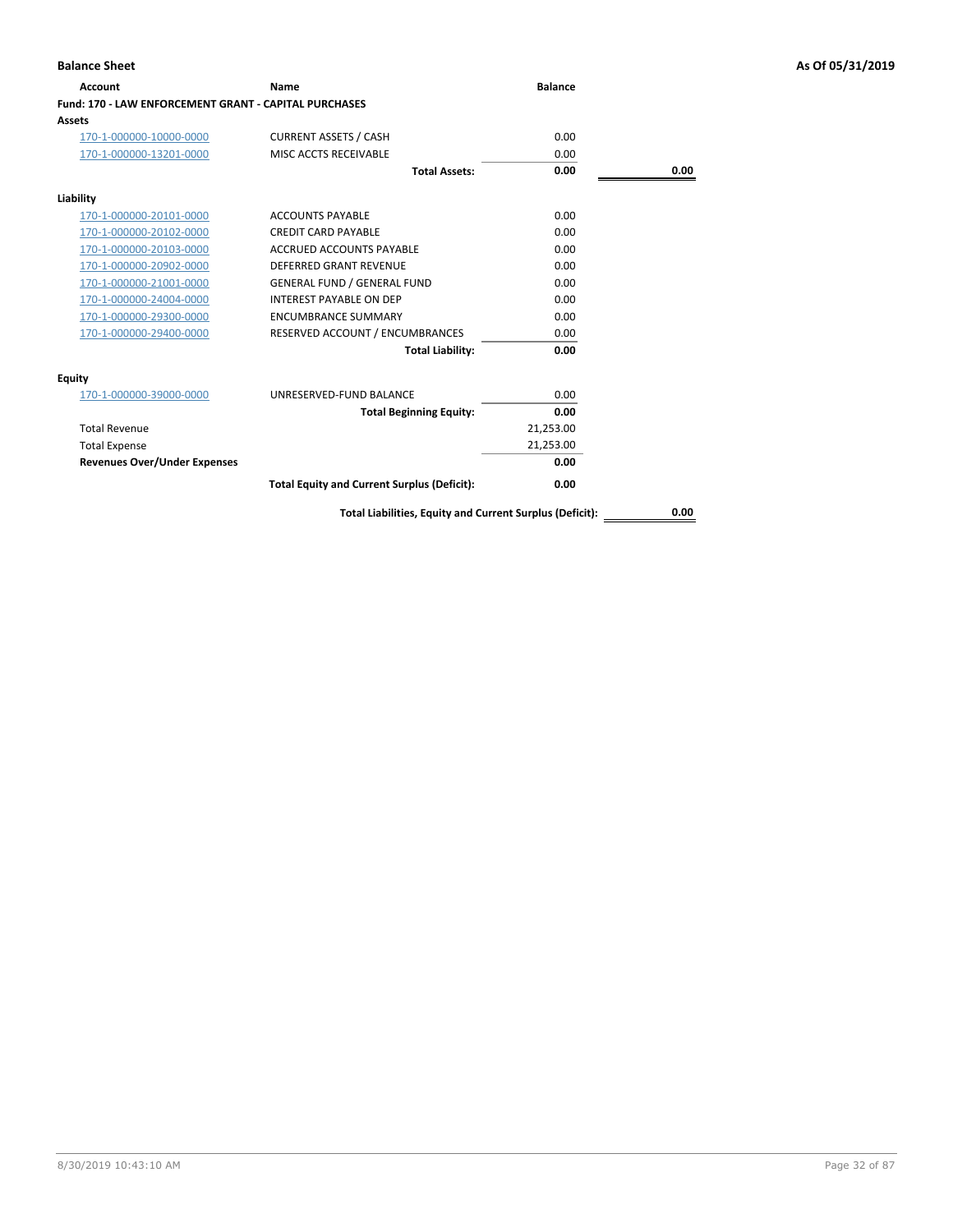**Balance Sheet** | **As Of 05/31/2019**

| Account | Name | Balance | |
|---|---|---|---|
| **Fund: 170 - LAW ENFORCEMENT GRANT - CAPITAL PURCHASES** | | | |
| **Assets** | | | |
| 170-1-000000-10000-0000 | CURRENT ASSETS / CASH | 0.00 | |
| 170-1-000000-13201-0000 | MISC ACCTS RECEIVABLE | 0.00 | |
| | **Total Assets:** | **0.00** | **0.00** |
| **Liability** | | | |
| 170-1-000000-20101-0000 | ACCOUNTS PAYABLE | 0.00 | |
| 170-1-000000-20102-0000 | CREDIT CARD PAYABLE | 0.00 | |
| 170-1-000000-20103-0000 | ACCRUED ACCOUNTS PAYABLE | 0.00 | |
| 170-1-000000-20902-0000 | DEFERRED GRANT REVENUE | 0.00 | |
| 170-1-000000-21001-0000 | GENERAL FUND / GENERAL FUND | 0.00 | |
| 170-1-000000-24004-0000 | INTEREST PAYABLE ON DEP | 0.00 | |
| 170-1-000000-29300-0000 | ENCUMBRANCE SUMMARY | 0.00 | |
| 170-1-000000-29400-0000 | RESERVED ACCOUNT / ENCUMBRANCES | 0.00 | |
| | **Total Liability:** | **0.00** | |
| **Equity** | | | |
| 170-1-000000-39000-0000 | UNRESERVED-FUND BALANCE | 0.00 | |
| | **Total Beginning Equity:** | **0.00** | |
| Total Revenue | | 21,253.00 | |
| Total Expense | | 21,253.00 | |
| **Revenues Over/Under Expenses** | | **0.00** | |
| | **Total Equity and Current Surplus (Deficit):** | **0.00** | |
| | **Total Liabilities, Equity and Current Surplus (Deficit):** | | **0.00** |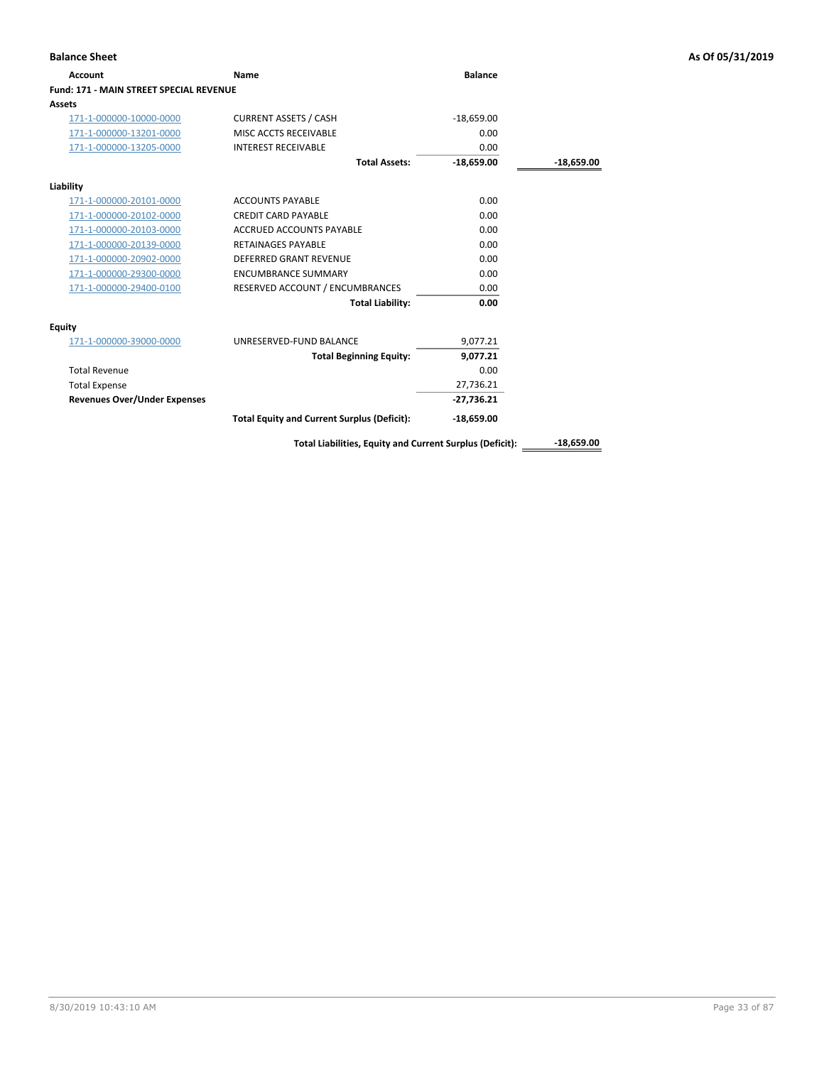## Balance Sheet

**As Of 05/31/2019**

| Account | Name | Balance | |
|---|---|---|---|
| **Fund: 171 - MAIN STREET SPECIAL REVENUE** | | | |
| **Assets** | | | |
| 171-1-000000-10000-0000 | CURRENT ASSETS / CASH | -18,659.00 | |
| 171-1-000000-13201-0000 | MISC ACCTS RECEIVABLE | 0.00 | |
| 171-1-000000-13205-0000 | INTEREST RECEIVABLE | 0.00 | |
| | **Total Assets:** | **-18,659.00** | -18,659.00 |
| **Liability** | | | |
| 171-1-000000-20101-0000 | ACCOUNTS PAYABLE | 0.00 | |
| 171-1-000000-20102-0000 | CREDIT CARD PAYABLE | 0.00 | |
| 171-1-000000-20103-0000 | ACCRUED ACCOUNTS PAYABLE | 0.00 | |
| 171-1-000000-20139-0000 | RETAINAGES PAYABLE | 0.00 | |
| 171-1-000000-20902-0000 | DEFERRED GRANT REVENUE | 0.00 | |
| 171-1-000000-29300-0000 | ENCUMBRANCE SUMMARY | 0.00 | |
| 171-1-000000-29400-0100 | RESERVED ACCOUNT / ENCUMBRANCES | 0.00 | |
| | **Total Liability:** | **0.00** | |
| **Equity** | | | |
| 171-1-000000-39000-0000 | UNRESERVED-FUND BALANCE | 9,077.21 | |
| | **Total Beginning Equity:** | **9,077.21** | |
| Total Revenue | | 0.00 | |
| Total Expense | | 27,736.21 | |
| **Revenues Over/Under Expenses** | | **-27,736.21** | |
| | **Total Equity and Current Surplus (Deficit):** | **-18,659.00** | |
| | **Total Liabilities, Equity and Current Surplus (Deficit):** | | -18,659.00 |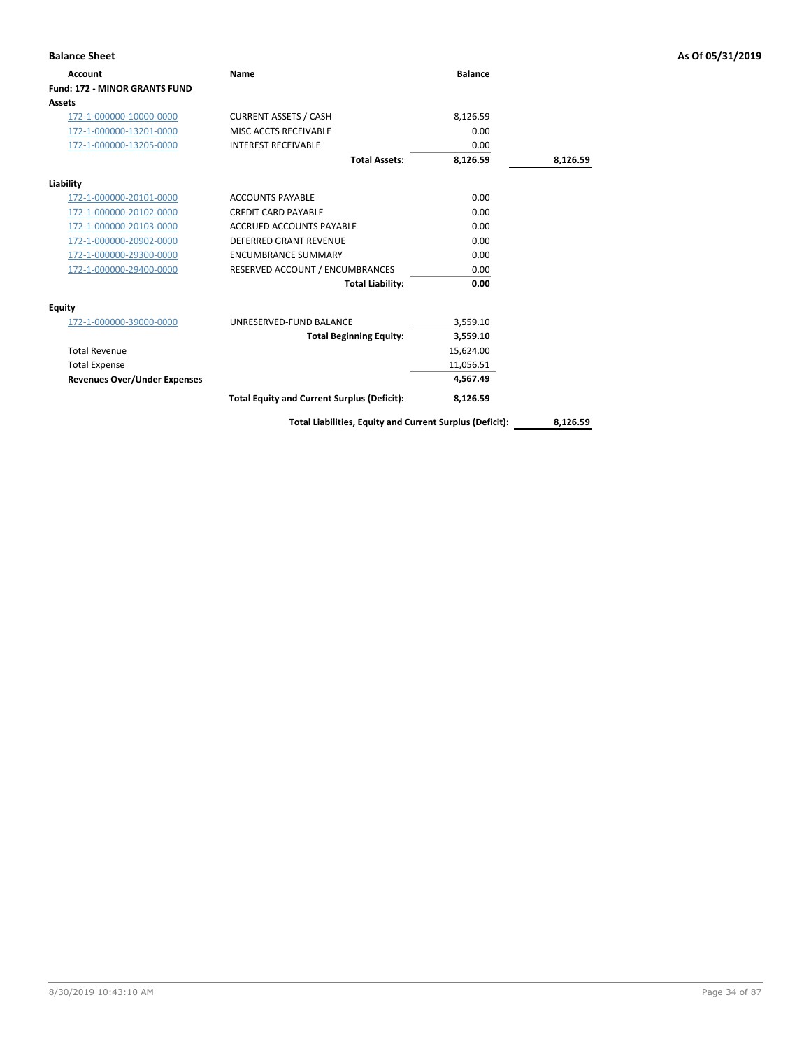**Balance Sheet** — As Of 05/31/2019

| Account | Name | Balance | |
|---|---|---|---|
| **Fund: 172 - MINOR GRANTS FUND** | | | |
| **Assets** | | | |
| 172-1-000000-10000-0000 | CURRENT ASSETS / CASH | 8,126.59 | |
| 172-1-000000-13201-0000 | MISC ACCTS RECEIVABLE | 0.00 | |
| 172-1-000000-13205-0000 | INTEREST RECEIVABLE | 0.00 | |
| | **Total Assets:** | **8,126.59** | **8,126.59** |
| **Liability** | | | |
| 172-1-000000-20101-0000 | ACCOUNTS PAYABLE | 0.00 | |
| 172-1-000000-20102-0000 | CREDIT CARD PAYABLE | 0.00 | |
| 172-1-000000-20103-0000 | ACCRUED ACCOUNTS PAYABLE | 0.00 | |
| 172-1-000000-20902-0000 | DEFERRED GRANT REVENUE | 0.00 | |
| 172-1-000000-29300-0000 | ENCUMBRANCE SUMMARY | 0.00 | |
| 172-1-000000-29400-0000 | RESERVED ACCOUNT / ENCUMBRANCES | 0.00 | |
| | **Total Liability:** | **0.00** | |
| **Equity** | | | |
| 172-1-000000-39000-0000 | UNRESERVED-FUND BALANCE | 3,559.10 | |
| | **Total Beginning Equity:** | **3,559.10** | |
| Total Revenue | | 15,624.00 | |
| Total Expense | | 11,056.51 | |
| **Revenues Over/Under Expenses** | | **4,567.49** | |
| | **Total Equity and Current Surplus (Deficit):** | **8,126.59** | |
| | **Total Liabilities, Equity and Current Surplus (Deficit):** | | **8,126.59** |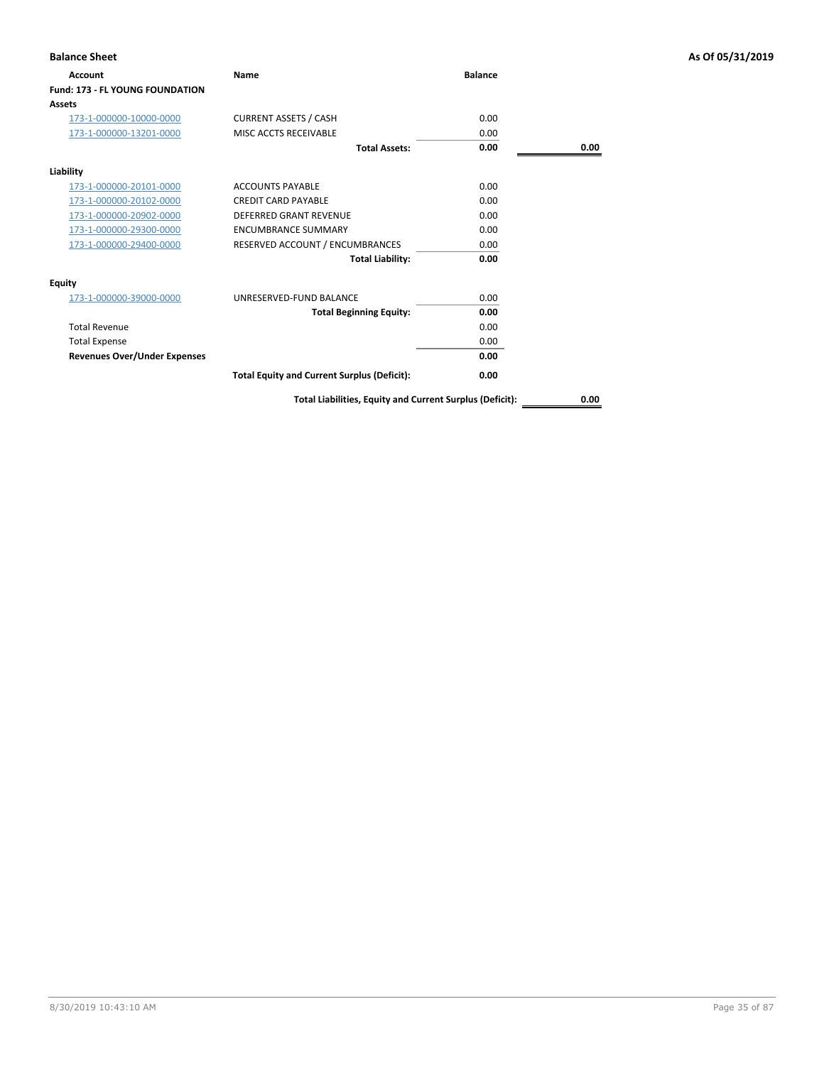**Balance Sheet** — As Of 05/31/2019

| Account | Name | Balance | |
|---|---|---|---|
| **Fund: 173 - FL YOUNG FOUNDATION** | | | |
| **Assets** | | | |
| 173-1-000000-10000-0000 | CURRENT ASSETS / CASH | 0.00 | |
| 173-1-000000-13201-0000 | MISC ACCTS RECEIVABLE | 0.00 | |
| | **Total Assets:** | **0.00** | **0.00** |
| **Liability** | | | |
| 173-1-000000-20101-0000 | ACCOUNTS PAYABLE | 0.00 | |
| 173-1-000000-20102-0000 | CREDIT CARD PAYABLE | 0.00 | |
| 173-1-000000-20902-0000 | DEFERRED GRANT REVENUE | 0.00 | |
| 173-1-000000-29300-0000 | ENCUMBRANCE SUMMARY | 0.00 | |
| 173-1-000000-29400-0000 | RESERVED ACCOUNT / ENCUMBRANCES | 0.00 | |
| | **Total Liability:** | **0.00** | |
| **Equity** | | | |
| 173-1-000000-39000-0000 | UNRESERVED-FUND BALANCE | 0.00 | |
| | **Total Beginning Equity:** | **0.00** | |
| Total Revenue | | 0.00 | |
| Total Expense | | 0.00 | |
| **Revenues Over/Under Expenses** | | **0.00** | |
| | **Total Equity and Current Surplus (Deficit):** | **0.00** | |
| | **Total Liabilities, Equity and Current Surplus (Deficit):** | | **0.00** |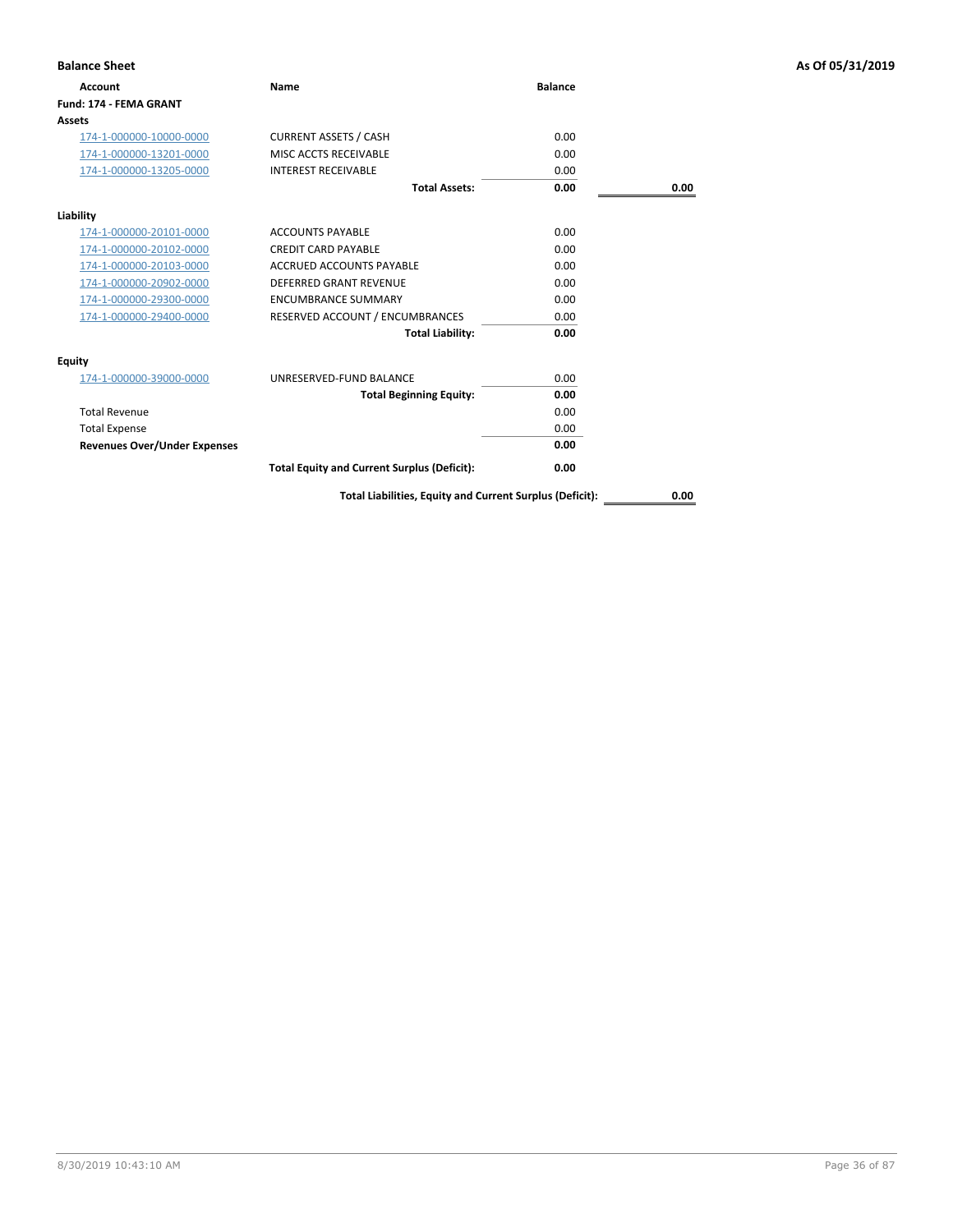**Balance Sheet** **As Of 05/31/2019**

| Account | Name | Balance | |
|---|---|---|---|
| **Fund: 174 - FEMA GRANT** | | | |
| **Assets** | | | |
| 174-1-000000-10000-0000 | CURRENT ASSETS / CASH | 0.00 | |
| 174-1-000000-13201-0000 | MISC ACCTS RECEIVABLE | 0.00 | |
| 174-1-000000-13205-0000 | INTEREST RECEIVABLE | 0.00 | |
| | **Total Assets:** | **0.00** | **0.00** |
| **Liability** | | | |
| 174-1-000000-20101-0000 | ACCOUNTS PAYABLE | 0.00 | |
| 174-1-000000-20102-0000 | CREDIT CARD PAYABLE | 0.00 | |
| 174-1-000000-20103-0000 | ACCRUED ACCOUNTS PAYABLE | 0.00 | |
| 174-1-000000-20902-0000 | DEFERRED GRANT REVENUE | 0.00 | |
| 174-1-000000-29300-0000 | ENCUMBRANCE SUMMARY | 0.00 | |
| 174-1-000000-29400-0000 | RESERVED ACCOUNT / ENCUMBRANCES | 0.00 | |
| | **Total Liability:** | **0.00** | |
| **Equity** | | | |
| 174-1-000000-39000-0000 | UNRESERVED-FUND BALANCE | 0.00 | |
| | **Total Beginning Equity:** | **0.00** | |
| Total Revenue | | 0.00 | |
| Total Expense | | 0.00 | |
| **Revenues Over/Under Expenses** | | **0.00** | |
| | **Total Equity and Current Surplus (Deficit):** | **0.00** | |
| | **Total Liabilities, Equity and Current Surplus (Deficit):** | | **0.00** |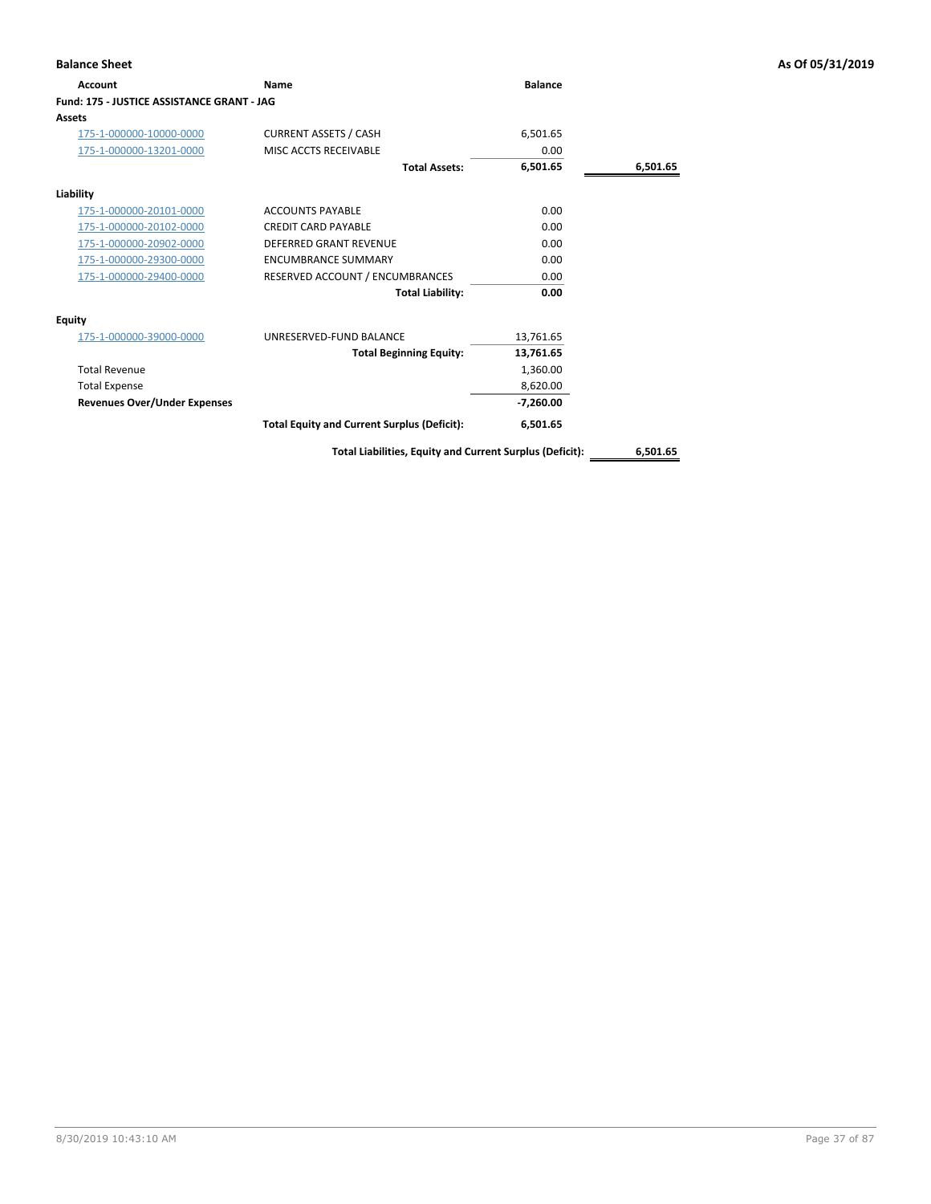**Balance Sheet** | **As Of 05/31/2019**

| Account | Name | Balance | |
|---|---|---|---|
| **Fund: 175 - JUSTICE ASSISTANCE GRANT - JAG** | | | |
| **Assets** | | | |
| 175-1-000000-10000-0000 | CURRENT ASSETS / CASH | 6,501.65 | |
| 175-1-000000-13201-0000 | MISC ACCTS RECEIVABLE | 0.00 | |
| | **Total Assets:** | **6,501.65** | **6,501.65** |
| **Liability** | | | |
| 175-1-000000-20101-0000 | ACCOUNTS PAYABLE | 0.00 | |
| 175-1-000000-20102-0000 | CREDIT CARD PAYABLE | 0.00 | |
| 175-1-000000-20902-0000 | DEFERRED GRANT REVENUE | 0.00 | |
| 175-1-000000-29300-0000 | ENCUMBRANCE SUMMARY | 0.00 | |
| 175-1-000000-29400-0000 | RESERVED ACCOUNT / ENCUMBRANCES | 0.00 | |
| | **Total Liability:** | **0.00** | |
| **Equity** | | | |
| 175-1-000000-39000-0000 | UNRESERVED-FUND BALANCE | 13,761.65 | |
| | **Total Beginning Equity:** | **13,761.65** | |
| Total Revenue | | 1,360.00 | |
| Total Expense | | 8,620.00 | |
| **Revenues Over/Under Expenses** | | **-7,260.00** | |
| | **Total Equity and Current Surplus (Deficit):** | **6,501.65** | |
| | **Total Liabilities, Equity and Current Surplus (Deficit):** | | **6,501.65** |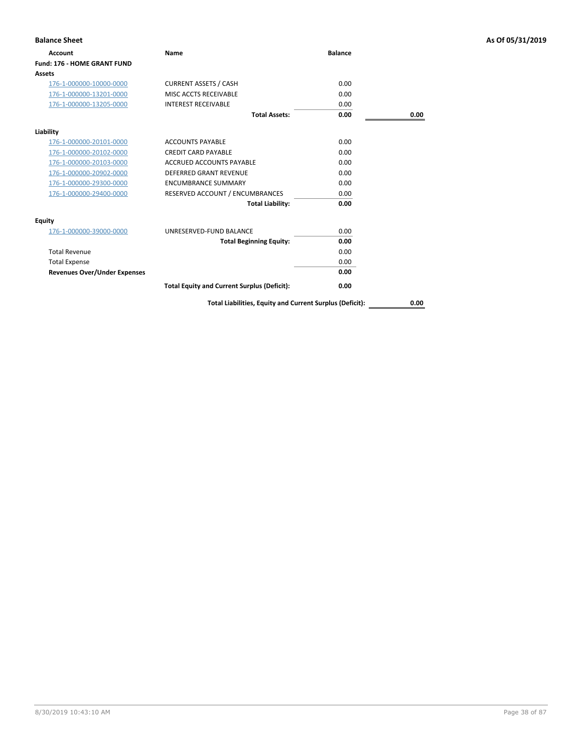## Balance Sheet

**As Of 05/31/2019**

| Account | Name | Balance | |
|---|---|---|---|
| **Fund: 176 - HOME GRANT FUND** | | | |
| **Assets** | | | |
| 176-1-000000-10000-0000 | CURRENT ASSETS / CASH | 0.00 | |
| 176-1-000000-13201-0000 | MISC ACCTS RECEIVABLE | 0.00 | |
| 176-1-000000-13205-0000 | INTEREST RECEIVABLE | 0.00 | |
| | **Total Assets:** | **0.00** | **0.00** |
| **Liability** | | | |
| 176-1-000000-20101-0000 | ACCOUNTS PAYABLE | 0.00 | |
| 176-1-000000-20102-0000 | CREDIT CARD PAYABLE | 0.00 | |
| 176-1-000000-20103-0000 | ACCRUED ACCOUNTS PAYABLE | 0.00 | |
| 176-1-000000-20902-0000 | DEFERRED GRANT REVENUE | 0.00 | |
| 176-1-000000-29300-0000 | ENCUMBRANCE SUMMARY | 0.00 | |
| 176-1-000000-29400-0000 | RESERVED ACCOUNT / ENCUMBRANCES | 0.00 | |
| | **Total Liability:** | **0.00** | |
| **Equity** | | | |
| 176-1-000000-39000-0000 | UNRESERVED-FUND BALANCE | 0.00 | |
| | **Total Beginning Equity:** | **0.00** | |
| Total Revenue | | 0.00 | |
| Total Expense | | 0.00 | |
| **Revenues Over/Under Expenses** | | **0.00** | |
| | **Total Equity and Current Surplus (Deficit):** | **0.00** | |
| | **Total Liabilities, Equity and Current Surplus (Deficit):** | | **0.00** |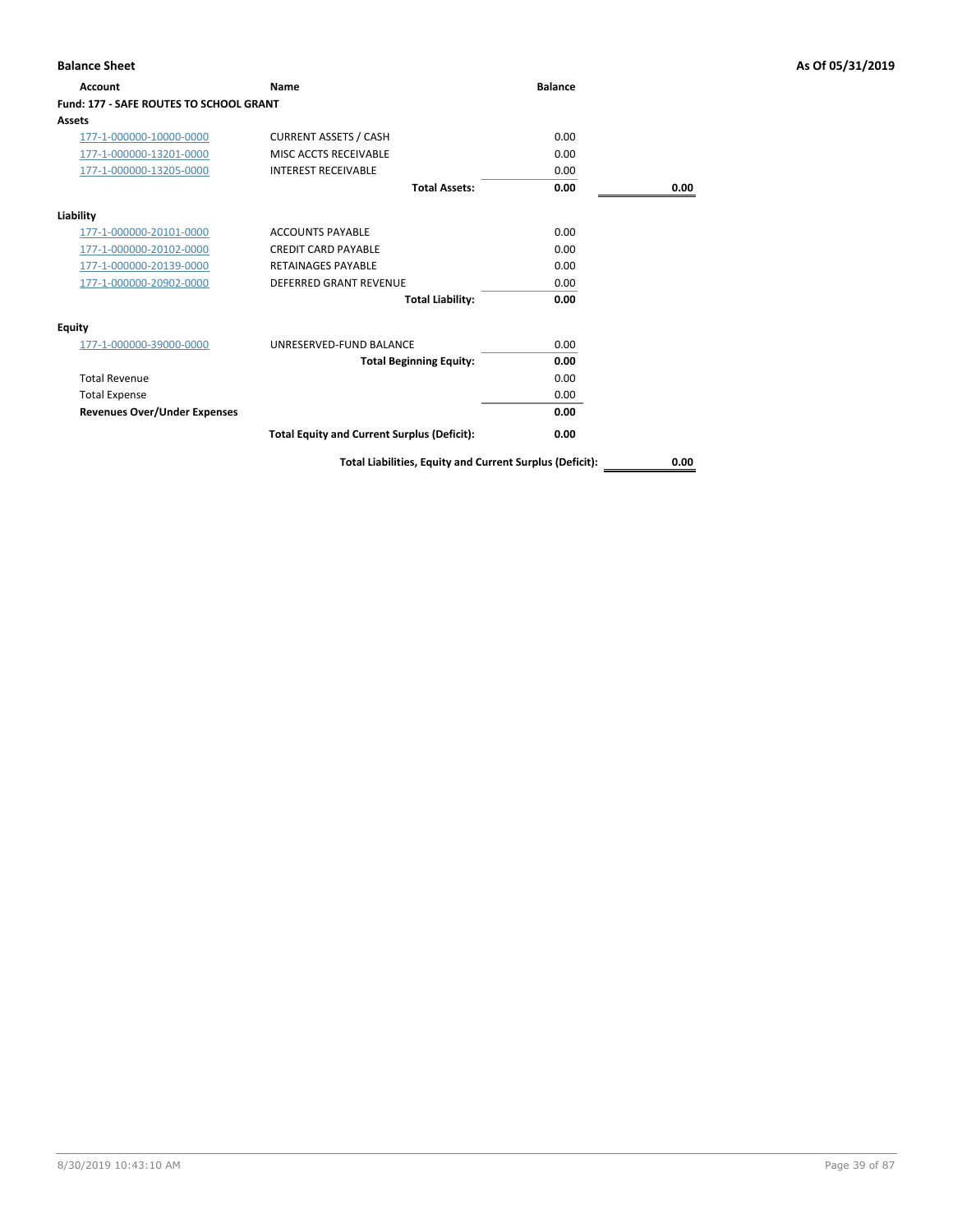# Balance Sheet

As Of 05/31/2019

| Account | Name | Balance | |
|---|---|---|---|
| **Fund: 177 - SAFE ROUTES TO SCHOOL GRANT** | | | |
| **Assets** | | | |
| 177-1-000000-10000-0000 | CURRENT ASSETS / CASH | 0.00 | |
| 177-1-000000-13201-0000 | MISC ACCTS RECEIVABLE | 0.00 | |
| 177-1-000000-13205-0000 | INTEREST RECEIVABLE | 0.00 | |
| | **Total Assets:** | **0.00** | **0.00** |
| **Liability** | | | |
| 177-1-000000-20101-0000 | ACCOUNTS PAYABLE | 0.00 | |
| 177-1-000000-20102-0000 | CREDIT CARD PAYABLE | 0.00 | |
| 177-1-000000-20139-0000 | RETAINAGES PAYABLE | 0.00 | |
| 177-1-000000-20902-0000 | DEFERRED GRANT REVENUE | 0.00 | |
| | **Total Liability:** | **0.00** | |
| **Equity** | | | |
| 177-1-000000-39000-0000 | UNRESERVED-FUND BALANCE | 0.00 | |
| | **Total Beginning Equity:** | **0.00** | |
| Total Revenue | | 0.00 | |
| Total Expense | | 0.00 | |
| **Revenues Over/Under Expenses** | | **0.00** | |
| | **Total Equity and Current Surplus (Deficit):** | **0.00** | |
| | **Total Liabilities, Equity and Current Surplus (Deficit):** | | **0.00** |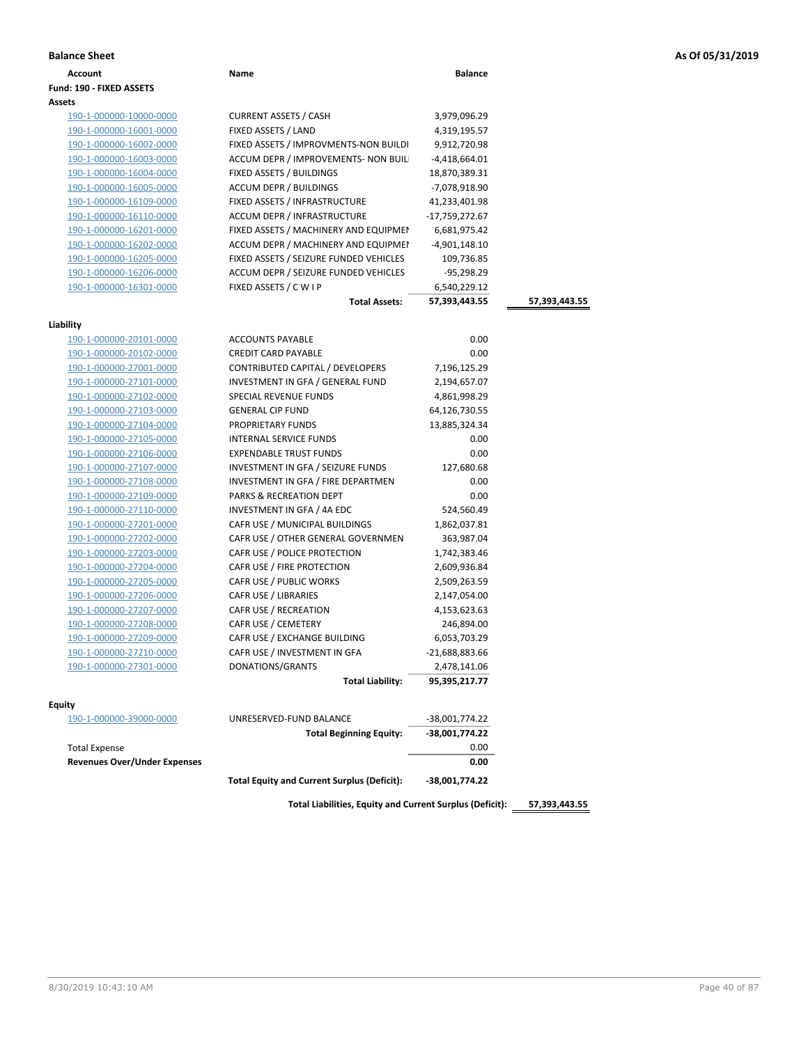**Balance Sheet** **As Of 05/31/2019**

| Account | Name | Balance | |
|---|---|---|---|
| **Fund: 190 - FIXED ASSETS** | | | |
| **Assets** | | | |
| 190-1-000000-10000-0000 | CURRENT ASSETS / CASH | 3,979,096.29 | |
| 190-1-000000-16001-0000 | FIXED ASSETS / LAND | 4,319,195.57 | |
| 190-1-000000-16002-0000 | FIXED ASSETS / IMPROVMENTS-NON BUILDI | 9,912,720.98 | |
| 190-1-000000-16003-0000 | ACCUM DEPR / IMPROVEMENTS- NON BUIL | -4,418,664.01 | |
| 190-1-000000-16004-0000 | FIXED ASSETS / BUILDINGS | 18,870,389.31 | |
| 190-1-000000-16005-0000 | ACCUM DEPR / BUILDINGS | -7,078,918.90 | |
| 190-1-000000-16109-0000 | FIXED ASSETS / INFRASTRUCTURE | 41,233,401.98 | |
| 190-1-000000-16110-0000 | ACCUM DEPR / INFRASTRUCTURE | -17,759,272.67 | |
| 190-1-000000-16201-0000 | FIXED ASSETS / MACHINERY AND EQUIPMEI | 6,681,975.42 | |
| 190-1-000000-16202-0000 | ACCUM DEPR / MACHINERY AND EQUIPMEI | -4,901,148.10 | |
| 190-1-000000-16205-0000 | FIXED ASSETS / SEIZURE FUNDED VEHICLES | 109,736.85 | |
| 190-1-000000-16206-0000 | ACCUM DEPR / SEIZURE FUNDED VEHICLES | -95,298.29 | |
| 190-1-000000-16301-0000 | FIXED ASSETS / C W I P | 6,540,229.12 | |
| | **Total Assets:** | **57,393,443.55** | **57,393,443.55** |
| **Liability** | | | |
| 190-1-000000-20101-0000 | ACCOUNTS PAYABLE | 0.00 | |
| 190-1-000000-20102-0000 | CREDIT CARD PAYABLE | 0.00 | |
| 190-1-000000-27001-0000 | CONTRIBUTED CAPITAL / DEVELOPERS | 7,196,125.29 | |
| 190-1-000000-27101-0000 | INVESTMENT IN GFA / GENERAL FUND | 2,194,657.07 | |
| 190-1-000000-27102-0000 | SPECIAL REVENUE FUNDS | 4,861,998.29 | |
| 190-1-000000-27103-0000 | GENERAL CIP FUND | 64,126,730.55 | |
| 190-1-000000-27104-0000 | PROPRIETARY FUNDS | 13,885,324.34 | |
| 190-1-000000-27105-0000 | INTERNAL SERVICE FUNDS | 0.00 | |
| 190-1-000000-27106-0000 | EXPENDABLE TRUST FUNDS | 0.00 | |
| 190-1-000000-27107-0000 | INVESTMENT IN GFA / SEIZURE FUNDS | 127,680.68 | |
| 190-1-000000-27108-0000 | INVESTMENT IN GFA / FIRE DEPARTMEN | 0.00 | |
| 190-1-000000-27109-0000 | PARKS & RECREATION DEPT | 0.00 | |
| 190-1-000000-27110-0000 | INVESTMENT IN GFA / 4A EDC | 524,560.49 | |
| 190-1-000000-27201-0000 | CAFR USE / MUNICIPAL BUILDINGS | 1,862,037.81 | |
| 190-1-000000-27202-0000 | CAFR USE / OTHER GENERAL GOVERNMEN | 363,987.04 | |
| 190-1-000000-27203-0000 | CAFR USE / POLICE PROTECTION | 1,742,383.46 | |
| 190-1-000000-27204-0000 | CAFR USE / FIRE PROTECTION | 2,609,936.84 | |
| 190-1-000000-27205-0000 | CAFR USE / PUBLIC WORKS | 2,509,263.59 | |
| 190-1-000000-27206-0000 | CAFR USE / LIBRARIES | 2,147,054.00 | |
| 190-1-000000-27207-0000 | CAFR USE / RECREATION | 4,153,623.63 | |
| 190-1-000000-27208-0000 | CAFR USE / CEMETERY | 246,894.00 | |
| 190-1-000000-27209-0000 | CAFR USE / EXCHANGE BUILDING | 6,053,703.29 | |
| 190-1-000000-27210-0000 | CAFR USE / INVESTMENT IN GFA | -21,688,883.66 | |
| 190-1-000000-27301-0000 | DONATIONS/GRANTS | 2,478,141.06 | |
| | **Total Liability:** | **95,395,217.77** | |
| **Equity** | | | |
| 190-1-000000-39000-0000 | UNRESERVED-FUND BALANCE | -38,001,774.22 | |
| | **Total Beginning Equity:** | **-38,001,774.22** | |
| Total Expense | | 0.00 | |
| **Revenues Over/Under Expenses** | | **0.00** | |
| | **Total Equity and Current Surplus (Deficit):** | **-38,001,774.22** | |
| | **Total Liabilities, Equity and Current Surplus (Deficit):** | | **57,393,443.55** |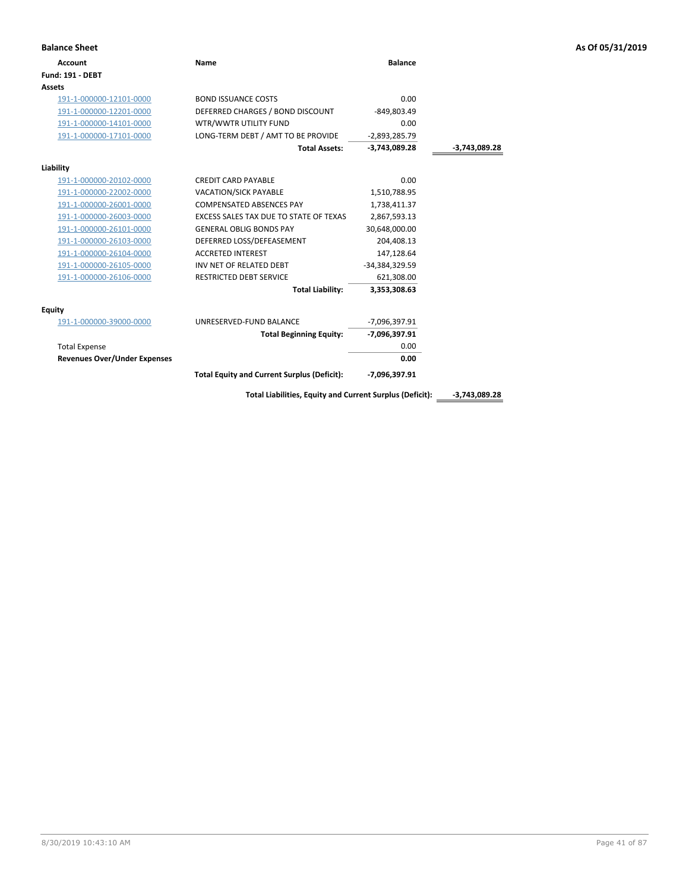**Balance Sheet** **As Of 05/31/2019**

| Account | Name | Balance | |
|---|---|---|---|
| **Fund: 191 - DEBT** | | | |
| **Assets** | | | |
| 191-1-000000-12101-0000 | BOND ISSUANCE COSTS | 0.00 | |
| 191-1-000000-12201-0000 | DEFERRED CHARGES / BOND DISCOUNT | -849,803.49 | |
| 191-1-000000-14101-0000 | WTR/WWTR UTILITY FUND | 0.00 | |
| 191-1-000000-17101-0000 | LONG-TERM DEBT / AMT TO BE PROVIDE | -2,893,285.79 | |
| | **Total Assets:** | **-3,743,089.28** | **-3,743,089.28** |
| **Liability** | | | |
| 191-1-000000-20102-0000 | CREDIT CARD PAYABLE | 0.00 | |
| 191-1-000000-22002-0000 | VACATION/SICK PAYABLE | 1,510,788.95 | |
| 191-1-000000-26001-0000 | COMPENSATED ABSENCES PAY | 1,738,411.37 | |
| 191-1-000000-26003-0000 | EXCESS SALES TAX DUE TO STATE OF TEXAS | 2,867,593.13 | |
| 191-1-000000-26101-0000 | GENERAL OBLIG BONDS PAY | 30,648,000.00 | |
| 191-1-000000-26103-0000 | DEFERRED LOSS/DEFEASEMENT | 204,408.13 | |
| 191-1-000000-26104-0000 | ACCRETED INTEREST | 147,128.64 | |
| 191-1-000000-26105-0000 | INV NET OF RELATED DEBT | -34,384,329.59 | |
| 191-1-000000-26106-0000 | RESTRICTED DEBT SERVICE | 621,308.00 | |
| | **Total Liability:** | **3,353,308.63** | |
| **Equity** | | | |
| 191-1-000000-39000-0000 | UNRESERVED-FUND BALANCE | -7,096,397.91 | |
| | **Total Beginning Equity:** | **-7,096,397.91** | |
| Total Expense | | 0.00 | |
| **Revenues Over/Under Expenses** | | **0.00** | |
| | **Total Equity and Current Surplus (Deficit):** | **-7,096,397.91** | |
| | **Total Liabilities, Equity and Current Surplus (Deficit):** | | **-3,743,089.28** |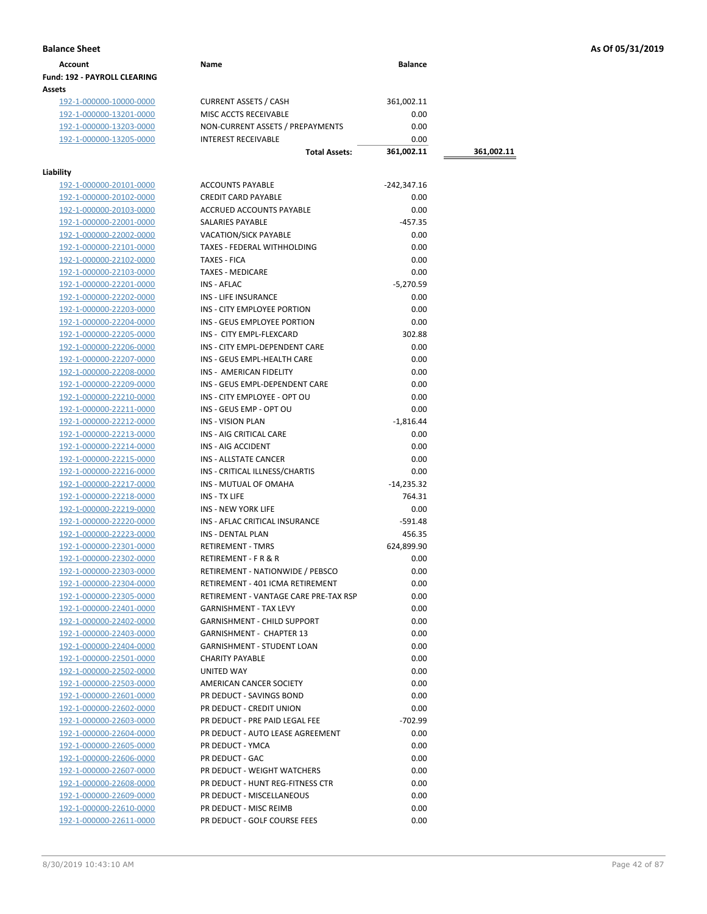**Balance Sheet** **As Of 05/31/2019**

| Account | Name | Balance | |
|---|---|---|---|
| **Fund: 192 - PAYROLL CLEARING** | | | |
| **Assets** | | | |
| 192-1-000000-10000-0000 | CURRENT ASSETS / CASH | 361,002.11 | |
| 192-1-000000-13201-0000 | MISC ACCTS RECEIVABLE | 0.00 | |
| 192-1-000000-13203-0000 | NON-CURRENT ASSETS / PREPAYMENTS | 0.00 | |
| 192-1-000000-13205-0000 | INTEREST RECEIVABLE | 0.00 | |
| | **Total Assets:** | **361,002.11** | **361,002.11** |
| **Liability** | | | |
| 192-1-000000-20101-0000 | ACCOUNTS PAYABLE | -242,347.16 | |
| 192-1-000000-20102-0000 | CREDIT CARD PAYABLE | 0.00 | |
| 192-1-000000-20103-0000 | ACCRUED ACCOUNTS PAYABLE | 0.00 | |
| 192-1-000000-22001-0000 | SALARIES PAYABLE | -457.35 | |
| 192-1-000000-22002-0000 | VACATION/SICK PAYABLE | 0.00 | |
| 192-1-000000-22101-0000 | TAXES - FEDERAL WITHHOLDING | 0.00 | |
| 192-1-000000-22102-0000 | TAXES - FICA | 0.00 | |
| 192-1-000000-22103-0000 | TAXES - MEDICARE | 0.00 | |
| 192-1-000000-22201-0000 | INS - AFLAC | -5,270.59 | |
| 192-1-000000-22202-0000 | INS - LIFE INSURANCE | 0.00 | |
| 192-1-000000-22203-0000 | INS - CITY EMPLOYEE PORTION | 0.00 | |
| 192-1-000000-22204-0000 | INS - GEUS EMPLOYEE PORTION | 0.00 | |
| 192-1-000000-22205-0000 | INS - CITY EMPL-FLEXCARD | 302.88 | |
| 192-1-000000-22206-0000 | INS - CITY EMPL-DEPENDENT CARE | 0.00 | |
| 192-1-000000-22207-0000 | INS - GEUS EMPL-HEALTH CARE | 0.00 | |
| 192-1-000000-22208-0000 | INS - AMERICAN FIDELITY | 0.00 | |
| 192-1-000000-22209-0000 | INS - GEUS EMPL-DEPENDENT CARE | 0.00 | |
| 192-1-000000-22210-0000 | INS - CITY EMPLOYEE - OPT OU | 0.00 | |
| 192-1-000000-22211-0000 | INS - GEUS EMP - OPT OU | 0.00 | |
| 192-1-000000-22212-0000 | INS - VISION PLAN | -1,816.44 | |
| 192-1-000000-22213-0000 | INS - AIG CRITICAL CARE | 0.00 | |
| 192-1-000000-22214-0000 | INS - AIG ACCIDENT | 0.00 | |
| 192-1-000000-22215-0000 | INS - ALLSTATE CANCER | 0.00 | |
| 192-1-000000-22216-0000 | INS - CRITICAL ILLNESS/CHARTIS | 0.00 | |
| 192-1-000000-22217-0000 | INS - MUTUAL OF OMAHA | -14,235.32 | |
| 192-1-000000-22218-0000 | INS - TX LIFE | 764.31 | |
| 192-1-000000-22219-0000 | INS - NEW YORK LIFE | 0.00 | |
| 192-1-000000-22220-0000 | INS - AFLAC CRITICAL INSURANCE | -591.48 | |
| 192-1-000000-22223-0000 | INS - DENTAL PLAN | 456.35 | |
| 192-1-000000-22301-0000 | RETIREMENT - TMRS | 624,899.90 | |
| 192-1-000000-22302-0000 | RETIREMENT - F R & R | 0.00 | |
| 192-1-000000-22303-0000 | RETIREMENT - NATIONWIDE / PEBSCO | 0.00 | |
| 192-1-000000-22304-0000 | RETIREMENT - 401 ICMA RETIREMENT | 0.00 | |
| 192-1-000000-22305-0000 | RETIREMENT - VANTAGE CARE PRE-TAX RSP | 0.00 | |
| 192-1-000000-22401-0000 | GARNISHMENT - TAX LEVY | 0.00 | |
| 192-1-000000-22402-0000 | GARNISHMENT - CHILD SUPPORT | 0.00 | |
| 192-1-000000-22403-0000 | GARNISHMENT - CHAPTER 13 | 0.00 | |
| 192-1-000000-22404-0000 | GARNISHMENT - STUDENT LOAN | 0.00 | |
| 192-1-000000-22501-0000 | CHARITY PAYABLE | 0.00 | |
| 192-1-000000-22502-0000 | UNITED WAY | 0.00 | |
| 192-1-000000-22503-0000 | AMERICAN CANCER SOCIETY | 0.00 | |
| 192-1-000000-22601-0000 | PR DEDUCT - SAVINGS BOND | 0.00 | |
| 192-1-000000-22602-0000 | PR DEDUCT - CREDIT UNION | 0.00 | |
| 192-1-000000-22603-0000 | PR DEDUCT - PRE PAID LEGAL FEE | -702.99 | |
| 192-1-000000-22604-0000 | PR DEDUCT - AUTO LEASE AGREEMENT | 0.00 | |
| 192-1-000000-22605-0000 | PR DEDUCT - YMCA | 0.00 | |
| 192-1-000000-22606-0000 | PR DEDUCT - GAC | 0.00 | |
| 192-1-000000-22607-0000 | PR DEDUCT - WEIGHT WATCHERS | 0.00 | |
| 192-1-000000-22608-0000 | PR DEDUCT - HUNT REG-FITNESS CTR | 0.00 | |
| 192-1-000000-22609-0000 | PR DEDUCT - MISCELLANEOUS | 0.00 | |
| 192-1-000000-22610-0000 | PR DEDUCT - MISC REIMB | 0.00 | |
| 192-1-000000-22611-0000 | PR DEDUCT - GOLF COURSE FEES | 0.00 | |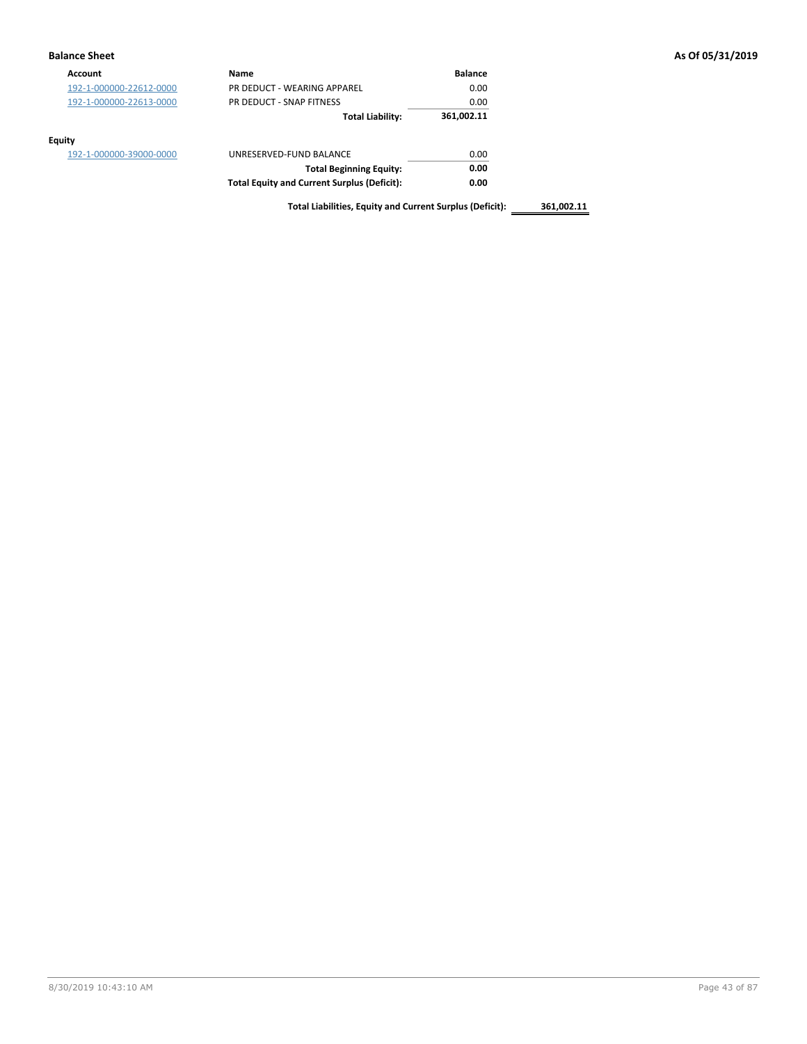**Balance Sheet** **As Of 05/31/2019**

| Account | Name | Balance | |
|---|---|---|---|
| 192-1-000000-22612-0000 | PR DEDUCT - WEARING APPAREL | 0.00 | |
| 192-1-000000-22613-0000 | PR DEDUCT - SNAP FITNESS | 0.00 | |
| | **Total Liability:** | **361,002.11** | |

**Equity**

| Account | Name | Balance | |
|---|---|---|---|
| 192-1-000000-39000-0000 | UNRESERVED-FUND BALANCE | 0.00 | |
| | **Total Beginning Equity:** | **0.00** | |
| | **Total Equity and Current Surplus (Deficit):** | **0.00** | |
| | **Total Liabilities, Equity and Current Surplus (Deficit):** | | **361,002.11** |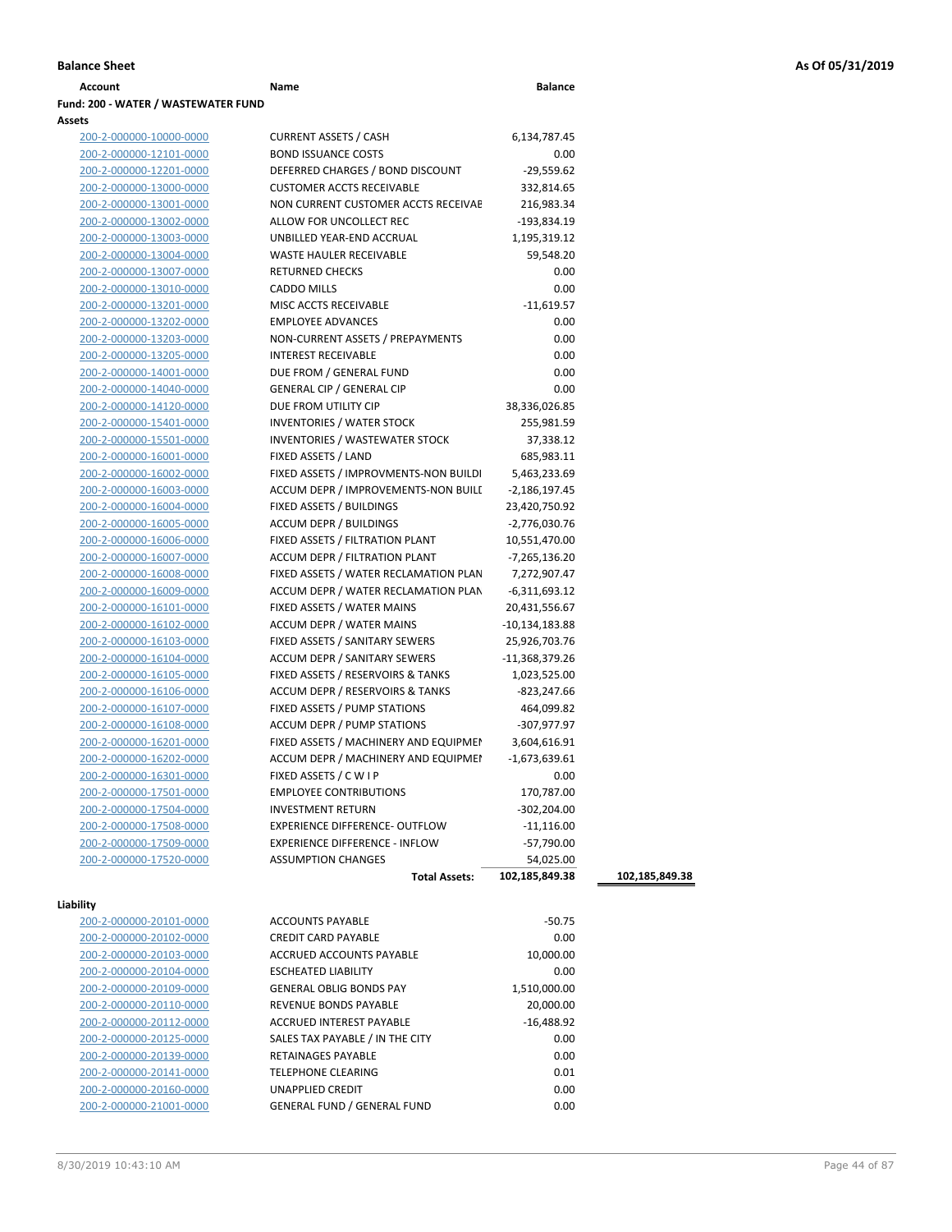**Balance Sheet** **As Of 05/31/2019**

| Account | Name | Balance | |
|---|---|---|---|
| **Fund: 200 - WATER / WASTEWATER FUND** | | | |
| **Assets** | | | |
| 200-2-000000-10000-0000 | CURRENT ASSETS / CASH | 6,134,787.45 | |
| 200-2-000000-12101-0000 | BOND ISSUANCE COSTS | 0.00 | |
| 200-2-000000-12201-0000 | DEFERRED CHARGES / BOND DISCOUNT | -29,559.62 | |
| 200-2-000000-13000-0000 | CUSTOMER ACCTS RECEIVABLE | 332,814.65 | |
| 200-2-000000-13001-0000 | NON CURRENT CUSTOMER ACCTS RECEIVAE | 216,983.34 | |
| 200-2-000000-13002-0000 | ALLOW FOR UNCOLLECT REC | -193,834.19 | |
| 200-2-000000-13003-0000 | UNBILLED YEAR-END ACCRUAL | 1,195,319.12 | |
| 200-2-000000-13004-0000 | WASTE HAULER RECEIVABLE | 59,548.20 | |
| 200-2-000000-13007-0000 | RETURNED CHECKS | 0.00 | |
| 200-2-000000-13010-0000 | CADDO MILLS | 0.00 | |
| 200-2-000000-13201-0000 | MISC ACCTS RECEIVABLE | -11,619.57 | |
| 200-2-000000-13202-0000 | EMPLOYEE ADVANCES | 0.00 | |
| 200-2-000000-13203-0000 | NON-CURRENT ASSETS / PREPAYMENTS | 0.00 | |
| 200-2-000000-13205-0000 | INTEREST RECEIVABLE | 0.00 | |
| 200-2-000000-14001-0000 | DUE FROM / GENERAL FUND | 0.00 | |
| 200-2-000000-14040-0000 | GENERAL CIP / GENERAL CIP | 0.00 | |
| 200-2-000000-14120-0000 | DUE FROM UTILITY CIP | 38,336,026.85 | |
| 200-2-000000-15401-0000 | INVENTORIES / WATER STOCK | 255,981.59 | |
| 200-2-000000-15501-0000 | INVENTORIES / WASTEWATER STOCK | 37,338.12 | |
| 200-2-000000-16001-0000 | FIXED ASSETS / LAND | 685,983.11 | |
| 200-2-000000-16002-0000 | FIXED ASSETS / IMPROVMENTS-NON BUILDI | 5,463,233.69 | |
| 200-2-000000-16003-0000 | ACCUM DEPR / IMPROVEMENTS-NON BUILI | -2,186,197.45 | |
| 200-2-000000-16004-0000 | FIXED ASSETS / BUILDINGS | 23,420,750.92 | |
| 200-2-000000-16005-0000 | ACCUM DEPR / BUILDINGS | -2,776,030.76 | |
| 200-2-000000-16006-0000 | FIXED ASSETS / FILTRATION PLANT | 10,551,470.00 | |
| 200-2-000000-16007-0000 | ACCUM DEPR / FILTRATION PLANT | -7,265,136.20 | |
| 200-2-000000-16008-0000 | FIXED ASSETS / WATER RECLAMATION PLAN | 7,272,907.47 | |
| 200-2-000000-16009-0000 | ACCUM DEPR / WATER RECLAMATION PLAN | -6,311,693.12 | |
| 200-2-000000-16101-0000 | FIXED ASSETS / WATER MAINS | 20,431,556.67 | |
| 200-2-000000-16102-0000 | ACCUM DEPR / WATER MAINS | -10,134,183.88 | |
| 200-2-000000-16103-0000 | FIXED ASSETS / SANITARY SEWERS | 25,926,703.76 | |
| 200-2-000000-16104-0000 | ACCUM DEPR / SANITARY SEWERS | -11,368,379.26 | |
| 200-2-000000-16105-0000 | FIXED ASSETS / RESERVOIRS & TANKS | 1,023,525.00 | |
| 200-2-000000-16106-0000 | ACCUM DEPR / RESERVOIRS & TANKS | -823,247.66 | |
| 200-2-000000-16107-0000 | FIXED ASSETS / PUMP STATIONS | 464,099.82 | |
| 200-2-000000-16108-0000 | ACCUM DEPR / PUMP STATIONS | -307,977.97 | |
| 200-2-000000-16201-0000 | FIXED ASSETS / MACHINERY AND EQUIPMEI | 3,604,616.91 | |
| 200-2-000000-16202-0000 | ACCUM DEPR / MACHINERY AND EQUIPMEI | -1,673,639.61 | |
| 200-2-000000-16301-0000 | FIXED ASSETS / C W I P | 0.00 | |
| 200-2-000000-17501-0000 | EMPLOYEE CONTRIBUTIONS | 170,787.00 | |
| 200-2-000000-17504-0000 | INVESTMENT RETURN | -302,204.00 | |
| 200-2-000000-17508-0000 | EXPERIENCE DIFFERENCE- OUTFLOW | -11,116.00 | |
| 200-2-000000-17509-0000 | EXPERIENCE DIFFERENCE - INFLOW | -57,790.00 | |
| 200-2-000000-17520-0000 | ASSUMPTION CHANGES | 54,025.00 | |
| | **Total Assets:** | **102,185,849.38** | **102,185,849.38** |
| **Liability** | | | |
| 200-2-000000-20101-0000 | ACCOUNTS PAYABLE | -50.75 | |
| 200-2-000000-20102-0000 | CREDIT CARD PAYABLE | 0.00 | |
| 200-2-000000-20103-0000 | ACCRUED ACCOUNTS PAYABLE | 10,000.00 | |
| 200-2-000000-20104-0000 | ESCHEATED LIABILITY | 0.00 | |
| 200-2-000000-20109-0000 | GENERAL OBLIG BONDS PAY | 1,510,000.00 | |
| 200-2-000000-20110-0000 | REVENUE BONDS PAYABLE | 20,000.00 | |
| 200-2-000000-20112-0000 | ACCRUED INTEREST PAYABLE | -16,488.92 | |
| 200-2-000000-20125-0000 | SALES TAX PAYABLE / IN THE CITY | 0.00 | |
| 200-2-000000-20139-0000 | RETAINAGES PAYABLE | 0.00 | |
| 200-2-000000-20141-0000 | TELEPHONE CLEARING | 0.01 | |
| 200-2-000000-20160-0000 | UNAPPLIED CREDIT | 0.00 | |
| 200-2-000000-21001-0000 | GENERAL FUND / GENERAL FUND | 0.00 | |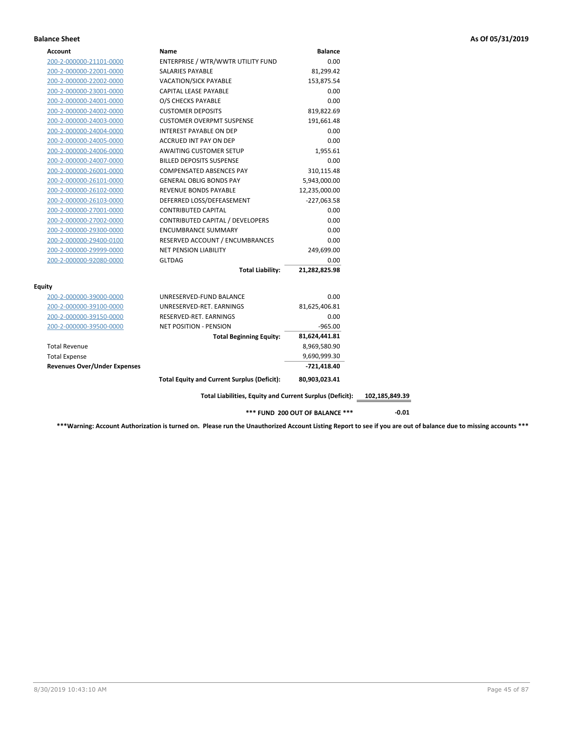**Balance Sheet** **As Of 05/31/2019**

| Account | Name | Balance | |
|---|---|---|---|
| 200-2-000000-21101-0000 | ENTERPRISE / WTR/WWTR UTILITY FUND | 0.00 | |
| 200-2-000000-22001-0000 | SALARIES PAYABLE | 81,299.42 | |
| 200-2-000000-22002-0000 | VACATION/SICK PAYABLE | 153,875.54 | |
| 200-2-000000-23001-0000 | CAPITAL LEASE PAYABLE | 0.00 | |
| 200-2-000000-24001-0000 | O/S CHECKS PAYABLE | 0.00 | |
| 200-2-000000-24002-0000 | CUSTOMER DEPOSITS | 819,822.69 | |
| 200-2-000000-24003-0000 | CUSTOMER OVERPMT SUSPENSE | 191,661.48 | |
| 200-2-000000-24004-0000 | INTEREST PAYABLE ON DEP | 0.00 | |
| 200-2-000000-24005-0000 | ACCRUED INT PAY ON DEP | 0.00 | |
| 200-2-000000-24006-0000 | AWAITING CUSTOMER SETUP | 1,955.61 | |
| 200-2-000000-24007-0000 | BILLED DEPOSITS SUSPENSE | 0.00 | |
| 200-2-000000-26001-0000 | COMPENSATED ABSENCES PAY | 310,115.48 | |
| 200-2-000000-26101-0000 | GENERAL OBLIG BONDS PAY | 5,943,000.00 | |
| 200-2-000000-26102-0000 | REVENUE BONDS PAYABLE | 12,235,000.00 | |
| 200-2-000000-26103-0000 | DEFERRED LOSS/DEFEASEMENT | -227,063.58 | |
| 200-2-000000-27001-0000 | CONTRIBUTED CAPITAL | 0.00 | |
| 200-2-000000-27002-0000 | CONTRIBUTED CAPITAL / DEVELOPERS | 0.00 | |
| 200-2-000000-29300-0000 | ENCUMBRANCE SUMMARY | 0.00 | |
| 200-2-000000-29400-0100 | RESERVED ACCOUNT / ENCUMBRANCES | 0.00 | |
| 200-2-000000-29999-0000 | NET PENSION LIABILITY | 249,699.00 | |
| 200-2-000000-92080-0000 | GLTDAG | 0.00 | |
| | **Total Liability:** | **21,282,825.98** | |
| **Equity** | | | |
| 200-2-000000-39000-0000 | UNRESERVED-FUND BALANCE | 0.00 | |
| 200-2-000000-39100-0000 | UNRESERVED-RET. EARNINGS | 81,625,406.81 | |
| 200-2-000000-39150-0000 | RESERVED-RET. EARNINGS | 0.00 | |
| 200-2-000000-39500-0000 | NET POSITION - PENSION | -965.00 | |
| | **Total Beginning Equity:** | **81,624,441.81** | |
| Total Revenue | | 8,969,580.90 | |
| Total Expense | | 9,690,999.30 | |
| **Revenues Over/Under Expenses** | | **-721,418.40** | |
| | **Total Equity and Current Surplus (Deficit):** | **80,903,023.41** | |
| | **Total Liabilities, Equity and Current Surplus (Deficit):** | | **102,185,849.39** |
| | **\*\*\* FUND 200 OUT OF BALANCE \*\*\*** | | **-0.01** |

**\*\*\*Warning: Account Authorization is turned on. Please run the Unauthorized Account Listing Report to see if you are out of balance due to missing accounts \*\*\***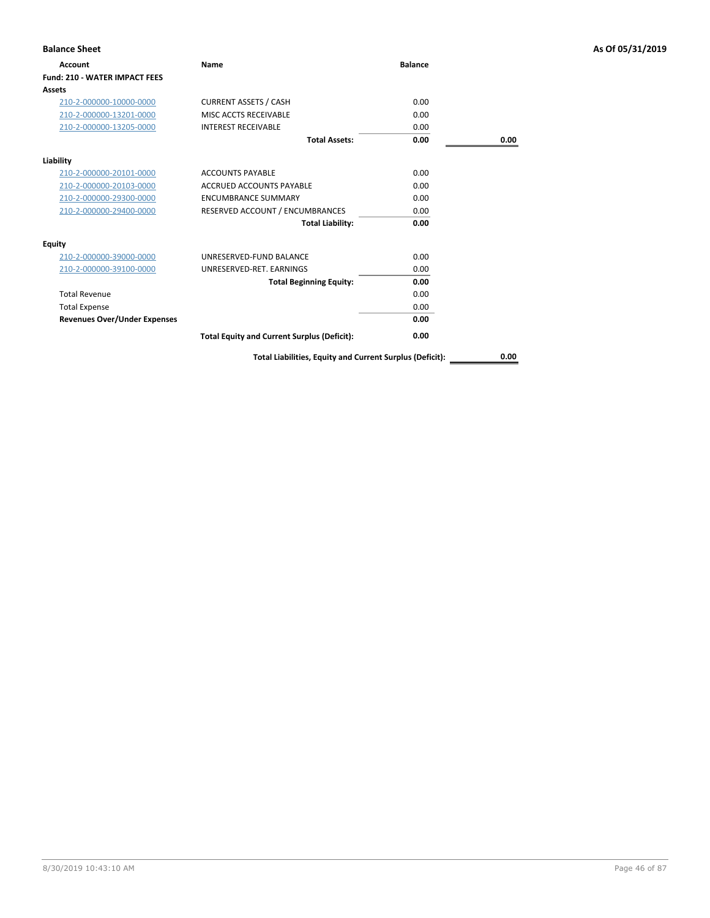## Balance Sheet

**As Of 05/31/2019**

| Account | Name | Balance | |
|---|---|---|---|
| **Fund: 210 - WATER IMPACT FEES** | | | |
| **Assets** | | | |
| 210-2-000000-10000-0000 | CURRENT ASSETS / CASH | 0.00 | |
| 210-2-000000-13201-0000 | MISC ACCTS RECEIVABLE | 0.00 | |
| 210-2-000000-13205-0000 | INTEREST RECEIVABLE | 0.00 | |
| | **Total Assets:** | **0.00** | **0.00** |
| **Liability** | | | |
| 210-2-000000-20101-0000 | ACCOUNTS PAYABLE | 0.00 | |
| 210-2-000000-20103-0000 | ACCRUED ACCOUNTS PAYABLE | 0.00 | |
| 210-2-000000-29300-0000 | ENCUMBRANCE SUMMARY | 0.00 | |
| 210-2-000000-29400-0000 | RESERVED ACCOUNT / ENCUMBRANCES | 0.00 | |
| | **Total Liability:** | **0.00** | |
| **Equity** | | | |
| 210-2-000000-39000-0000 | UNRESERVED-FUND BALANCE | 0.00 | |
| 210-2-000000-39100-0000 | UNRESERVED-RET. EARNINGS | 0.00 | |
| | **Total Beginning Equity:** | **0.00** | |
| Total Revenue | | 0.00 | |
| Total Expense | | 0.00 | |
| **Revenues Over/Under Expenses** | | **0.00** | |
| | **Total Equity and Current Surplus (Deficit):** | **0.00** | |
| | **Total Liabilities, Equity and Current Surplus (Deficit):** | | **0.00** |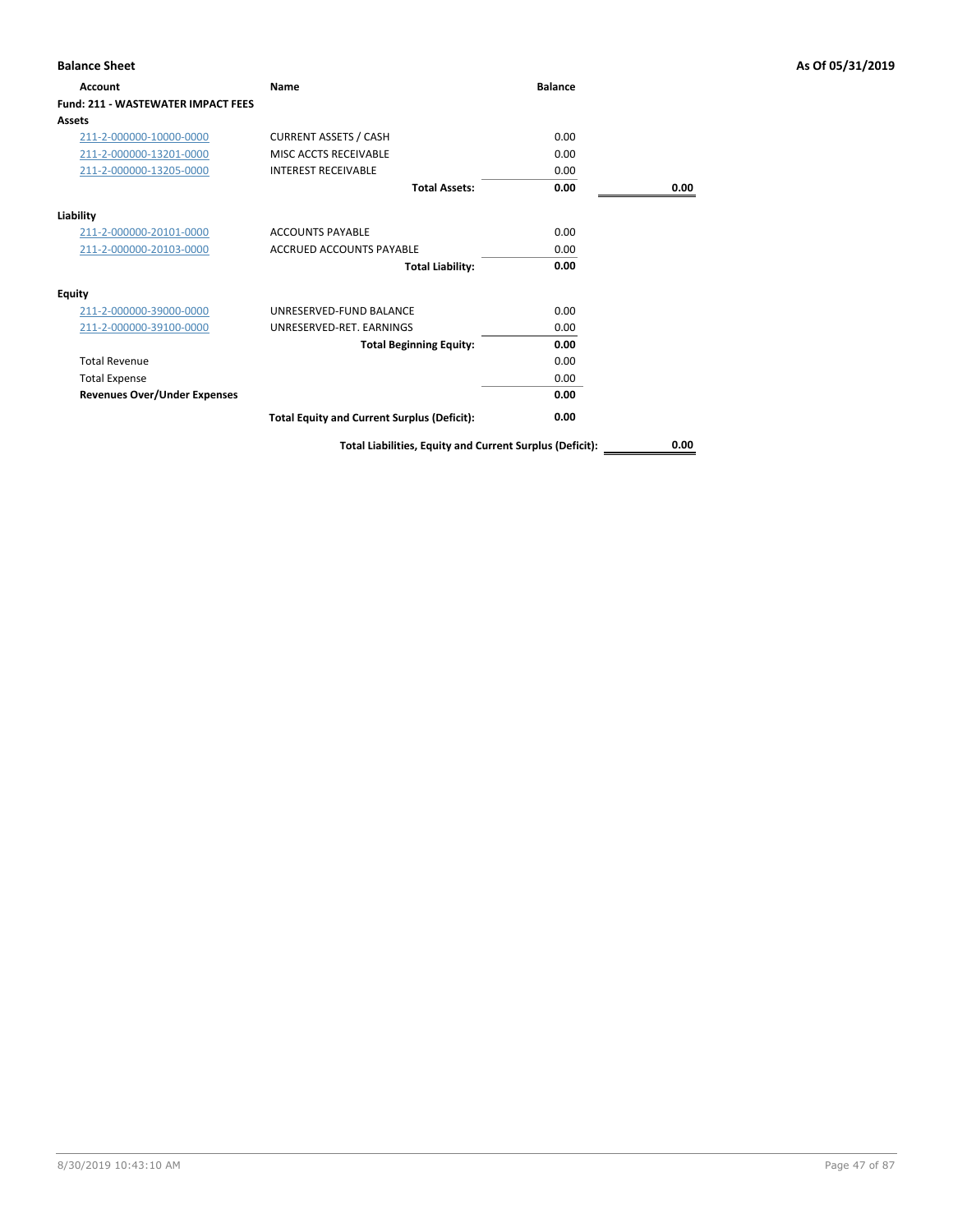**Balance Sheet** **As Of 05/31/2019**

| Account | Name | Balance | |
|---|---|---|---|
| **Fund: 211 - WASTEWATER IMPACT FEES** | | | |
| **Assets** | | | |
| 211-2-000000-10000-0000 | CURRENT ASSETS / CASH | 0.00 | |
| 211-2-000000-13201-0000 | MISC ACCTS RECEIVABLE | 0.00 | |
| 211-2-000000-13205-0000 | INTEREST RECEIVABLE | 0.00 | |
| | **Total Assets:** | **0.00** | **0.00** |
| **Liability** | | | |
| 211-2-000000-20101-0000 | ACCOUNTS PAYABLE | 0.00 | |
| 211-2-000000-20103-0000 | ACCRUED ACCOUNTS PAYABLE | 0.00 | |
| | **Total Liability:** | **0.00** | |
| **Equity** | | | |
| 211-2-000000-39000-0000 | UNRESERVED-FUND BALANCE | 0.00 | |
| 211-2-000000-39100-0000 | UNRESERVED-RET. EARNINGS | 0.00 | |
| | **Total Beginning Equity:** | **0.00** | |
| Total Revenue | | 0.00 | |
| Total Expense | | 0.00 | |
| **Revenues Over/Under Expenses** | | **0.00** | |
| | **Total Equity and Current Surplus (Deficit):** | **0.00** | |
| | **Total Liabilities, Equity and Current Surplus (Deficit):** | | **0.00** |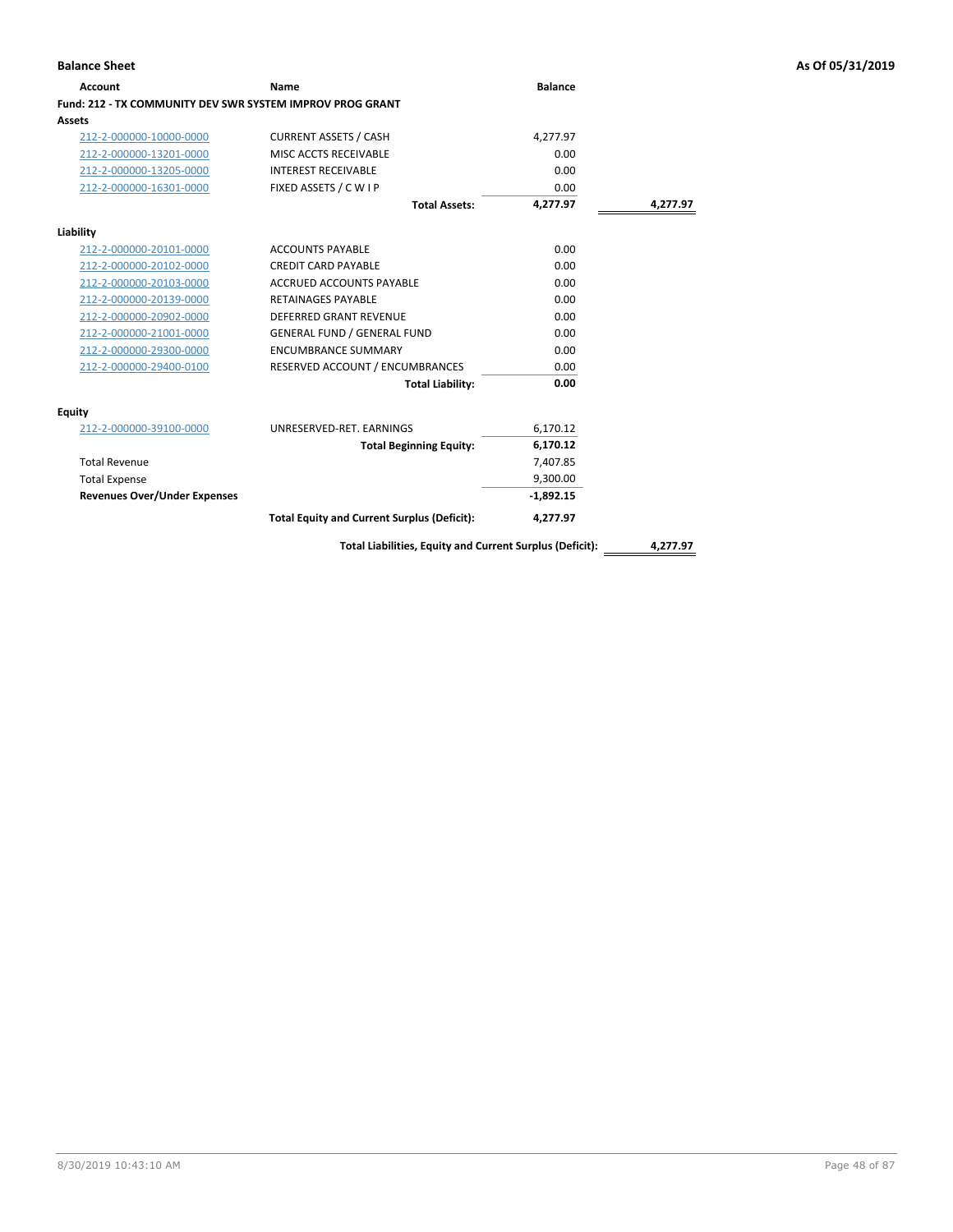## Balance Sheet

As Of 05/31/2019

| Account | Name | Balance | |
|---|---|---|---|
| **Fund: 212 - TX COMMUNITY DEV SWR SYSTEM IMPROV PROG GRANT** | | | |
| **Assets** | | | |
| 212-2-000000-10000-0000 | CURRENT ASSETS / CASH | 4,277.97 | |
| 212-2-000000-13201-0000 | MISC ACCTS RECEIVABLE | 0.00 | |
| 212-2-000000-13205-0000 | INTEREST RECEIVABLE | 0.00 | |
| 212-2-000000-16301-0000 | FIXED ASSETS / C W I P | 0.00 | |
| | **Total Assets:** | **4,277.97** | **4,277.97** |
| **Liability** | | | |
| 212-2-000000-20101-0000 | ACCOUNTS PAYABLE | 0.00 | |
| 212-2-000000-20102-0000 | CREDIT CARD PAYABLE | 0.00 | |
| 212-2-000000-20103-0000 | ACCRUED ACCOUNTS PAYABLE | 0.00 | |
| 212-2-000000-20139-0000 | RETAINAGES PAYABLE | 0.00 | |
| 212-2-000000-20902-0000 | DEFERRED GRANT REVENUE | 0.00 | |
| 212-2-000000-21001-0000 | GENERAL FUND / GENERAL FUND | 0.00 | |
| 212-2-000000-29300-0000 | ENCUMBRANCE SUMMARY | 0.00 | |
| 212-2-000000-29400-0100 | RESERVED ACCOUNT / ENCUMBRANCES | 0.00 | |
| | **Total Liability:** | **0.00** | |
| **Equity** | | | |
| 212-2-000000-39100-0000 | UNRESERVED-RET. EARNINGS | 6,170.12 | |
| | **Total Beginning Equity:** | **6,170.12** | |
| Total Revenue | | 7,407.85 | |
| Total Expense | | 9,300.00 | |
| **Revenues Over/Under Expenses** | | **-1,892.15** | |
| | **Total Equity and Current Surplus (Deficit):** | **4,277.97** | |
| | **Total Liabilities, Equity and Current Surplus (Deficit):** | | **4,277.97** |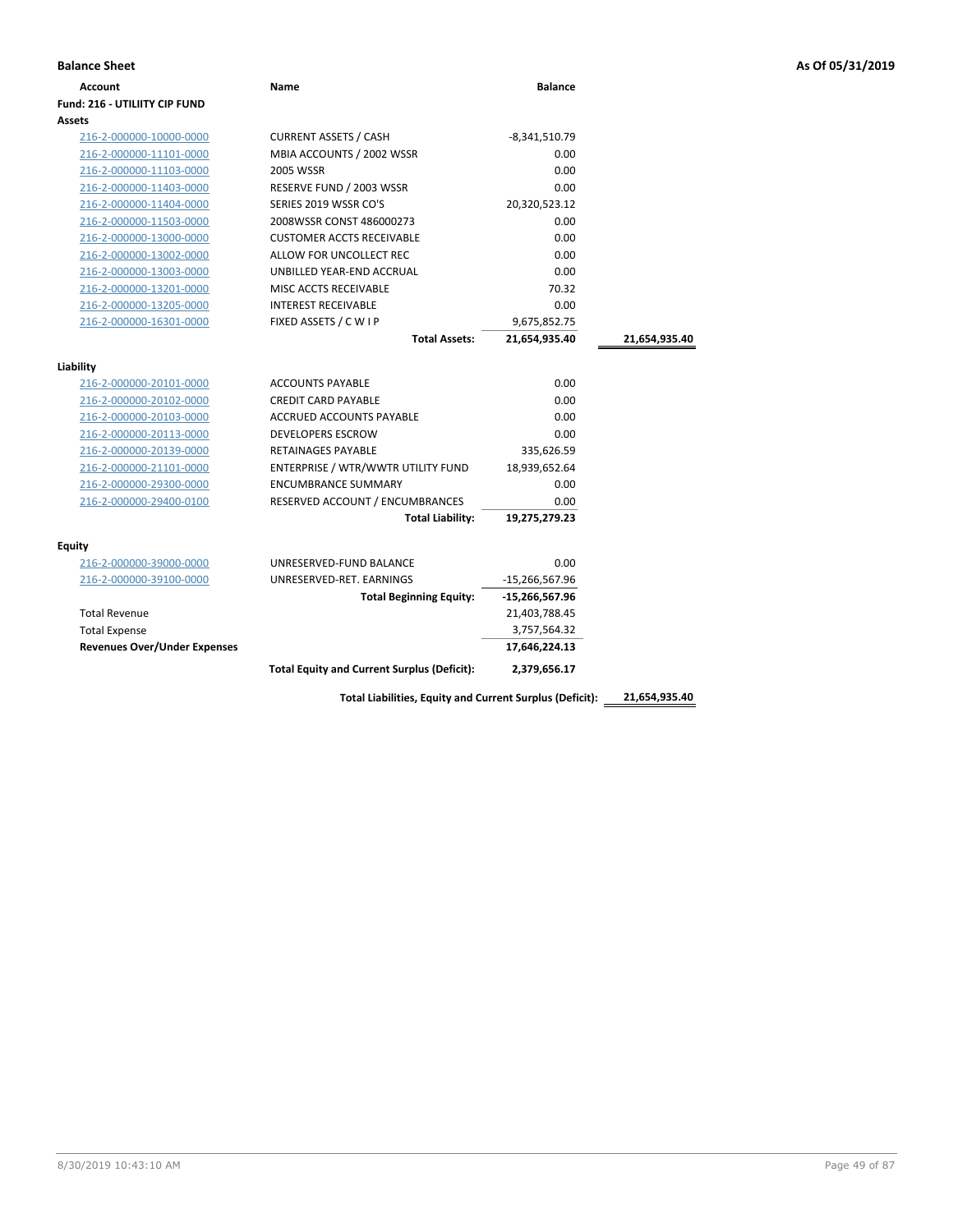**Balance Sheet** | **As Of 05/31/2019**

| Account | Name | Balance | |
|---|---|---|---|
| **Fund: 216 - UTILIITY CIP FUND** | | | |
| **Assets** | | | |
| 216-2-000000-10000-0000 | CURRENT ASSETS / CASH | -8,341,510.79 | |
| 216-2-000000-11101-0000 | MBIA ACCOUNTS / 2002 WSSR | 0.00 | |
| 216-2-000000-11103-0000 | 2005 WSSR | 0.00 | |
| 216-2-000000-11403-0000 | RESERVE FUND / 2003 WSSR | 0.00 | |
| 216-2-000000-11404-0000 | SERIES 2019 WSSR CO'S | 20,320,523.12 | |
| 216-2-000000-11503-0000 | 2008WSSR CONST 486000273 | 0.00 | |
| 216-2-000000-13000-0000 | CUSTOMER ACCTS RECEIVABLE | 0.00 | |
| 216-2-000000-13002-0000 | ALLOW FOR UNCOLLECT REC | 0.00 | |
| 216-2-000000-13003-0000 | UNBILLED YEAR-END ACCRUAL | 0.00 | |
| 216-2-000000-13201-0000 | MISC ACCTS RECEIVABLE | 70.32 | |
| 216-2-000000-13205-0000 | INTEREST RECEIVABLE | 0.00 | |
| 216-2-000000-16301-0000 | FIXED ASSETS / C W I P | 9,675,852.75 | |
| | **Total Assets:** | **21,654,935.40** | **21,654,935.40** |
| **Liability** | | | |
| 216-2-000000-20101-0000 | ACCOUNTS PAYABLE | 0.00 | |
| 216-2-000000-20102-0000 | CREDIT CARD PAYABLE | 0.00 | |
| 216-2-000000-20103-0000 | ACCRUED ACCOUNTS PAYABLE | 0.00 | |
| 216-2-000000-20113-0000 | DEVELOPERS ESCROW | 0.00 | |
| 216-2-000000-20139-0000 | RETAINAGES PAYABLE | 335,626.59 | |
| 216-2-000000-21101-0000 | ENTERPRISE / WTR/WWTR UTILITY FUND | 18,939,652.64 | |
| 216-2-000000-29300-0000 | ENCUMBRANCE SUMMARY | 0.00 | |
| 216-2-000000-29400-0100 | RESERVED ACCOUNT / ENCUMBRANCES | 0.00 | |
| | **Total Liability:** | **19,275,279.23** | |
| **Equity** | | | |
| 216-2-000000-39000-0000 | UNRESERVED-FUND BALANCE | 0.00 | |
| 216-2-000000-39100-0000 | UNRESERVED-RET. EARNINGS | -15,266,567.96 | |
| | **Total Beginning Equity:** | **-15,266,567.96** | |
| Total Revenue | | 21,403,788.45 | |
| Total Expense | | 3,757,564.32 | |
| **Revenues Over/Under Expenses** | | **17,646,224.13** | |
| | **Total Equity and Current Surplus (Deficit):** | **2,379,656.17** | |
| | **Total Liabilities, Equity and Current Surplus (Deficit):** | | **21,654,935.40** |

8/30/2019 10:43:10 AM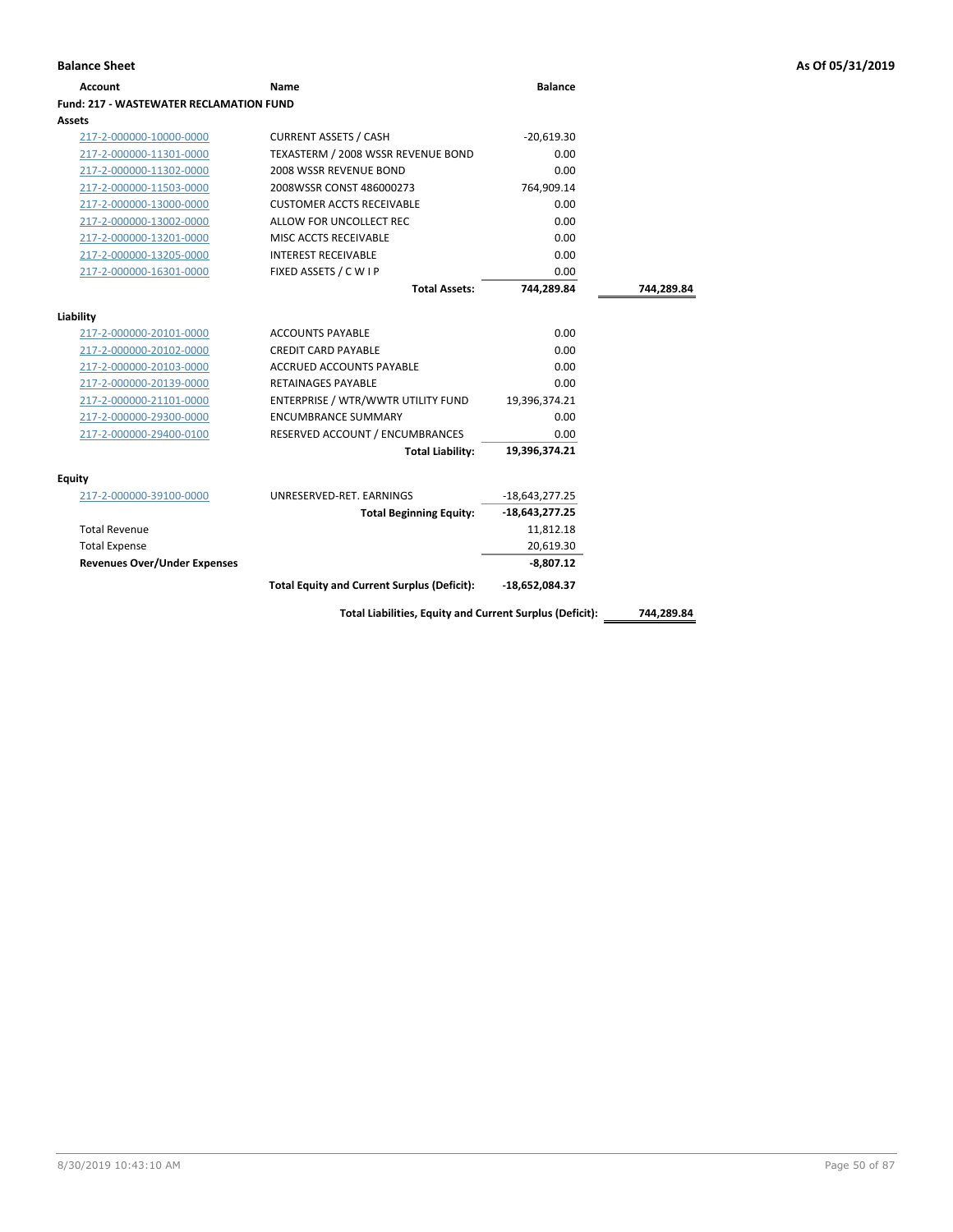**Balance Sheet** — As Of 05/31/2019

| Account | Name | Balance | |
|---|---|---|---|
| **Fund: 217 - WASTEWATER RECLAMATION FUND** | | | |
| **Assets** | | | |
| 217-2-000000-10000-0000 | CURRENT ASSETS / CASH | -20,619.30 | |
| 217-2-000000-11301-0000 | TEXASTERM / 2008 WSSR REVENUE BOND | 0.00 | |
| 217-2-000000-11302-0000 | 2008 WSSR REVENUE BOND | 0.00 | |
| 217-2-000000-11503-0000 | 2008WSSR CONST 486000273 | 764,909.14 | |
| 217-2-000000-13000-0000 | CUSTOMER ACCTS RECEIVABLE | 0.00 | |
| 217-2-000000-13002-0000 | ALLOW FOR UNCOLLECT REC | 0.00 | |
| 217-2-000000-13201-0000 | MISC ACCTS RECEIVABLE | 0.00 | |
| 217-2-000000-13205-0000 | INTEREST RECEIVABLE | 0.00 | |
| 217-2-000000-16301-0000 | FIXED ASSETS / C W I P | 0.00 | |
| | **Total Assets:** | **744,289.84** | **744,289.84** |
| **Liability** | | | |
| 217-2-000000-20101-0000 | ACCOUNTS PAYABLE | 0.00 | |
| 217-2-000000-20102-0000 | CREDIT CARD PAYABLE | 0.00 | |
| 217-2-000000-20103-0000 | ACCRUED ACCOUNTS PAYABLE | 0.00 | |
| 217-2-000000-20139-0000 | RETAINAGES PAYABLE | 0.00 | |
| 217-2-000000-21101-0000 | ENTERPRISE / WTR/WWTR UTILITY FUND | 19,396,374.21 | |
| 217-2-000000-29300-0000 | ENCUMBRANCE SUMMARY | 0.00 | |
| 217-2-000000-29400-0100 | RESERVED ACCOUNT / ENCUMBRANCES | 0.00 | |
| | **Total Liability:** | **19,396,374.21** | |
| **Equity** | | | |
| 217-2-000000-39100-0000 | UNRESERVED-RET. EARNINGS | -18,643,277.25 | |
| | **Total Beginning Equity:** | **-18,643,277.25** | |
| Total Revenue | | 11,812.18 | |
| Total Expense | | 20,619.30 | |
| **Revenues Over/Under Expenses** | | **-8,807.12** | |
| | **Total Equity and Current Surplus (Deficit):** | **-18,652,084.37** | |
| | **Total Liabilities, Equity and Current Surplus (Deficit):** | | **744,289.84** |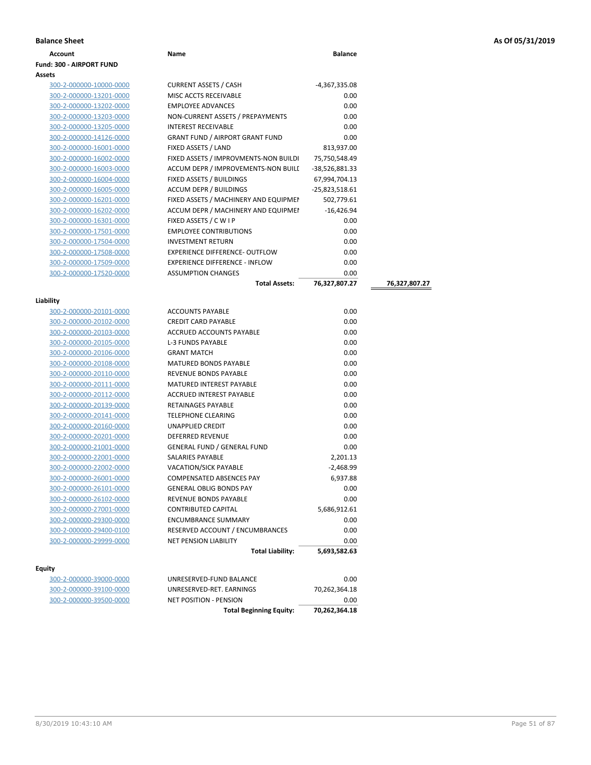**Balance Sheet** **As Of 05/31/2019**

| Account | Name | Balance | |
|---|---|---|---|
| **Fund: 300 - AIRPORT FUND** | | | |
| **Assets** | | | |
| 300-2-000000-10000-0000 | CURRENT ASSETS / CASH | -4,367,335.08 | |
| 300-2-000000-13201-0000 | MISC ACCTS RECEIVABLE | 0.00 | |
| 300-2-000000-13202-0000 | EMPLOYEE ADVANCES | 0.00 | |
| 300-2-000000-13203-0000 | NON-CURRENT ASSETS / PREPAYMENTS | 0.00 | |
| 300-2-000000-13205-0000 | INTEREST RECEIVABLE | 0.00 | |
| 300-2-000000-14126-0000 | GRANT FUND / AIRPORT GRANT FUND | 0.00 | |
| 300-2-000000-16001-0000 | FIXED ASSETS / LAND | 813,937.00 | |
| 300-2-000000-16002-0000 | FIXED ASSETS / IMPROVMENTS-NON BUILDI | 75,750,548.49 | |
| 300-2-000000-16003-0000 | ACCUM DEPR / IMPROVEMENTS-NON BUILI | -38,526,881.33 | |
| 300-2-000000-16004-0000 | FIXED ASSETS / BUILDINGS | 67,994,704.13 | |
| 300-2-000000-16005-0000 | ACCUM DEPR / BUILDINGS | -25,823,518.61 | |
| 300-2-000000-16201-0000 | FIXED ASSETS / MACHINERY AND EQUIPMEI | 502,779.61 | |
| 300-2-000000-16202-0000 | ACCUM DEPR / MACHINERY AND EQUIPMEI | -16,426.94 | |
| 300-2-000000-16301-0000 | FIXED ASSETS / C W I P | 0.00 | |
| 300-2-000000-17501-0000 | EMPLOYEE CONTRIBUTIONS | 0.00 | |
| 300-2-000000-17504-0000 | INVESTMENT RETURN | 0.00 | |
| 300-2-000000-17508-0000 | EXPERIENCE DIFFERENCE- OUTFLOW | 0.00 | |
| 300-2-000000-17509-0000 | EXPERIENCE DIFFERENCE - INFLOW | 0.00 | |
| 300-2-000000-17520-0000 | ASSUMPTION CHANGES | 0.00 | |
| | **Total Assets:** | **76,327,807.27** | **76,327,807.27** |
| **Liability** | | | |
| 300-2-000000-20101-0000 | ACCOUNTS PAYABLE | 0.00 | |
| 300-2-000000-20102-0000 | CREDIT CARD PAYABLE | 0.00 | |
| 300-2-000000-20103-0000 | ACCRUED ACCOUNTS PAYABLE | 0.00 | |
| 300-2-000000-20105-0000 | L-3 FUNDS PAYABLE | 0.00 | |
| 300-2-000000-20106-0000 | GRANT MATCH | 0.00 | |
| 300-2-000000-20108-0000 | MATURED BONDS PAYABLE | 0.00 | |
| 300-2-000000-20110-0000 | REVENUE BONDS PAYABLE | 0.00 | |
| 300-2-000000-20111-0000 | MATURED INTEREST PAYABLE | 0.00 | |
| 300-2-000000-20112-0000 | ACCRUED INTEREST PAYABLE | 0.00 | |
| 300-2-000000-20139-0000 | RETAINAGES PAYABLE | 0.00 | |
| 300-2-000000-20141-0000 | TELEPHONE CLEARING | 0.00 | |
| 300-2-000000-20160-0000 | UNAPPLIED CREDIT | 0.00 | |
| 300-2-000000-20201-0000 | DEFERRED REVENUE | 0.00 | |
| 300-2-000000-21001-0000 | GENERAL FUND / GENERAL FUND | 0.00 | |
| 300-2-000000-22001-0000 | SALARIES PAYABLE | 2,201.13 | |
| 300-2-000000-22002-0000 | VACATION/SICK PAYABLE | -2,468.99 | |
| 300-2-000000-26001-0000 | COMPENSATED ABSENCES PAY | 6,937.88 | |
| 300-2-000000-26101-0000 | GENERAL OBLIG BONDS PAY | 0.00 | |
| 300-2-000000-26102-0000 | REVENUE BONDS PAYABLE | 0.00 | |
| 300-2-000000-27001-0000 | CONTRIBUTED CAPITAL | 5,686,912.61 | |
| 300-2-000000-29300-0000 | ENCUMBRANCE SUMMARY | 0.00 | |
| 300-2-000000-29400-0100 | RESERVED ACCOUNT / ENCUMBRANCES | 0.00 | |
| 300-2-000000-29999-0000 | NET PENSION LIABILITY | 0.00 | |
| | **Total Liability:** | **5,693,582.63** | |
| **Equity** | | | |
| 300-2-000000-39000-0000 | UNRESERVED-FUND BALANCE | 0.00 | |
| 300-2-000000-39100-0000 | UNRESERVED-RET. EARNINGS | 70,262,364.18 | |
| 300-2-000000-39500-0000 | NET POSITION - PENSION | 0.00 | |
| | **Total Beginning Equity:** | **70,262,364.18** | |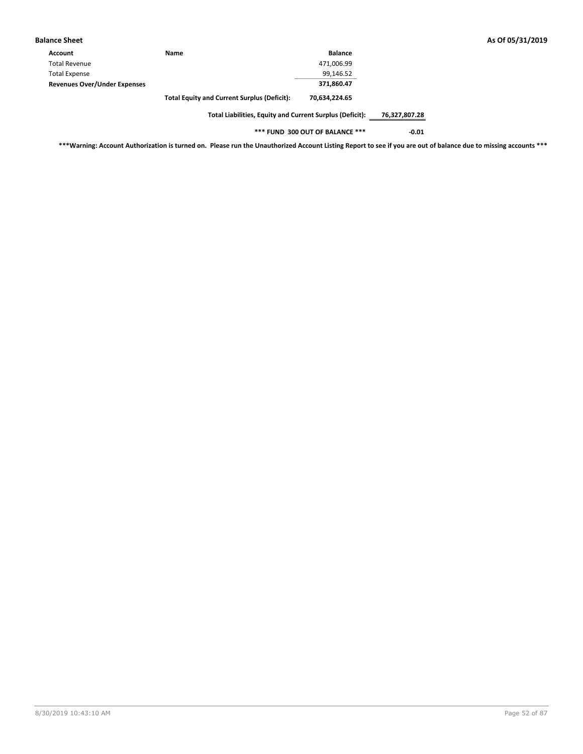**Balance Sheet** | **As Of 05/31/2019**

| Account | Name | Balance | |
|---|---|---|---|
| Total Revenue | | 471,006.99 | |
| Total Expense | | 99,146.52 | |
| **Revenues Over/Under Expenses** | | **371,860.47** | |
| | **Total Equity and Current Surplus (Deficit):** | **70,634,224.65** | |
| | **Total Liabilities, Equity and Current Surplus (Deficit):** | | **76,327,807.28** |
| | **\*\*\* FUND 300 OUT OF BALANCE \*\*\*** | | **-0.01** |

**\*\*\*Warning: Account Authorization is turned on. Please run the Unauthorized Account Listing Report to see if you are out of balance due to missing accounts \*\*\***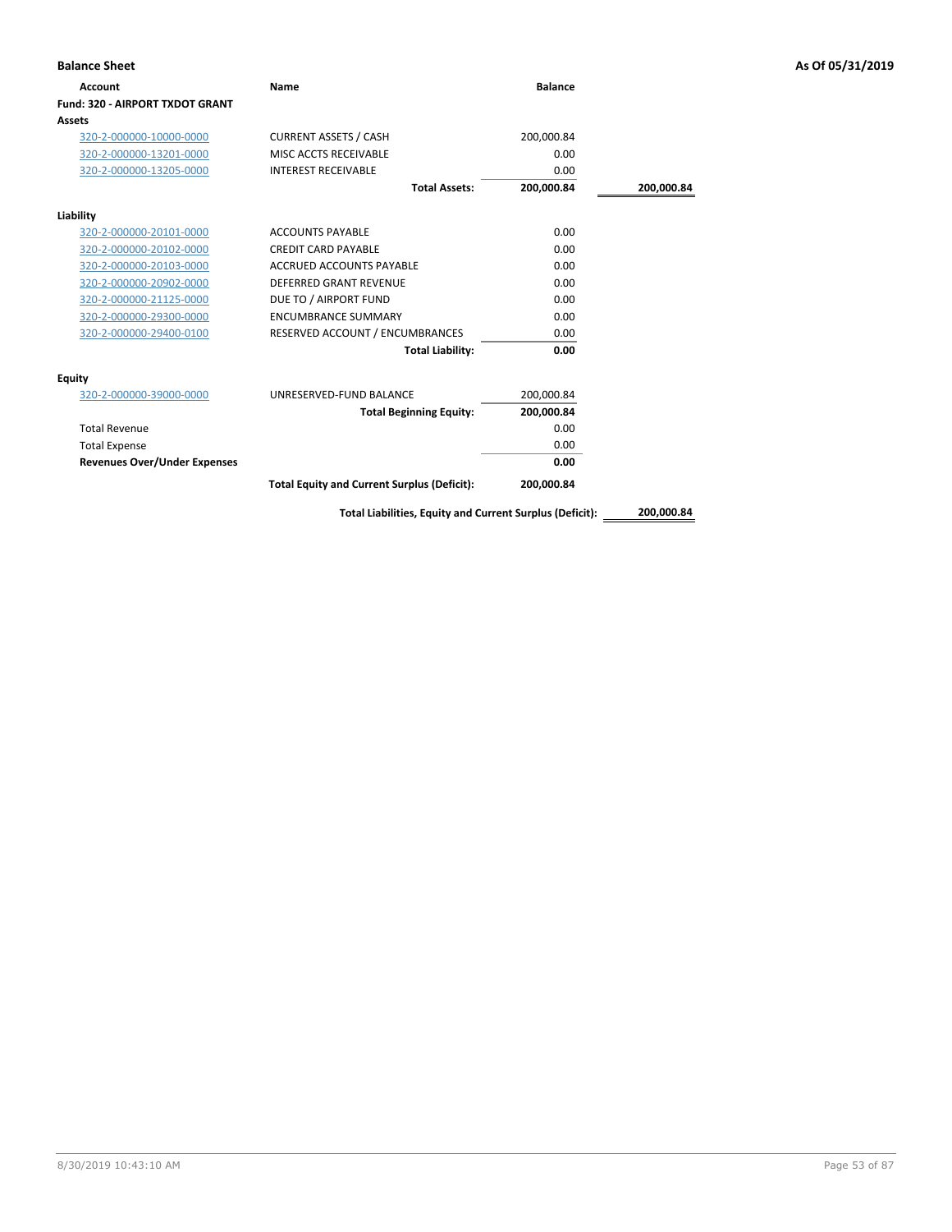**Balance Sheet** **As Of 05/31/2019**

| Account | Name | Balance | |
|---|---|---|---|
| **Fund: 320 - AIRPORT TXDOT GRANT** | | | |
| **Assets** | | | |
| 320-2-000000-10000-0000 | CURRENT ASSETS / CASH | 200,000.84 | |
| 320-2-000000-13201-0000 | MISC ACCTS RECEIVABLE | 0.00 | |
| 320-2-000000-13205-0000 | INTEREST RECEIVABLE | 0.00 | |
| | **Total Assets:** | **200,000.84** | **200,000.84** |
| **Liability** | | | |
| 320-2-000000-20101-0000 | ACCOUNTS PAYABLE | 0.00 | |
| 320-2-000000-20102-0000 | CREDIT CARD PAYABLE | 0.00 | |
| 320-2-000000-20103-0000 | ACCRUED ACCOUNTS PAYABLE | 0.00 | |
| 320-2-000000-20902-0000 | DEFERRED GRANT REVENUE | 0.00 | |
| 320-2-000000-21125-0000 | DUE TO / AIRPORT FUND | 0.00 | |
| 320-2-000000-29300-0000 | ENCUMBRANCE SUMMARY | 0.00 | |
| 320-2-000000-29400-0100 | RESERVED ACCOUNT / ENCUMBRANCES | 0.00 | |
| | **Total Liability:** | **0.00** | |
| **Equity** | | | |
| 320-2-000000-39000-0000 | UNRESERVED-FUND BALANCE | 200,000.84 | |
| | **Total Beginning Equity:** | **200,000.84** | |
| Total Revenue | | 0.00 | |
| Total Expense | | 0.00 | |
| **Revenues Over/Under Expenses** | | **0.00** | |
| | **Total Equity and Current Surplus (Deficit):** | **200,000.84** | |
| | **Total Liabilities, Equity and Current Surplus (Deficit):** | | **200,000.84** |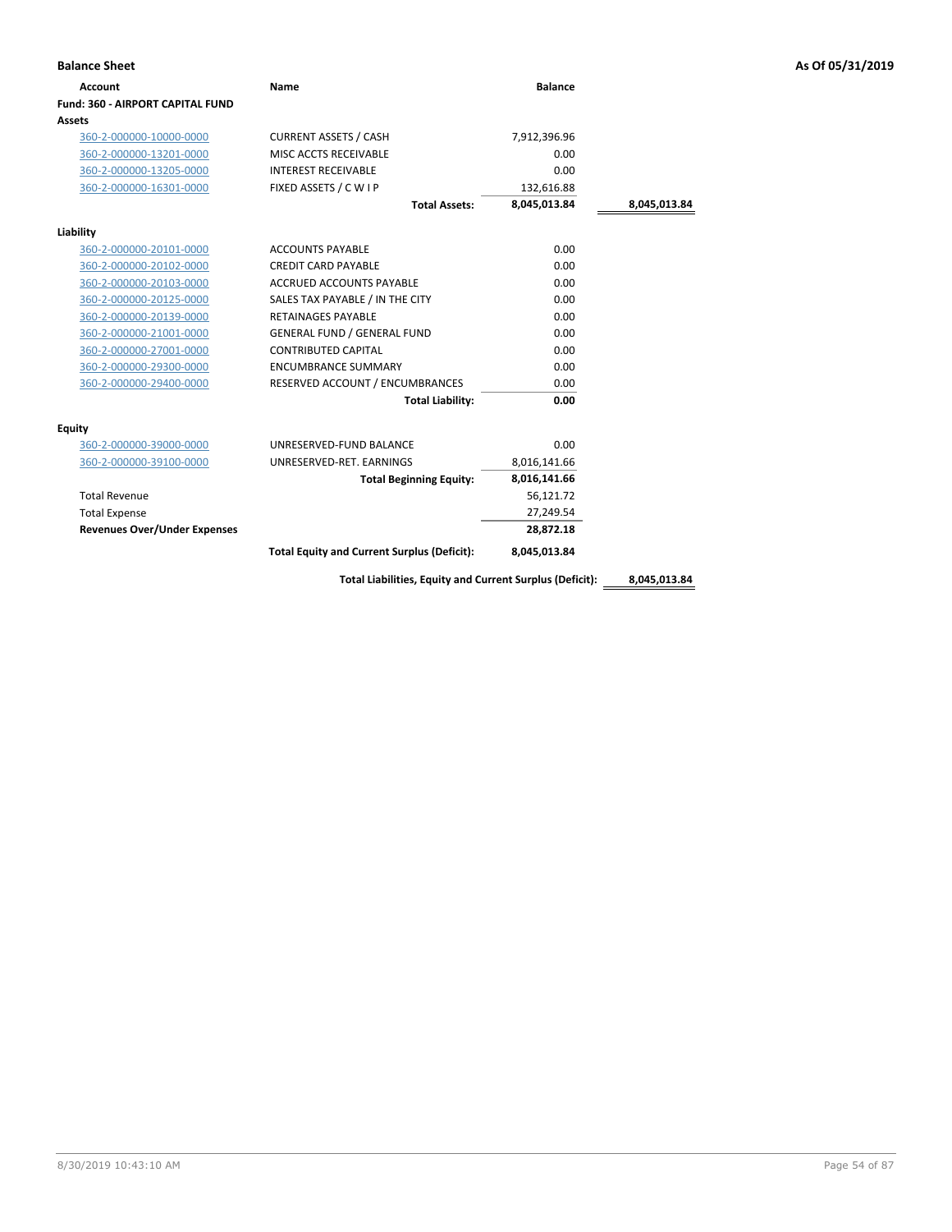**Balance Sheet** — As Of 05/31/2019

| Account | Name | Balance | |
|---|---|---|---|
| **Fund: 360 - AIRPORT CAPITAL FUND** | | | |
| **Assets** | | | |
| 360-2-000000-10000-0000 | CURRENT ASSETS / CASH | 7,912,396.96 | |
| 360-2-000000-13201-0000 | MISC ACCTS RECEIVABLE | 0.00 | |
| 360-2-000000-13205-0000 | INTEREST RECEIVABLE | 0.00 | |
| 360-2-000000-16301-0000 | FIXED ASSETS / C W I P | 132,616.88 | |
| | **Total Assets:** | **8,045,013.84** | **8,045,013.84** |
| **Liability** | | | |
| 360-2-000000-20101-0000 | ACCOUNTS PAYABLE | 0.00 | |
| 360-2-000000-20102-0000 | CREDIT CARD PAYABLE | 0.00 | |
| 360-2-000000-20103-0000 | ACCRUED ACCOUNTS PAYABLE | 0.00 | |
| 360-2-000000-20125-0000 | SALES TAX PAYABLE / IN THE CITY | 0.00 | |
| 360-2-000000-20139-0000 | RETAINAGES PAYABLE | 0.00 | |
| 360-2-000000-21001-0000 | GENERAL FUND / GENERAL FUND | 0.00 | |
| 360-2-000000-27001-0000 | CONTRIBUTED CAPITAL | 0.00 | |
| 360-2-000000-29300-0000 | ENCUMBRANCE SUMMARY | 0.00 | |
| 360-2-000000-29400-0000 | RESERVED ACCOUNT / ENCUMBRANCES | 0.00 | |
| | **Total Liability:** | **0.00** | |
| **Equity** | | | |
| 360-2-000000-39000-0000 | UNRESERVED-FUND BALANCE | 0.00 | |
| 360-2-000000-39100-0000 | UNRESERVED-RET. EARNINGS | 8,016,141.66 | |
| | **Total Beginning Equity:** | **8,016,141.66** | |
| Total Revenue | | 56,121.72 | |
| Total Expense | | 27,249.54 | |
| **Revenues Over/Under Expenses** | | **28,872.18** | |
| | **Total Equity and Current Surplus (Deficit):** | **8,045,013.84** | |
| | **Total Liabilities, Equity and Current Surplus (Deficit):** | | **8,045,013.84** |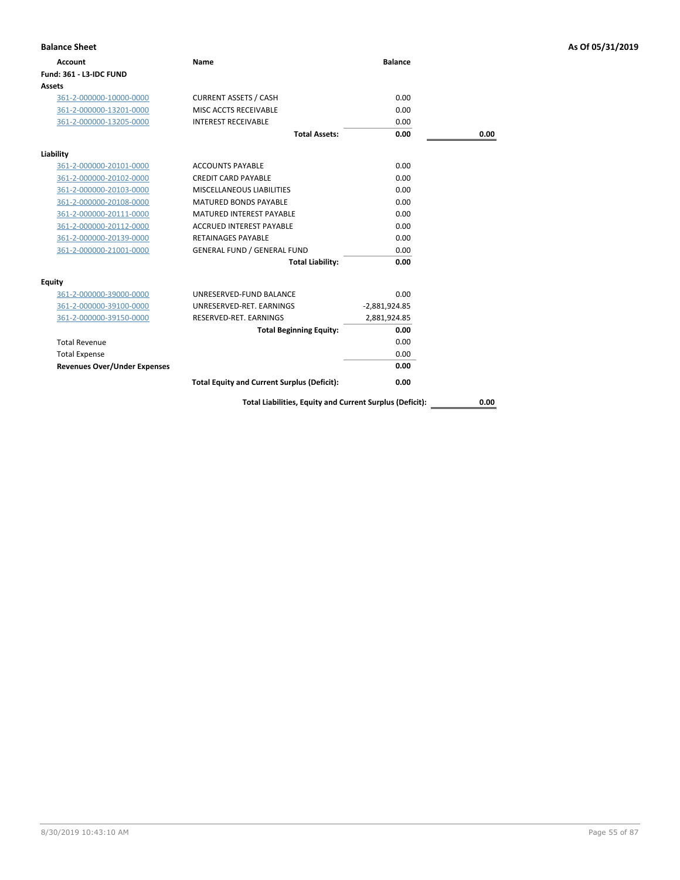**Balance Sheet** **As Of 05/31/2019**

| Account | Name | Balance | |
|---|---|---|---|
| **Fund: 361 - L3-IDC FUND** | | | |
| **Assets** | | | |
| 361-2-000000-10000-0000 | CURRENT ASSETS / CASH | 0.00 | |
| 361-2-000000-13201-0000 | MISC ACCTS RECEIVABLE | 0.00 | |
| 361-2-000000-13205-0000 | INTEREST RECEIVABLE | 0.00 | |
| | **Total Assets:** | **0.00** | **0.00** |
| **Liability** | | | |
| 361-2-000000-20101-0000 | ACCOUNTS PAYABLE | 0.00 | |
| 361-2-000000-20102-0000 | CREDIT CARD PAYABLE | 0.00 | |
| 361-2-000000-20103-0000 | MISCELLANEOUS LIABILITIES | 0.00 | |
| 361-2-000000-20108-0000 | MATURED BONDS PAYABLE | 0.00 | |
| 361-2-000000-20111-0000 | MATURED INTEREST PAYABLE | 0.00 | |
| 361-2-000000-20112-0000 | ACCRUED INTEREST PAYABLE | 0.00 | |
| 361-2-000000-20139-0000 | RETAINAGES PAYABLE | 0.00 | |
| 361-2-000000-21001-0000 | GENERAL FUND / GENERAL FUND | 0.00 | |
| | **Total Liability:** | **0.00** | |
| **Equity** | | | |
| 361-2-000000-39000-0000 | UNRESERVED-FUND BALANCE | 0.00 | |
| 361-2-000000-39100-0000 | UNRESERVED-RET. EARNINGS | -2,881,924.85 | |
| 361-2-000000-39150-0000 | RESERVED-RET. EARNINGS | 2,881,924.85 | |
| | **Total Beginning Equity:** | **0.00** | |
| Total Revenue | | 0.00 | |
| Total Expense | | 0.00 | |
| **Revenues Over/Under Expenses** | | **0.00** | |
| | **Total Equity and Current Surplus (Deficit):** | **0.00** | |
| | **Total Liabilities, Equity and Current Surplus (Deficit):** | | **0.00** |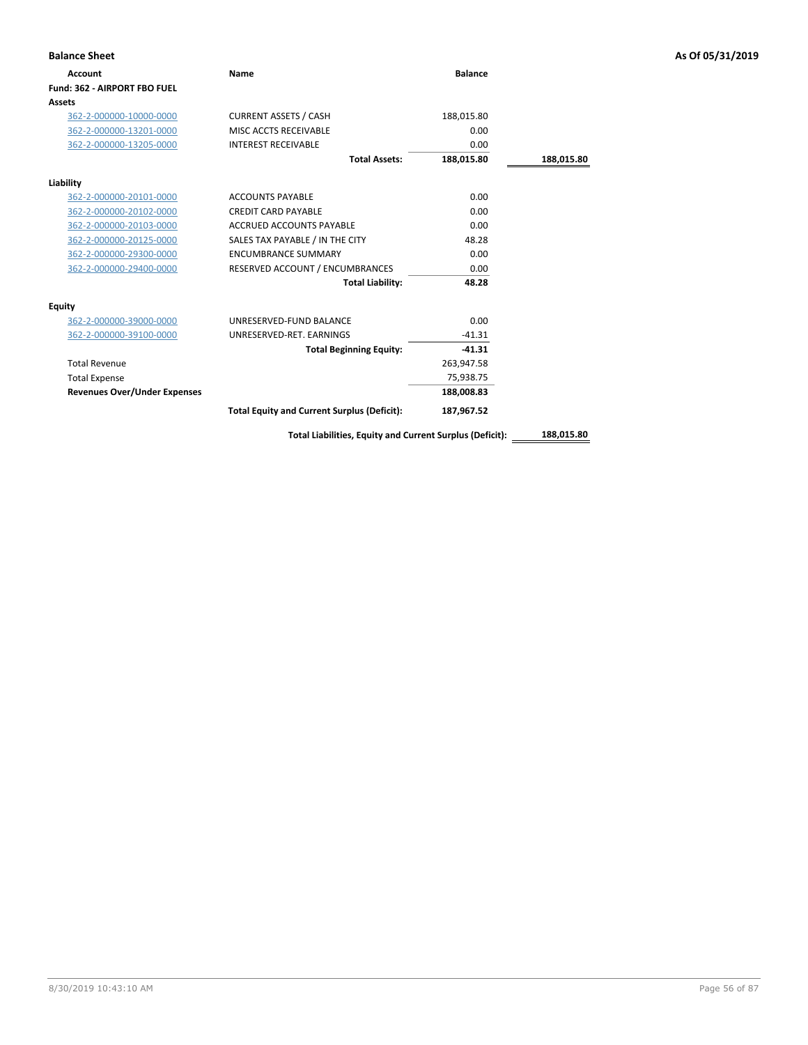**Balance Sheet** — As Of 05/31/2019

| Account | Name | Balance | |
|---|---|---|---|
| **Fund: 362 - AIRPORT FBO FUEL** | | | |
| **Assets** | | | |
| 362-2-000000-10000-0000 | CURRENT ASSETS / CASH | 188,015.80 | |
| 362-2-000000-13201-0000 | MISC ACCTS RECEIVABLE | 0.00 | |
| 362-2-000000-13205-0000 | INTEREST RECEIVABLE | 0.00 | |
| | **Total Assets:** | **188,015.80** | **188,015.80** |
| **Liability** | | | |
| 362-2-000000-20101-0000 | ACCOUNTS PAYABLE | 0.00 | |
| 362-2-000000-20102-0000 | CREDIT CARD PAYABLE | 0.00 | |
| 362-2-000000-20103-0000 | ACCRUED ACCOUNTS PAYABLE | 0.00 | |
| 362-2-000000-20125-0000 | SALES TAX PAYABLE / IN THE CITY | 48.28 | |
| 362-2-000000-29300-0000 | ENCUMBRANCE SUMMARY | 0.00 | |
| 362-2-000000-29400-0000 | RESERVED ACCOUNT / ENCUMBRANCES | 0.00 | |
| | **Total Liability:** | **48.28** | |
| **Equity** | | | |
| 362-2-000000-39000-0000 | UNRESERVED-FUND BALANCE | 0.00 | |
| 362-2-000000-39100-0000 | UNRESERVED-RET. EARNINGS | -41.31 | |
| | **Total Beginning Equity:** | **-41.31** | |
| Total Revenue | | 263,947.58 | |
| Total Expense | | 75,938.75 | |
| **Revenues Over/Under Expenses** | | **188,008.83** | |
| | **Total Equity and Current Surplus (Deficit):** | **187,967.52** | |
| | **Total Liabilities, Equity and Current Surplus (Deficit):** | | **188,015.80** |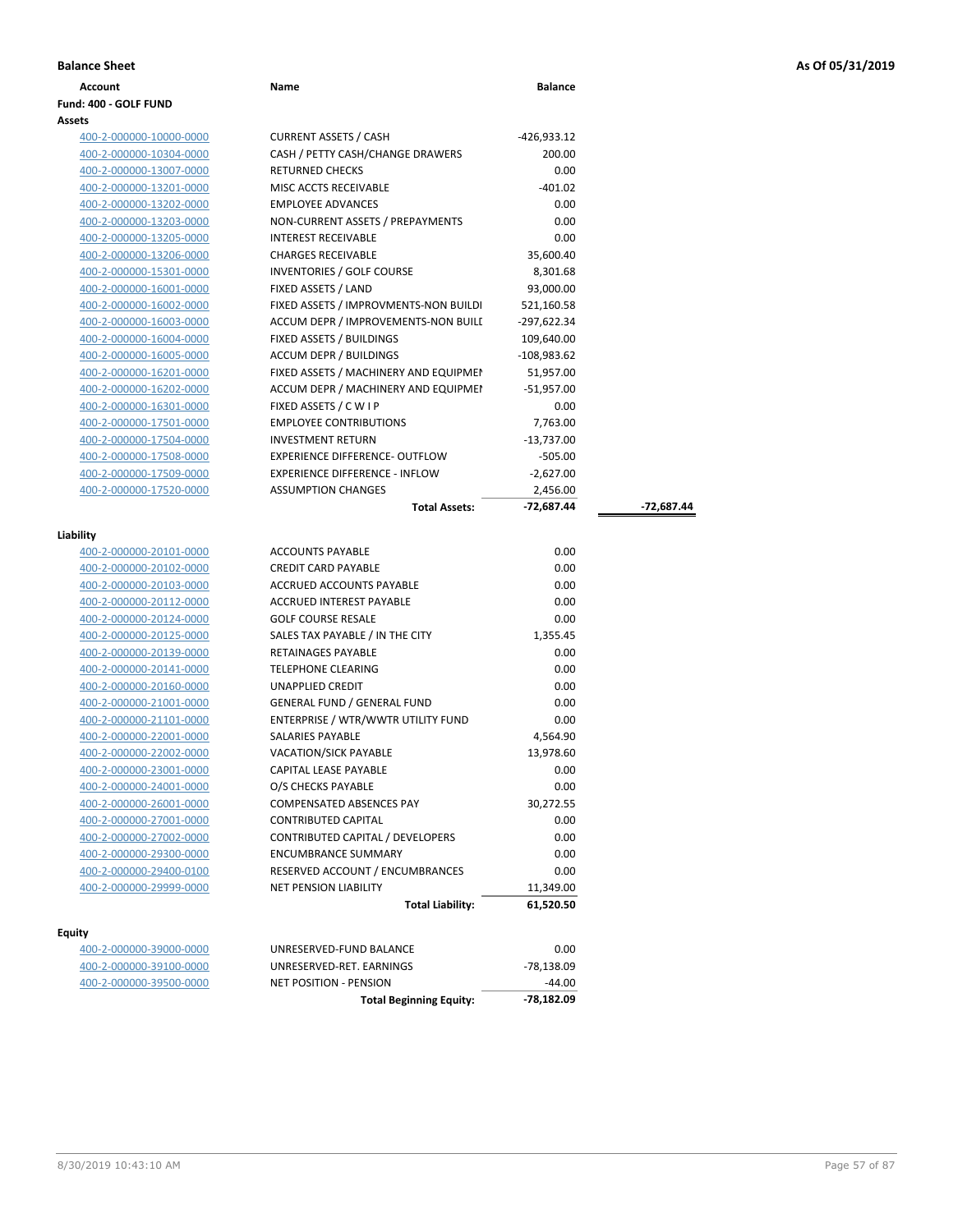**Balance Sheet** — As Of 05/31/2019

| Account | Name | Balance | |
|---|---|---|---|
| **Fund: 400 - GOLF FUND** | | | |
| **Assets** | | | |
| 400-2-000000-10000-0000 | CURRENT ASSETS / CASH | -426,933.12 | |
| 400-2-000000-10304-0000 | CASH / PETTY CASH/CHANGE DRAWERS | 200.00 | |
| 400-2-000000-13007-0000 | RETURNED CHECKS | 0.00 | |
| 400-2-000000-13201-0000 | MISC ACCTS RECEIVABLE | -401.02 | |
| 400-2-000000-13202-0000 | EMPLOYEE ADVANCES | 0.00 | |
| 400-2-000000-13203-0000 | NON-CURRENT ASSETS / PREPAYMENTS | 0.00 | |
| 400-2-000000-13205-0000 | INTEREST RECEIVABLE | 0.00 | |
| 400-2-000000-13206-0000 | CHARGES RECEIVABLE | 35,600.40 | |
| 400-2-000000-15301-0000 | INVENTORIES / GOLF COURSE | 8,301.68 | |
| 400-2-000000-16001-0000 | FIXED ASSETS / LAND | 93,000.00 | |
| 400-2-000000-16002-0000 | FIXED ASSETS / IMPROVMENTS-NON BUILDI | 521,160.58 | |
| 400-2-000000-16003-0000 | ACCUM DEPR / IMPROVEMENTS-NON BUILI | -297,622.34 | |
| 400-2-000000-16004-0000 | FIXED ASSETS / BUILDINGS | 109,640.00 | |
| 400-2-000000-16005-0000 | ACCUM DEPR / BUILDINGS | -108,983.62 | |
| 400-2-000000-16201-0000 | FIXED ASSETS / MACHINERY AND EQUIPMEI | 51,957.00 | |
| 400-2-000000-16202-0000 | ACCUM DEPR / MACHINERY AND EQUIPMEI | -51,957.00 | |
| 400-2-000000-16301-0000 | FIXED ASSETS / C W I P | 0.00 | |
| 400-2-000000-17501-0000 | EMPLOYEE CONTRIBUTIONS | 7,763.00 | |
| 400-2-000000-17504-0000 | INVESTMENT RETURN | -13,737.00 | |
| 400-2-000000-17508-0000 | EXPERIENCE DIFFERENCE- OUTFLOW | -505.00 | |
| 400-2-000000-17509-0000 | EXPERIENCE DIFFERENCE - INFLOW | -2,627.00 | |
| 400-2-000000-17520-0000 | ASSUMPTION CHANGES | 2,456.00 | |
| | **Total Assets:** | **-72,687.44** | **-72,687.44** |
| **Liability** | | | |
| 400-2-000000-20101-0000 | ACCOUNTS PAYABLE | 0.00 | |
| 400-2-000000-20102-0000 | CREDIT CARD PAYABLE | 0.00 | |
| 400-2-000000-20103-0000 | ACCRUED ACCOUNTS PAYABLE | 0.00 | |
| 400-2-000000-20112-0000 | ACCRUED INTEREST PAYABLE | 0.00 | |
| 400-2-000000-20124-0000 | GOLF COURSE RESALE | 0.00 | |
| 400-2-000000-20125-0000 | SALES TAX PAYABLE / IN THE CITY | 1,355.45 | |
| 400-2-000000-20139-0000 | RETAINAGES PAYABLE | 0.00 | |
| 400-2-000000-20141-0000 | TELEPHONE CLEARING | 0.00 | |
| 400-2-000000-20160-0000 | UNAPPLIED CREDIT | 0.00 | |
| 400-2-000000-21001-0000 | GENERAL FUND / GENERAL FUND | 0.00 | |
| 400-2-000000-21101-0000 | ENTERPRISE / WTR/WWTR UTILITY FUND | 0.00 | |
| 400-2-000000-22001-0000 | SALARIES PAYABLE | 4,564.90 | |
| 400-2-000000-22002-0000 | VACATION/SICK PAYABLE | 13,978.60 | |
| 400-2-000000-23001-0000 | CAPITAL LEASE PAYABLE | 0.00 | |
| 400-2-000000-24001-0000 | O/S CHECKS PAYABLE | 0.00 | |
| 400-2-000000-26001-0000 | COMPENSATED ABSENCES PAY | 30,272.55 | |
| 400-2-000000-27001-0000 | CONTRIBUTED CAPITAL | 0.00 | |
| 400-2-000000-27002-0000 | CONTRIBUTED CAPITAL / DEVELOPERS | 0.00 | |
| 400-2-000000-29300-0000 | ENCUMBRANCE SUMMARY | 0.00 | |
| 400-2-000000-29400-0100 | RESERVED ACCOUNT / ENCUMBRANCES | 0.00 | |
| 400-2-000000-29999-0000 | NET PENSION LIABILITY | 11,349.00 | |
| | **Total Liability:** | **61,520.50** | |
| **Equity** | | | |
| 400-2-000000-39000-0000 | UNRESERVED-FUND BALANCE | 0.00 | |
| 400-2-000000-39100-0000 | UNRESERVED-RET. EARNINGS | -78,138.09 | |
| 400-2-000000-39500-0000 | NET POSITION - PENSION | -44.00 | |
| | **Total Beginning Equity:** | **-78,182.09** | |

8/30/2019 10:43:10 AM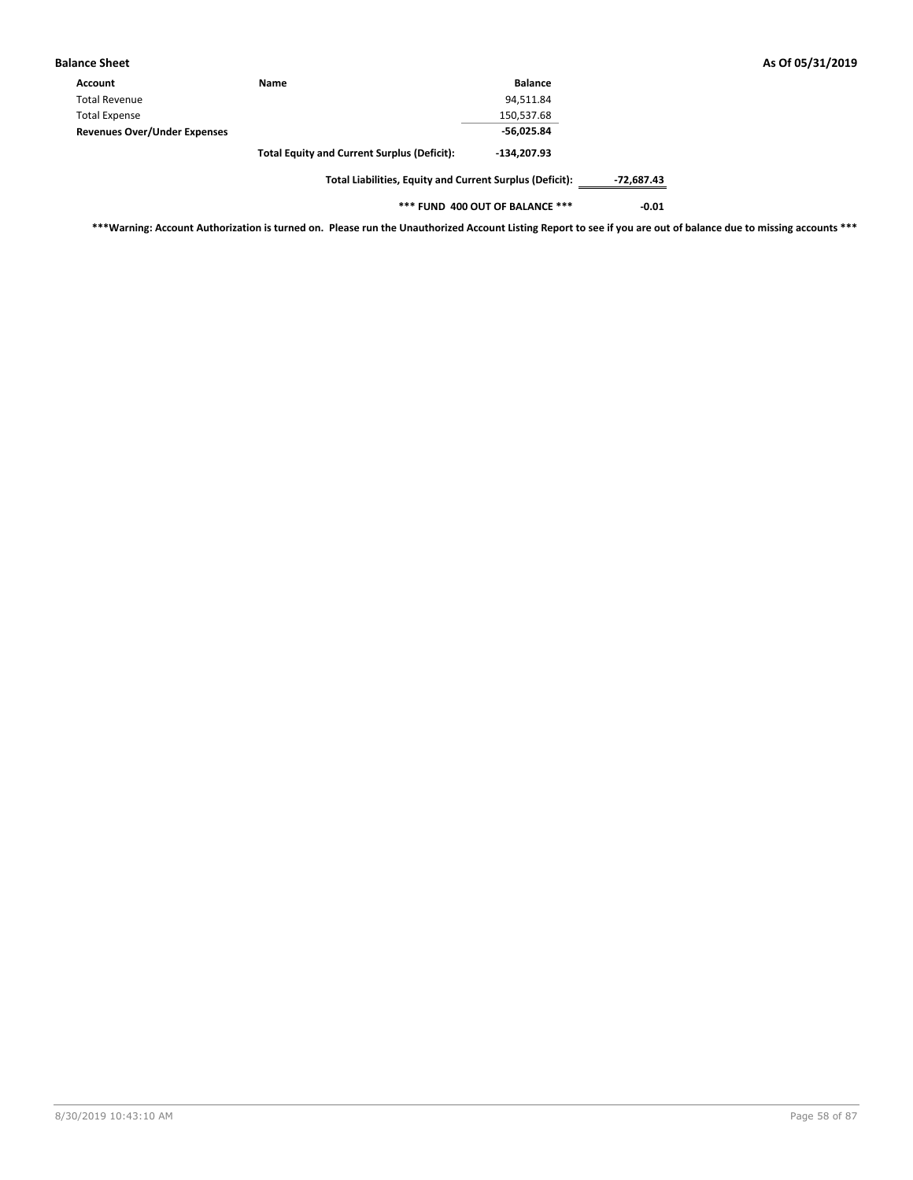**Balance Sheet** **As Of 05/31/2019**

| Account | Name | Balance | |
|---|---|---|---|
| Total Revenue | | 94,511.84 | |
| Total Expense | | 150,537.68 | |
| **Revenues Over/Under Expenses** | | **-56,025.84** | |
| | **Total Equity and Current Surplus (Deficit):** | **-134,207.93** | |
| | **Total Liabilities, Equity and Current Surplus (Deficit):** | | **-72,687.43** |
| | ***** FUND 400 OUT OF BALANCE ***** | | **-0.01** |

*****Warning: Account Authorization is turned on. Please run the Unauthorized Account Listing Report to see if you are out of balance due to missing accounts *****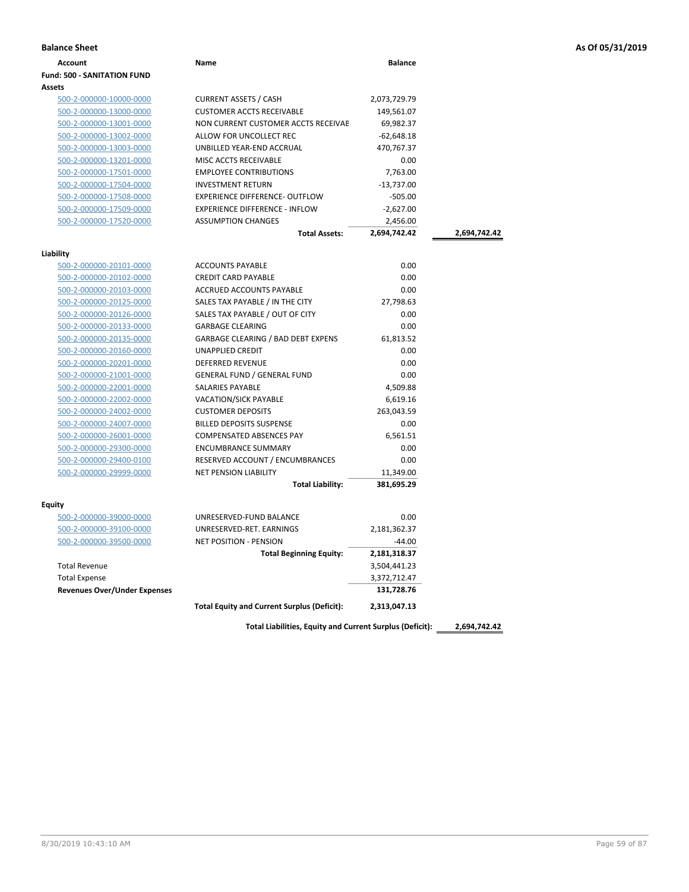# Balance Sheet

As Of 05/31/2019

| Account | Name | Balance | |
|---|---|---|---|
| **Fund: 500 - SANITATION FUND** | | | |
| **Assets** | | | |
| 500-2-000000-10000-0000 | CURRENT ASSETS / CASH | 2,073,729.79 | |
| 500-2-000000-13000-0000 | CUSTOMER ACCTS RECEIVABLE | 149,561.07 | |
| 500-2-000000-13001-0000 | NON CURRENT CUSTOMER ACCTS RECEIVABE | 69,982.37 | |
| 500-2-000000-13002-0000 | ALLOW FOR UNCOLLECT REC | -62,648.18 | |
| 500-2-000000-13003-0000 | UNBILLED YEAR-END ACCRUAL | 470,767.37 | |
| 500-2-000000-13201-0000 | MISC ACCTS RECEIVABLE | 0.00 | |
| 500-2-000000-17501-0000 | EMPLOYEE CONTRIBUTIONS | 7,763.00 | |
| 500-2-000000-17504-0000 | INVESTMENT RETURN | -13,737.00 | |
| 500-2-000000-17508-0000 | EXPERIENCE DIFFERENCE- OUTFLOW | -505.00 | |
| 500-2-000000-17509-0000 | EXPERIENCE DIFFERENCE - INFLOW | -2,627.00 | |
| 500-2-000000-17520-0000 | ASSUMPTION CHANGES | 2,456.00 | |
| | **Total Assets:** | **2,694,742.42** | **2,694,742.42** |
| **Liability** | | | |
| 500-2-000000-20101-0000 | ACCOUNTS PAYABLE | 0.00 | |
| 500-2-000000-20102-0000 | CREDIT CARD PAYABLE | 0.00 | |
| 500-2-000000-20103-0000 | ACCRUED ACCOUNTS PAYABLE | 0.00 | |
| 500-2-000000-20125-0000 | SALES TAX PAYABLE / IN THE CITY | 27,798.63 | |
| 500-2-000000-20126-0000 | SALES TAX PAYABLE / OUT OF CITY | 0.00 | |
| 500-2-000000-20133-0000 | GARBAGE CLEARING | 0.00 | |
| 500-2-000000-20135-0000 | GARBAGE CLEARING / BAD DEBT EXPENS | 61,813.52 | |
| 500-2-000000-20160-0000 | UNAPPLIED CREDIT | 0.00 | |
| 500-2-000000-20201-0000 | DEFERRED REVENUE | 0.00 | |
| 500-2-000000-21001-0000 | GENERAL FUND / GENERAL FUND | 0.00 | |
| 500-2-000000-22001-0000 | SALARIES PAYABLE | 4,509.88 | |
| 500-2-000000-22002-0000 | VACATION/SICK PAYABLE | 6,619.16 | |
| 500-2-000000-24002-0000 | CUSTOMER DEPOSITS | 263,043.59 | |
| 500-2-000000-24007-0000 | BILLED DEPOSITS SUSPENSE | 0.00 | |
| 500-2-000000-26001-0000 | COMPENSATED ABSENCES PAY | 6,561.51 | |
| 500-2-000000-29300-0000 | ENCUMBRANCE SUMMARY | 0.00 | |
| 500-2-000000-29400-0100 | RESERVED ACCOUNT / ENCUMBRANCES | 0.00 | |
| 500-2-000000-29999-0000 | NET PENSION LIABILITY | 11,349.00 | |
| | **Total Liability:** | **381,695.29** | |
| **Equity** | | | |
| 500-2-000000-39000-0000 | UNRESERVED-FUND BALANCE | 0.00 | |
| 500-2-000000-39100-0000 | UNRESERVED-RET. EARNINGS | 2,181,362.37 | |
| 500-2-000000-39500-0000 | NET POSITION - PENSION | -44.00 | |
| | **Total Beginning Equity:** | **2,181,318.37** | |
| Total Revenue | | 3,504,441.23 | |
| Total Expense | | 3,372,712.47 | |
| **Revenues Over/Under Expenses** | | **131,728.76** | |
| | **Total Equity and Current Surplus (Deficit):** | **2,313,047.13** | |
| | **Total Liabilities, Equity and Current Surplus (Deficit):** | | **2,694,742.42** |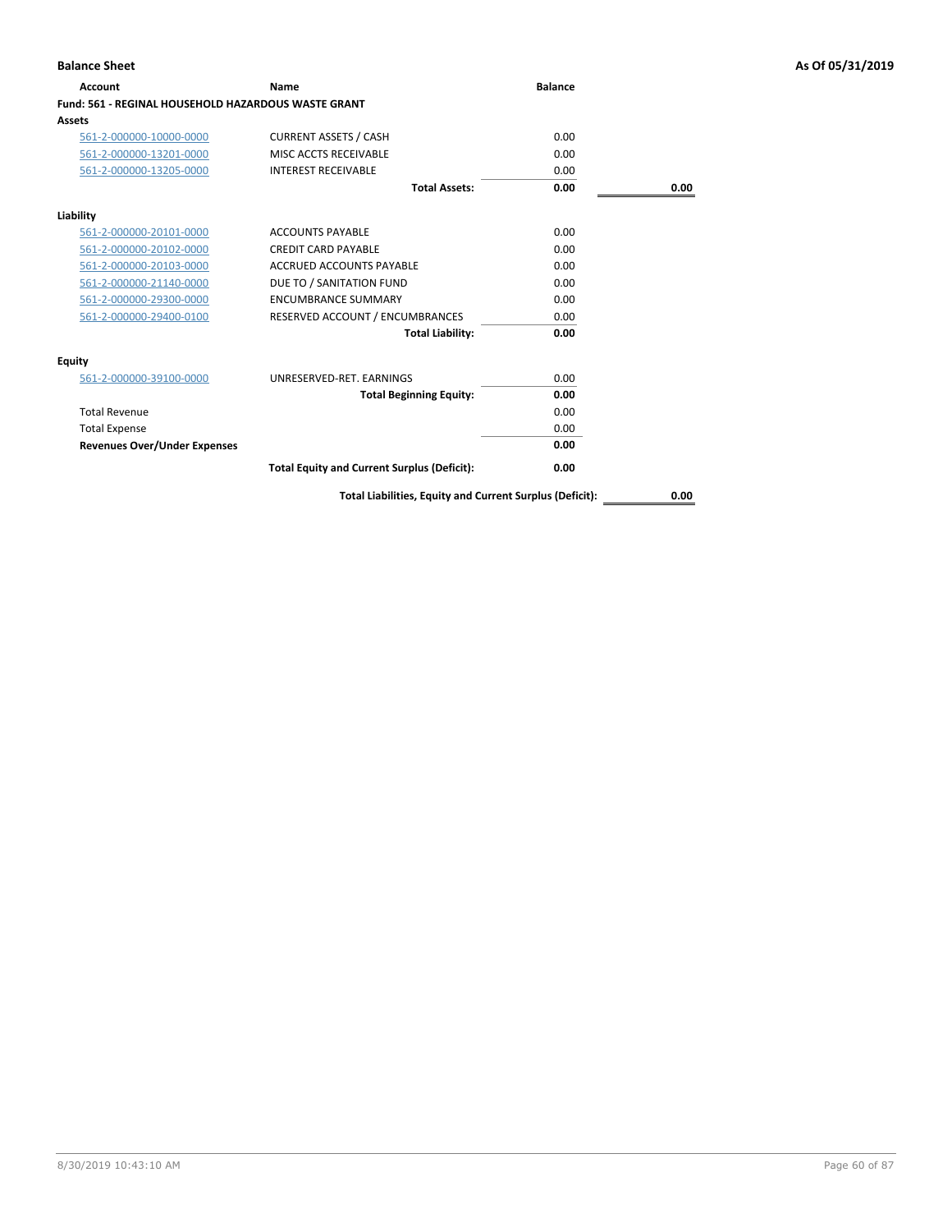## Balance Sheet

**As Of 05/31/2019**

| Account | Name | Balance | |
|---|---|---|---|
| **Fund: 561 - REGINAL HOUSEHOLD HAZARDOUS WASTE GRANT** | | | |
| **Assets** | | | |
| 561-2-000000-10000-0000 | CURRENT ASSETS / CASH | 0.00 | |
| 561-2-000000-13201-0000 | MISC ACCTS RECEIVABLE | 0.00 | |
| 561-2-000000-13205-0000 | INTEREST RECEIVABLE | 0.00 | |
| | **Total Assets:** | **0.00** | **0.00** |
| **Liability** | | | |
| 561-2-000000-20101-0000 | ACCOUNTS PAYABLE | 0.00 | |
| 561-2-000000-20102-0000 | CREDIT CARD PAYABLE | 0.00 | |
| 561-2-000000-20103-0000 | ACCRUED ACCOUNTS PAYABLE | 0.00 | |
| 561-2-000000-21140-0000 | DUE TO / SANITATION FUND | 0.00 | |
| 561-2-000000-29300-0000 | ENCUMBRANCE SUMMARY | 0.00 | |
| 561-2-000000-29400-0100 | RESERVED ACCOUNT / ENCUMBRANCES | 0.00 | |
| | **Total Liability:** | **0.00** | |
| **Equity** | | | |
| 561-2-000000-39100-0000 | UNRESERVED-RET. EARNINGS | 0.00 | |
| | **Total Beginning Equity:** | **0.00** | |
| Total Revenue | | 0.00 | |
| Total Expense | | 0.00 | |
| **Revenues Over/Under Expenses** | | **0.00** | |
| | **Total Equity and Current Surplus (Deficit):** | **0.00** | |
| | **Total Liabilities, Equity and Current Surplus (Deficit):** | | **0.00** |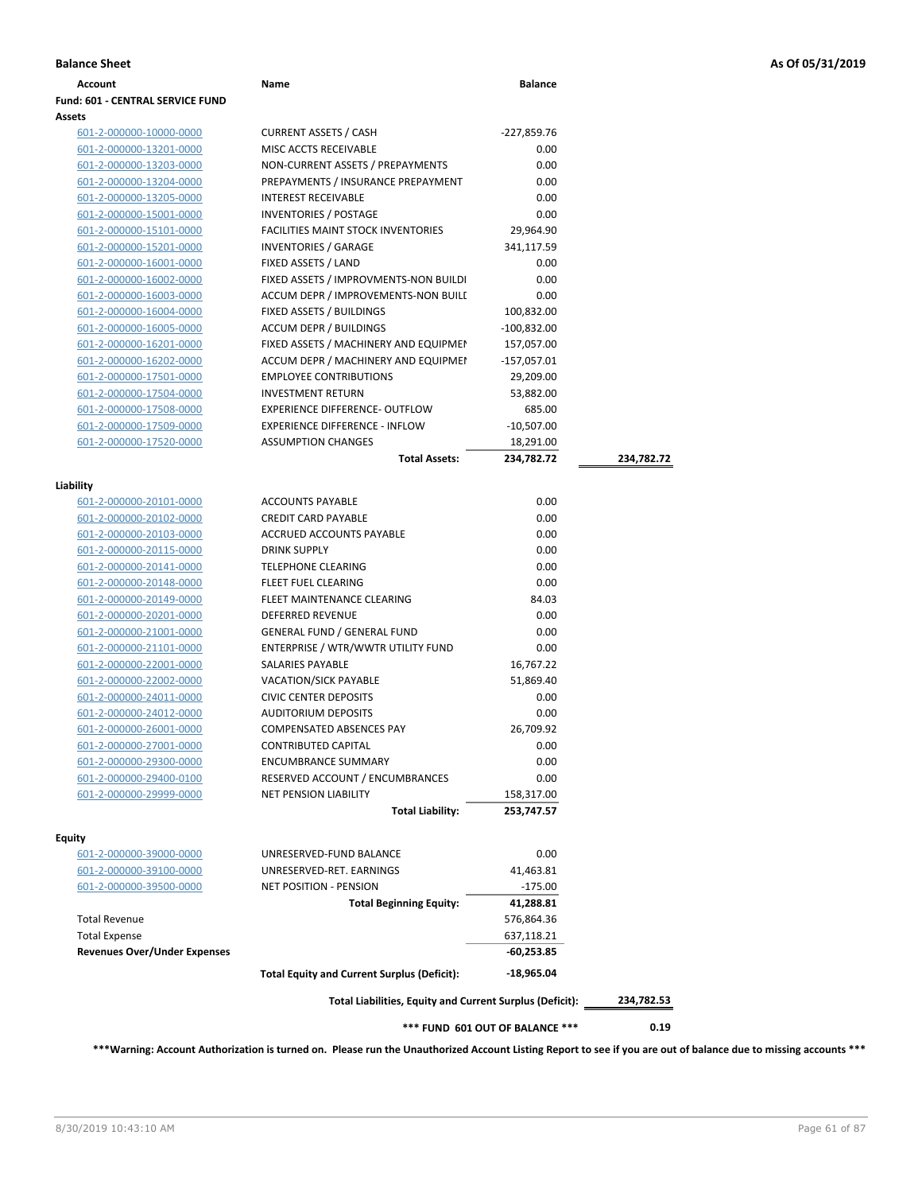**Balance Sheet** — As Of 05/31/2019

| Account | Name | Balance | |
|---|---|---|---|
| **Fund: 601 - CENTRAL SERVICE FUND** | | | |
| **Assets** | | | |
| 601-2-000000-10000-0000 | CURRENT ASSETS / CASH | -227,859.76 | |
| 601-2-000000-13201-0000 | MISC ACCTS RECEIVABLE | 0.00 | |
| 601-2-000000-13203-0000 | NON-CURRENT ASSETS / PREPAYMENTS | 0.00 | |
| 601-2-000000-13204-0000 | PREPAYMENTS / INSURANCE PREPAYMENT | 0.00 | |
| 601-2-000000-13205-0000 | INTEREST RECEIVABLE | 0.00 | |
| 601-2-000000-15001-0000 | INVENTORIES / POSTAGE | 0.00 | |
| 601-2-000000-15101-0000 | FACILITIES MAINT STOCK INVENTORIES | 29,964.90 | |
| 601-2-000000-15201-0000 | INVENTORIES / GARAGE | 341,117.59 | |
| 601-2-000000-16001-0000 | FIXED ASSETS / LAND | 0.00 | |
| 601-2-000000-16002-0000 | FIXED ASSETS / IMPROVMENTS-NON BUILDI | 0.00 | |
| 601-2-000000-16003-0000 | ACCUM DEPR / IMPROVEMENTS-NON BUILI | 0.00 | |
| 601-2-000000-16004-0000 | FIXED ASSETS / BUILDINGS | 100,832.00 | |
| 601-2-000000-16005-0000 | ACCUM DEPR / BUILDINGS | -100,832.00 | |
| 601-2-000000-16201-0000 | FIXED ASSETS / MACHINERY AND EQUIPMEI | 157,057.00 | |
| 601-2-000000-16202-0000 | ACCUM DEPR / MACHINERY AND EQUIPMEI | -157,057.01 | |
| 601-2-000000-17501-0000 | EMPLOYEE CONTRIBUTIONS | 29,209.00 | |
| 601-2-000000-17504-0000 | INVESTMENT RETURN | 53,882.00 | |
| 601-2-000000-17508-0000 | EXPERIENCE DIFFERENCE- OUTFLOW | 685.00 | |
| 601-2-000000-17509-0000 | EXPERIENCE DIFFERENCE - INFLOW | -10,507.00 | |
| 601-2-000000-17520-0000 | ASSUMPTION CHANGES | 18,291.00 | |
| | **Total Assets:** | **234,782.72** | **234,782.72** |
| **Liability** | | | |
| 601-2-000000-20101-0000 | ACCOUNTS PAYABLE | 0.00 | |
| 601-2-000000-20102-0000 | CREDIT CARD PAYABLE | 0.00 | |
| 601-2-000000-20103-0000 | ACCRUED ACCOUNTS PAYABLE | 0.00 | |
| 601-2-000000-20115-0000 | DRINK SUPPLY | 0.00 | |
| 601-2-000000-20141-0000 | TELEPHONE CLEARING | 0.00 | |
| 601-2-000000-20148-0000 | FLEET FUEL CLEARING | 0.00 | |
| 601-2-000000-20149-0000 | FLEET MAINTENANCE CLEARING | 84.03 | |
| 601-2-000000-20201-0000 | DEFERRED REVENUE | 0.00 | |
| 601-2-000000-21001-0000 | GENERAL FUND / GENERAL FUND | 0.00 | |
| 601-2-000000-21101-0000 | ENTERPRISE / WTR/WWTR UTILITY FUND | 0.00 | |
| 601-2-000000-22001-0000 | SALARIES PAYABLE | 16,767.22 | |
| 601-2-000000-22002-0000 | VACATION/SICK PAYABLE | 51,869.40 | |
| 601-2-000000-24011-0000 | CIVIC CENTER DEPOSITS | 0.00 | |
| 601-2-000000-24012-0000 | AUDITORIUM DEPOSITS | 0.00 | |
| 601-2-000000-26001-0000 | COMPENSATED ABSENCES PAY | 26,709.92 | |
| 601-2-000000-27001-0000 | CONTRIBUTED CAPITAL | 0.00 | |
| 601-2-000000-29300-0000 | ENCUMBRANCE SUMMARY | 0.00 | |
| 601-2-000000-29400-0100 | RESERVED ACCOUNT / ENCUMBRANCES | 0.00 | |
| 601-2-000000-29999-0000 | NET PENSION LIABILITY | 158,317.00 | |
| | **Total Liability:** | **253,747.57** | |
| **Equity** | | | |
| 601-2-000000-39000-0000 | UNRESERVED-FUND BALANCE | 0.00 | |
| 601-2-000000-39100-0000 | UNRESERVED-RET. EARNINGS | 41,463.81 | |
| 601-2-000000-39500-0000 | NET POSITION - PENSION | -175.00 | |
| | **Total Beginning Equity:** | **41,288.81** | |
| Total Revenue | | 576,864.36 | |
| Total Expense | | 637,118.21 | |
| **Revenues Over/Under Expenses** | | **-60,253.85** | |
| | **Total Equity and Current Surplus (Deficit):** | **-18,965.04** | |
| | **Total Liabilities, Equity and Current Surplus (Deficit):** | | **234,782.53** |
| | **\*\*\* FUND 601 OUT OF BALANCE \*\*\*** | | **0.19** |

**\*\*\*Warning: Account Authorization is turned on. Please run the Unauthorized Account Listing Report to see if you are out of balance due to missing accounts \*\*\***

8/30/2019 10:43:10 AM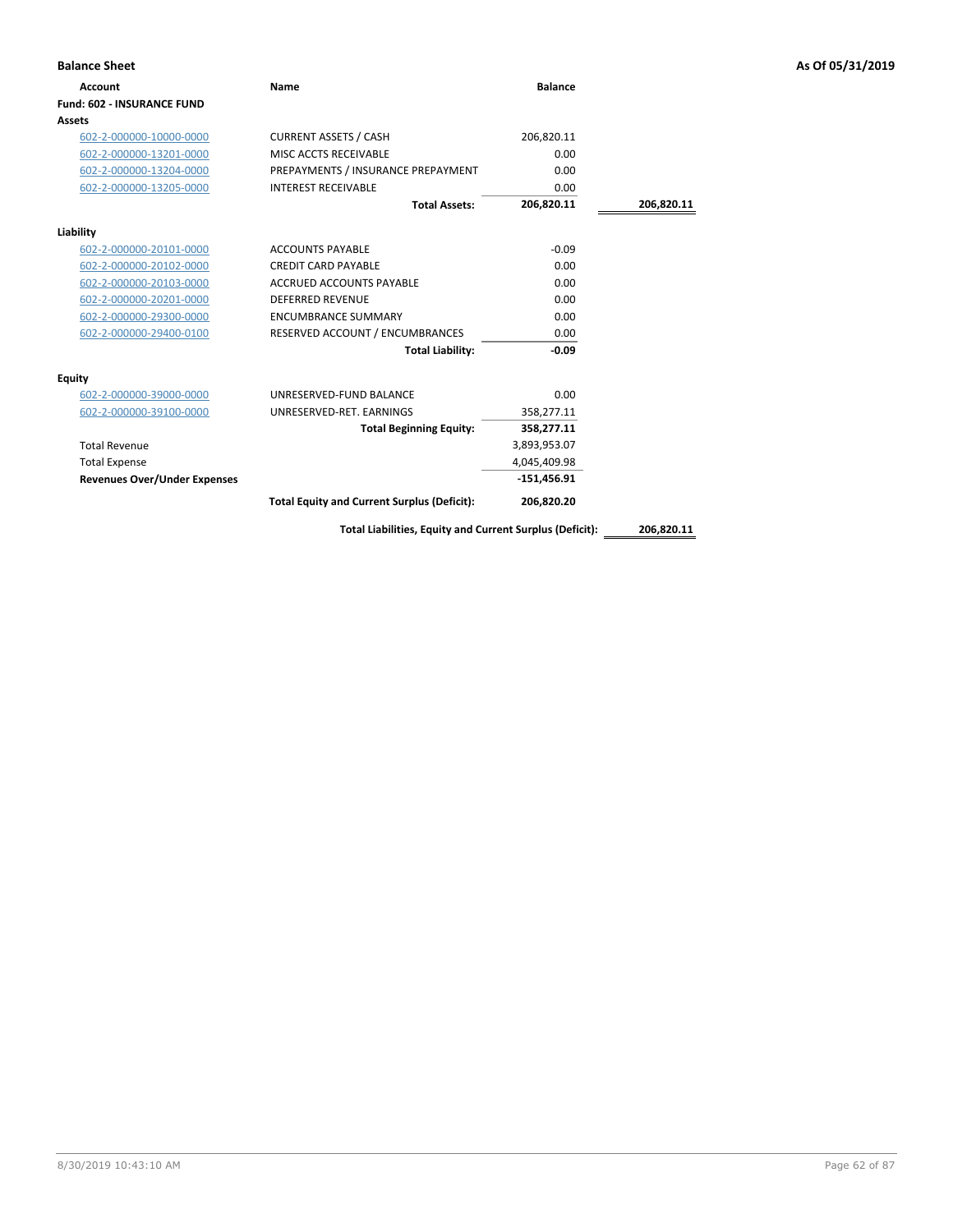**Balance Sheet** — As Of 05/31/2019

| Account | Name | Balance | |
|---|---|---|---|
| **Fund: 602 - INSURANCE FUND** | | | |
| **Assets** | | | |
| 602-2-000000-10000-0000 | CURRENT ASSETS / CASH | 206,820.11 | |
| 602-2-000000-13201-0000 | MISC ACCTS RECEIVABLE | 0.00 | |
| 602-2-000000-13204-0000 | PREPAYMENTS / INSURANCE PREPAYMENT | 0.00 | |
| 602-2-000000-13205-0000 | INTEREST RECEIVABLE | 0.00 | |
| | **Total Assets:** | **206,820.11** | **206,820.11** |
| **Liability** | | | |
| 602-2-000000-20101-0000 | ACCOUNTS PAYABLE | -0.09 | |
| 602-2-000000-20102-0000 | CREDIT CARD PAYABLE | 0.00 | |
| 602-2-000000-20103-0000 | ACCRUED ACCOUNTS PAYABLE | 0.00 | |
| 602-2-000000-20201-0000 | DEFERRED REVENUE | 0.00 | |
| 602-2-000000-29300-0000 | ENCUMBRANCE SUMMARY | 0.00 | |
| 602-2-000000-29400-0100 | RESERVED ACCOUNT / ENCUMBRANCES | 0.00 | |
| | **Total Liability:** | **-0.09** | |
| **Equity** | | | |
| 602-2-000000-39000-0000 | UNRESERVED-FUND BALANCE | 0.00 | |
| 602-2-000000-39100-0000 | UNRESERVED-RET. EARNINGS | 358,277.11 | |
| | **Total Beginning Equity:** | **358,277.11** | |
| Total Revenue | | 3,893,953.07 | |
| Total Expense | | 4,045,409.98 | |
| **Revenues Over/Under Expenses** | | **-151,456.91** | |
| | **Total Equity and Current Surplus (Deficit):** | **206,820.20** | |
| | **Total Liabilities, Equity and Current Surplus (Deficit):** | | **206,820.11** |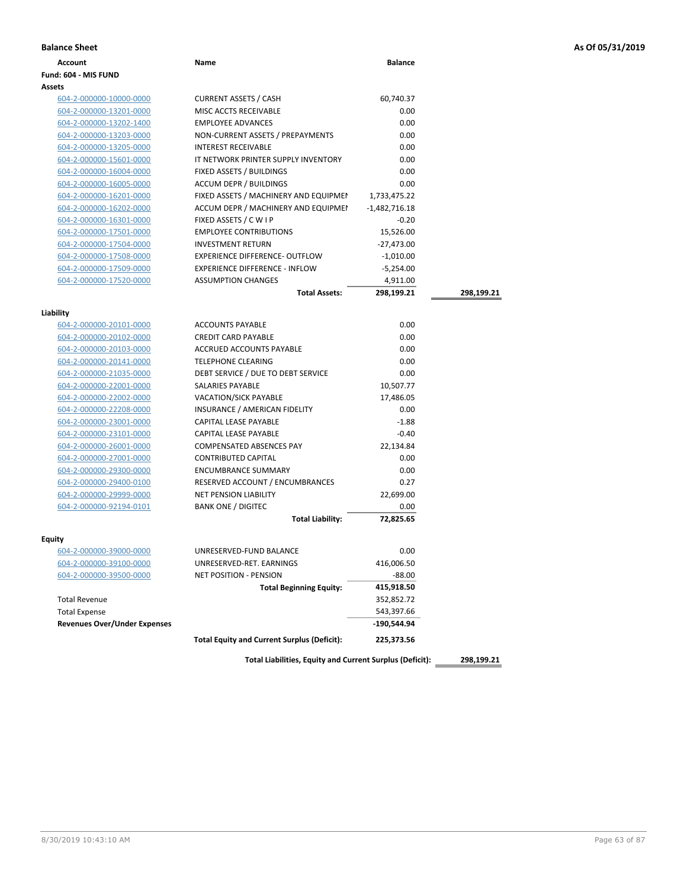**Balance Sheet** — **As Of 05/31/2019**

| Account | Name | Balance | |
|---|---|---|---|
| **Fund: 604 - MIS FUND** | | | |
| **Assets** | | | |
| 604-2-000000-10000-0000 | CURRENT ASSETS / CASH | 60,740.37 | |
| 604-2-000000-13201-0000 | MISC ACCTS RECEIVABLE | 0.00 | |
| 604-2-000000-13202-1400 | EMPLOYEE ADVANCES | 0.00 | |
| 604-2-000000-13203-0000 | NON-CURRENT ASSETS / PREPAYMENTS | 0.00 | |
| 604-2-000000-13205-0000 | INTEREST RECEIVABLE | 0.00 | |
| 604-2-000000-15601-0000 | IT NETWORK PRINTER SUPPLY INVENTORY | 0.00 | |
| 604-2-000000-16004-0000 | FIXED ASSETS / BUILDINGS | 0.00 | |
| 604-2-000000-16005-0000 | ACCUM DEPR / BUILDINGS | 0.00 | |
| 604-2-000000-16201-0000 | FIXED ASSETS / MACHINERY AND EQUIPMEI | 1,733,475.22 | |
| 604-2-000000-16202-0000 | ACCUM DEPR / MACHINERY AND EQUIPMEI | -1,482,716.18 | |
| 604-2-000000-16301-0000 | FIXED ASSETS / C W I P | -0.20 | |
| 604-2-000000-17501-0000 | EMPLOYEE CONTRIBUTIONS | 15,526.00 | |
| 604-2-000000-17504-0000 | INVESTMENT RETURN | -27,473.00 | |
| 604-2-000000-17508-0000 | EXPERIENCE DIFFERENCE- OUTFLOW | -1,010.00 | |
| 604-2-000000-17509-0000 | EXPERIENCE DIFFERENCE - INFLOW | -5,254.00 | |
| 604-2-000000-17520-0000 | ASSUMPTION CHANGES | 4,911.00 | |
| | **Total Assets:** | **298,199.21** | **298,199.21** |
| **Liability** | | | |
| 604-2-000000-20101-0000 | ACCOUNTS PAYABLE | 0.00 | |
| 604-2-000000-20102-0000 | CREDIT CARD PAYABLE | 0.00 | |
| 604-2-000000-20103-0000 | ACCRUED ACCOUNTS PAYABLE | 0.00 | |
| 604-2-000000-20141-0000 | TELEPHONE CLEARING | 0.00 | |
| 604-2-000000-21035-0000 | DEBT SERVICE / DUE TO DEBT SERVICE | 0.00 | |
| 604-2-000000-22001-0000 | SALARIES PAYABLE | 10,507.77 | |
| 604-2-000000-22002-0000 | VACATION/SICK PAYABLE | 17,486.05 | |
| 604-2-000000-22208-0000 | INSURANCE / AMERICAN FIDELITY | 0.00 | |
| 604-2-000000-23001-0000 | CAPITAL LEASE PAYABLE | -1.88 | |
| 604-2-000000-23101-0000 | CAPITAL LEASE PAYABLE | -0.40 | |
| 604-2-000000-26001-0000 | COMPENSATED ABSENCES PAY | 22,134.84 | |
| 604-2-000000-27001-0000 | CONTRIBUTED CAPITAL | 0.00 | |
| 604-2-000000-29300-0000 | ENCUMBRANCE SUMMARY | 0.00 | |
| 604-2-000000-29400-0100 | RESERVED ACCOUNT / ENCUMBRANCES | 0.27 | |
| 604-2-000000-29999-0000 | NET PENSION LIABILITY | 22,699.00 | |
| 604-2-000000-92194-0101 | BANK ONE / DIGITEC | 0.00 | |
| | **Total Liability:** | **72,825.65** | |
| **Equity** | | | |
| 604-2-000000-39000-0000 | UNRESERVED-FUND BALANCE | 0.00 | |
| 604-2-000000-39100-0000 | UNRESERVED-RET. EARNINGS | 416,006.50 | |
| 604-2-000000-39500-0000 | NET POSITION - PENSION | -88.00 | |
| | **Total Beginning Equity:** | **415,918.50** | |
| Total Revenue | | 352,852.72 | |
| Total Expense | | 543,397.66 | |
| **Revenues Over/Under Expenses** | | **-190,544.94** | |
| | **Total Equity and Current Surplus (Deficit):** | **225,373.56** | |
| | **Total Liabilities, Equity and Current Surplus (Deficit):** | | **298,199.21** |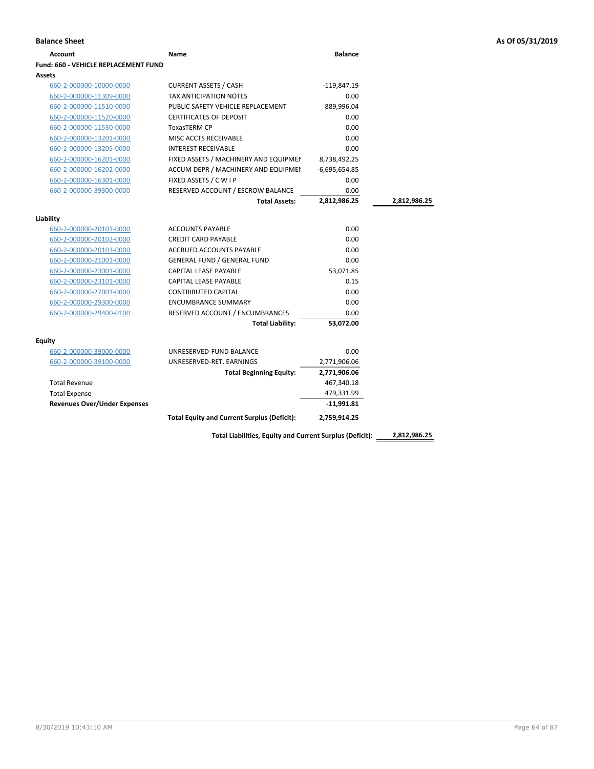**Balance Sheet** — **As Of 05/31/2019**

| Account | Name | Balance | |
|---|---|---|---|
| **Fund: 660 - VEHICLE REPLACEMENT FUND** | | | |
| **Assets** | | | |
| 660-2-000000-10000-0000 | CURRENT ASSETS / CASH | -119,847.19 | |
| 660-2-000000-11309-0000 | TAX ANTICIPATION NOTES | 0.00 | |
| 660-2-000000-11510-0000 | PUBLIC SAFETY VEHICLE REPLACEMENT | 889,996.04 | |
| 660-2-000000-11520-0000 | CERTIFICATES OF DEPOSIT | 0.00 | |
| 660-2-000000-11530-0000 | TexasTERM CP | 0.00 | |
| 660-2-000000-13201-0000 | MISC ACCTS RECEIVABLE | 0.00 | |
| 660-2-000000-13205-0000 | INTEREST RECEIVABLE | 0.00 | |
| 660-2-000000-16201-0000 | FIXED ASSETS / MACHINERY AND EQUIPMEN | 8,738,492.25 | |
| 660-2-000000-16202-0000 | ACCUM DEPR / MACHINERY AND EQUIPMEI | -6,695,654.85 | |
| 660-2-000000-16301-0000 | FIXED ASSETS / C W I P | 0.00 | |
| 660-2-000000-39300-0000 | RESERVED ACCOUNT / ESCROW BALANCE | 0.00 | |
| | **Total Assets:** | **2,812,986.25** | **2,812,986.25** |
| **Liability** | | | |
| 660-2-000000-20101-0000 | ACCOUNTS PAYABLE | 0.00 | |
| 660-2-000000-20102-0000 | CREDIT CARD PAYABLE | 0.00 | |
| 660-2-000000-20103-0000 | ACCRUED ACCOUNTS PAYABLE | 0.00 | |
| 660-2-000000-21001-0000 | GENERAL FUND / GENERAL FUND | 0.00 | |
| 660-2-000000-23001-0000 | CAPITAL LEASE PAYABLE | 53,071.85 | |
| 660-2-000000-23101-0000 | CAPITAL LEASE PAYABLE | 0.15 | |
| 660-2-000000-27001-0000 | CONTRIBUTED CAPITAL | 0.00 | |
| 660-2-000000-29300-0000 | ENCUMBRANCE SUMMARY | 0.00 | |
| 660-2-000000-29400-0100 | RESERVED ACCOUNT / ENCUMBRANCES | 0.00 | |
| | **Total Liability:** | **53,072.00** | |
| **Equity** | | | |
| 660-2-000000-39000-0000 | UNRESERVED-FUND BALANCE | 0.00 | |
| 660-2-000000-39100-0000 | UNRESERVED-RET. EARNINGS | 2,771,906.06 | |
| | **Total Beginning Equity:** | **2,771,906.06** | |
| Total Revenue | | 467,340.18 | |
| Total Expense | | 479,331.99 | |
| **Revenues Over/Under Expenses** | | **-11,991.81** | |
| | **Total Equity and Current Surplus (Deficit):** | **2,759,914.25** | |
| | **Total Liabilities, Equity and Current Surplus (Deficit):** | | **2,812,986.25** |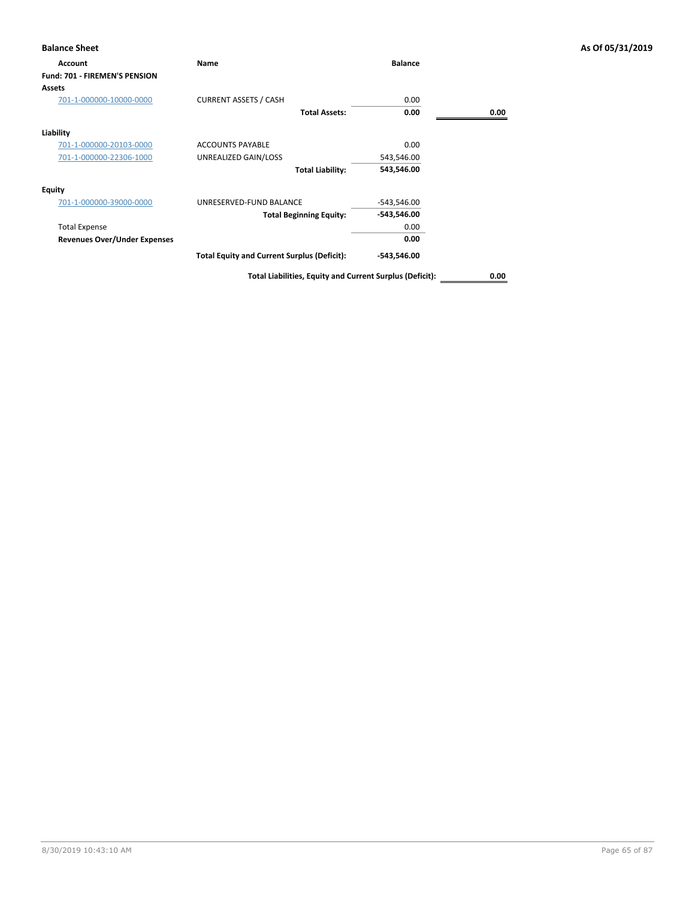**Balance Sheet** **As Of 05/31/2019**

| Account | Name | Balance | |
|---|---|---|---|
| **Fund: 701 - FIREMEN'S PENSION** | | | |
| **Assets** | | | |
| 701-1-000000-10000-0000 | CURRENT ASSETS / CASH | 0.00 | |
| | **Total Assets:** | **0.00** | **0.00** |
| **Liability** | | | |
| 701-1-000000-20103-0000 | ACCOUNTS PAYABLE | 0.00 | |
| 701-1-000000-22306-1000 | UNREALIZED GAIN/LOSS | 543,546.00 | |
| | **Total Liability:** | **543,546.00** | |
| **Equity** | | | |
| 701-1-000000-39000-0000 | UNRESERVED-FUND BALANCE | -543,546.00 | |
| | **Total Beginning Equity:** | **-543,546.00** | |
| Total Expense | | 0.00 | |
| **Revenues Over/Under Expenses** | | **0.00** | |
| | **Total Equity and Current Surplus (Deficit):** | **-543,546.00** | |
| | **Total Liabilities, Equity and Current Surplus (Deficit):** | | **0.00** |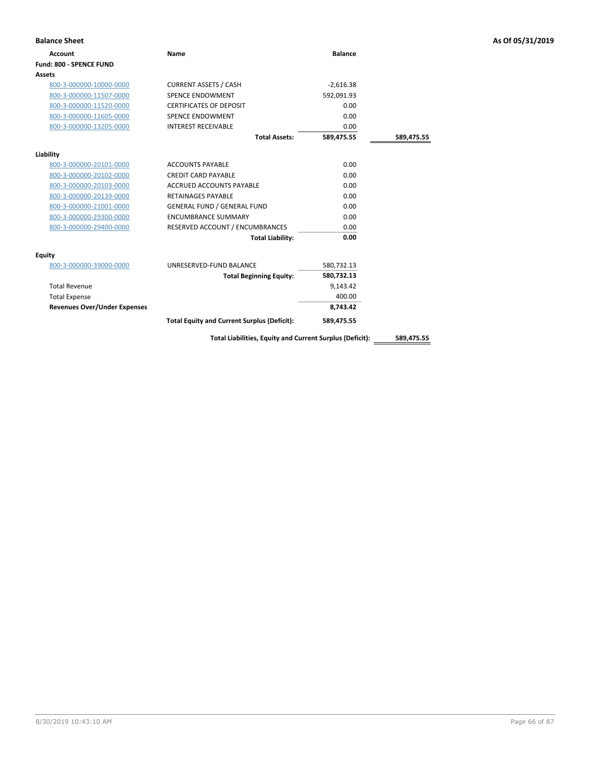**Balance Sheet** | **As Of 05/31/2019**

| Account | Name | Balance | |
|---|---|---|---|
| **Fund: 800 - SPENCE FUND** | | | |
| **Assets** | | | |
| 800-3-000000-10000-0000 | CURRENT ASSETS / CASH | -2,616.38 | |
| 800-3-000000-11507-0000 | SPENCE ENDOWMENT | 592,091.93 | |
| 800-3-000000-11520-0000 | CERTIFICATES OF DEPOSIT | 0.00 | |
| 800-3-000000-11605-0000 | SPENCE ENDOWMENT | 0.00 | |
| 800-3-000000-13205-0000 | INTEREST RECEIVABLE | 0.00 | |
| | **Total Assets:** | **589,475.55** | **589,475.55** |
| **Liability** | | | |
| 800-3-000000-20101-0000 | ACCOUNTS PAYABLE | 0.00 | |
| 800-3-000000-20102-0000 | CREDIT CARD PAYABLE | 0.00 | |
| 800-3-000000-20103-0000 | ACCRUED ACCOUNTS PAYABLE | 0.00 | |
| 800-3-000000-20139-0000 | RETAINAGES PAYABLE | 0.00 | |
| 800-3-000000-21001-0000 | GENERAL FUND / GENERAL FUND | 0.00 | |
| 800-3-000000-29300-0000 | ENCUMBRANCE SUMMARY | 0.00 | |
| 800-3-000000-29400-0000 | RESERVED ACCOUNT / ENCUMBRANCES | 0.00 | |
| | **Total Liability:** | **0.00** | |
| **Equity** | | | |
| 800-3-000000-39000-0000 | UNRESERVED-FUND BALANCE | 580,732.13 | |
| | **Total Beginning Equity:** | **580,732.13** | |
| Total Revenue | | 9,143.42 | |
| Total Expense | | 400.00 | |
| **Revenues Over/Under Expenses** | | **8,743.42** | |
| | **Total Equity and Current Surplus (Deficit):** | **589,475.55** | |
| | **Total Liabilities, Equity and Current Surplus (Deficit):** | | **589,475.55** |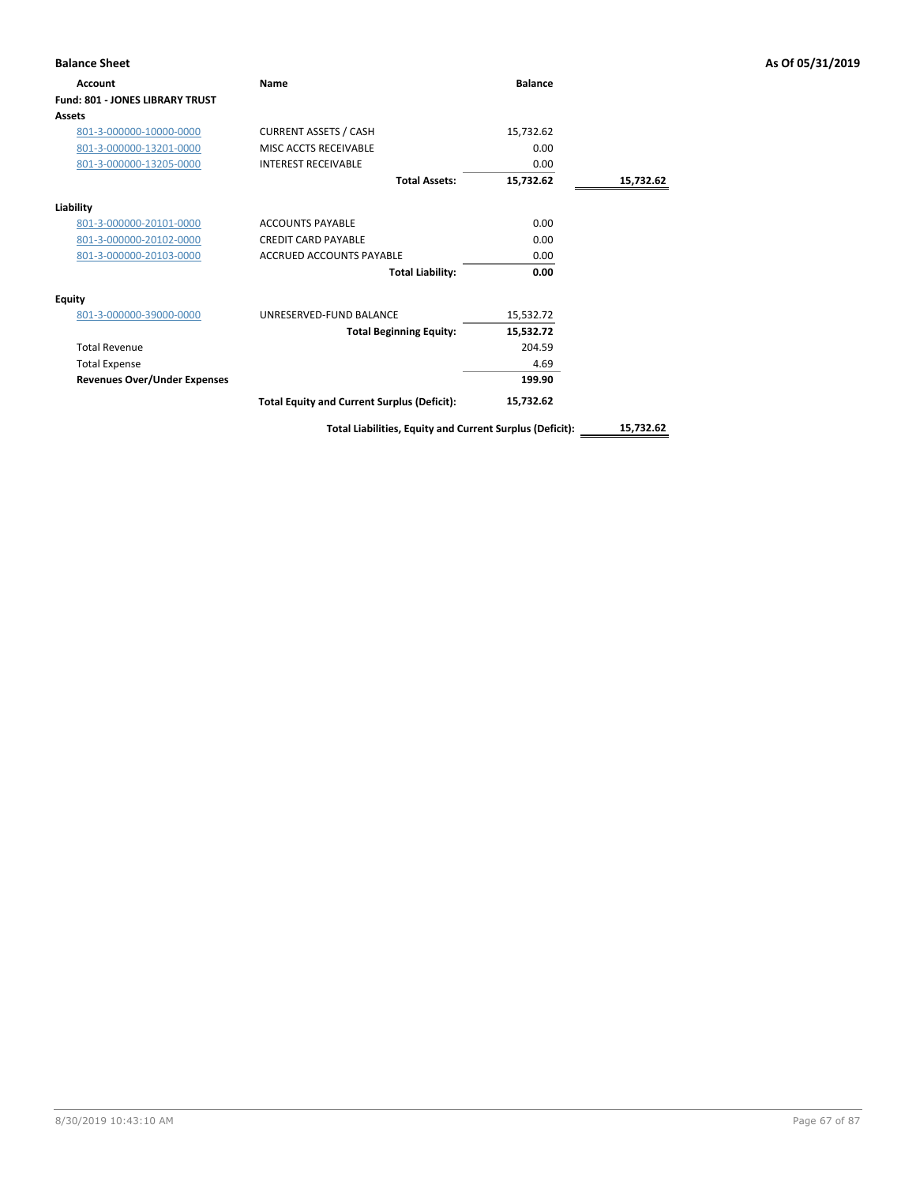**Balance Sheet** **As Of 05/31/2019**

| Account | Name | Balance | |
|---|---|---|---|
| **Fund: 801 - JONES LIBRARY TRUST** | | | |
| **Assets** | | | |
| 801-3-000000-10000-0000 | CURRENT ASSETS / CASH | 15,732.62 | |
| 801-3-000000-13201-0000 | MISC ACCTS RECEIVABLE | 0.00 | |
| 801-3-000000-13205-0000 | INTEREST RECEIVABLE | 0.00 | |
| | **Total Assets:** | **15,732.62** | **15,732.62** |
| **Liability** | | | |
| 801-3-000000-20101-0000 | ACCOUNTS PAYABLE | 0.00 | |
| 801-3-000000-20102-0000 | CREDIT CARD PAYABLE | 0.00 | |
| 801-3-000000-20103-0000 | ACCRUED ACCOUNTS PAYABLE | 0.00 | |
| | **Total Liability:** | **0.00** | |
| **Equity** | | | |
| 801-3-000000-39000-0000 | UNRESERVED-FUND BALANCE | 15,532.72 | |
| | **Total Beginning Equity:** | **15,532.72** | |
| Total Revenue | | 204.59 | |
| Total Expense | | 4.69 | |
| **Revenues Over/Under Expenses** | | **199.90** | |
| | **Total Equity and Current Surplus (Deficit):** | **15,732.62** | |
| | **Total Liabilities, Equity and Current Surplus (Deficit):** | | **15,732.62** |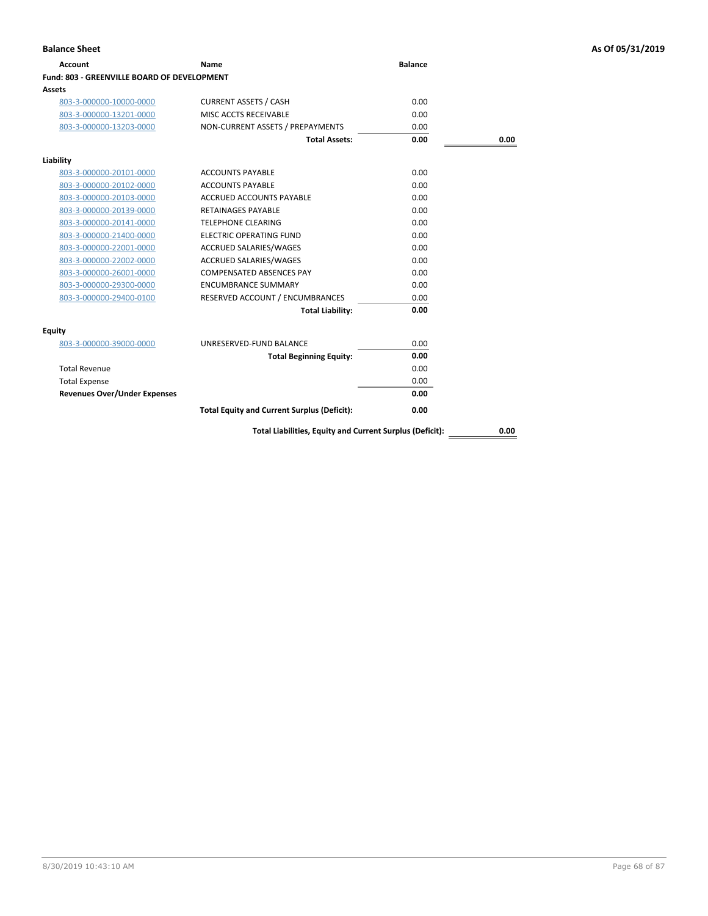**Balance Sheet** — **As Of 05/31/2019**

| Account | Name | Balance | |
|---|---|---|---|
| **Fund: 803 - GREENVILLE BOARD OF DEVELOPMENT** | | | |
| **Assets** | | | |
| 803-3-000000-10000-0000 | CURRENT ASSETS / CASH | 0.00 | |
| 803-3-000000-13201-0000 | MISC ACCTS RECEIVABLE | 0.00 | |
| 803-3-000000-13203-0000 | NON-CURRENT ASSETS / PREPAYMENTS | 0.00 | |
| | **Total Assets:** | **0.00** | **0.00** |
| **Liability** | | | |
| 803-3-000000-20101-0000 | ACCOUNTS PAYABLE | 0.00 | |
| 803-3-000000-20102-0000 | ACCOUNTS PAYABLE | 0.00 | |
| 803-3-000000-20103-0000 | ACCRUED ACCOUNTS PAYABLE | 0.00 | |
| 803-3-000000-20139-0000 | RETAINAGES PAYABLE | 0.00 | |
| 803-3-000000-20141-0000 | TELEPHONE CLEARING | 0.00 | |
| 803-3-000000-21400-0000 | ELECTRIC OPERATING FUND | 0.00 | |
| 803-3-000000-22001-0000 | ACCRUED SALARIES/WAGES | 0.00 | |
| 803-3-000000-22002-0000 | ACCRUED SALARIES/WAGES | 0.00 | |
| 803-3-000000-26001-0000 | COMPENSATED ABSENCES PAY | 0.00 | |
| 803-3-000000-29300-0000 | ENCUMBRANCE SUMMARY | 0.00 | |
| 803-3-000000-29400-0100 | RESERVED ACCOUNT / ENCUMBRANCES | 0.00 | |
| | **Total Liability:** | **0.00** | |
| **Equity** | | | |
| 803-3-000000-39000-0000 | UNRESERVED-FUND BALANCE | 0.00 | |
| | **Total Beginning Equity:** | **0.00** | |
| Total Revenue | | 0.00 | |
| Total Expense | | 0.00 | |
| **Revenues Over/Under Expenses** | | **0.00** | |
| | **Total Equity and Current Surplus (Deficit):** | **0.00** | |
| | **Total Liabilities, Equity and Current Surplus (Deficit):** | | **0.00** |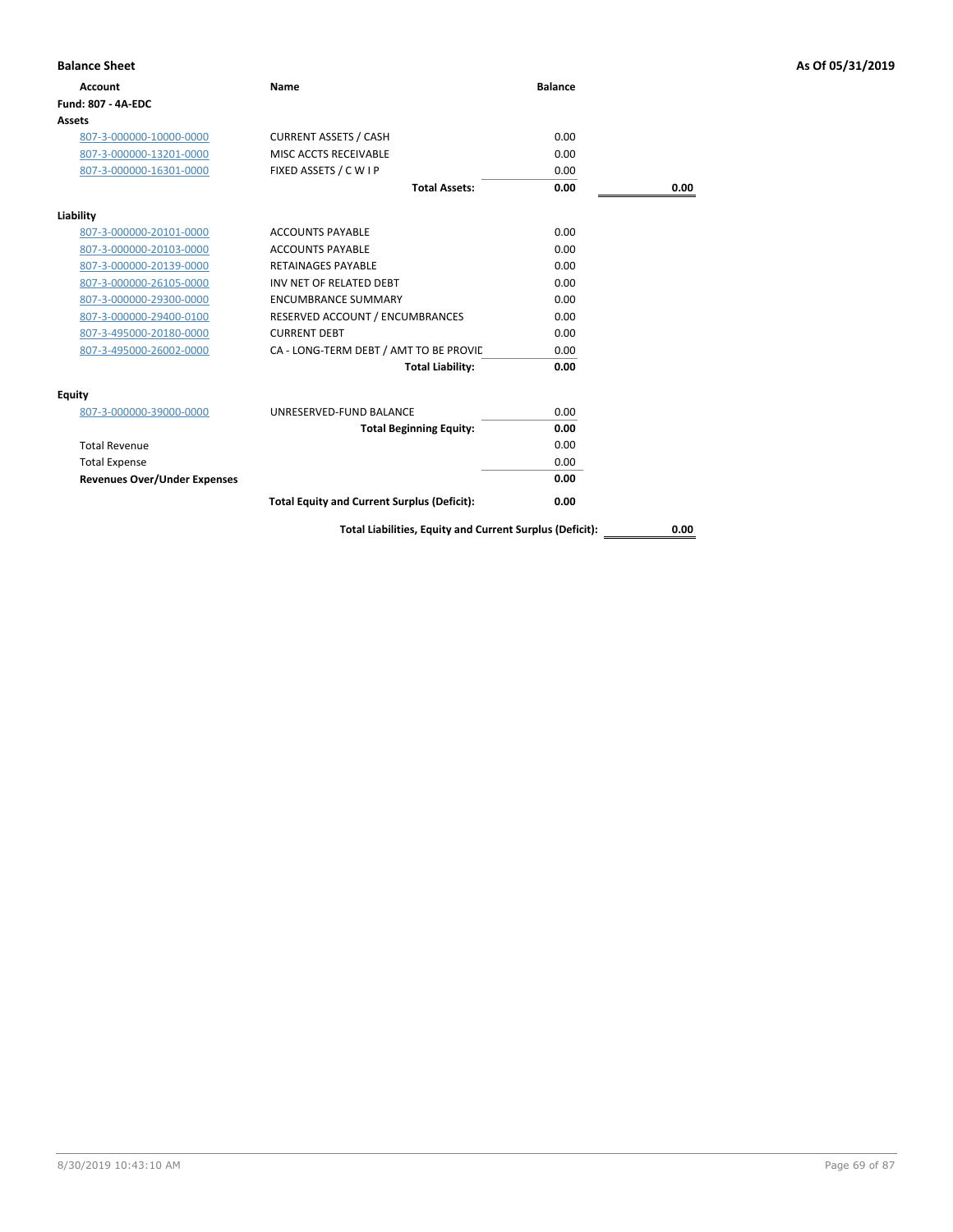**Balance Sheet** **As Of 05/31/2019**

| Account | Name | Balance | |
|---|---|---|---|
| **Fund: 807 - 4A-EDC** | | | |
| **Assets** | | | |
| 807-3-000000-10000-0000 | CURRENT ASSETS / CASH | 0.00 | |
| 807-3-000000-13201-0000 | MISC ACCTS RECEIVABLE | 0.00 | |
| 807-3-000000-16301-0000 | FIXED ASSETS / C W I P | 0.00 | |
| | **Total Assets:** | **0.00** | **0.00** |
| **Liability** | | | |
| 807-3-000000-20101-0000 | ACCOUNTS PAYABLE | 0.00 | |
| 807-3-000000-20103-0000 | ACCOUNTS PAYABLE | 0.00 | |
| 807-3-000000-20139-0000 | RETAINAGES PAYABLE | 0.00 | |
| 807-3-000000-26105-0000 | INV NET OF RELATED DEBT | 0.00 | |
| 807-3-000000-29300-0000 | ENCUMBRANCE SUMMARY | 0.00 | |
| 807-3-000000-29400-0100 | RESERVED ACCOUNT / ENCUMBRANCES | 0.00 | |
| 807-3-495000-20180-0000 | CURRENT DEBT | 0.00 | |
| 807-3-495000-26002-0000 | CA - LONG-TERM DEBT / AMT TO BE PROVIC | 0.00 | |
| | **Total Liability:** | **0.00** | |
| **Equity** | | | |
| 807-3-000000-39000-0000 | UNRESERVED-FUND BALANCE | 0.00 | |
| | **Total Beginning Equity:** | **0.00** | |
| Total Revenue | | 0.00 | |
| Total Expense | | 0.00 | |
| **Revenues Over/Under Expenses** | | **0.00** | |
| | **Total Equity and Current Surplus (Deficit):** | **0.00** | |
| | **Total Liabilities, Equity and Current Surplus (Deficit):** | | **0.00** |

8/30/2019 10:43:10 AM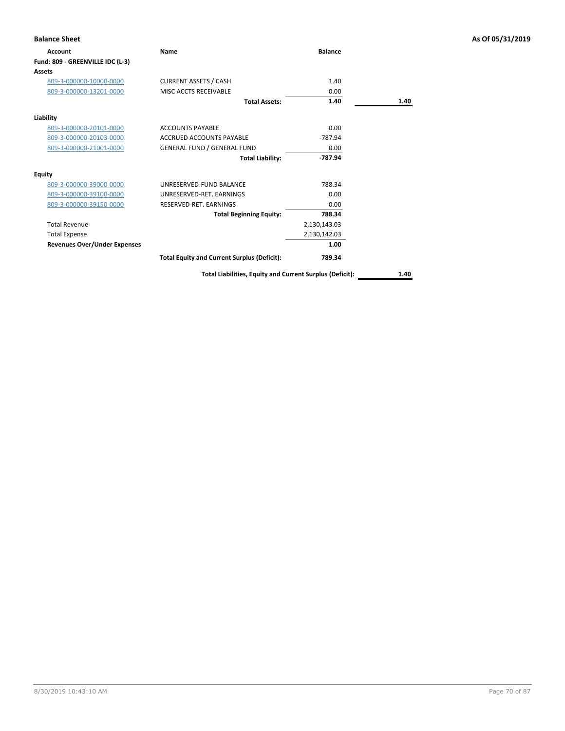**Balance Sheet** **As Of 05/31/2019**

| Account | Name | Balance | |
|---|---|---|---|
| **Fund: 809 - GREENVILLE IDC (L-3)** | | | |
| **Assets** | | | |
| 809-3-000000-10000-0000 | CURRENT ASSETS / CASH | 1.40 | |
| 809-3-000000-13201-0000 | MISC ACCTS RECEIVABLE | 0.00 | |
| | **Total Assets:** | **1.40** | **1.40** |
| **Liability** | | | |
| 809-3-000000-20101-0000 | ACCOUNTS PAYABLE | 0.00 | |
| 809-3-000000-20103-0000 | ACCRUED ACCOUNTS PAYABLE | -787.94 | |
| 809-3-000000-21001-0000 | GENERAL FUND / GENERAL FUND | 0.00 | |
| | **Total Liability:** | **-787.94** | |
| **Equity** | | | |
| 809-3-000000-39000-0000 | UNRESERVED-FUND BALANCE | 788.34 | |
| 809-3-000000-39100-0000 | UNRESERVED-RET. EARNINGS | 0.00 | |
| 809-3-000000-39150-0000 | RESERVED-RET. EARNINGS | 0.00 | |
| | **Total Beginning Equity:** | **788.34** | |
| Total Revenue | | 2,130,143.03 | |
| Total Expense | | 2,130,142.03 | |
| **Revenues Over/Under Expenses** | | **1.00** | |
| | **Total Equity and Current Surplus (Deficit):** | **789.34** | |
| | **Total Liabilities, Equity and Current Surplus (Deficit):** | | **1.40** |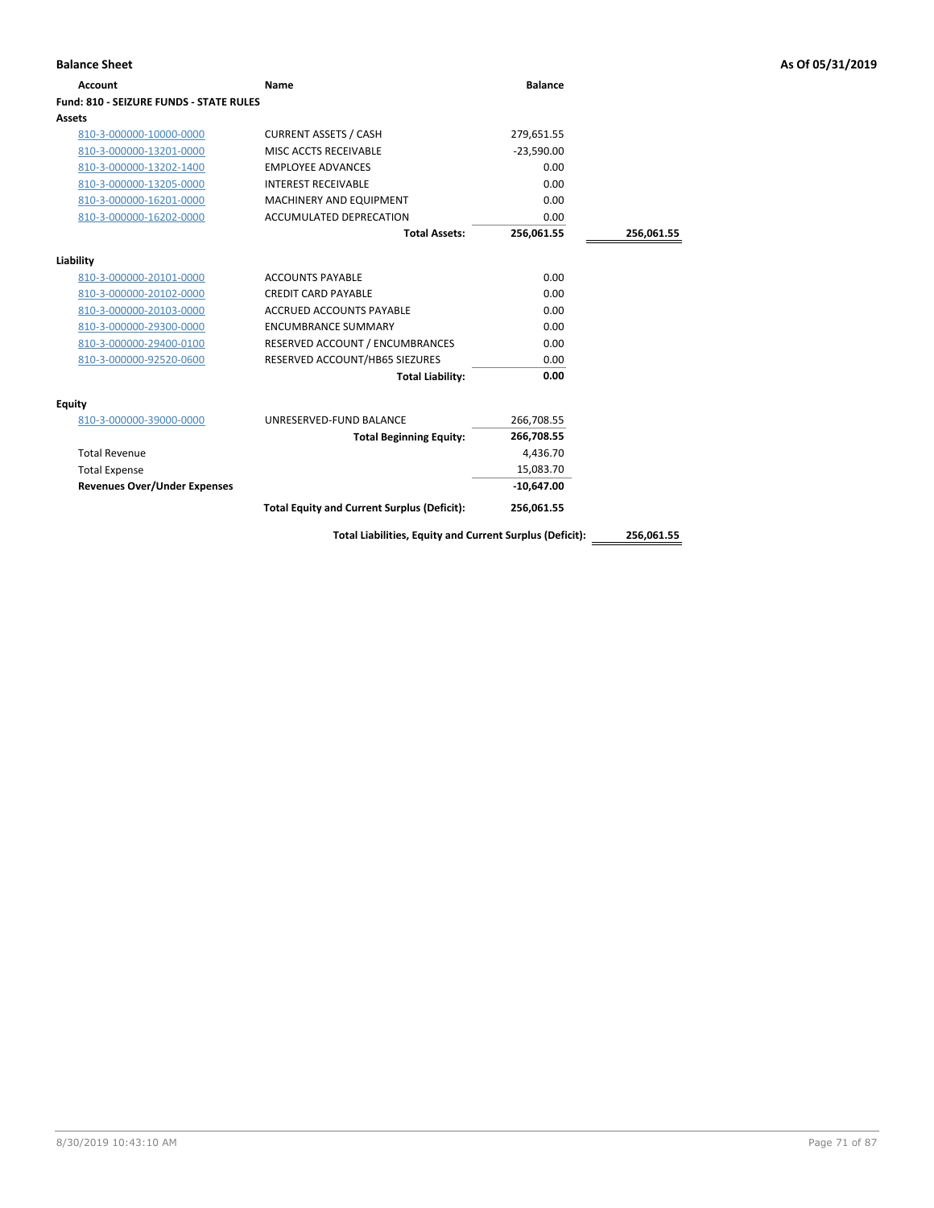**Balance Sheet** **As Of 05/31/2019**

| Account | Name | Balance | |
|---|---|---|---|
| **Fund: 810 - SEIZURE FUNDS - STATE RULES** | | | |
| **Assets** | | | |
| 810-3-000000-10000-0000 | CURRENT ASSETS / CASH | 279,651.55 | |
| 810-3-000000-13201-0000 | MISC ACCTS RECEIVABLE | -23,590.00 | |
| 810-3-000000-13202-1400 | EMPLOYEE ADVANCES | 0.00 | |
| 810-3-000000-13205-0000 | INTEREST RECEIVABLE | 0.00 | |
| 810-3-000000-16201-0000 | MACHINERY AND EQUIPMENT | 0.00 | |
| 810-3-000000-16202-0000 | ACCUMULATED DEPRECATION | 0.00 | |
| | **Total Assets:** | **256,061.55** | **256,061.55** |
| **Liability** | | | |
| 810-3-000000-20101-0000 | ACCOUNTS PAYABLE | 0.00 | |
| 810-3-000000-20102-0000 | CREDIT CARD PAYABLE | 0.00 | |
| 810-3-000000-20103-0000 | ACCRUED ACCOUNTS PAYABLE | 0.00 | |
| 810-3-000000-29300-0000 | ENCUMBRANCE SUMMARY | 0.00 | |
| 810-3-000000-29400-0100 | RESERVED ACCOUNT / ENCUMBRANCES | 0.00 | |
| 810-3-000000-92520-0600 | RESERVED ACCOUNT/HB65 SIEZURES | 0.00 | |
| | **Total Liability:** | **0.00** | |
| **Equity** | | | |
| 810-3-000000-39000-0000 | UNRESERVED-FUND BALANCE | 266,708.55 | |
| | **Total Beginning Equity:** | **266,708.55** | |
| Total Revenue | | 4,436.70 | |
| Total Expense | | 15,083.70 | |
| **Revenues Over/Under Expenses** | | **-10,647.00** | |
| | **Total Equity and Current Surplus (Deficit):** | **256,061.55** | |
| | **Total Liabilities, Equity and Current Surplus (Deficit):** | | **256,061.55** |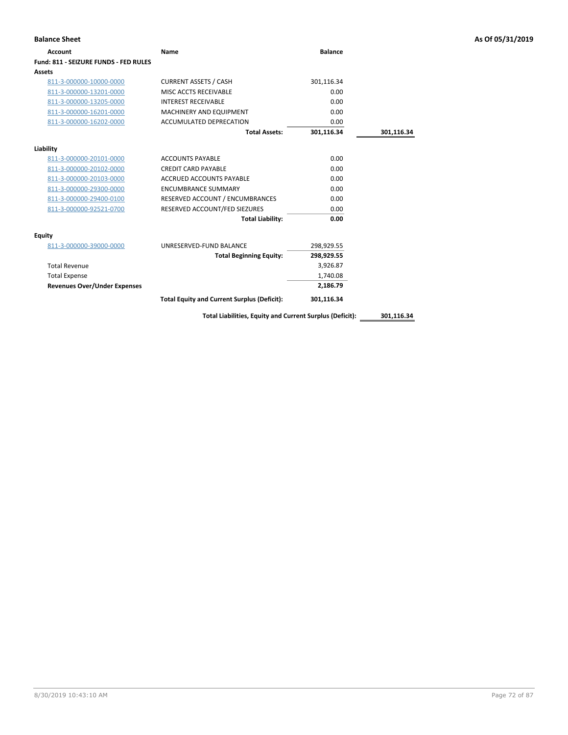**Balance Sheet** — As Of 05/31/2019

| Account | Name | Balance | |
|---|---|---|---|
| **Fund: 811 - SEIZURE FUNDS - FED RULES** | | | |
| **Assets** | | | |
| 811-3-000000-10000-0000 | CURRENT ASSETS / CASH | 301,116.34 | |
| 811-3-000000-13201-0000 | MISC ACCTS RECEIVABLE | 0.00 | |
| 811-3-000000-13205-0000 | INTEREST RECEIVABLE | 0.00 | |
| 811-3-000000-16201-0000 | MACHINERY AND EQUIPMENT | 0.00 | |
| 811-3-000000-16202-0000 | ACCUMULATED DEPRECATION | 0.00 | |
| | **Total Assets:** | **301,116.34** | **301,116.34** |
| **Liability** | | | |
| 811-3-000000-20101-0000 | ACCOUNTS PAYABLE | 0.00 | |
| 811-3-000000-20102-0000 | CREDIT CARD PAYABLE | 0.00 | |
| 811-3-000000-20103-0000 | ACCRUED ACCOUNTS PAYABLE | 0.00 | |
| 811-3-000000-29300-0000 | ENCUMBRANCE SUMMARY | 0.00 | |
| 811-3-000000-29400-0100 | RESERVED ACCOUNT / ENCUMBRANCES | 0.00 | |
| 811-3-000000-92521-0700 | RESERVED ACCOUNT/FED SIEZURES | 0.00 | |
| | **Total Liability:** | **0.00** | |
| **Equity** | | | |
| 811-3-000000-39000-0000 | UNRESERVED-FUND BALANCE | 298,929.55 | |
| | **Total Beginning Equity:** | **298,929.55** | |
| Total Revenue | | 3,926.87 | |
| Total Expense | | 1,740.08 | |
| **Revenues Over/Under Expenses** | | **2,186.79** | |
| | **Total Equity and Current Surplus (Deficit):** | **301,116.34** | |
| | **Total Liabilities, Equity and Current Surplus (Deficit):** | | **301,116.34** |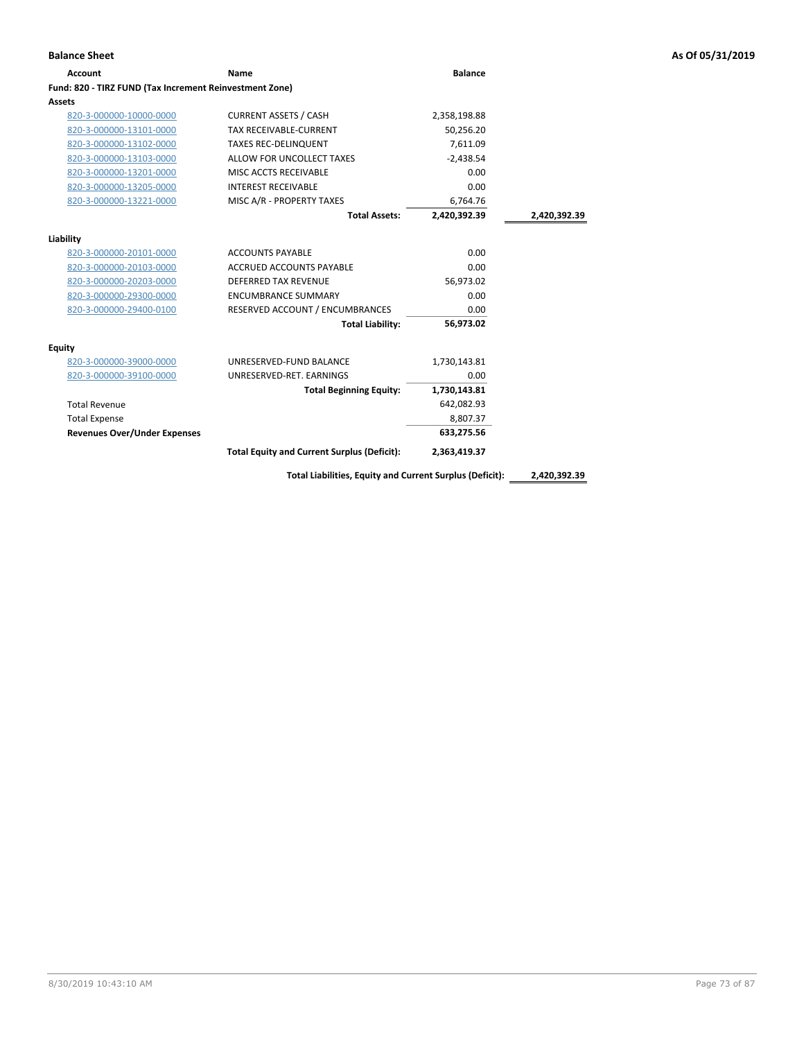**Balance Sheet** **As Of 05/31/2019**

| Account | Name | Balance | |
|---|---|---|---|
| **Fund: 820 - TIRZ FUND (Tax Increment Reinvestment Zone)** | | | |
| **Assets** | | | |
| 820-3-000000-10000-0000 | CURRENT ASSETS / CASH | 2,358,198.88 | |
| 820-3-000000-13101-0000 | TAX RECEIVABLE-CURRENT | 50,256.20 | |
| 820-3-000000-13102-0000 | TAXES REC-DELINQUENT | 7,611.09 | |
| 820-3-000000-13103-0000 | ALLOW FOR UNCOLLECT TAXES | -2,438.54 | |
| 820-3-000000-13201-0000 | MISC ACCTS RECEIVABLE | 0.00 | |
| 820-3-000000-13205-0000 | INTEREST RECEIVABLE | 0.00 | |
| 820-3-000000-13221-0000 | MISC A/R - PROPERTY TAXES | 6,764.76 | |
| | **Total Assets:** | **2,420,392.39** | **2,420,392.39** |
| **Liability** | | | |
| 820-3-000000-20101-0000 | ACCOUNTS PAYABLE | 0.00 | |
| 820-3-000000-20103-0000 | ACCRUED ACCOUNTS PAYABLE | 0.00 | |
| 820-3-000000-20203-0000 | DEFERRED TAX REVENUE | 56,973.02 | |
| 820-3-000000-29300-0000 | ENCUMBRANCE SUMMARY | 0.00 | |
| 820-3-000000-29400-0100 | RESERVED ACCOUNT / ENCUMBRANCES | 0.00 | |
| | **Total Liability:** | **56,973.02** | |
| **Equity** | | | |
| 820-3-000000-39000-0000 | UNRESERVED-FUND BALANCE | 1,730,143.81 | |
| 820-3-000000-39100-0000 | UNRESERVED-RET. EARNINGS | 0.00 | |
| | **Total Beginning Equity:** | **1,730,143.81** | |
| Total Revenue | | 642,082.93 | |
| Total Expense | | 8,807.37 | |
| **Revenues Over/Under Expenses** | | **633,275.56** | |
| | **Total Equity and Current Surplus (Deficit):** | **2,363,419.37** | |
| | **Total Liabilities, Equity and Current Surplus (Deficit):** | | **2,420,392.39** |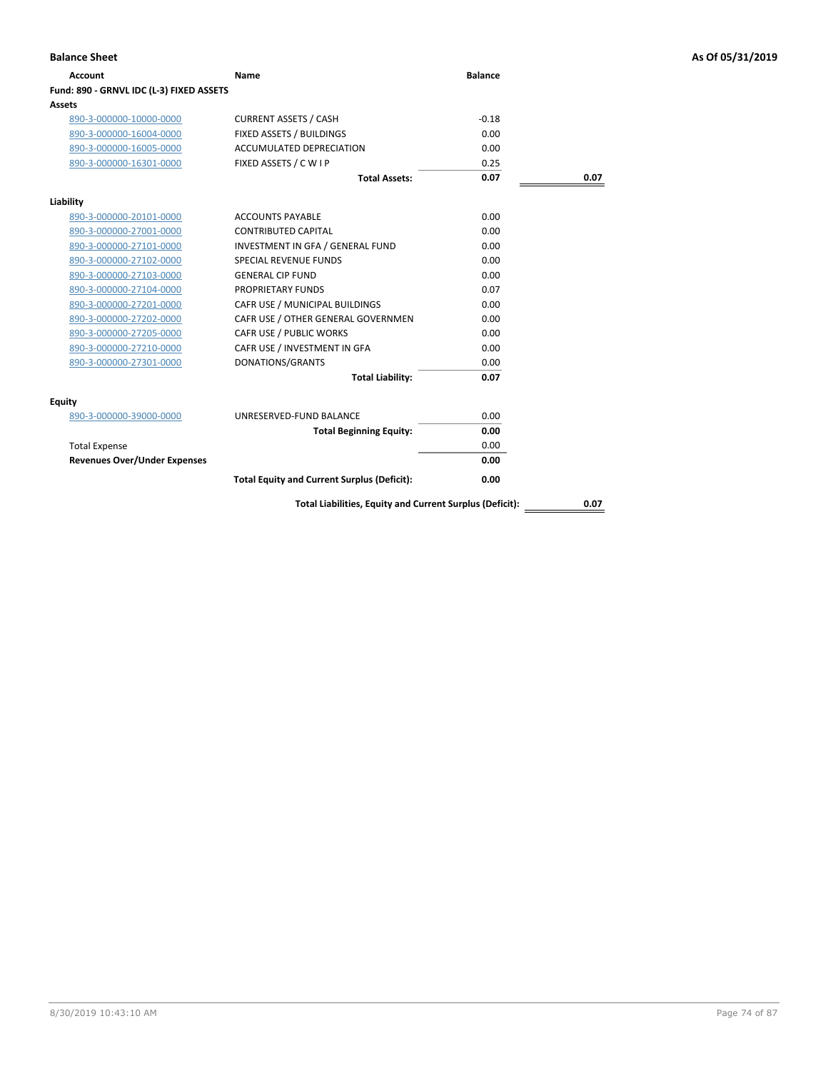**Balance Sheet** | **As Of 05/31/2019**

| Account | Name | Balance | |
|---|---|---|---|
| **Fund: 890 - GRNVL IDC (L-3) FIXED ASSETS** | | | |
| **Assets** | | | |
| 890-3-000000-10000-0000 | CURRENT ASSETS / CASH | -0.18 | |
| 890-3-000000-16004-0000 | FIXED ASSETS / BUILDINGS | 0.00 | |
| 890-3-000000-16005-0000 | ACCUMULATED DEPRECIATION | 0.00 | |
| 890-3-000000-16301-0000 | FIXED ASSETS / C W I P | 0.25 | |
| | **Total Assets:** | **0.07** | **0.07** |
| **Liability** | | | |
| 890-3-000000-20101-0000 | ACCOUNTS PAYABLE | 0.00 | |
| 890-3-000000-27001-0000 | CONTRIBUTED CAPITAL | 0.00 | |
| 890-3-000000-27101-0000 | INVESTMENT IN GFA / GENERAL FUND | 0.00 | |
| 890-3-000000-27102-0000 | SPECIAL REVENUE FUNDS | 0.00 | |
| 890-3-000000-27103-0000 | GENERAL CIP FUND | 0.00 | |
| 890-3-000000-27104-0000 | PROPRIETARY FUNDS | 0.07 | |
| 890-3-000000-27201-0000 | CAFR USE / MUNICIPAL BUILDINGS | 0.00 | |
| 890-3-000000-27202-0000 | CAFR USE / OTHER GENERAL GOVERNMEN | 0.00 | |
| 890-3-000000-27205-0000 | CAFR USE / PUBLIC WORKS | 0.00 | |
| 890-3-000000-27210-0000 | CAFR USE / INVESTMENT IN GFA | 0.00 | |
| 890-3-000000-27301-0000 | DONATIONS/GRANTS | 0.00 | |
| | **Total Liability:** | **0.07** | |
| **Equity** | | | |
| 890-3-000000-39000-0000 | UNRESERVED-FUND BALANCE | 0.00 | |
| | **Total Beginning Equity:** | **0.00** | |
| Total Expense | | 0.00 | |
| **Revenues Over/Under Expenses** | | **0.00** | |
| | **Total Equity and Current Surplus (Deficit):** | **0.00** | |
| | **Total Liabilities, Equity and Current Surplus (Deficit):** | | **0.07** |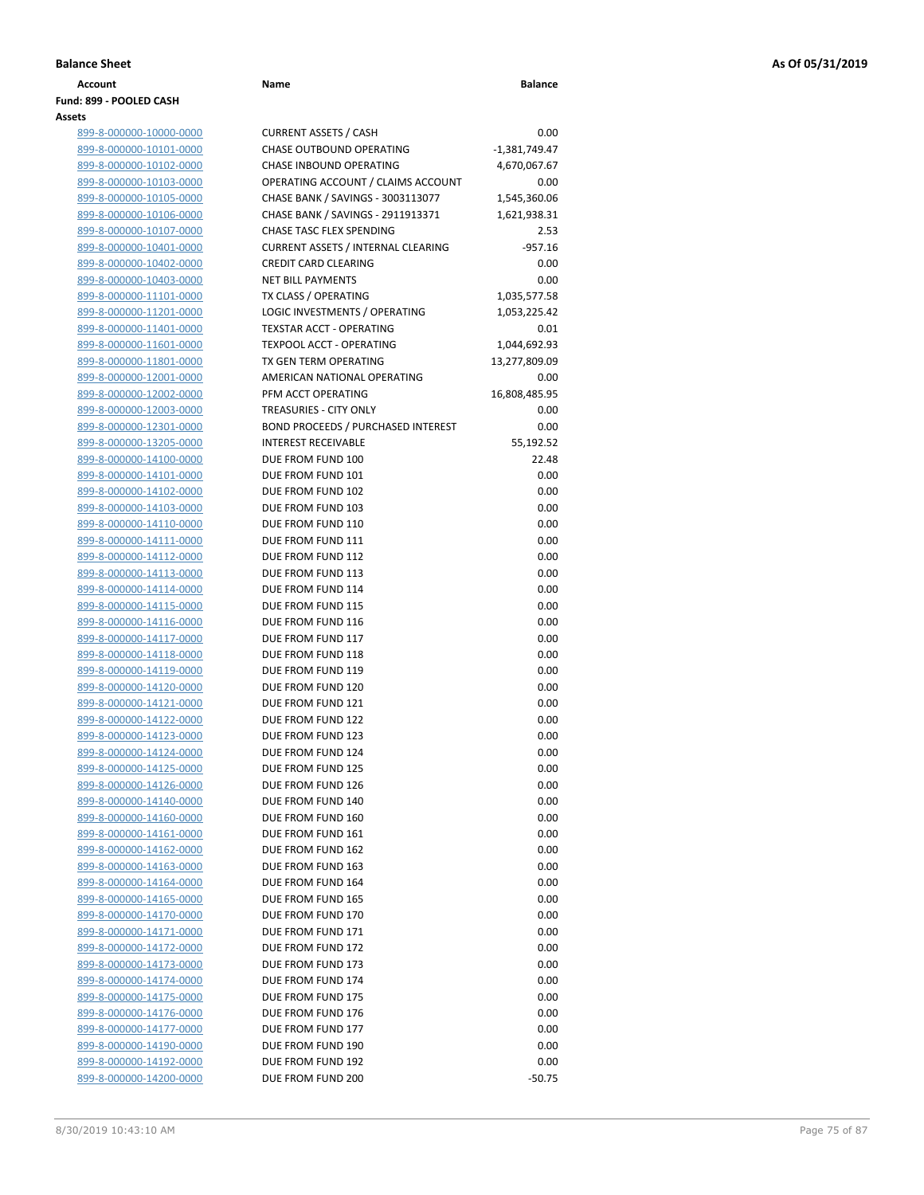**Balance Sheet** | **As Of 05/31/2019**

| Account | Name | Balance |
|---|---|---|
| **Fund: 899 - POOLED CASH** | | |
| **Assets** | | |
| 899-8-000000-10000-0000 | CURRENT ASSETS / CASH | 0.00 |
| 899-8-000000-10101-0000 | CHASE OUTBOUND OPERATING | -1,381,749.47 |
| 899-8-000000-10102-0000 | CHASE INBOUND OPERATING | 4,670,067.67 |
| 899-8-000000-10103-0000 | OPERATING ACCOUNT / CLAIMS ACCOUNT | 0.00 |
| 899-8-000000-10105-0000 | CHASE BANK / SAVINGS - 3003113077 | 1,545,360.06 |
| 899-8-000000-10106-0000 | CHASE BANK / SAVINGS - 2911913371 | 1,621,938.31 |
| 899-8-000000-10107-0000 | CHASE TASC FLEX SPENDING | 2.53 |
| 899-8-000000-10401-0000 | CURRENT ASSETS / INTERNAL CLEARING | -957.16 |
| 899-8-000000-10402-0000 | CREDIT CARD CLEARING | 0.00 |
| 899-8-000000-10403-0000 | NET BILL PAYMENTS | 0.00 |
| 899-8-000000-11101-0000 | TX CLASS / OPERATING | 1,035,577.58 |
| 899-8-000000-11201-0000 | LOGIC INVESTMENTS / OPERATING | 1,053,225.42 |
| 899-8-000000-11401-0000 | TEXSTAR ACCT - OPERATING | 0.01 |
| 899-8-000000-11601-0000 | TEXPOOL ACCT - OPERATING | 1,044,692.93 |
| 899-8-000000-11801-0000 | TX GEN TERM OPERATING | 13,277,809.09 |
| 899-8-000000-12001-0000 | AMERICAN NATIONAL OPERATING | 0.00 |
| 899-8-000000-12002-0000 | PFM ACCT OPERATING | 16,808,485.95 |
| 899-8-000000-12003-0000 | TREASURIES - CITY ONLY | 0.00 |
| 899-8-000000-12301-0000 | BOND PROCEEDS / PURCHASED INTEREST | 0.00 |
| 899-8-000000-13205-0000 | INTEREST RECEIVABLE | 55,192.52 |
| 899-8-000000-14100-0000 | DUE FROM FUND 100 | 22.48 |
| 899-8-000000-14101-0000 | DUE FROM FUND 101 | 0.00 |
| 899-8-000000-14102-0000 | DUE FROM FUND 102 | 0.00 |
| 899-8-000000-14103-0000 | DUE FROM FUND 103 | 0.00 |
| 899-8-000000-14110-0000 | DUE FROM FUND 110 | 0.00 |
| 899-8-000000-14111-0000 | DUE FROM FUND 111 | 0.00 |
| 899-8-000000-14112-0000 | DUE FROM FUND 112 | 0.00 |
| 899-8-000000-14113-0000 | DUE FROM FUND 113 | 0.00 |
| 899-8-000000-14114-0000 | DUE FROM FUND 114 | 0.00 |
| 899-8-000000-14115-0000 | DUE FROM FUND 115 | 0.00 |
| 899-8-000000-14116-0000 | DUE FROM FUND 116 | 0.00 |
| 899-8-000000-14117-0000 | DUE FROM FUND 117 | 0.00 |
| 899-8-000000-14118-0000 | DUE FROM FUND 118 | 0.00 |
| 899-8-000000-14119-0000 | DUE FROM FUND 119 | 0.00 |
| 899-8-000000-14120-0000 | DUE FROM FUND 120 | 0.00 |
| 899-8-000000-14121-0000 | DUE FROM FUND 121 | 0.00 |
| 899-8-000000-14122-0000 | DUE FROM FUND 122 | 0.00 |
| 899-8-000000-14123-0000 | DUE FROM FUND 123 | 0.00 |
| 899-8-000000-14124-0000 | DUE FROM FUND 124 | 0.00 |
| 899-8-000000-14125-0000 | DUE FROM FUND 125 | 0.00 |
| 899-8-000000-14126-0000 | DUE FROM FUND 126 | 0.00 |
| 899-8-000000-14140-0000 | DUE FROM FUND 140 | 0.00 |
| 899-8-000000-14160-0000 | DUE FROM FUND 160 | 0.00 |
| 899-8-000000-14161-0000 | DUE FROM FUND 161 | 0.00 |
| 899-8-000000-14162-0000 | DUE FROM FUND 162 | 0.00 |
| 899-8-000000-14163-0000 | DUE FROM FUND 163 | 0.00 |
| 899-8-000000-14164-0000 | DUE FROM FUND 164 | 0.00 |
| 899-8-000000-14165-0000 | DUE FROM FUND 165 | 0.00 |
| 899-8-000000-14170-0000 | DUE FROM FUND 170 | 0.00 |
| 899-8-000000-14171-0000 | DUE FROM FUND 171 | 0.00 |
| 899-8-000000-14172-0000 | DUE FROM FUND 172 | 0.00 |
| 899-8-000000-14173-0000 | DUE FROM FUND 173 | 0.00 |
| 899-8-000000-14174-0000 | DUE FROM FUND 174 | 0.00 |
| 899-8-000000-14175-0000 | DUE FROM FUND 175 | 0.00 |
| 899-8-000000-14176-0000 | DUE FROM FUND 176 | 0.00 |
| 899-8-000000-14177-0000 | DUE FROM FUND 177 | 0.00 |
| 899-8-000000-14190-0000 | DUE FROM FUND 190 | 0.00 |
| 899-8-000000-14192-0000 | DUE FROM FUND 192 | 0.00 |
| 899-8-000000-14200-0000 | DUE FROM FUND 200 | -50.75 |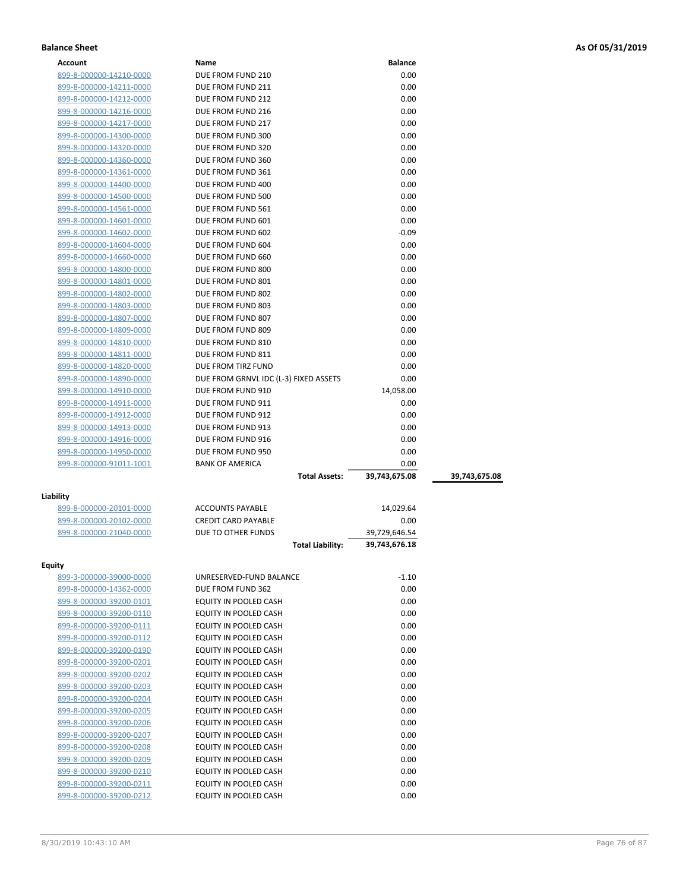**Balance Sheet** **As Of 05/31/2019**

| Account | Name | Balance | |
|---|---|---|---|
| 899-8-000000-14210-0000 | DUE FROM FUND 210 | 0.00 | |
| 899-8-000000-14211-0000 | DUE FROM FUND 211 | 0.00 | |
| 899-8-000000-14212-0000 | DUE FROM FUND 212 | 0.00 | |
| 899-8-000000-14216-0000 | DUE FROM FUND 216 | 0.00 | |
| 899-8-000000-14217-0000 | DUE FROM FUND 217 | 0.00 | |
| 899-8-000000-14300-0000 | DUE FROM FUND 300 | 0.00 | |
| 899-8-000000-14320-0000 | DUE FROM FUND 320 | 0.00 | |
| 899-8-000000-14360-0000 | DUE FROM FUND 360 | 0.00 | |
| 899-8-000000-14361-0000 | DUE FROM FUND 361 | 0.00 | |
| 899-8-000000-14400-0000 | DUE FROM FUND 400 | 0.00 | |
| 899-8-000000-14500-0000 | DUE FROM FUND 500 | 0.00 | |
| 899-8-000000-14561-0000 | DUE FROM FUND 561 | 0.00 | |
| 899-8-000000-14601-0000 | DUE FROM FUND 601 | 0.00 | |
| 899-8-000000-14602-0000 | DUE FROM FUND 602 | -0.09 | |
| 899-8-000000-14604-0000 | DUE FROM FUND 604 | 0.00 | |
| 899-8-000000-14660-0000 | DUE FROM FUND 660 | 0.00 | |
| 899-8-000000-14800-0000 | DUE FROM FUND 800 | 0.00 | |
| 899-8-000000-14801-0000 | DUE FROM FUND 801 | 0.00 | |
| 899-8-000000-14802-0000 | DUE FROM FUND 802 | 0.00 | |
| 899-8-000000-14803-0000 | DUE FROM FUND 803 | 0.00 | |
| 899-8-000000-14807-0000 | DUE FROM FUND 807 | 0.00 | |
| 899-8-000000-14809-0000 | DUE FROM FUND 809 | 0.00 | |
| 899-8-000000-14810-0000 | DUE FROM FUND 810 | 0.00 | |
| 899-8-000000-14811-0000 | DUE FROM FUND 811 | 0.00 | |
| 899-8-000000-14820-0000 | DUE FROM TIRZ FUND | 0.00 | |
| 899-8-000000-14890-0000 | DUE FROM GRNVL IDC (L-3) FIXED ASSETS | 0.00 | |
| 899-8-000000-14910-0000 | DUE FROM FUND 910 | 14,058.00 | |
| 899-8-000000-14911-0000 | DUE FROM FUND 911 | 0.00 | |
| 899-8-000000-14912-0000 | DUE FROM FUND 912 | 0.00 | |
| 899-8-000000-14913-0000 | DUE FROM FUND 913 | 0.00 | |
| 899-8-000000-14916-0000 | DUE FROM FUND 916 | 0.00 | |
| 899-8-000000-14950-0000 | DUE FROM FUND 950 | 0.00 | |
| 899-8-000000-91011-1001 | BANK OF AMERICA | 0.00 | |
| | **Total Assets:** | **39,743,675.08** | **39,743,675.08** |

**Liability**

| Account | Name | Balance |
|---|---|---|
| 899-8-000000-20101-0000 | ACCOUNTS PAYABLE | 14,029.64 |
| 899-8-000000-20102-0000 | CREDIT CARD PAYABLE | 0.00 |
| 899-8-000000-21040-0000 | DUE TO OTHER FUNDS | 39,729,646.54 |
| | **Total Liability:** | **39,743,676.18** |

**Equity**

| Account | Name | Balance |
|---|---|---|
| 899-3-000000-39000-0000 | UNRESERVED-FUND BALANCE | -1.10 |
| 899-8-000000-14362-0000 | DUE FROM FUND 362 | 0.00 |
| 899-8-000000-39200-0101 | EQUITY IN POOLED CASH | 0.00 |
| 899-8-000000-39200-0110 | EQUITY IN POOLED CASH | 0.00 |
| 899-8-000000-39200-0111 | EQUITY IN POOLED CASH | 0.00 |
| 899-8-000000-39200-0112 | EQUITY IN POOLED CASH | 0.00 |
| 899-8-000000-39200-0190 | EQUITY IN POOLED CASH | 0.00 |
| 899-8-000000-39200-0201 | EQUITY IN POOLED CASH | 0.00 |
| 899-8-000000-39200-0202 | EQUITY IN POOLED CASH | 0.00 |
| 899-8-000000-39200-0203 | EQUITY IN POOLED CASH | 0.00 |
| 899-8-000000-39200-0204 | EQUITY IN POOLED CASH | 0.00 |
| 899-8-000000-39200-0205 | EQUITY IN POOLED CASH | 0.00 |
| 899-8-000000-39200-0206 | EQUITY IN POOLED CASH | 0.00 |
| 899-8-000000-39200-0207 | EQUITY IN POOLED CASH | 0.00 |
| 899-8-000000-39200-0208 | EQUITY IN POOLED CASH | 0.00 |
| 899-8-000000-39200-0209 | EQUITY IN POOLED CASH | 0.00 |
| 899-8-000000-39200-0210 | EQUITY IN POOLED CASH | 0.00 |
| 899-8-000000-39200-0211 | EQUITY IN POOLED CASH | 0.00 |
| 899-8-000000-39200-0212 | EQUITY IN POOLED CASH | 0.00 |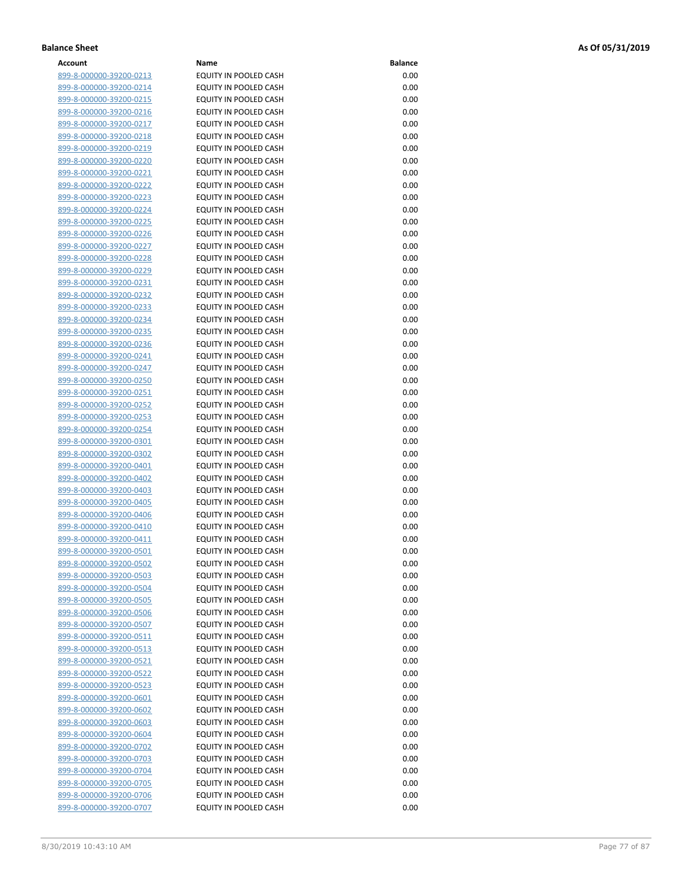**Balance Sheet** **As Of 05/31/2019**

| Account | Name | Balance |
|---|---|---|
| 899-8-000000-39200-0213 | EQUITY IN POOLED CASH | 0.00 |
| 899-8-000000-39200-0214 | EQUITY IN POOLED CASH | 0.00 |
| 899-8-000000-39200-0215 | EQUITY IN POOLED CASH | 0.00 |
| 899-8-000000-39200-0216 | EQUITY IN POOLED CASH | 0.00 |
| 899-8-000000-39200-0217 | EQUITY IN POOLED CASH | 0.00 |
| 899-8-000000-39200-0218 | EQUITY IN POOLED CASH | 0.00 |
| 899-8-000000-39200-0219 | EQUITY IN POOLED CASH | 0.00 |
| 899-8-000000-39200-0220 | EQUITY IN POOLED CASH | 0.00 |
| 899-8-000000-39200-0221 | EQUITY IN POOLED CASH | 0.00 |
| 899-8-000000-39200-0222 | EQUITY IN POOLED CASH | 0.00 |
| 899-8-000000-39200-0223 | EQUITY IN POOLED CASH | 0.00 |
| 899-8-000000-39200-0224 | EQUITY IN POOLED CASH | 0.00 |
| 899-8-000000-39200-0225 | EQUITY IN POOLED CASH | 0.00 |
| 899-8-000000-39200-0226 | EQUITY IN POOLED CASH | 0.00 |
| 899-8-000000-39200-0227 | EQUITY IN POOLED CASH | 0.00 |
| 899-8-000000-39200-0228 | EQUITY IN POOLED CASH | 0.00 |
| 899-8-000000-39200-0229 | EQUITY IN POOLED CASH | 0.00 |
| 899-8-000000-39200-0231 | EQUITY IN POOLED CASH | 0.00 |
| 899-8-000000-39200-0232 | EQUITY IN POOLED CASH | 0.00 |
| 899-8-000000-39200-0233 | EQUITY IN POOLED CASH | 0.00 |
| 899-8-000000-39200-0234 | EQUITY IN POOLED CASH | 0.00 |
| 899-8-000000-39200-0235 | EQUITY IN POOLED CASH | 0.00 |
| 899-8-000000-39200-0236 | EQUITY IN POOLED CASH | 0.00 |
| 899-8-000000-39200-0241 | EQUITY IN POOLED CASH | 0.00 |
| 899-8-000000-39200-0247 | EQUITY IN POOLED CASH | 0.00 |
| 899-8-000000-39200-0250 | EQUITY IN POOLED CASH | 0.00 |
| 899-8-000000-39200-0251 | EQUITY IN POOLED CASH | 0.00 |
| 899-8-000000-39200-0252 | EQUITY IN POOLED CASH | 0.00 |
| 899-8-000000-39200-0253 | EQUITY IN POOLED CASH | 0.00 |
| 899-8-000000-39200-0254 | EQUITY IN POOLED CASH | 0.00 |
| 899-8-000000-39200-0301 | EQUITY IN POOLED CASH | 0.00 |
| 899-8-000000-39200-0302 | EQUITY IN POOLED CASH | 0.00 |
| 899-8-000000-39200-0401 | EQUITY IN POOLED CASH | 0.00 |
| 899-8-000000-39200-0402 | EQUITY IN POOLED CASH | 0.00 |
| 899-8-000000-39200-0403 | EQUITY IN POOLED CASH | 0.00 |
| 899-8-000000-39200-0405 | EQUITY IN POOLED CASH | 0.00 |
| 899-8-000000-39200-0406 | EQUITY IN POOLED CASH | 0.00 |
| 899-8-000000-39200-0410 | EQUITY IN POOLED CASH | 0.00 |
| 899-8-000000-39200-0411 | EQUITY IN POOLED CASH | 0.00 |
| 899-8-000000-39200-0501 | EQUITY IN POOLED CASH | 0.00 |
| 899-8-000000-39200-0502 | EQUITY IN POOLED CASH | 0.00 |
| 899-8-000000-39200-0503 | EQUITY IN POOLED CASH | 0.00 |
| 899-8-000000-39200-0504 | EQUITY IN POOLED CASH | 0.00 |
| 899-8-000000-39200-0505 | EQUITY IN POOLED CASH | 0.00 |
| 899-8-000000-39200-0506 | EQUITY IN POOLED CASH | 0.00 |
| 899-8-000000-39200-0507 | EQUITY IN POOLED CASH | 0.00 |
| 899-8-000000-39200-0511 | EQUITY IN POOLED CASH | 0.00 |
| 899-8-000000-39200-0513 | EQUITY IN POOLED CASH | 0.00 |
| 899-8-000000-39200-0521 | EQUITY IN POOLED CASH | 0.00 |
| 899-8-000000-39200-0522 | EQUITY IN POOLED CASH | 0.00 |
| 899-8-000000-39200-0523 | EQUITY IN POOLED CASH | 0.00 |
| 899-8-000000-39200-0601 | EQUITY IN POOLED CASH | 0.00 |
| 899-8-000000-39200-0602 | EQUITY IN POOLED CASH | 0.00 |
| 899-8-000000-39200-0603 | EQUITY IN POOLED CASH | 0.00 |
| 899-8-000000-39200-0604 | EQUITY IN POOLED CASH | 0.00 |
| 899-8-000000-39200-0702 | EQUITY IN POOLED CASH | 0.00 |
| 899-8-000000-39200-0703 | EQUITY IN POOLED CASH | 0.00 |
| 899-8-000000-39200-0704 | EQUITY IN POOLED CASH | 0.00 |
| 899-8-000000-39200-0705 | EQUITY IN POOLED CASH | 0.00 |
| 899-8-000000-39200-0706 | EQUITY IN POOLED CASH | 0.00 |
| 899-8-000000-39200-0707 | EQUITY IN POOLED CASH | 0.00 |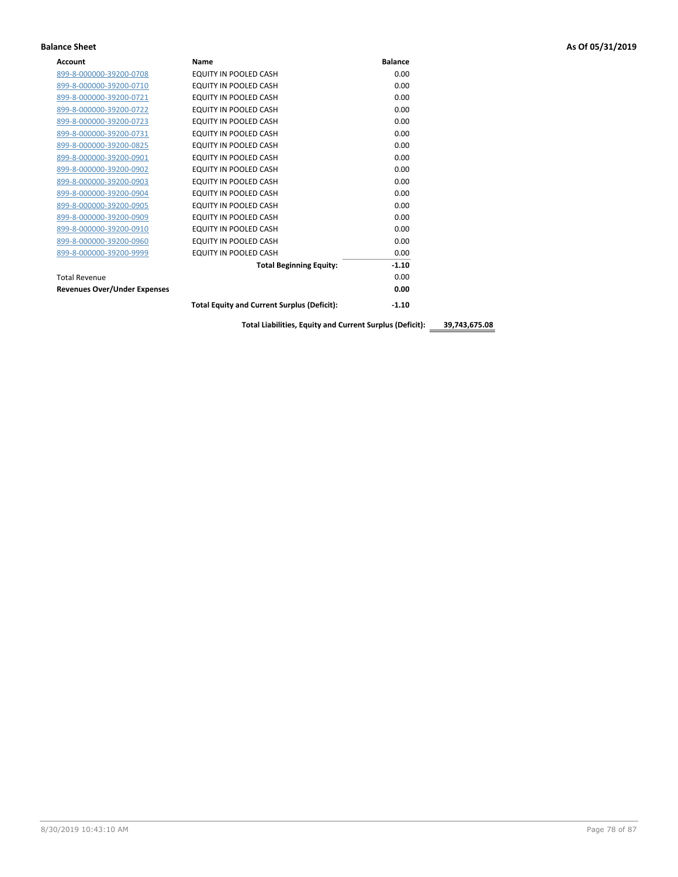**Balance Sheet** **As Of 05/31/2019**

| Account | Name | Balance | |
|---|---|---|---|
| 899-8-000000-39200-0708 | EQUITY IN POOLED CASH | 0.00 | |
| 899-8-000000-39200-0710 | EQUITY IN POOLED CASH | 0.00 | |
| 899-8-000000-39200-0721 | EQUITY IN POOLED CASH | 0.00 | |
| 899-8-000000-39200-0722 | EQUITY IN POOLED CASH | 0.00 | |
| 899-8-000000-39200-0723 | EQUITY IN POOLED CASH | 0.00 | |
| 899-8-000000-39200-0731 | EQUITY IN POOLED CASH | 0.00 | |
| 899-8-000000-39200-0825 | EQUITY IN POOLED CASH | 0.00 | |
| 899-8-000000-39200-0901 | EQUITY IN POOLED CASH | 0.00 | |
| 899-8-000000-39200-0902 | EQUITY IN POOLED CASH | 0.00 | |
| 899-8-000000-39200-0903 | EQUITY IN POOLED CASH | 0.00 | |
| 899-8-000000-39200-0904 | EQUITY IN POOLED CASH | 0.00 | |
| 899-8-000000-39200-0905 | EQUITY IN POOLED CASH | 0.00 | |
| 899-8-000000-39200-0909 | EQUITY IN POOLED CASH | 0.00 | |
| 899-8-000000-39200-0910 | EQUITY IN POOLED CASH | 0.00 | |
| 899-8-000000-39200-0960 | EQUITY IN POOLED CASH | 0.00 | |
| 899-8-000000-39200-9999 | EQUITY IN POOLED CASH | 0.00 | |
| | **Total Beginning Equity:** | **-1.10** | |
| Total Revenue | | 0.00 | |
| **Revenues Over/Under Expenses** | | **0.00** | |
| | **Total Equity and Current Surplus (Deficit):** | **-1.10** | |
| | **Total Liabilities, Equity and Current Surplus (Deficit):** | | **39,743,675.08** |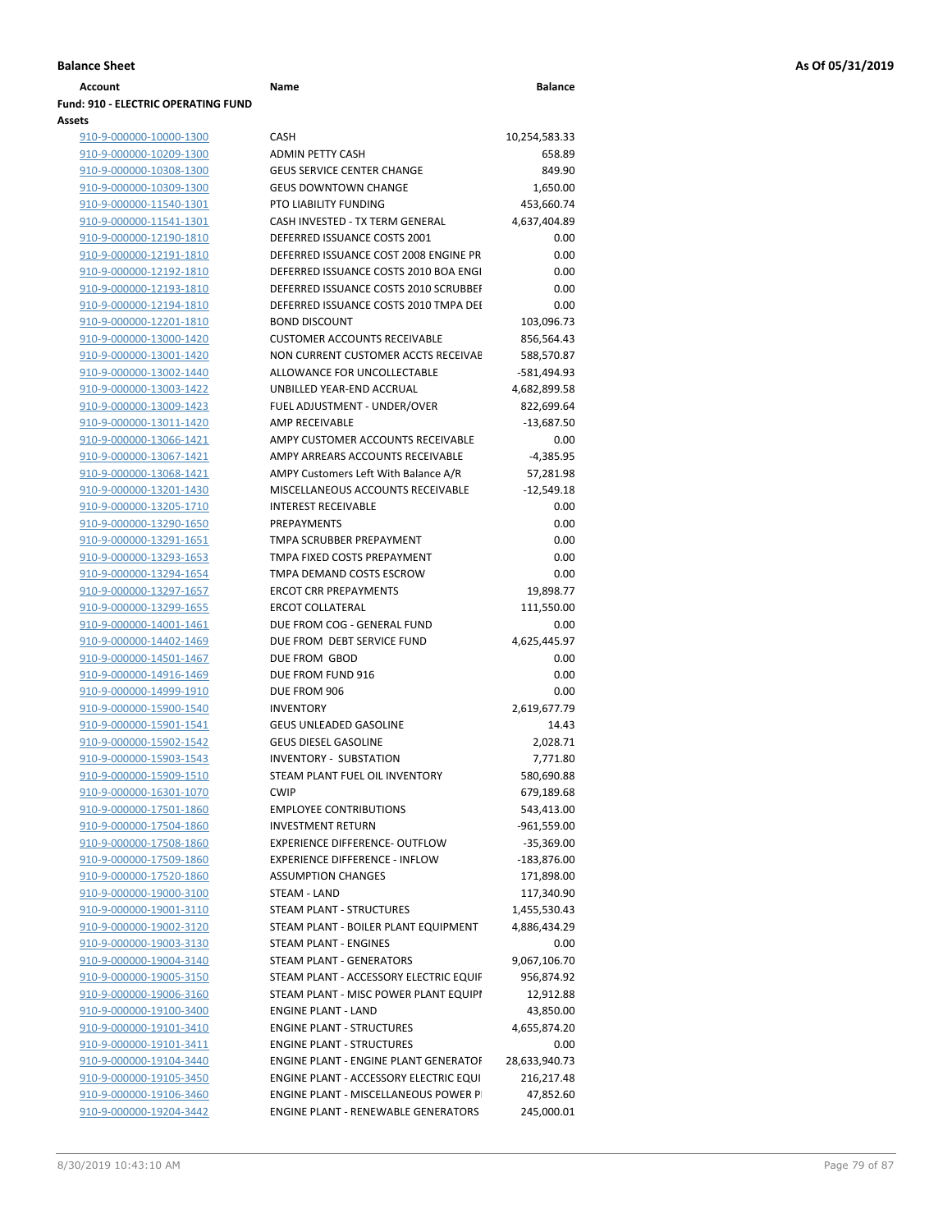**Balance Sheet** **As Of 05/31/2019**

| Account | Name | Balance |
|---|---|---|
| **Fund: 910 - ELECTRIC OPERATING FUND** | | |
| **Assets** | | |
| 910-9-000000-10000-1300 | CASH | 10,254,583.33 |
| 910-9-000000-10209-1300 | ADMIN PETTY CASH | 658.89 |
| 910-9-000000-10308-1300 | GEUS SERVICE CENTER CHANGE | 849.90 |
| 910-9-000000-10309-1300 | GEUS DOWNTOWN CHANGE | 1,650.00 |
| 910-9-000000-11540-1301 | PTO LIABILITY FUNDING | 453,660.74 |
| 910-9-000000-11541-1301 | CASH INVESTED - TX TERM GENERAL | 4,637,404.89 |
| 910-9-000000-12190-1810 | DEFERRED ISSUANCE COSTS 2001 | 0.00 |
| 910-9-000000-12191-1810 | DEFERRED ISSUANCE COST 2008 ENGINE PR | 0.00 |
| 910-9-000000-12192-1810 | DEFERRED ISSUANCE COSTS 2010 BOA ENGI | 0.00 |
| 910-9-000000-12193-1810 | DEFERRED ISSUANCE COSTS 2010 SCRUBBEI | 0.00 |
| 910-9-000000-12194-1810 | DEFERRED ISSUANCE COSTS 2010 TMPA DEI | 0.00 |
| 910-9-000000-12201-1810 | BOND DISCOUNT | 103,096.73 |
| 910-9-000000-13000-1420 | CUSTOMER ACCOUNTS RECEIVABLE | 856,564.43 |
| 910-9-000000-13001-1420 | NON CURRENT CUSTOMER ACCTS RECEIVAE | 588,570.87 |
| 910-9-000000-13002-1440 | ALLOWANCE FOR UNCOLLECTABLE | -581,494.93 |
| 910-9-000000-13003-1422 | UNBILLED YEAR-END ACCRUAL | 4,682,899.58 |
| 910-9-000000-13009-1423 | FUEL ADJUSTMENT - UNDER/OVER | 822,699.64 |
| 910-9-000000-13011-1420 | AMP RECEIVABLE | -13,687.50 |
| 910-9-000000-13066-1421 | AMPY CUSTOMER ACCOUNTS RECEIVABLE | 0.00 |
| 910-9-000000-13067-1421 | AMPY ARREARS ACCOUNTS RECEIVABLE | -4,385.95 |
| 910-9-000000-13068-1421 | AMPY Customers Left With Balance A/R | 57,281.98 |
| 910-9-000000-13201-1430 | MISCELLANEOUS ACCOUNTS RECEIVABLE | -12,549.18 |
| 910-9-000000-13205-1710 | INTEREST RECEIVABLE | 0.00 |
| 910-9-000000-13290-1650 | PREPAYMENTS | 0.00 |
| 910-9-000000-13291-1651 | TMPA SCRUBBER PREPAYMENT | 0.00 |
| 910-9-000000-13293-1653 | TMPA FIXED COSTS PREPAYMENT | 0.00 |
| 910-9-000000-13294-1654 | TMPA DEMAND COSTS ESCROW | 0.00 |
| 910-9-000000-13297-1657 | ERCOT CRR PREPAYMENTS | 19,898.77 |
| 910-9-000000-13299-1655 | ERCOT COLLATERAL | 111,550.00 |
| 910-9-000000-14001-1461 | DUE FROM COG - GENERAL FUND | 0.00 |
| 910-9-000000-14402-1469 | DUE FROM DEBT SERVICE FUND | 4,625,445.97 |
| 910-9-000000-14501-1467 | DUE FROM GBOD | 0.00 |
| 910-9-000000-14916-1469 | DUE FROM FUND 916 | 0.00 |
| 910-9-000000-14999-1910 | DUE FROM 906 | 0.00 |
| 910-9-000000-15900-1540 | INVENTORY | 2,619,677.79 |
| 910-9-000000-15901-1541 | GEUS UNLEADED GASOLINE | 14.43 |
| 910-9-000000-15902-1542 | GEUS DIESEL GASOLINE | 2,028.71 |
| 910-9-000000-15903-1543 | INVENTORY - SUBSTATION | 7,771.80 |
| 910-9-000000-15909-1510 | STEAM PLANT FUEL OIL INVENTORY | 580,690.88 |
| 910-9-000000-16301-1070 | CWIP | 679,189.68 |
| 910-9-000000-17501-1860 | EMPLOYEE CONTRIBUTIONS | 543,413.00 |
| 910-9-000000-17504-1860 | INVESTMENT RETURN | -961,559.00 |
| 910-9-000000-17508-1860 | EXPERIENCE DIFFERENCE- OUTFLOW | -35,369.00 |
| 910-9-000000-17509-1860 | EXPERIENCE DIFFERENCE - INFLOW | -183,876.00 |
| 910-9-000000-17520-1860 | ASSUMPTION CHANGES | 171,898.00 |
| 910-9-000000-19000-3100 | STEAM - LAND | 117,340.90 |
| 910-9-000000-19001-3110 | STEAM PLANT - STRUCTURES | 1,455,530.43 |
| 910-9-000000-19002-3120 | STEAM PLANT - BOILER PLANT EQUIPMENT | 4,886,434.29 |
| 910-9-000000-19003-3130 | STEAM PLANT - ENGINES | 0.00 |
| 910-9-000000-19004-3140 | STEAM PLANT - GENERATORS | 9,067,106.70 |
| 910-9-000000-19005-3150 | STEAM PLANT - ACCESSORY ELECTRIC EQUIF | 956,874.92 |
| 910-9-000000-19006-3160 | STEAM PLANT - MISC POWER PLANT EQUIPI | 12,912.88 |
| 910-9-000000-19100-3400 | ENGINE PLANT - LAND | 43,850.00 |
| 910-9-000000-19101-3410 | ENGINE PLANT - STRUCTURES | 4,655,874.20 |
| 910-9-000000-19101-3411 | ENGINE PLANT - STRUCTURES | 0.00 |
| 910-9-000000-19104-3440 | ENGINE PLANT - ENGINE PLANT GENERATOF | 28,633,940.73 |
| 910-9-000000-19105-3450 | ENGINE PLANT - ACCESSORY ELECTRIC EQUI | 216,217.48 |
| 910-9-000000-19106-3460 | ENGINE PLANT - MISCELLANEOUS POWER P | 47,852.60 |
| 910-9-000000-19204-3442 | ENGINE PLANT - RENEWABLE GENERATORS | 245,000.01 |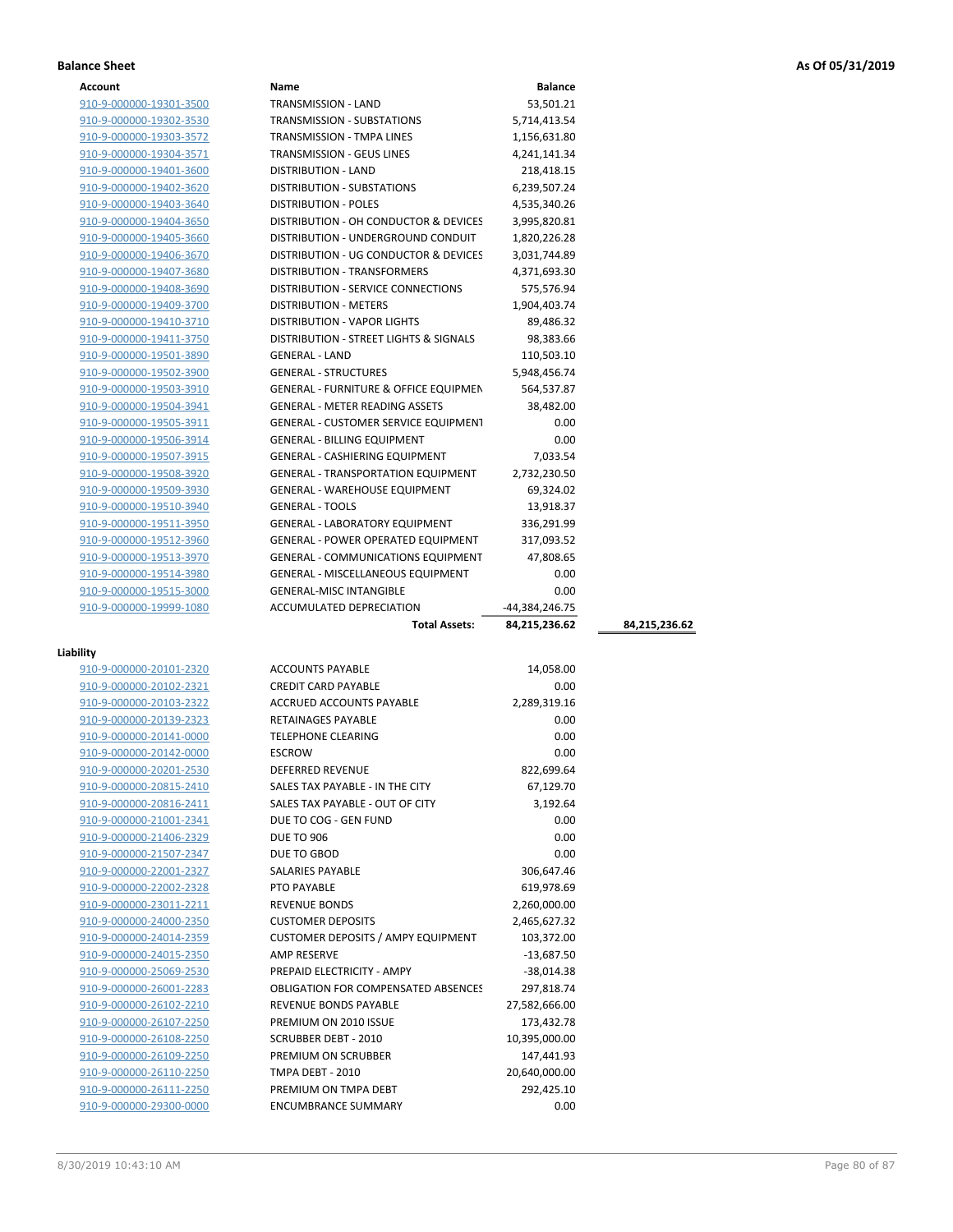**Balance Sheet** **As Of 05/31/2019**

| Account | Name | Balance | |
|---|---|---|---|
| 910-9-000000-19301-3500 | TRANSMISSION - LAND | 53,501.21 | |
| 910-9-000000-19302-3530 | TRANSMISSION - SUBSTATIONS | 5,714,413.54 | |
| 910-9-000000-19303-3572 | TRANSMISSION - TMPA LINES | 1,156,631.80 | |
| 910-9-000000-19304-3571 | TRANSMISSION - GEUS LINES | 4,241,141.34 | |
| 910-9-000000-19401-3600 | DISTRIBUTION - LAND | 218,418.15 | |
| 910-9-000000-19402-3620 | DISTRIBUTION - SUBSTATIONS | 6,239,507.24 | |
| 910-9-000000-19403-3640 | DISTRIBUTION - POLES | 4,535,340.26 | |
| 910-9-000000-19404-3650 | DISTRIBUTION - OH CONDUCTOR & DEVICES | 3,995,820.81 | |
| 910-9-000000-19405-3660 | DISTRIBUTION - UNDERGROUND CONDUIT | 1,820,226.28 | |
| 910-9-000000-19406-3670 | DISTRIBUTION - UG CONDUCTOR & DEVICES | 3,031,744.89 | |
| 910-9-000000-19407-3680 | DISTRIBUTION - TRANSFORMERS | 4,371,693.30 | |
| 910-9-000000-19408-3690 | DISTRIBUTION - SERVICE CONNECTIONS | 575,576.94 | |
| 910-9-000000-19409-3700 | DISTRIBUTION - METERS | 1,904,403.74 | |
| 910-9-000000-19410-3710 | DISTRIBUTION - VAPOR LIGHTS | 89,486.32 | |
| 910-9-000000-19411-3750 | DISTRIBUTION - STREET LIGHTS & SIGNALS | 98,383.66 | |
| 910-9-000000-19501-3890 | GENERAL - LAND | 110,503.10 | |
| 910-9-000000-19502-3900 | GENERAL - STRUCTURES | 5,948,456.74 | |
| 910-9-000000-19503-3910 | GENERAL - FURNITURE & OFFICE EQUIPMEN | 564,537.87 | |
| 910-9-000000-19504-3941 | GENERAL - METER READING ASSETS | 38,482.00 | |
| 910-9-000000-19505-3911 | GENERAL - CUSTOMER SERVICE EQUIPMENT | 0.00 | |
| 910-9-000000-19506-3914 | GENERAL - BILLING EQUIPMENT | 0.00 | |
| 910-9-000000-19507-3915 | GENERAL - CASHIERING EQUIPMENT | 7,033.54 | |
| 910-9-000000-19508-3920 | GENERAL - TRANSPORTATION EQUIPMENT | 2,732,230.50 | |
| 910-9-000000-19509-3930 | GENERAL - WAREHOUSE EQUIPMENT | 69,324.02 | |
| 910-9-000000-19510-3940 | GENERAL - TOOLS | 13,918.37 | |
| 910-9-000000-19511-3950 | GENERAL - LABORATORY EQUIPMENT | 336,291.99 | |
| 910-9-000000-19512-3960 | GENERAL - POWER OPERATED EQUIPMENT | 317,093.52 | |
| 910-9-000000-19513-3970 | GENERAL - COMMUNICATIONS EQUIPMENT | 47,808.65 | |
| 910-9-000000-19514-3980 | GENERAL - MISCELLANEOUS EQUIPMENT | 0.00 | |
| 910-9-000000-19515-3000 | GENERAL-MISC INTANGIBLE | 0.00 | |
| 910-9-000000-19999-1080 | ACCUMULATED DEPRECIATION | -44,384,246.75 | |
| | **Total Assets:** | **84,215,236.62** | **84,215,236.62** |

**Liability**

| Account | Name | Balance |
|---|---|---|
| 910-9-000000-20101-2320 | ACCOUNTS PAYABLE | 14,058.00 |
| 910-9-000000-20102-2321 | CREDIT CARD PAYABLE | 0.00 |
| 910-9-000000-20103-2322 | ACCRUED ACCOUNTS PAYABLE | 2,289,319.16 |
| 910-9-000000-20139-2323 | RETAINAGES PAYABLE | 0.00 |
| 910-9-000000-20141-0000 | TELEPHONE CLEARING | 0.00 |
| 910-9-000000-20142-0000 | ESCROW | 0.00 |
| 910-9-000000-20201-2530 | DEFERRED REVENUE | 822,699.64 |
| 910-9-000000-20815-2410 | SALES TAX PAYABLE - IN THE CITY | 67,129.70 |
| 910-9-000000-20816-2411 | SALES TAX PAYABLE - OUT OF CITY | 3,192.64 |
| 910-9-000000-21001-2341 | DUE TO COG - GEN FUND | 0.00 |
| 910-9-000000-21406-2329 | DUE TO 906 | 0.00 |
| 910-9-000000-21507-2347 | DUE TO GBOD | 0.00 |
| 910-9-000000-22001-2327 | SALARIES PAYABLE | 306,647.46 |
| 910-9-000000-22002-2328 | PTO PAYABLE | 619,978.69 |
| 910-9-000000-23011-2211 | REVENUE BONDS | 2,260,000.00 |
| 910-9-000000-24000-2350 | CUSTOMER DEPOSITS | 2,465,627.32 |
| 910-9-000000-24014-2359 | CUSTOMER DEPOSITS / AMPY EQUIPMENT | 103,372.00 |
| 910-9-000000-24015-2350 | AMP RESERVE | -13,687.50 |
| 910-9-000000-25069-2530 | PREPAID ELECTRICITY - AMPY | -38,014.38 |
| 910-9-000000-26001-2283 | OBLIGATION FOR COMPENSATED ABSENCES | 297,818.74 |
| 910-9-000000-26102-2210 | REVENUE BONDS PAYABLE | 27,582,666.00 |
| 910-9-000000-26107-2250 | PREMIUM ON 2010 ISSUE | 173,432.78 |
| 910-9-000000-26108-2250 | SCRUBBER DEBT - 2010 | 10,395,000.00 |
| 910-9-000000-26109-2250 | PREMIUM ON SCRUBBER | 147,441.93 |
| 910-9-000000-26110-2250 | TMPA DEBT - 2010 | 20,640,000.00 |
| 910-9-000000-26111-2250 | PREMIUM ON TMPA DEBT | 292,425.10 |
| 910-9-000000-29300-0000 | ENCUMBRANCE SUMMARY | 0.00 |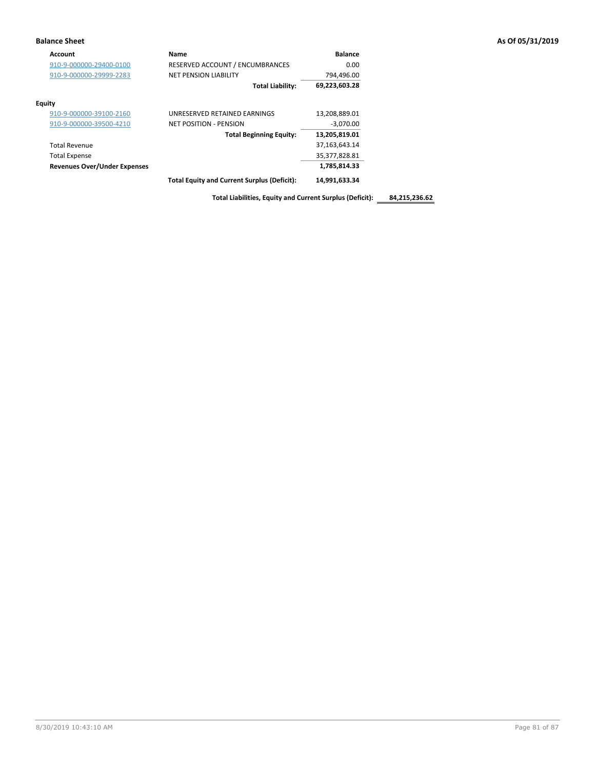**Balance Sheet** **As Of 05/31/2019**

| Account | Name | Balance | |
|---|---|---|---|
| 910-9-000000-29400-0100 | RESERVED ACCOUNT / ENCUMBRANCES | 0.00 | |
| 910-9-000000-29999-2283 | NET PENSION LIABILITY | 794,496.00 | |
| | **Total Liability:** | **69,223,603.28** | |
| **Equity** | | | |
| 910-9-000000-39100-2160 | UNRESERVED RETAINED EARNINGS | 13,208,889.01 | |
| 910-9-000000-39500-4210 | NET POSITION - PENSION | -3,070.00 | |
| | **Total Beginning Equity:** | **13,205,819.01** | |
| Total Revenue | | 37,163,643.14 | |
| Total Expense | | 35,377,828.81 | |
| **Revenues Over/Under Expenses** | | **1,785,814.33** | |
| | **Total Equity and Current Surplus (Deficit):** | **14,991,633.34** | |
| | **Total Liabilities, Equity and Current Surplus (Deficit):** | | **84,215,236.62** |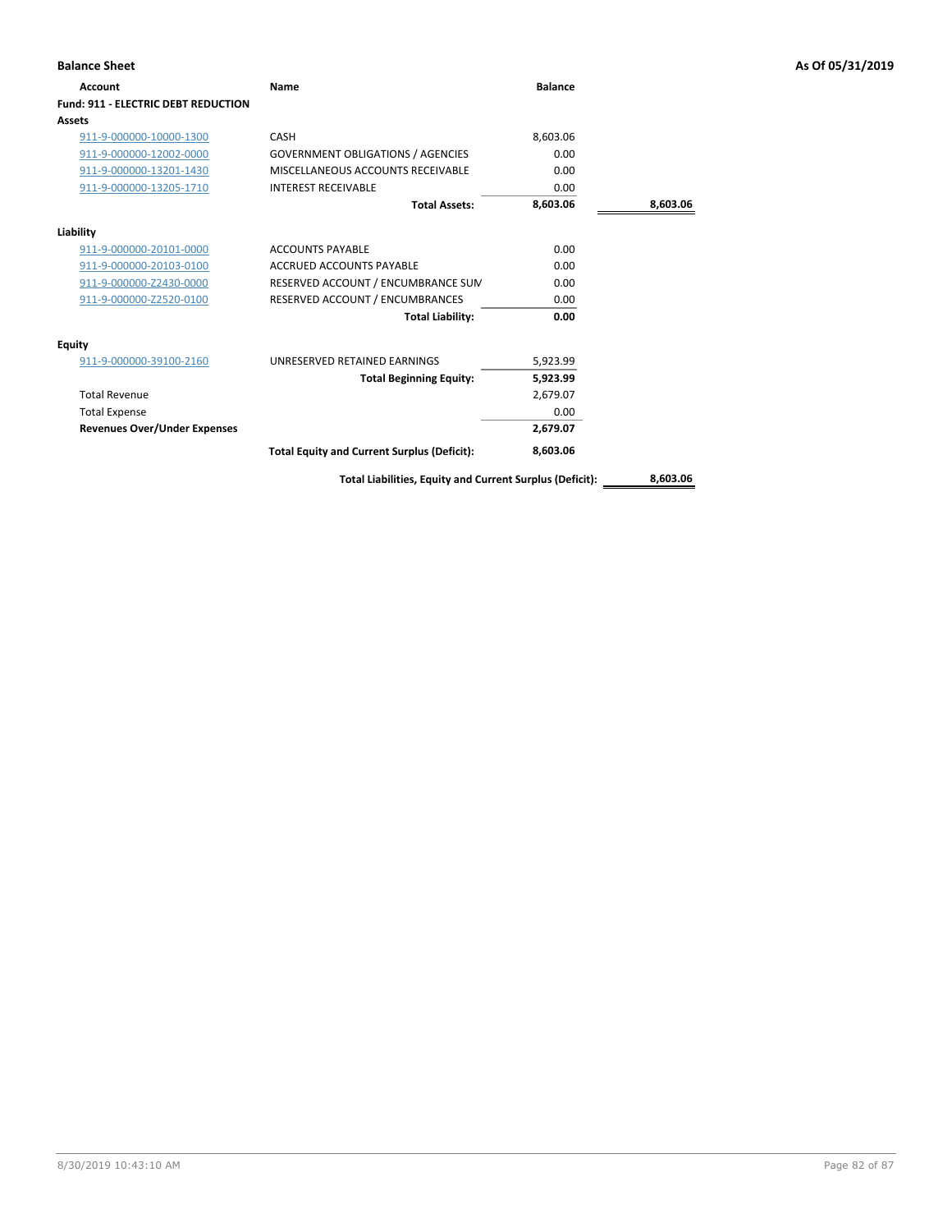## Balance Sheet

As Of 05/31/2019

| Account | Name | Balance | |
|---|---|---|---|
| **Fund: 911 - ELECTRIC DEBT REDUCTION** | | | |
| **Assets** | | | |
| 911-9-000000-10000-1300 | CASH | 8,603.06 | |
| 911-9-000000-12002-0000 | GOVERNMENT OBLIGATIONS / AGENCIES | 0.00 | |
| 911-9-000000-13201-1430 | MISCELLANEOUS ACCOUNTS RECEIVABLE | 0.00 | |
| 911-9-000000-13205-1710 | INTEREST RECEIVABLE | 0.00 | |
| | **Total Assets:** | **8,603.06** | **8,603.06** |
| **Liability** | | | |
| 911-9-000000-20101-0000 | ACCOUNTS PAYABLE | 0.00 | |
| 911-9-000000-20103-0100 | ACCRUED ACCOUNTS PAYABLE | 0.00 | |
| 911-9-000000-Z2430-0000 | RESERVED ACCOUNT / ENCUMBRANCE SUM | 0.00 | |
| 911-9-000000-Z2520-0100 | RESERVED ACCOUNT / ENCUMBRANCES | 0.00 | |
| | **Total Liability:** | **0.00** | |
| **Equity** | | | |
| 911-9-000000-39100-2160 | UNRESERVED RETAINED EARNINGS | 5,923.99 | |
| | **Total Beginning Equity:** | **5,923.99** | |
| Total Revenue | | 2,679.07 | |
| Total Expense | | 0.00 | |
| **Revenues Over/Under Expenses** | | **2,679.07** | |
| | **Total Equity and Current Surplus (Deficit):** | **8,603.06** | |
| | **Total Liabilities, Equity and Current Surplus (Deficit):** | | **8,603.06** |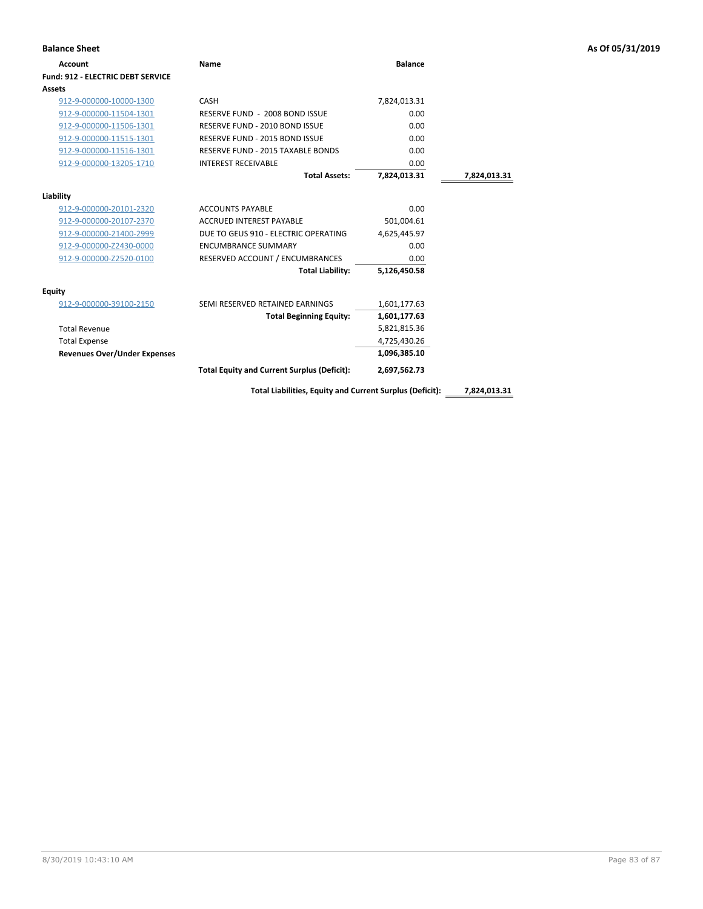## Balance Sheet

**As Of 05/31/2019**

| Account | Name | Balance | |
|---|---|---|---|
| **Fund: 912 - ELECTRIC DEBT SERVICE** | | | |
| **Assets** | | | |
| 912-9-000000-10000-1300 | CASH | 7,824,013.31 | |
| 912-9-000000-11504-1301 | RESERVE FUND - 2008 BOND ISSUE | 0.00 | |
| 912-9-000000-11506-1301 | RESERVE FUND - 2010 BOND ISSUE | 0.00 | |
| 912-9-000000-11515-1301 | RESERVE FUND - 2015 BOND ISSUE | 0.00 | |
| 912-9-000000-11516-1301 | RESERVE FUND - 2015 TAXABLE BONDS | 0.00 | |
| 912-9-000000-13205-1710 | INTEREST RECEIVABLE | 0.00 | |
| | **Total Assets:** | **7,824,013.31** | **7,824,013.31** |
| **Liability** | | | |
| 912-9-000000-20101-2320 | ACCOUNTS PAYABLE | 0.00 | |
| 912-9-000000-20107-2370 | ACCRUED INTEREST PAYABLE | 501,004.61 | |
| 912-9-000000-21400-2999 | DUE TO GEUS 910 - ELECTRIC OPERATING | 4,625,445.97 | |
| 912-9-000000-Z2430-0000 | ENCUMBRANCE SUMMARY | 0.00 | |
| 912-9-000000-Z2520-0100 | RESERVED ACCOUNT / ENCUMBRANCES | 0.00 | |
| | **Total Liability:** | **5,126,450.58** | |
| **Equity** | | | |
| 912-9-000000-39100-2150 | SEMI RESERVED RETAINED EARNINGS | 1,601,177.63 | |
| | **Total Beginning Equity:** | **1,601,177.63** | |
| Total Revenue | | 5,821,815.36 | |
| Total Expense | | 4,725,430.26 | |
| **Revenues Over/Under Expenses** | | **1,096,385.10** | |
| | **Total Equity and Current Surplus (Deficit):** | **2,697,562.73** | |
| | **Total Liabilities, Equity and Current Surplus (Deficit):** | | **7,824,013.31** |

8/30/2019 10:43:10 AM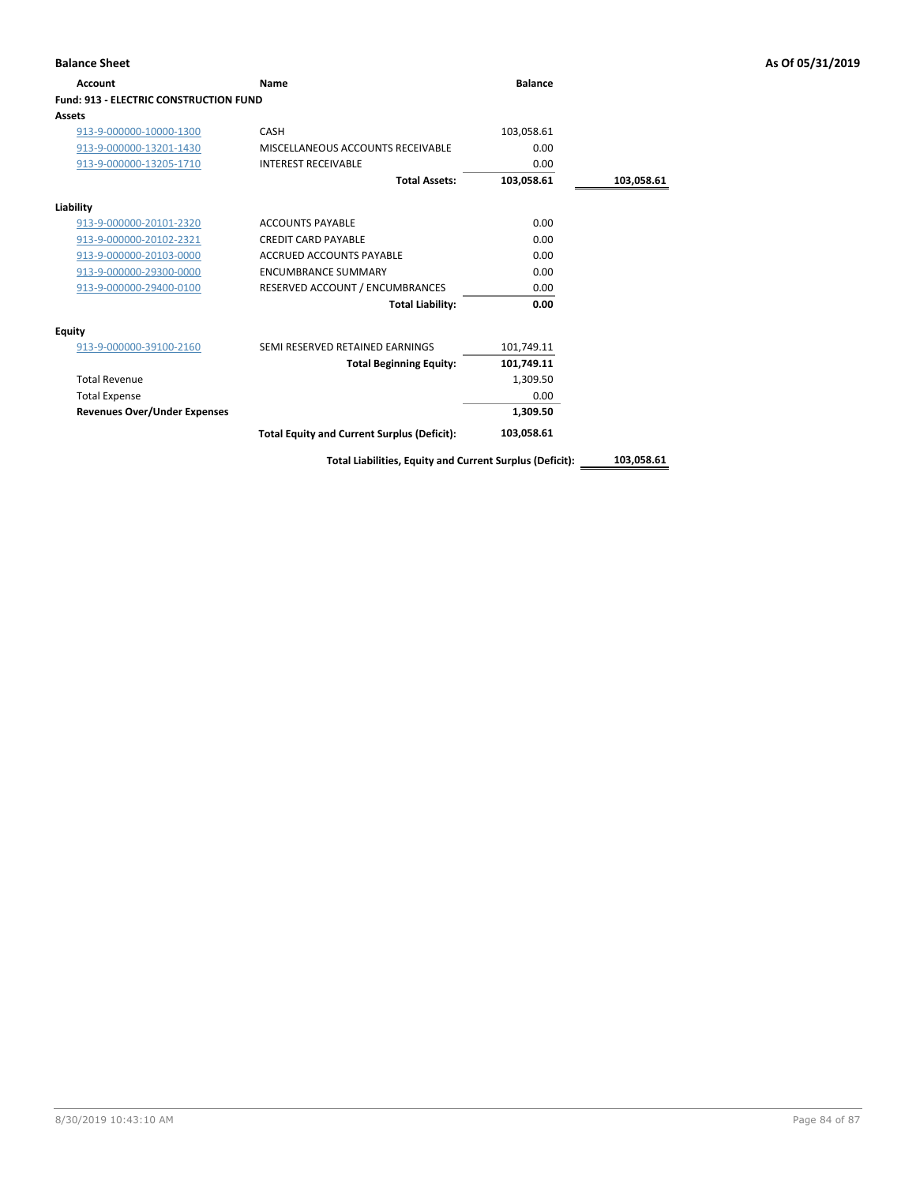**Balance Sheet** **As Of 05/31/2019**

| Account | Name | Balance | |
|---|---|---|---|
| **Fund: 913 - ELECTRIC CONSTRUCTION FUND** | | | |
| **Assets** | | | |
| 913-9-000000-10000-1300 | CASH | 103,058.61 | |
| 913-9-000000-13201-1430 | MISCELLANEOUS ACCOUNTS RECEIVABLE | 0.00 | |
| 913-9-000000-13205-1710 | INTEREST RECEIVABLE | 0.00 | |
| | **Total Assets:** | **103,058.61** | **103,058.61** |
| **Liability** | | | |
| 913-9-000000-20101-2320 | ACCOUNTS PAYABLE | 0.00 | |
| 913-9-000000-20102-2321 | CREDIT CARD PAYABLE | 0.00 | |
| 913-9-000000-20103-0000 | ACCRUED ACCOUNTS PAYABLE | 0.00 | |
| 913-9-000000-29300-0000 | ENCUMBRANCE SUMMARY | 0.00 | |
| 913-9-000000-29400-0100 | RESERVED ACCOUNT / ENCUMBRANCES | 0.00 | |
| | **Total Liability:** | **0.00** | |
| **Equity** | | | |
| 913-9-000000-39100-2160 | SEMI RESERVED RETAINED EARNINGS | 101,749.11 | |
| | **Total Beginning Equity:** | **101,749.11** | |
| Total Revenue | | 1,309.50 | |
| Total Expense | | 0.00 | |
| **Revenues Over/Under Expenses** | | **1,309.50** | |
| | **Total Equity and Current Surplus (Deficit):** | **103,058.61** | |
| | **Total Liabilities, Equity and Current Surplus (Deficit):** | | **103,058.61** |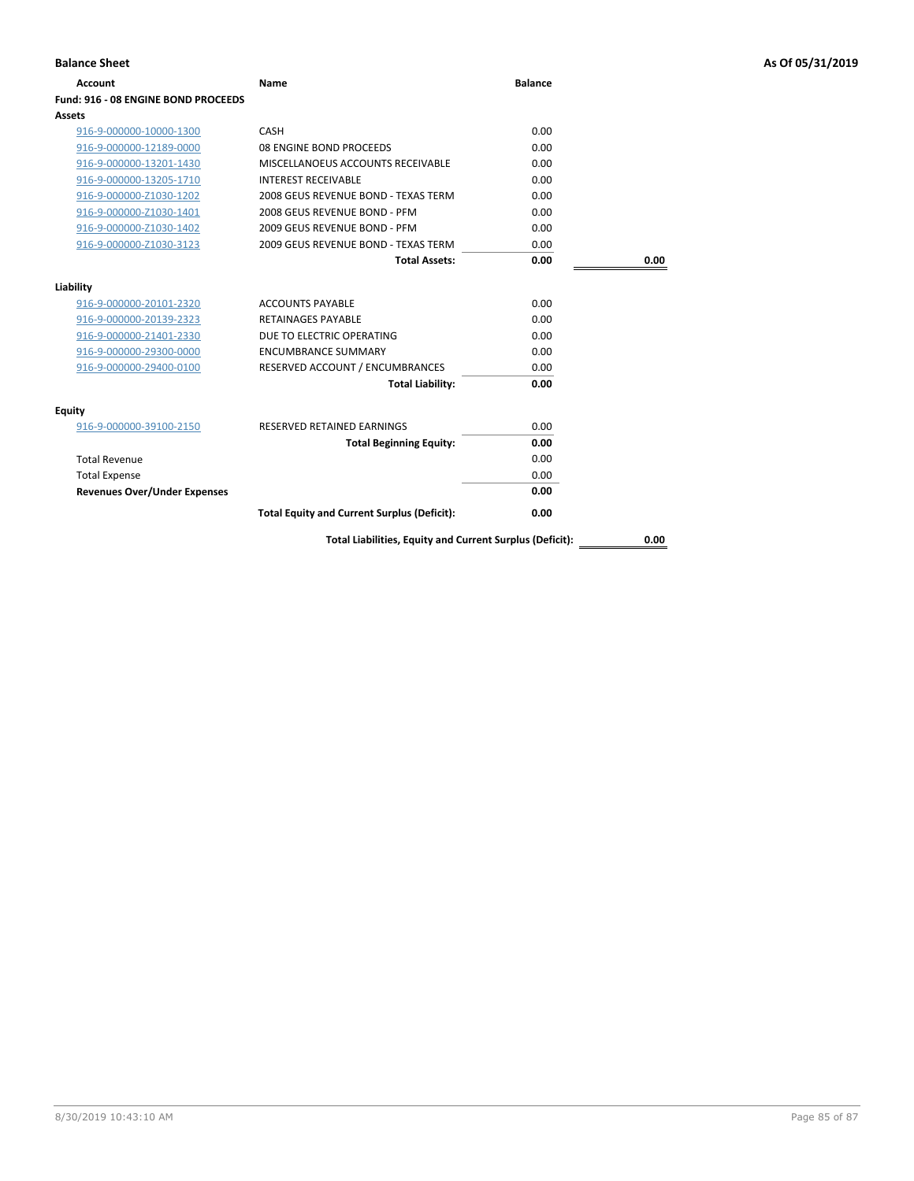**Balance Sheet** — As Of 05/31/2019

| Account | Name | Balance | |
|---|---|---|---|
| **Fund: 916 - 08 ENGINE BOND PROCEEDS** | | | |
| **Assets** | | | |
| 916-9-000000-10000-1300 | CASH | 0.00 | |
| 916-9-000000-12189-0000 | 08 ENGINE BOND PROCEEDS | 0.00 | |
| 916-9-000000-13201-1430 | MISCELLANOEUS ACCOUNTS RECEIVABLE | 0.00 | |
| 916-9-000000-13205-1710 | INTEREST RECEIVABLE | 0.00 | |
| 916-9-000000-Z1030-1202 | 2008 GEUS REVENUE BOND - TEXAS TERM | 0.00 | |
| 916-9-000000-Z1030-1401 | 2008 GEUS REVENUE BOND - PFM | 0.00 | |
| 916-9-000000-Z1030-1402 | 2009 GEUS REVENUE BOND - PFM | 0.00 | |
| 916-9-000000-Z1030-3123 | 2009 GEUS REVENUE BOND - TEXAS TERM | 0.00 | |
| | **Total Assets:** | **0.00** | **0.00** |
| **Liability** | | | |
| 916-9-000000-20101-2320 | ACCOUNTS PAYABLE | 0.00 | |
| 916-9-000000-20139-2323 | RETAINAGES PAYABLE | 0.00 | |
| 916-9-000000-21401-2330 | DUE TO ELECTRIC OPERATING | 0.00 | |
| 916-9-000000-29300-0000 | ENCUMBRANCE SUMMARY | 0.00 | |
| 916-9-000000-29400-0100 | RESERVED ACCOUNT / ENCUMBRANCES | 0.00 | |
| | **Total Liability:** | **0.00** | |
| **Equity** | | | |
| 916-9-000000-39100-2150 | RESERVED RETAINED EARNINGS | 0.00 | |
| | **Total Beginning Equity:** | **0.00** | |
| Total Revenue | | 0.00 | |
| Total Expense | | 0.00 | |
| **Revenues Over/Under Expenses** | | **0.00** | |
| | **Total Equity and Current Surplus (Deficit):** | **0.00** | |
| | **Total Liabilities, Equity and Current Surplus (Deficit):** | | **0.00** |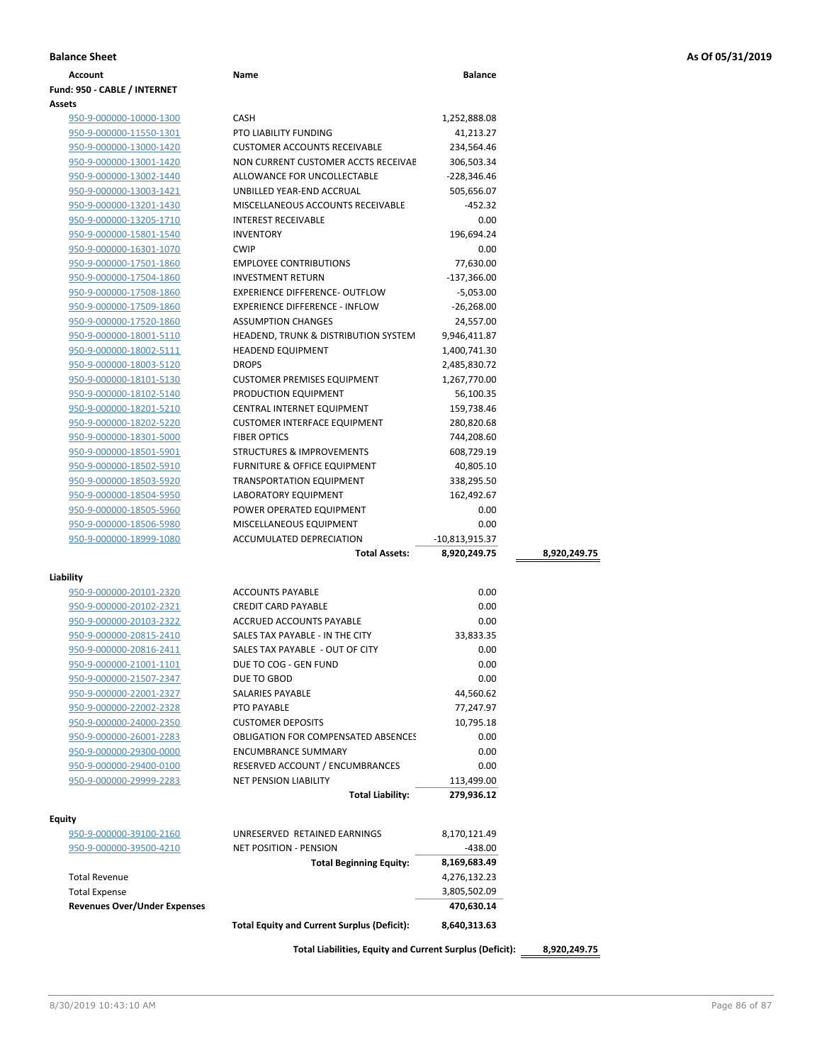**Balance Sheet** **As Of 05/31/2019**

| Account | Name | Balance | |
|---|---|---|---|
| **Fund: 950 - CABLE / INTERNET** | | | |
| **Assets** | | | |
| 950-9-000000-10000-1300 | CASH | 1,252,888.08 | |
| 950-9-000000-11550-1301 | PTO LIABILITY FUNDING | 41,213.27 | |
| 950-9-000000-13000-1420 | CUSTOMER ACCOUNTS RECEIVABLE | 234,564.46 | |
| 950-9-000000-13001-1420 | NON CURRENT CUSTOMER ACCTS RECEIVAE | 306,503.34 | |
| 950-9-000000-13002-1440 | ALLOWANCE FOR UNCOLLECTABLE | -228,346.46 | |
| 950-9-000000-13003-1421 | UNBILLED YEAR-END ACCRUAL | 505,656.07 | |
| 950-9-000000-13201-1430 | MISCELLANEOUS ACCOUNTS RECEIVABLE | -452.32 | |
| 950-9-000000-13205-1710 | INTEREST RECEIVABLE | 0.00 | |
| 950-9-000000-15801-1540 | INVENTORY | 196,694.24 | |
| 950-9-000000-16301-1070 | CWIP | 0.00 | |
| 950-9-000000-17501-1860 | EMPLOYEE CONTRIBUTIONS | 77,630.00 | |
| 950-9-000000-17504-1860 | INVESTMENT RETURN | -137,366.00 | |
| 950-9-000000-17508-1860 | EXPERIENCE DIFFERENCE- OUTFLOW | -5,053.00 | |
| 950-9-000000-17509-1860 | EXPERIENCE DIFFERENCE - INFLOW | -26,268.00 | |
| 950-9-000000-17520-1860 | ASSUMPTION CHANGES | 24,557.00 | |
| 950-9-000000-18001-5110 | HEADEND, TRUNK & DISTRIBUTION SYSTEM | 9,946,411.87 | |
| 950-9-000000-18002-5111 | HEADEND EQUIPMENT | 1,400,741.30 | |
| 950-9-000000-18003-5120 | DROPS | 2,485,830.72 | |
| 950-9-000000-18101-5130 | CUSTOMER PREMISES EQUIPMENT | 1,267,770.00 | |
| 950-9-000000-18102-5140 | PRODUCTION EQUIPMENT | 56,100.35 | |
| 950-9-000000-18201-5210 | CENTRAL INTERNET EQUIPMENT | 159,738.46 | |
| 950-9-000000-18202-5220 | CUSTOMER INTERFACE EQUIPMENT | 280,820.68 | |
| 950-9-000000-18301-5000 | FIBER OPTICS | 744,208.60 | |
| 950-9-000000-18501-5901 | STRUCTURES & IMPROVEMENTS | 608,729.19 | |
| 950-9-000000-18502-5910 | FURNITURE & OFFICE EQUIPMENT | 40,805.10 | |
| 950-9-000000-18503-5920 | TRANSPORTATION EQUIPMENT | 338,295.50 | |
| 950-9-000000-18504-5950 | LABORATORY EQUIPMENT | 162,492.67 | |
| 950-9-000000-18505-5960 | POWER OPERATED EQUIPMENT | 0.00 | |
| 950-9-000000-18506-5980 | MISCELLANEOUS EQUIPMENT | 0.00 | |
| 950-9-000000-18999-1080 | ACCUMULATED DEPRECIATION | -10,813,915.37 | |
| | **Total Assets:** | **8,920,249.75** | **8,920,249.75** |
| **Liability** | | | |
| 950-9-000000-20101-2320 | ACCOUNTS PAYABLE | 0.00 | |
| 950-9-000000-20102-2321 | CREDIT CARD PAYABLE | 0.00 | |
| 950-9-000000-20103-2322 | ACCRUED ACCOUNTS PAYABLE | 0.00 | |
| 950-9-000000-20815-2410 | SALES TAX PAYABLE - IN THE CITY | 33,833.35 | |
| 950-9-000000-20816-2411 | SALES TAX PAYABLE - OUT OF CITY | 0.00 | |
| 950-9-000000-21001-1101 | DUE TO COG - GEN FUND | 0.00 | |
| 950-9-000000-21507-2347 | DUE TO GBOD | 0.00 | |
| 950-9-000000-22001-2327 | SALARIES PAYABLE | 44,560.62 | |
| 950-9-000000-22002-2328 | PTO PAYABLE | 77,247.97 | |
| 950-9-000000-24000-2350 | CUSTOMER DEPOSITS | 10,795.18 | |
| 950-9-000000-26001-2283 | OBLIGATION FOR COMPENSATED ABSENCES | 0.00 | |
| 950-9-000000-29300-0000 | ENCUMBRANCE SUMMARY | 0.00 | |
| 950-9-000000-29400-0100 | RESERVED ACCOUNT / ENCUMBRANCES | 0.00 | |
| 950-9-000000-29999-2283 | NET PENSION LIABILITY | 113,499.00 | |
| | **Total Liability:** | **279,936.12** | |
| **Equity** | | | |
| 950-9-000000-39100-2160 | UNRESERVED RETAINED EARNINGS | 8,170,121.49 | |
| 950-9-000000-39500-4210 | NET POSITION - PENSION | -438.00 | |
| | **Total Beginning Equity:** | **8,169,683.49** | |
| Total Revenue | | 4,276,132.23 | |
| Total Expense | | 3,805,502.09 | |
| **Revenues Over/Under Expenses** | | **470,630.14** | |
| | **Total Equity and Current Surplus (Deficit):** | **8,640,313.63** | |
| | **Total Liabilities, Equity and Current Surplus (Deficit):** | | **8,920,249.75** |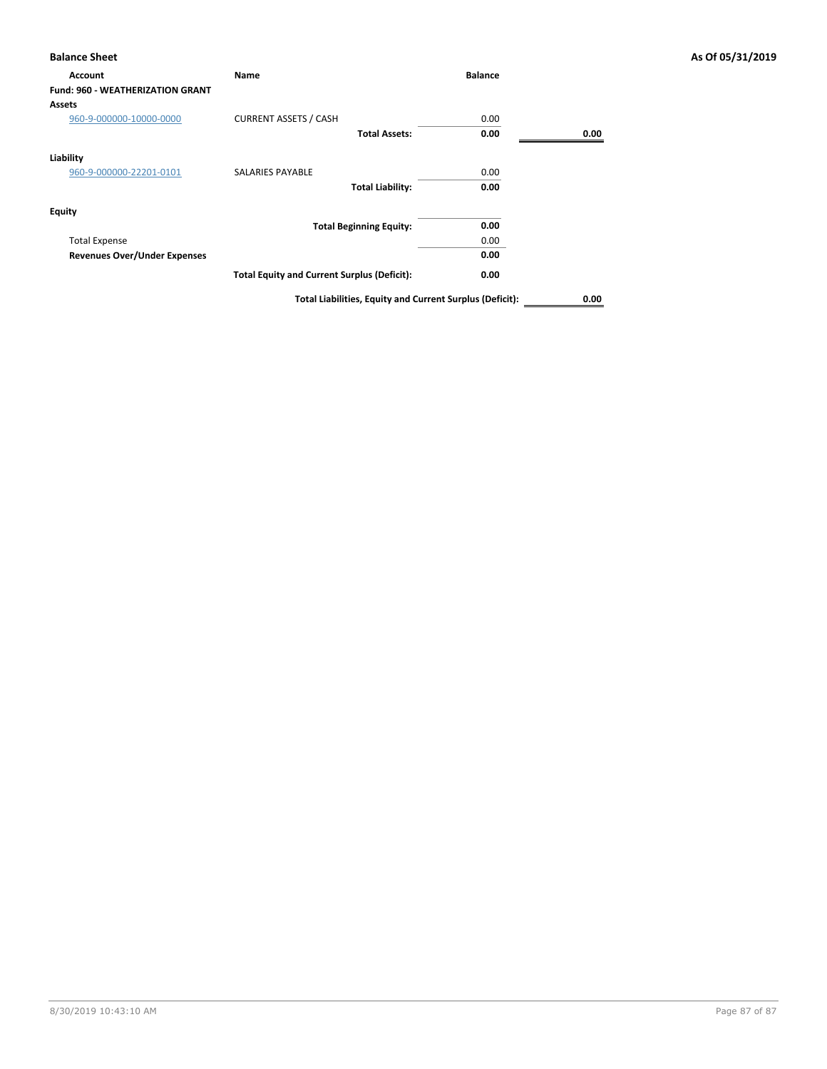**Balance Sheet** **As Of 05/31/2019**

| Account | Name | Balance | |
|---|---|---|---|
| **Fund: 960 - WEATHERIZATION GRANT** | | | |
| **Assets** | | | |
| 960-9-000000-10000-0000 | CURRENT ASSETS / CASH | 0.00 | |
| | **Total Assets:** | **0.00** | **0.00** |
| **Liability** | | | |
| 960-9-000000-22201-0101 | SALARIES PAYABLE | 0.00 | |
| | **Total Liability:** | **0.00** | |
| **Equity** | | | |
| | **Total Beginning Equity:** | **0.00** | |
| Total Expense | | 0.00 | |
| **Revenues Over/Under Expenses** | | **0.00** | |
| | **Total Equity and Current Surplus (Deficit):** | **0.00** | |
| | **Total Liabilities, Equity and Current Surplus (Deficit):** | | **0.00** |